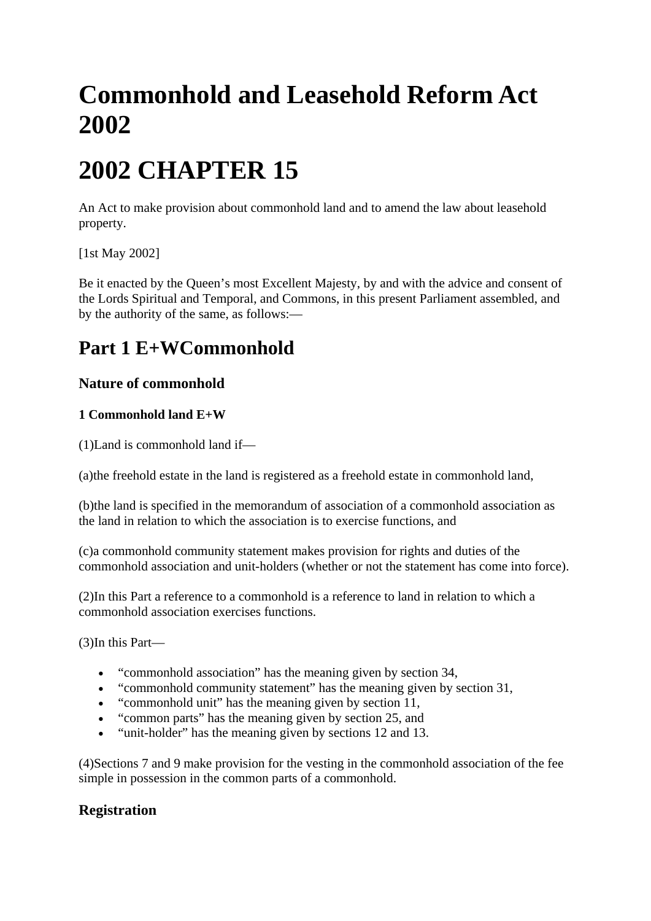# Commonhold and Leasehold Reform Act 2002

# 2002 CHAPTER 15

An Act to make provision about commonhold land and to amend the law about leasehold property.

[1st May 2002]

Be it enacted by the Queen's most Excellent Majesty, by and with the advice and consent of the Lords Spiritual and Temporal, and Commons, in this present Parliament assembled, and by the authority of the same, as follows:—

## Part 1 E+WCommonhold

### Nature of commonhold

#### 1 Commonhold land E+W

(1)Land is commonhold land if—

(a)the freehold estate in the land is registered as a freehold estate in commonhold land,

(b)the land is specified in the memorandum of association of a commonhold association as the land in relation to which the association is to exercise functions, and

(c)a commonhold community statement makes provision for rights and duties of the commonhold association and unit-holders (whether or not the statement has come into force).

(2)In this Part a reference to a commonhold is a reference to land in relation to which a commonhold association exercises functions.

(3)In this Part—

- "commonhold association" has the meaning given by section 34,
- "commonhold community statement" has the meaning given by section 31,
- "commonhold unit" has the meaning given by section 11,
- "common parts" has the meaning given by section 25, and
- "unit-holder" has the meaning given by sections 12 and 13.

(4)Sections 7 and 9 make provision for the vesting in the commonhold association of the fee simple in possession in the common parts of a commonhold.

### Registration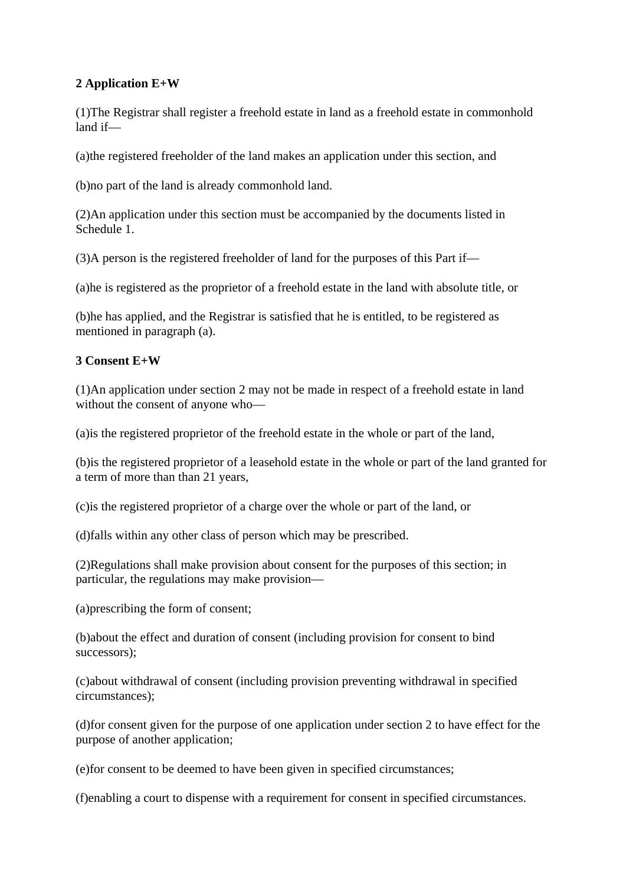**2 Application E+W**

(1)The Registrar shall register a freehold estate in land as a freehold estate in commonhold land if—

(a)the registered freeholder of the land makes an application under this section, and

(b)no part of the land is already commonhold land.

(2)An application under this section must be accompanied by the documents listed in Schedule 1.

(3)A person is the registered freeholder of land for the purposes of this Part if—

(a)he is registered as the proprietor of a freehold estate in the land with absolute title, or

(b)he has applied, and the Registrar is satisfied that he is entitled, to be registered as mentioned in paragraph (a).

**3 Consent E+W**

(1)An application under section 2 may not be made in respect of a freehold estate in land without the consent of anyone who—

(a)is the registered proprietor of the freehold estate in the whole or part of the land,

(b)is the registered proprietor of a leasehold estate in the whole or part of the land granted for a term of more than than 21 years,

(c)is the registered proprietor of a charge over the whole or part of the land, or

(d)falls within any other class of person which may be prescribed.

(2)Regulations shall make provision about consent for the purposes of this section; in particular, the regulations may make provision—

(a)prescribing the form of consent;

(b)about the effect and duration of consent (including provision for consent to bind successors);

(c)about withdrawal of consent (including provision preventing withdrawal in specified circumstances);

(d)for consent given for the purpose of one application under section 2 to have effect for the purpose of another application;

(e)for consent to be deemed to have been given in specified circumstances;

(f)enabling a court to dispense with a requirement for consent in specified circumstances.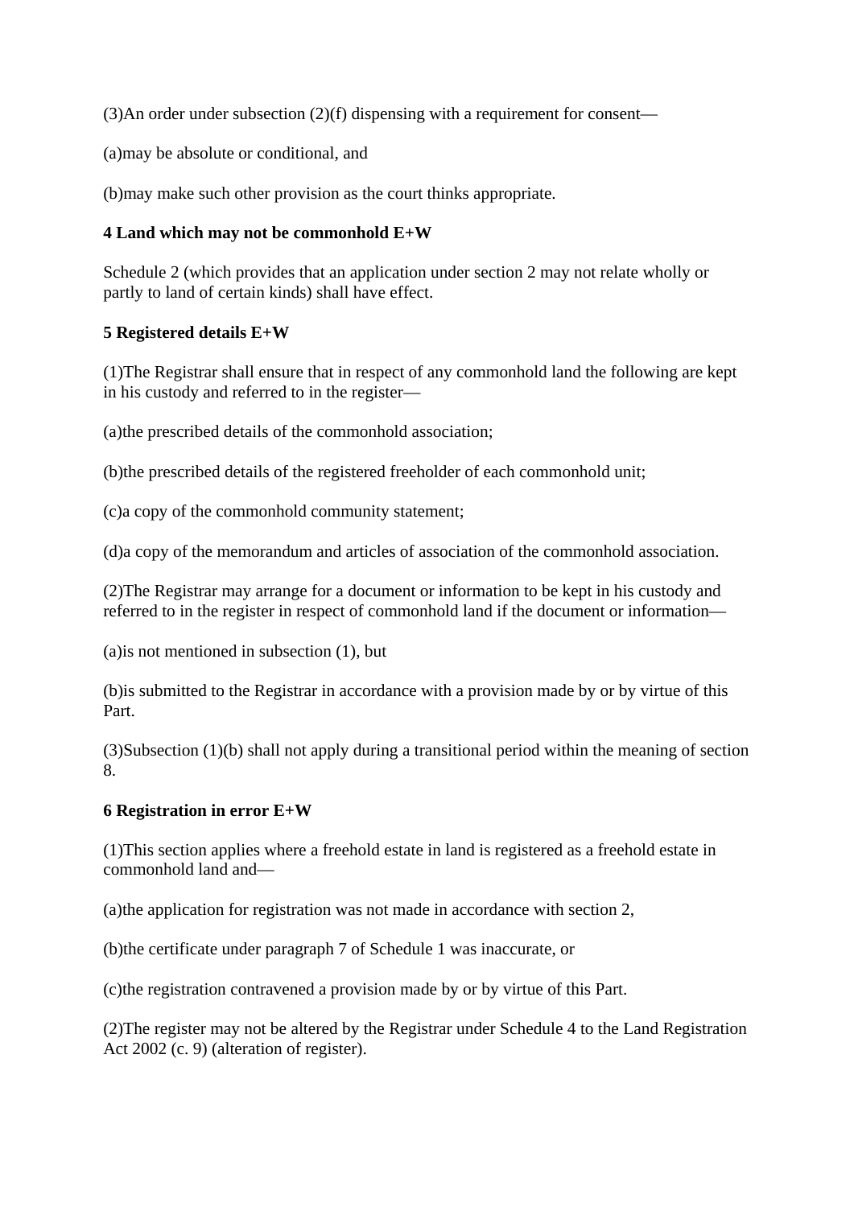(3)An order under subsection (2)(f) dispensing with a requirement for consent—

(a)may be absolute or conditional, and

(b)may make such other provision as the court thinks appropriate.

**4 Land which may not be commonhold E+W**

Schedule 2 (which provides that an application under section 2 may not relate wholly or partly to land of certain kinds) shall have effect.

**5 Registered details E+W**

(1)The Registrar shall ensure that in respect of any commonhold land the following are kept in his custody and referred to in the register—

(a)the prescribed details of the commonhold association;

(b)the prescribed details of the registered freeholder of each commonhold unit;

(c)a copy of the commonhold community statement;

(d)a copy of the memorandum and articles of association of the commonhold association.

(2)The Registrar may arrange for a document or information to be kept in his custody and referred to in the register in respect of commonhold land if the document or information—

(a)is not mentioned in subsection (1), but

(b)is submitted to the Registrar in accordance with a provision made by or by virtue of this Part.

(3)Subsection (1)(b) shall not apply during a transitional period within the meaning of section 8.

**6 Registration in error E+W**

(1)This section applies where a freehold estate in land is registered as a freehold estate in commonhold land and—

(a)the application for registration was not made in accordance with section 2,

(b)the certificate under paragraph 7 of Schedule 1 was inaccurate, or

(c)the registration contravened a provision made by or by virtue of this Part.

(2)The register may not be altered by the Registrar under Schedule 4 to the Land Registration Act 2002 (c. 9) (alteration of register).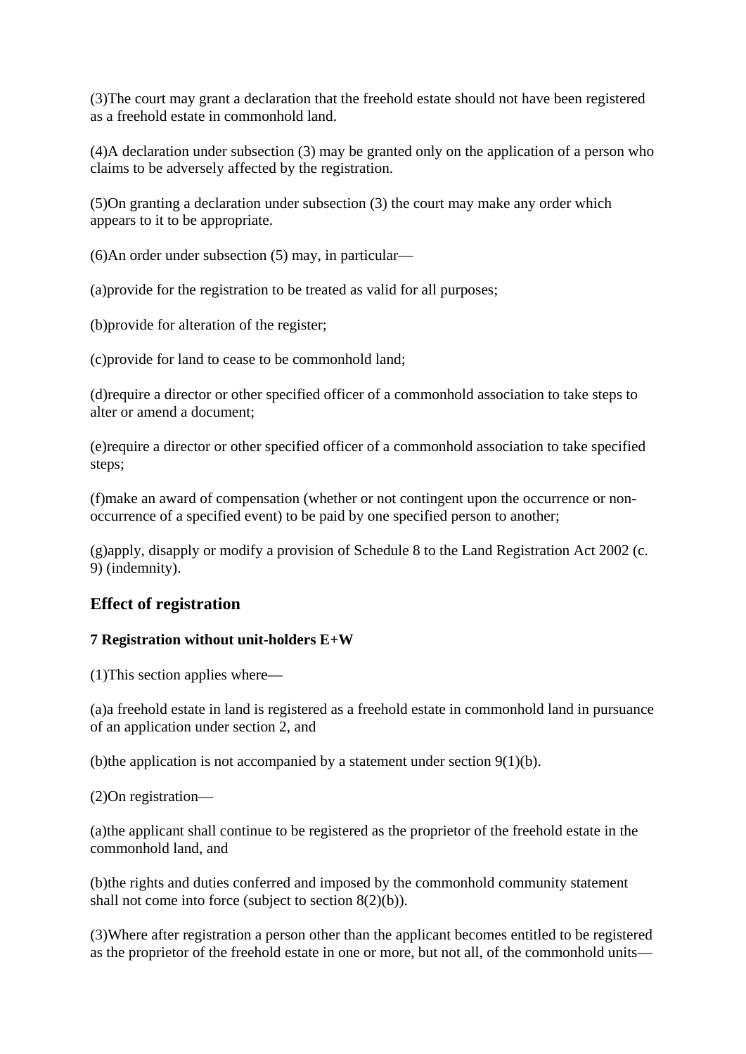(3)The court may grant a declaration that the freehold estate should not have been registered as a freehold estate in commonhold land.

(4)A declaration under subsection (3) may be granted only on the application of a person who claims to be adversely affected by the registration.

(5)On granting a declaration under subsection (3) the court may make any order which appears to it to be appropriate.

(6)An order under subsection (5) may, in particular—

(a)provide for the registration to be treated as valid for all purposes;

(b)provide for alteration of the register;

(c)provide for land to cease to be commonhold land;

(d)require a director or other specified officer of a commonhold association to take steps to alter or amend a document;

(e)require a director or other specified officer of a commonhold association to take specified steps;

(f)make an award of compensation (whether or not contingent upon the occurrence or non-occurrence of a specified event) to be paid by one specified person to another;

(g)apply, disapply or modify a provision of Schedule 8 to the Land Registration Act 2002 (c. 9) (indemnity).

## Effect of registration

### 7 Registration without unit-holders E+W

(1)This section applies where—

(a)a freehold estate in land is registered as a freehold estate in commonhold land in pursuance of an application under section 2, and

(b)the application is not accompanied by a statement under section 9(1)(b).

(2)On registration—

(a)the applicant shall continue to be registered as the proprietor of the freehold estate in the commonhold land, and

(b)the rights and duties conferred and imposed by the commonhold community statement shall not come into force (subject to section 8(2)(b)).

(3)Where after registration a person other than the applicant becomes entitled to be registered as the proprietor of the freehold estate in one or more, but not all, of the commonhold units—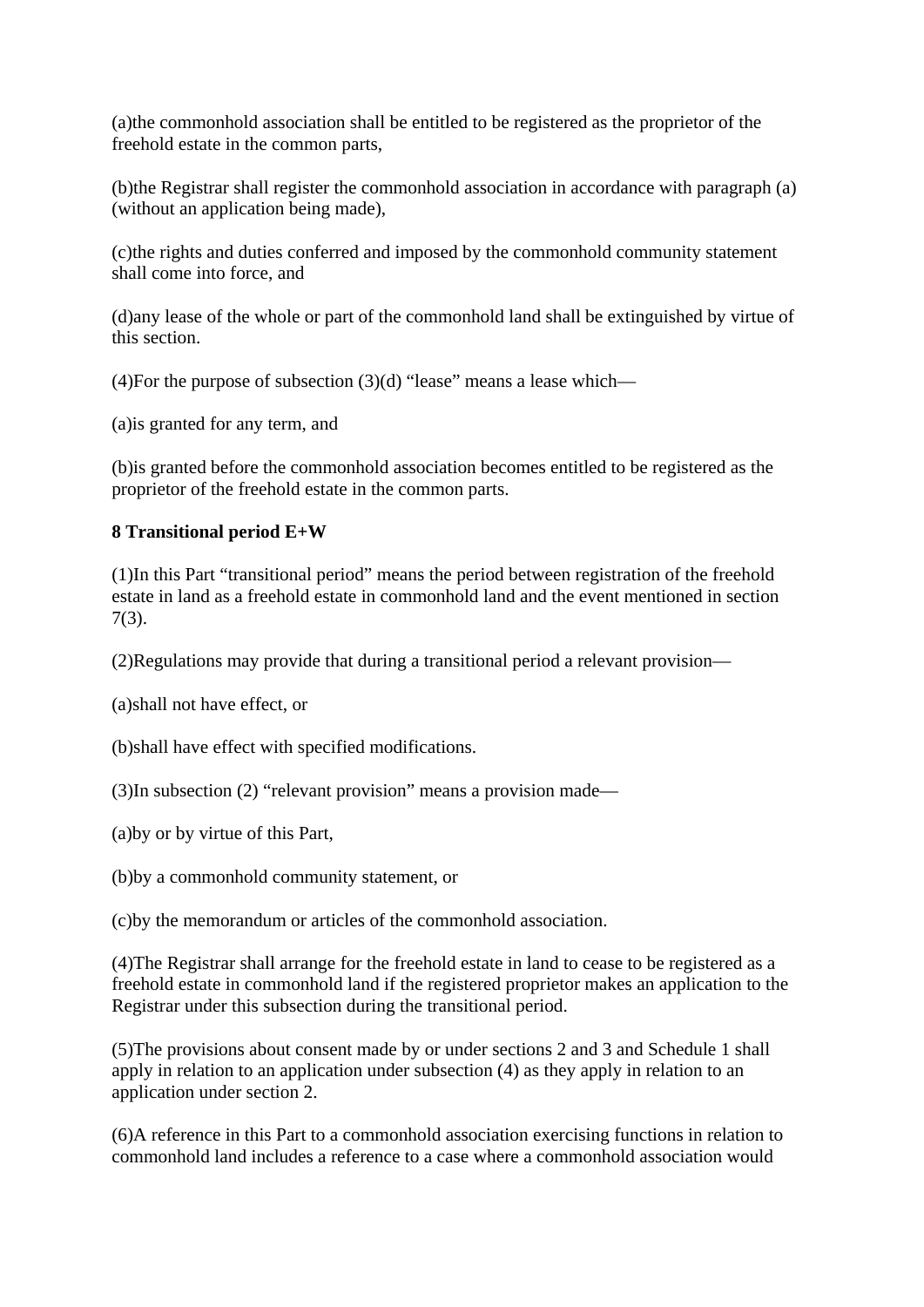(a)the commonhold association shall be entitled to be registered as the proprietor of the freehold estate in the common parts,

(b)the Registrar shall register the commonhold association in accordance with paragraph (a) (without an application being made),

(c)the rights and duties conferred and imposed by the commonhold community statement shall come into force, and

(d)any lease of the whole or part of the commonhold land shall be extinguished by virtue of this section.

(4)For the purpose of subsection (3)(d) “lease” means a lease which—

(a)is granted for any term, and

(b)is granted before the commonhold association becomes entitled to be registered as the proprietor of the freehold estate in the common parts.

**8 Transitional period E+W**

(1)In this Part “transitional period” means the period between registration of the freehold estate in land as a freehold estate in commonhold land and the event mentioned in section 7(3).

(2)Regulations may provide that during a transitional period a relevant provision—

(a)shall not have effect, or

(b)shall have effect with specified modifications.

(3)In subsection (2) “relevant provision” means a provision made—

(a)by or by virtue of this Part,

(b)by a commonhold community statement, or

(c)by the memorandum or articles of the commonhold association.

(4)The Registrar shall arrange for the freehold estate in land to cease to be registered as a freehold estate in commonhold land if the registered proprietor makes an application to the Registrar under this subsection during the transitional period.

(5)The provisions about consent made by or under sections 2 and 3 and Schedule 1 shall apply in relation to an application under subsection (4) as they apply in relation to an application under section 2.

(6)A reference in this Part to a commonhold association exercising functions in relation to commonhold land includes a reference to a case where a commonhold association would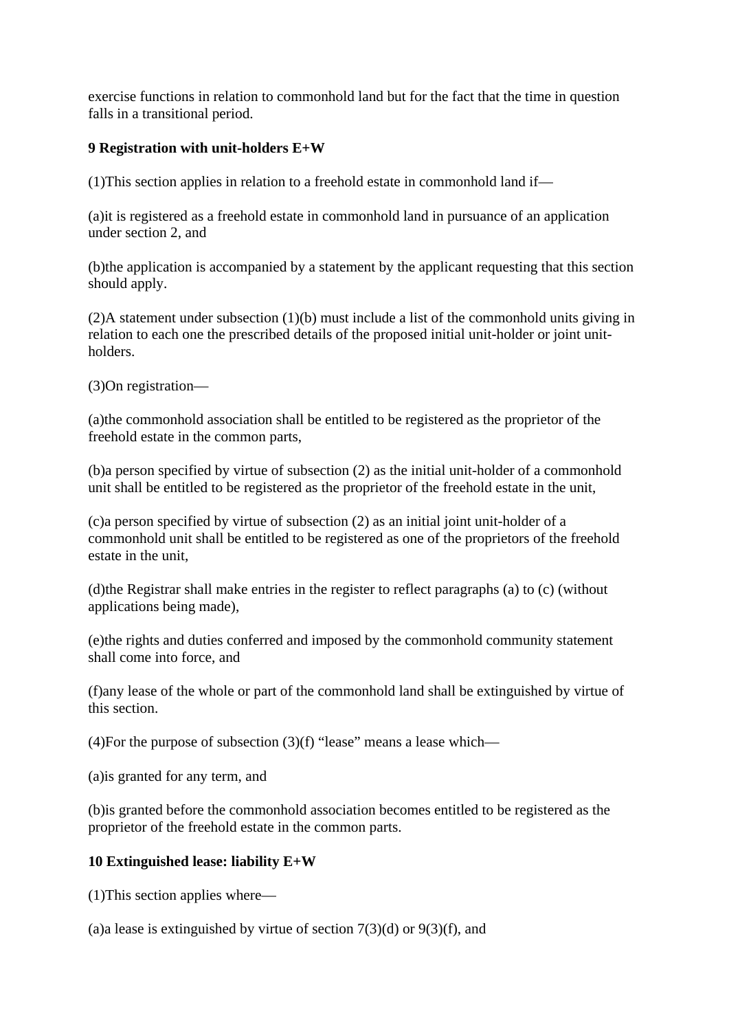exercise functions in relation to commonhold land but for the fact that the time in question falls in a transitional period.

**9 Registration with unit-holders E+W**

(1)This section applies in relation to a freehold estate in commonhold land if—

(a)it is registered as a freehold estate in commonhold land in pursuance of an application under section 2, and

(b)the application is accompanied by a statement by the applicant requesting that this section should apply.

(2)A statement under subsection (1)(b) must include a list of the commonhold units giving in relation to each one the prescribed details of the proposed initial unit-holder or joint unit-holders.

(3)On registration—

(a)the commonhold association shall be entitled to be registered as the proprietor of the freehold estate in the common parts,

(b)a person specified by virtue of subsection (2) as the initial unit-holder of a commonhold unit shall be entitled to be registered as the proprietor of the freehold estate in the unit,

(c)a person specified by virtue of subsection (2) as an initial joint unit-holder of a commonhold unit shall be entitled to be registered as one of the proprietors of the freehold estate in the unit,

(d)the Registrar shall make entries in the register to reflect paragraphs (a) to (c) (without applications being made),

(e)the rights and duties conferred and imposed by the commonhold community statement shall come into force, and

(f)any lease of the whole or part of the commonhold land shall be extinguished by virtue of this section.

(4)For the purpose of subsection (3)(f) “lease” means a lease which—

(a)is granted for any term, and

(b)is granted before the commonhold association becomes entitled to be registered as the proprietor of the freehold estate in the common parts.

**10 Extinguished lease: liability E+W**

(1)This section applies where—

(a)a lease is extinguished by virtue of section 7(3)(d) or 9(3)(f), and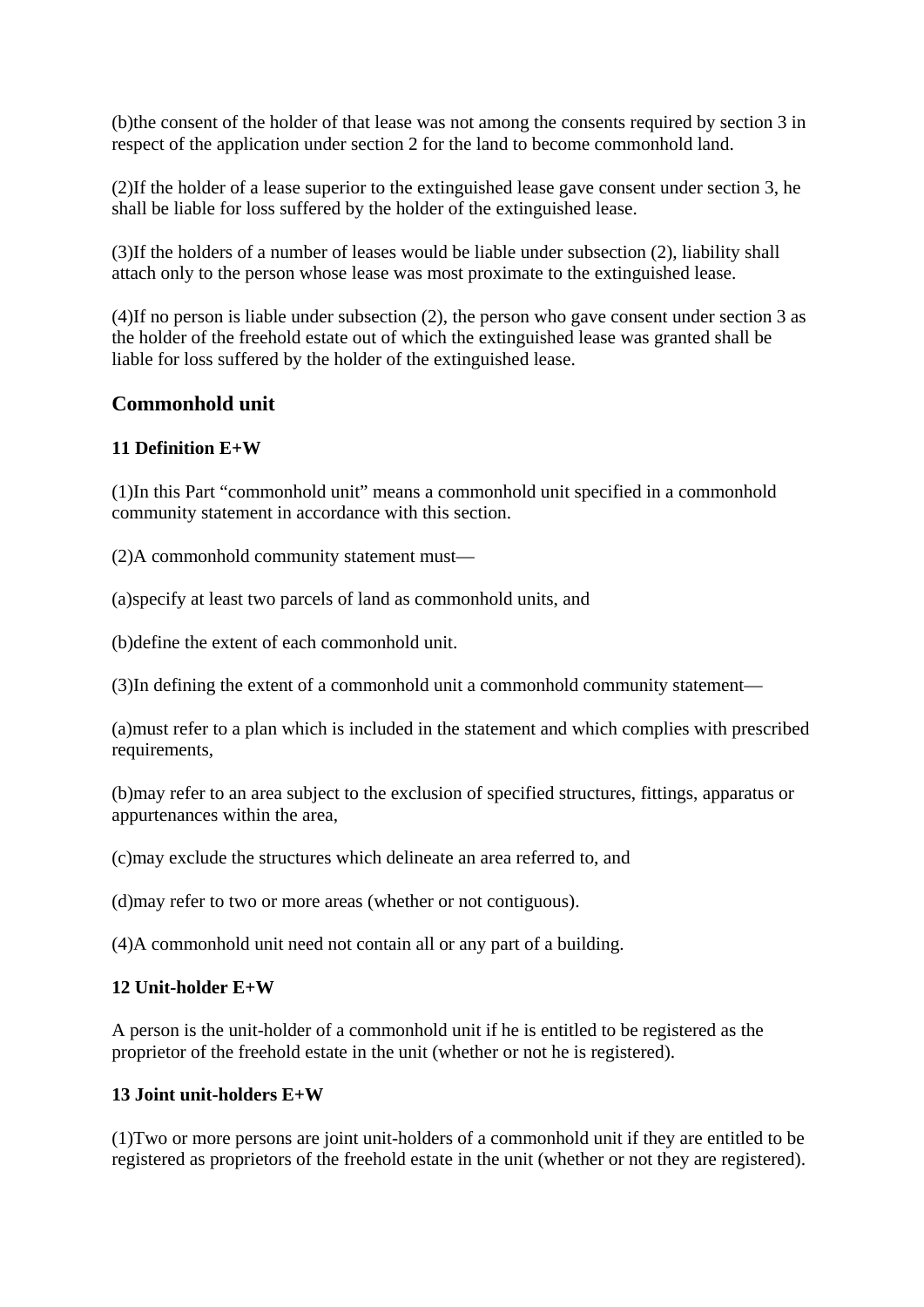(b)the consent of the holder of that lease was not among the consents required by section 3 in respect of the application under section 2 for the land to become commonhold land.

(2)If the holder of a lease superior to the extinguished lease gave consent under section 3, he shall be liable for loss suffered by the holder of the extinguished lease.

(3)If the holders of a number of leases would be liable under subsection (2), liability shall attach only to the person whose lease was most proximate to the extinguished lease.

(4)If no person is liable under subsection (2), the person who gave consent under section 3 as the holder of the freehold estate out of which the extinguished lease was granted shall be liable for loss suffered by the holder of the extinguished lease.

## Commonhold unit

### 11 Definition E+W

(1)In this Part "commonhold unit" means a commonhold unit specified in a commonhold community statement in accordance with this section.

(2)A commonhold community statement must—

(a)specify at least two parcels of land as commonhold units, and

(b)define the extent of each commonhold unit.

(3)In defining the extent of a commonhold unit a commonhold community statement—

(a)must refer to a plan which is included in the statement and which complies with prescribed requirements,

(b)may refer to an area subject to the exclusion of specified structures, fittings, apparatus or appurtenances within the area,

(c)may exclude the structures which delineate an area referred to, and

(d)may refer to two or more areas (whether or not contiguous).

(4)A commonhold unit need not contain all or any part of a building.

### 12 Unit-holder E+W

A person is the unit-holder of a commonhold unit if he is entitled to be registered as the proprietor of the freehold estate in the unit (whether or not he is registered).

### 13 Joint unit-holders E+W

(1)Two or more persons are joint unit-holders of a commonhold unit if they are entitled to be registered as proprietors of the freehold estate in the unit (whether or not they are registered).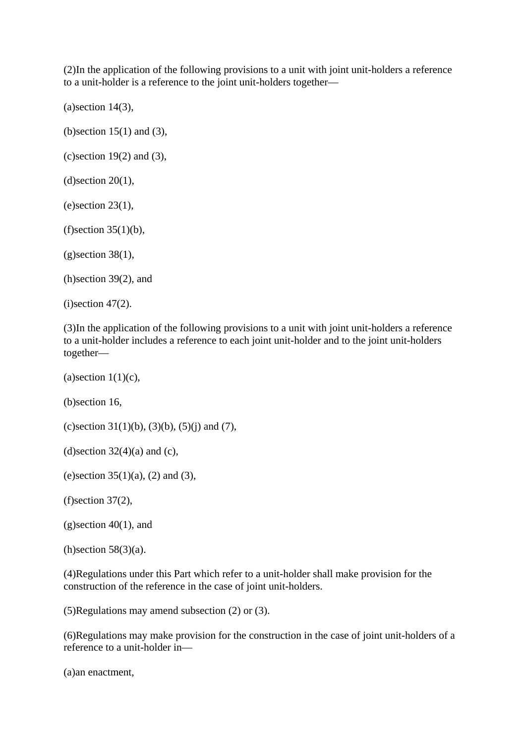(2)In the application of the following provisions to a unit with joint unit-holders a reference to a unit-holder is a reference to the joint unit-holders together—

(a)section 14(3),

(b)section 15(1) and (3),

(c)section 19(2) and (3),

(d)section 20(1),

(e)section 23(1),

(f)section 35(1)(b),

(g)section 38(1),

(h)section 39(2), and

(i)section 47(2).

(3)In the application of the following provisions to a unit with joint unit-holders a reference to a unit-holder includes a reference to each joint unit-holder and to the joint unit-holders together—

(a)section 1(1)(c),

(b)section 16,

(c)section 31(1)(b), (3)(b), (5)(j) and (7),

(d)section 32(4)(a) and (c),

(e)section 35(1)(a), (2) and (3),

(f)section 37(2),

(g)section 40(1), and

(h)section 58(3)(a).

(4)Regulations under this Part which refer to a unit-holder shall make provision for the construction of the reference in the case of joint unit-holders.

(5)Regulations may amend subsection (2) or (3).

(6)Regulations may make provision for the construction in the case of joint unit-holders of a reference to a unit-holder in—

(a)an enactment,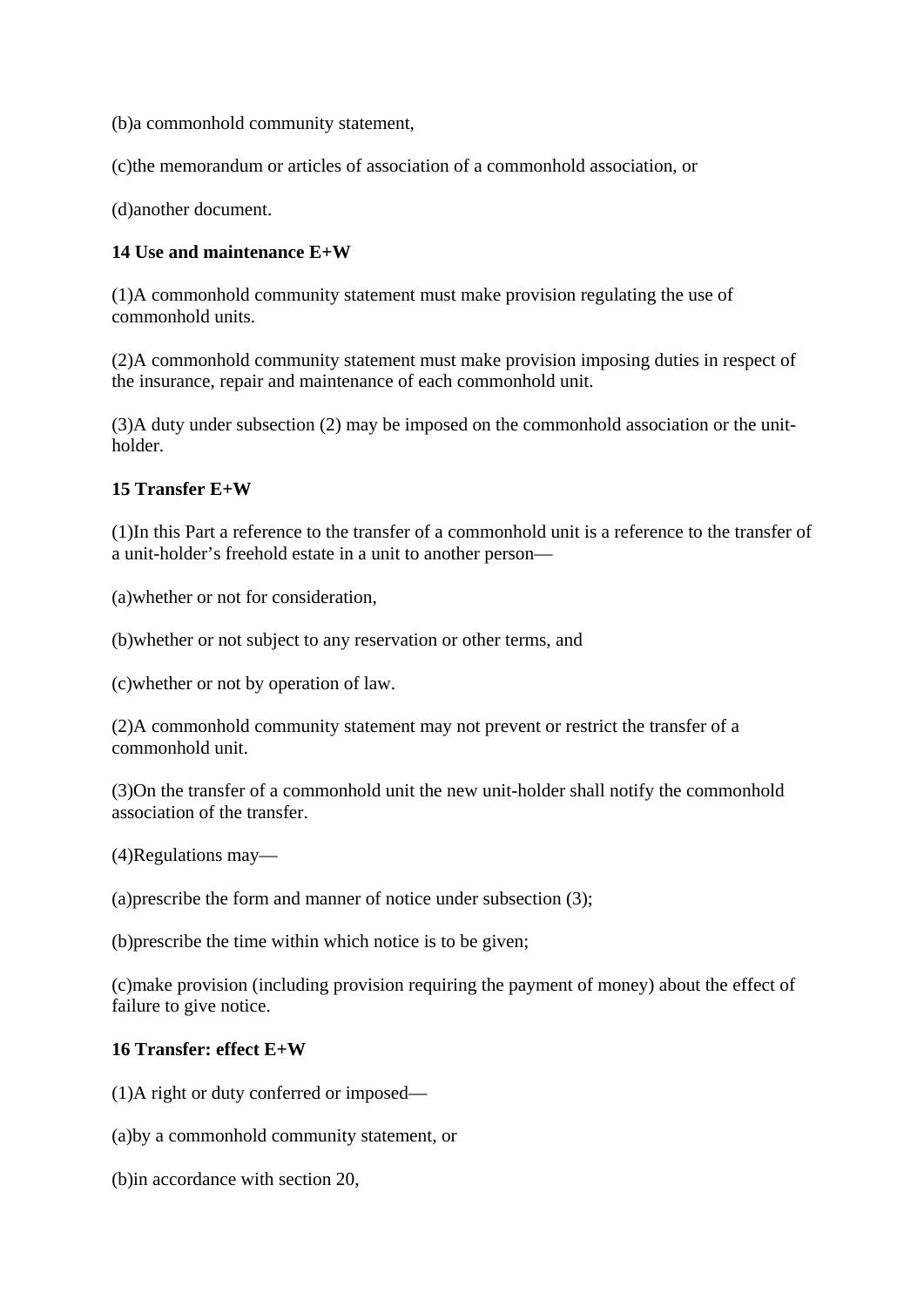(b)a commonhold community statement,

(c)the memorandum or articles of association of a commonhold association, or

(d)another document.

**14 Use and maintenance E+W**

(1)A commonhold community statement must make provision regulating the use of commonhold units.

(2)A commonhold community statement must make provision imposing duties in respect of the insurance, repair and maintenance of each commonhold unit.

(3)A duty under subsection (2) may be imposed on the commonhold association or the unit-holder.

**15 Transfer E+W**

(1)In this Part a reference to the transfer of a commonhold unit is a reference to the transfer of a unit-holder's freehold estate in a unit to another person—

(a)whether or not for consideration,

(b)whether or not subject to any reservation or other terms, and

(c)whether or not by operation of law.

(2)A commonhold community statement may not prevent or restrict the transfer of a commonhold unit.

(3)On the transfer of a commonhold unit the new unit-holder shall notify the commonhold association of the transfer.

(4)Regulations may—

(a)prescribe the form and manner of notice under subsection (3);

(b)prescribe the time within which notice is to be given;

(c)make provision (including provision requiring the payment of money) about the effect of failure to give notice.

**16 Transfer: effect E+W**

(1)A right or duty conferred or imposed—

(a)by a commonhold community statement, or

(b)in accordance with section 20,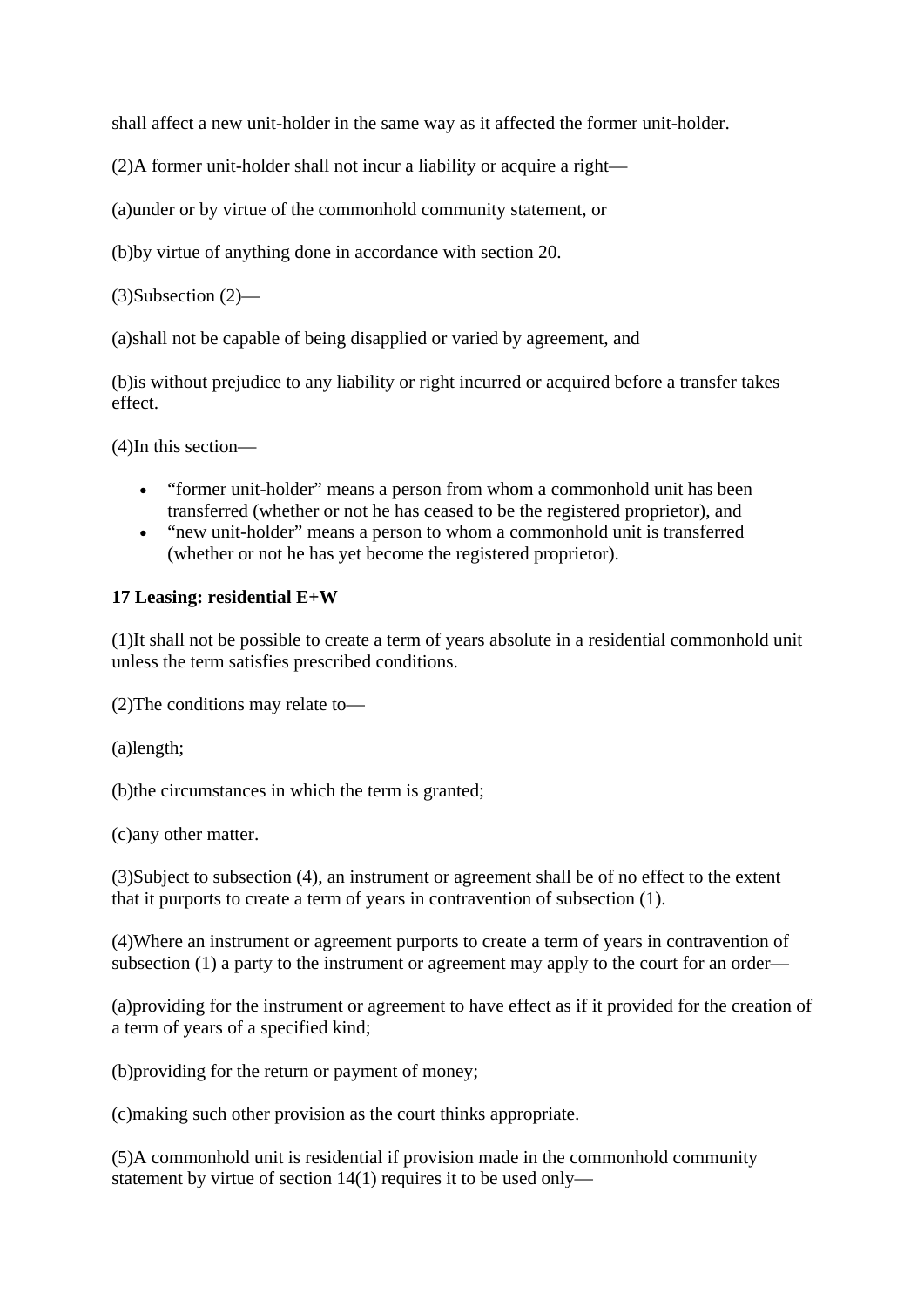shall affect a new unit-holder in the same way as it affected the former unit-holder.

(2)A former unit-holder shall not incur a liability or acquire a right—

(a)under or by virtue of the commonhold community statement, or

(b)by virtue of anything done in accordance with section 20.

(3)Subsection (2)—

(a)shall not be capable of being disapplied or varied by agreement, and

(b)is without prejudice to any liability or right incurred or acquired before a transfer takes effect.

(4)In this section—

- "former unit-holder" means a person from whom a commonhold unit has been transferred (whether or not he has ceased to be the registered proprietor), and
- "new unit-holder" means a person to whom a commonhold unit is transferred (whether or not he has yet become the registered proprietor).

**17 Leasing: residential E+W**

(1)It shall not be possible to create a term of years absolute in a residential commonhold unit unless the term satisfies prescribed conditions.

(2)The conditions may relate to—

(a)length;

(b)the circumstances in which the term is granted;

(c)any other matter.

(3)Subject to subsection (4), an instrument or agreement shall be of no effect to the extent that it purports to create a term of years in contravention of subsection (1).

(4)Where an instrument or agreement purports to create a term of years in contravention of subsection (1) a party to the instrument or agreement may apply to the court for an order—

(a)providing for the instrument or agreement to have effect as if it provided for the creation of a term of years of a specified kind;

(b)providing for the return or payment of money;

(c)making such other provision as the court thinks appropriate.

(5)A commonhold unit is residential if provision made in the commonhold community statement by virtue of section 14(1) requires it to be used only—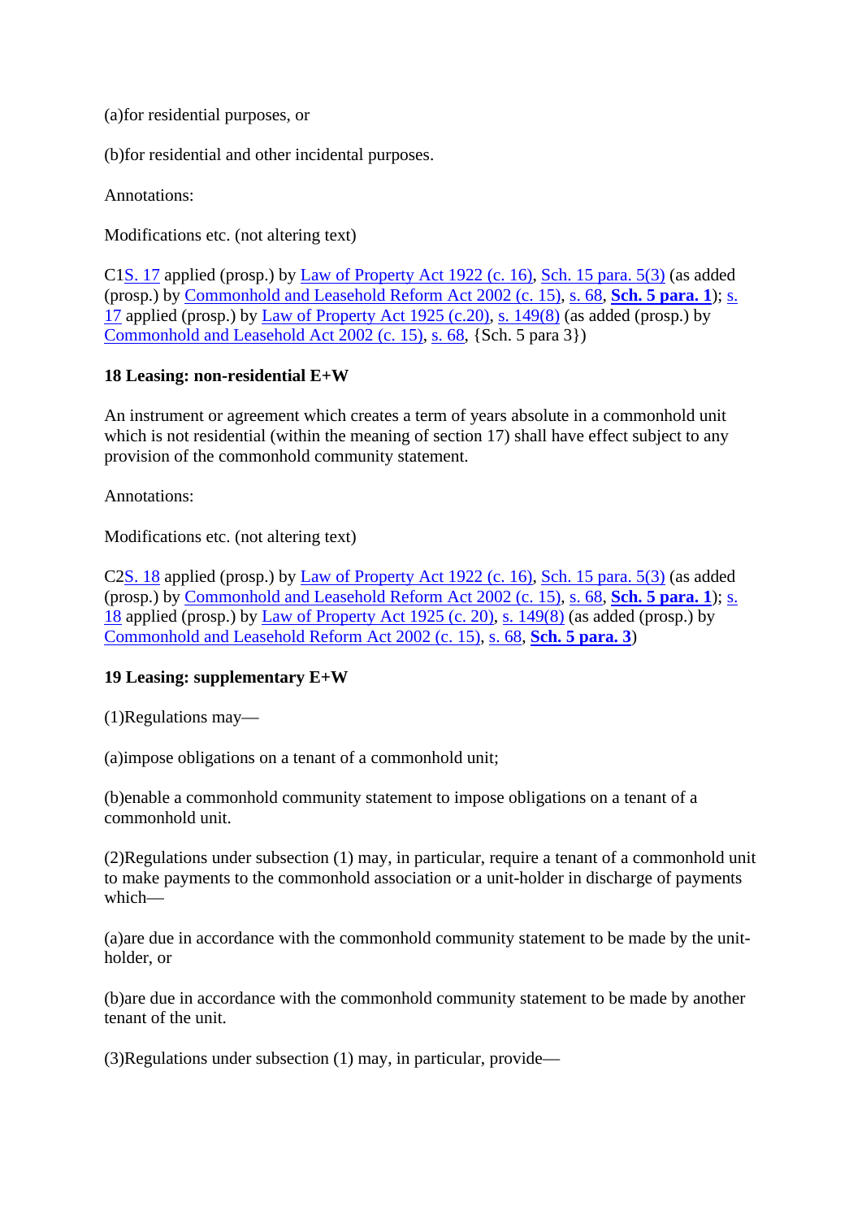(a)for residential purposes, or

(b)for residential and other incidental purposes.

Annotations:

Modifications etc. (not altering text)

C1S. 17 applied (prosp.) by Law of Property Act 1922 (c. 16), Sch. 15 para. 5(3) (as added (prosp.) by Commonhold and Leasehold Reform Act 2002 (c. 15), s. 68, **Sch. 5 para. 1**); s. 17 applied (prosp.) by Law of Property Act 1925 (c.20), s. 149(8) (as added (prosp.) by Commonhold and Leasehold Act 2002 (c. 15), s. 68, {Sch. 5 para 3})

**18 Leasing: non-residential E+W**

An instrument or agreement which creates a term of years absolute in a commonhold unit which is not residential (within the meaning of section 17) shall have effect subject to any provision of the commonhold community statement.

Annotations:

Modifications etc. (not altering text)

C2S. 18 applied (prosp.) by Law of Property Act 1922 (c. 16), Sch. 15 para. 5(3) (as added (prosp.) by Commonhold and Leasehold Reform Act 2002 (c. 15), s. 68, **Sch. 5 para. 1**); s. 18 applied (prosp.) by Law of Property Act 1925 (c. 20), s. 149(8) (as added (prosp.) by Commonhold and Leasehold Reform Act 2002 (c. 15), s. 68, **Sch. 5 para. 3**)

**19 Leasing: supplementary E+W**

(1)Regulations may—

(a)impose obligations on a tenant of a commonhold unit;

(b)enable a commonhold community statement to impose obligations on a tenant of a commonhold unit.

(2)Regulations under subsection (1) may, in particular, require a tenant of a commonhold unit to make payments to the commonhold association or a unit-holder in discharge of payments which—

(a)are due in accordance with the commonhold community statement to be made by the unit-holder, or

(b)are due in accordance with the commonhold community statement to be made by another tenant of the unit.

(3)Regulations under subsection (1) may, in particular, provide—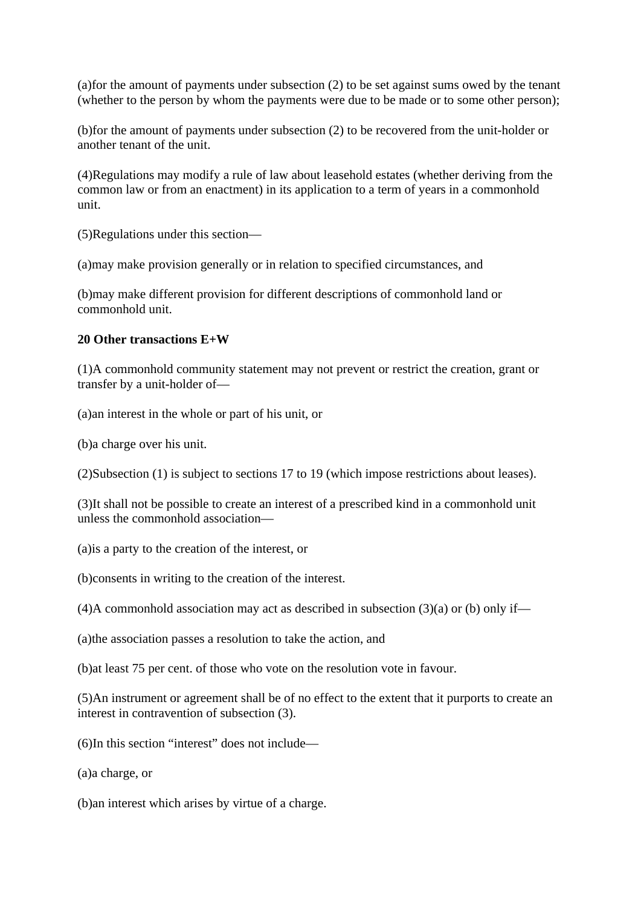(a)for the amount of payments under subsection (2) to be set against sums owed by the tenant (whether to the person by whom the payments were due to be made or to some other person);

(b)for the amount of payments under subsection (2) to be recovered from the unit-holder or another tenant of the unit.

(4)Regulations may modify a rule of law about leasehold estates (whether deriving from the common law or from an enactment) in its application to a term of years in a commonhold unit.

(5)Regulations under this section—

(a)may make provision generally or in relation to specified circumstances, and

(b)may make different provision for different descriptions of commonhold land or commonhold unit.

**20 Other transactions E+W**

(1)A commonhold community statement may not prevent or restrict the creation, grant or transfer by a unit-holder of—

(a)an interest in the whole or part of his unit, or

(b)a charge over his unit.

(2)Subsection (1) is subject to sections 17 to 19 (which impose restrictions about leases).

(3)It shall not be possible to create an interest of a prescribed kind in a commonhold unit unless the commonhold association—

(a)is a party to the creation of the interest, or

(b)consents in writing to the creation of the interest.

(4)A commonhold association may act as described in subsection (3)(a) or (b) only if—

(a)the association passes a resolution to take the action, and

(b)at least 75 per cent. of those who vote on the resolution vote in favour.

(5)An instrument or agreement shall be of no effect to the extent that it purports to create an interest in contravention of subsection (3).

(6)In this section "interest" does not include—

(a)a charge, or

(b)an interest which arises by virtue of a charge.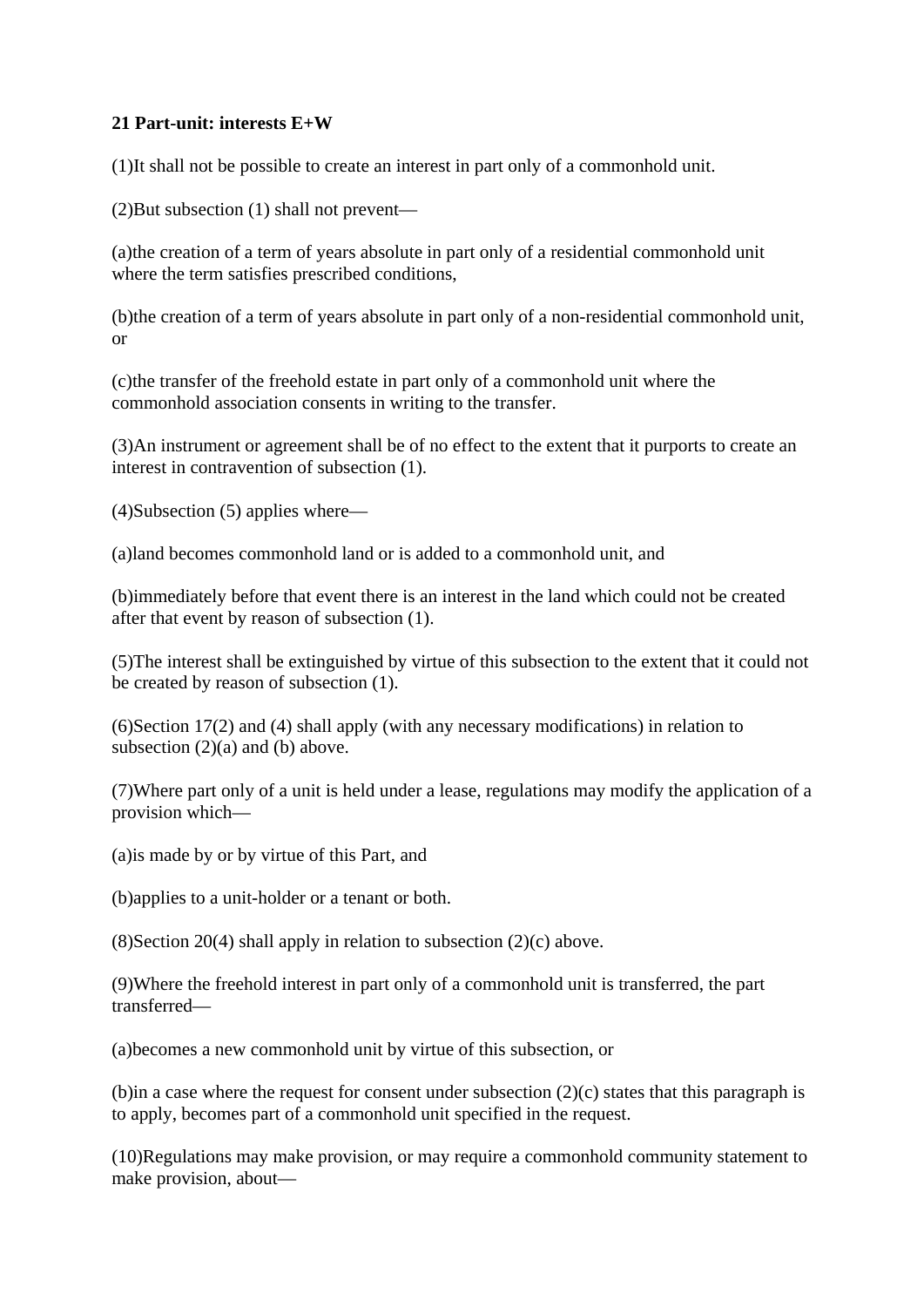**21 Part-unit: interests E+W**

(1)It shall not be possible to create an interest in part only of a commonhold unit.

(2)But subsection (1) shall not prevent—

(a)the creation of a term of years absolute in part only of a residential commonhold unit where the term satisfies prescribed conditions,

(b)the creation of a term of years absolute in part only of a non-residential commonhold unit, or

(c)the transfer of the freehold estate in part only of a commonhold unit where the commonhold association consents in writing to the transfer.

(3)An instrument or agreement shall be of no effect to the extent that it purports to create an interest in contravention of subsection (1).

(4)Subsection (5) applies where—

(a)land becomes commonhold land or is added to a commonhold unit, and

(b)immediately before that event there is an interest in the land which could not be created after that event by reason of subsection (1).

(5)The interest shall be extinguished by virtue of this subsection to the extent that it could not be created by reason of subsection (1).

(6)Section 17(2) and (4) shall apply (with any necessary modifications) in relation to subsection (2)(a) and (b) above.

(7)Where part only of a unit is held under a lease, regulations may modify the application of a provision which—

(a)is made by or by virtue of this Part, and

(b)applies to a unit-holder or a tenant or both.

(8)Section 20(4) shall apply in relation to subsection (2)(c) above.

(9)Where the freehold interest in part only of a commonhold unit is transferred, the part transferred—

(a)becomes a new commonhold unit by virtue of this subsection, or

(b)in a case where the request for consent under subsection (2)(c) states that this paragraph is to apply, becomes part of a commonhold unit specified in the request.

(10)Regulations may make provision, or may require a commonhold community statement to make provision, about—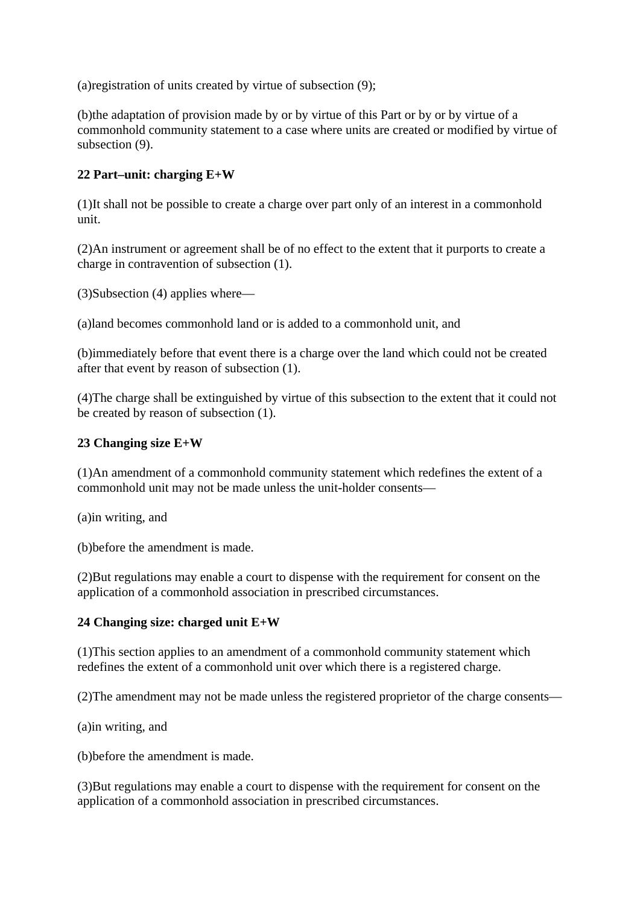(a)registration of units created by virtue of subsection (9);

(b)the adaptation of provision made by or by virtue of this Part or by or by virtue of a commonhold community statement to a case where units are created or modified by virtue of subsection (9).

**22 Part–unit: charging E+W**

(1)It shall not be possible to create a charge over part only of an interest in a commonhold unit.

(2)An instrument or agreement shall be of no effect to the extent that it purports to create a charge in contravention of subsection (1).

(3)Subsection (4) applies where—

(a)land becomes commonhold land or is added to a commonhold unit, and

(b)immediately before that event there is a charge over the land which could not be created after that event by reason of subsection (1).

(4)The charge shall be extinguished by virtue of this subsection to the extent that it could not be created by reason of subsection (1).

**23 Changing size E+W**

(1)An amendment of a commonhold community statement which redefines the extent of a commonhold unit may not be made unless the unit-holder consents—

(a)in writing, and

(b)before the amendment is made.

(2)But regulations may enable a court to dispense with the requirement for consent on the application of a commonhold association in prescribed circumstances.

**24 Changing size: charged unit E+W**

(1)This section applies to an amendment of a commonhold community statement which redefines the extent of a commonhold unit over which there is a registered charge.

(2)The amendment may not be made unless the registered proprietor of the charge consents—

(a)in writing, and

(b)before the amendment is made.

(3)But regulations may enable a court to dispense with the requirement for consent on the application of a commonhold association in prescribed circumstances.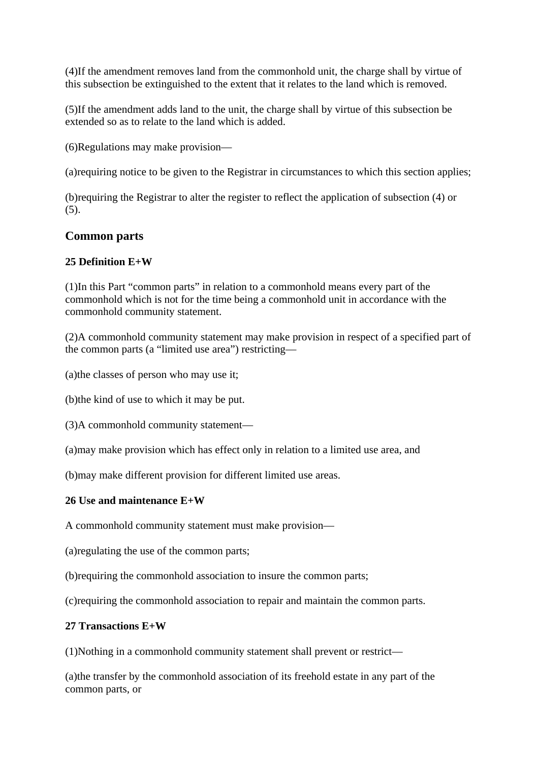(4)If the amendment removes land from the commonhold unit, the charge shall by virtue of this subsection be extinguished to the extent that it relates to the land which is removed.

(5)If the amendment adds land to the unit, the charge shall by virtue of this subsection be extended so as to relate to the land which is added.

(6)Regulations may make provision—

(a)requiring notice to be given to the Registrar in circumstances to which this section applies;

(b)requiring the Registrar to alter the register to reflect the application of subsection (4) or (5).

## Common parts

### 25 Definition E+W

(1)In this Part “common parts” in relation to a commonhold means every part of the commonhold which is not for the time being a commonhold unit in accordance with the commonhold community statement.

(2)A commonhold community statement may make provision in respect of a specified part of the common parts (a “limited use area”) restricting—

(a)the classes of person who may use it;

(b)the kind of use to which it may be put.

(3)A commonhold community statement—

(a)may make provision which has effect only in relation to a limited use area, and

(b)may make different provision for different limited use areas.

### 26 Use and maintenance E+W

A commonhold community statement must make provision—

(a)regulating the use of the common parts;

(b)requiring the commonhold association to insure the common parts;

(c)requiring the commonhold association to repair and maintain the common parts.

### 27 Transactions E+W

(1)Nothing in a commonhold community statement shall prevent or restrict—

(a)the transfer by the commonhold association of its freehold estate in any part of the common parts, or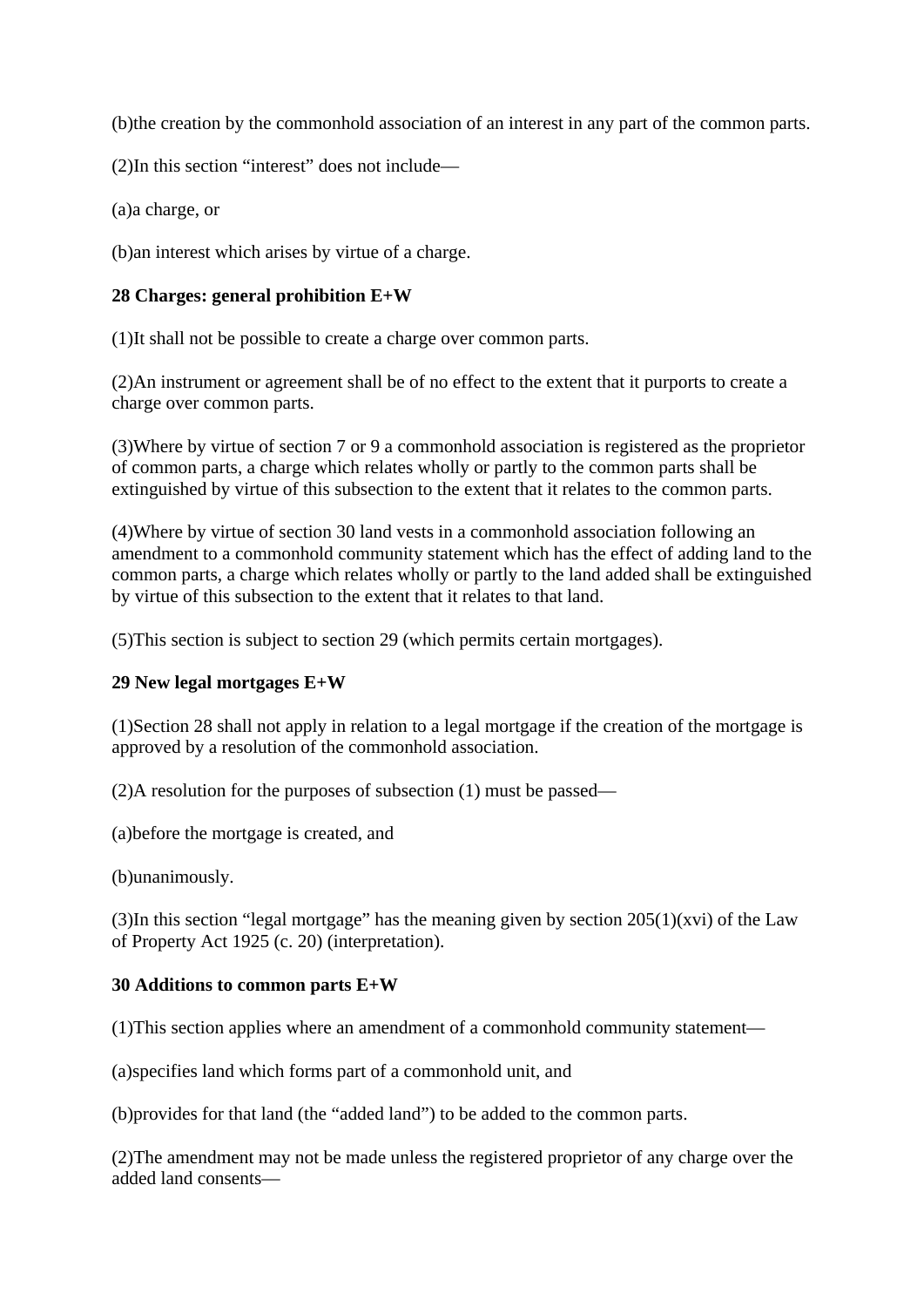(b)the creation by the commonhold association of an interest in any part of the common parts.

(2)In this section "interest" does not include—

(a)a charge, or

(b)an interest which arises by virtue of a charge.

**28 Charges: general prohibition E+W**

(1)It shall not be possible to create a charge over common parts.

(2)An instrument or agreement shall be of no effect to the extent that it purports to create a charge over common parts.

(3)Where by virtue of section 7 or 9 a commonhold association is registered as the proprietor of common parts, a charge which relates wholly or partly to the common parts shall be extinguished by virtue of this subsection to the extent that it relates to the common parts.

(4)Where by virtue of section 30 land vests in a commonhold association following an amendment to a commonhold community statement which has the effect of adding land to the common parts, a charge which relates wholly or partly to the land added shall be extinguished by virtue of this subsection to the extent that it relates to that land.

(5)This section is subject to section 29 (which permits certain mortgages).

**29 New legal mortgages E+W**

(1)Section 28 shall not apply in relation to a legal mortgage if the creation of the mortgage is approved by a resolution of the commonhold association.

(2)A resolution for the purposes of subsection (1) must be passed—

(a)before the mortgage is created, and

(b)unanimously.

(3)In this section "legal mortgage" has the meaning given by section 205(1)(xvi) of the Law of Property Act 1925 (c. 20) (interpretation).

**30 Additions to common parts E+W**

(1)This section applies where an amendment of a commonhold community statement—

(a)specifies land which forms part of a commonhold unit, and

(b)provides for that land (the "added land") to be added to the common parts.

(2)The amendment may not be made unless the registered proprietor of any charge over the added land consents—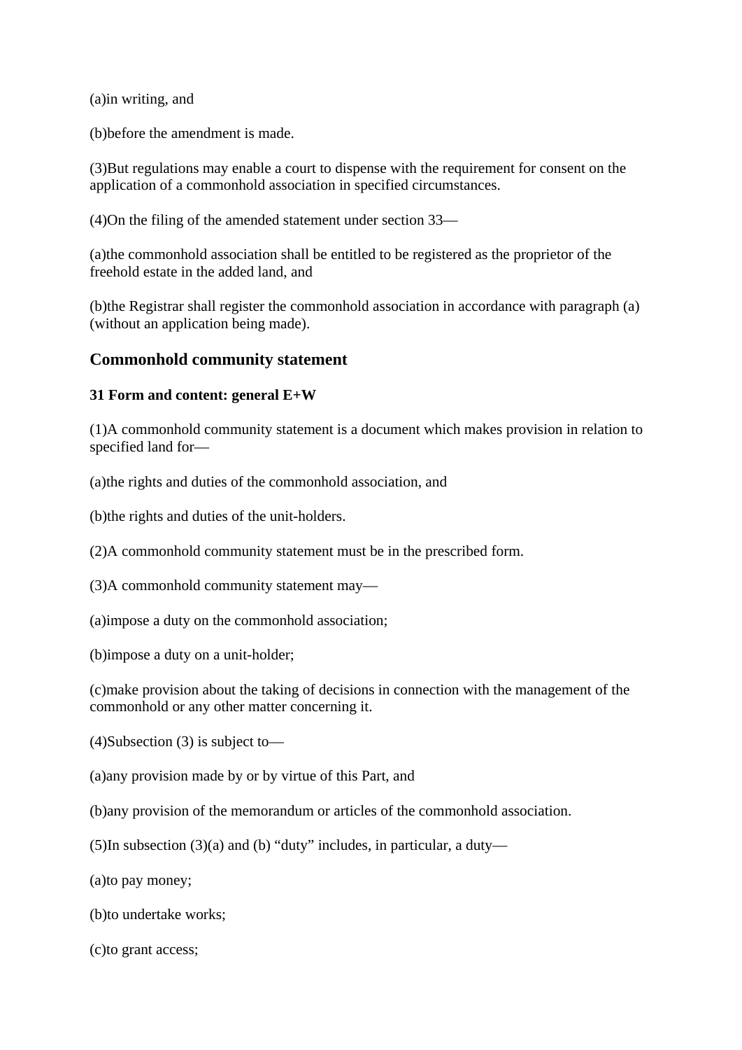(a)in writing, and

(b)before the amendment is made.

(3)But regulations may enable a court to dispense with the requirement for consent on the application of a commonhold association in specified circumstances.

(4)On the filing of the amended statement under section 33—

(a)the commonhold association shall be entitled to be registered as the proprietor of the freehold estate in the added land, and

(b)the Registrar shall register the commonhold association in accordance with paragraph (a) (without an application being made).

## Commonhold community statement

### 31 Form and content: general E+W

(1)A commonhold community statement is a document which makes provision in relation to specified land for—

(a)the rights and duties of the commonhold association, and

(b)the rights and duties of the unit-holders.

(2)A commonhold community statement must be in the prescribed form.

(3)A commonhold community statement may—

(a)impose a duty on the commonhold association;

(b)impose a duty on a unit-holder;

(c)make provision about the taking of decisions in connection with the management of the commonhold or any other matter concerning it.

(4)Subsection (3) is subject to—

(a)any provision made by or by virtue of this Part, and

(b)any provision of the memorandum or articles of the commonhold association.

(5)In subsection (3)(a) and (b) “duty” includes, in particular, a duty—

(a)to pay money;

(b)to undertake works;

(c)to grant access;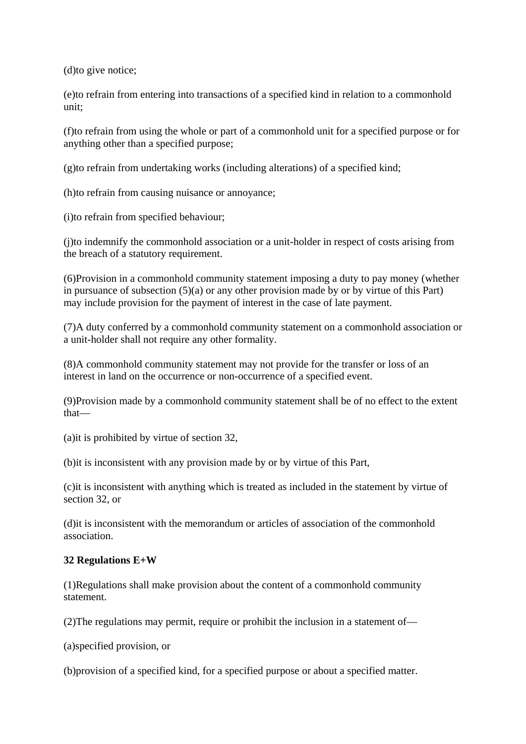(d)to give notice;

(e)to refrain from entering into transactions of a specified kind in relation to a commonhold unit;

(f)to refrain from using the whole or part of a commonhold unit for a specified purpose or for anything other than a specified purpose;

(g)to refrain from undertaking works (including alterations) of a specified kind;

(h)to refrain from causing nuisance or annoyance;

(i)to refrain from specified behaviour;

(j)to indemnify the commonhold association or a unit-holder in respect of costs arising from the breach of a statutory requirement.

(6)Provision in a commonhold community statement imposing a duty to pay money (whether in pursuance of subsection (5)(a) or any other provision made by or by virtue of this Part) may include provision for the payment of interest in the case of late payment.

(7)A duty conferred by a commonhold community statement on a commonhold association or a unit-holder shall not require any other formality.

(8)A commonhold community statement may not provide for the transfer or loss of an interest in land on the occurrence or non-occurrence of a specified event.

(9)Provision made by a commonhold community statement shall be of no effect to the extent that—

(a)it is prohibited by virtue of section 32,

(b)it is inconsistent with any provision made by or by virtue of this Part,

(c)it is inconsistent with anything which is treated as included in the statement by virtue of section 32, or

(d)it is inconsistent with the memorandum or articles of association of the commonhold association.

**32 Regulations E+W**

(1)Regulations shall make provision about the content of a commonhold community statement.

(2)The regulations may permit, require or prohibit the inclusion in a statement of—

(a)specified provision, or

(b)provision of a specified kind, for a specified purpose or about a specified matter.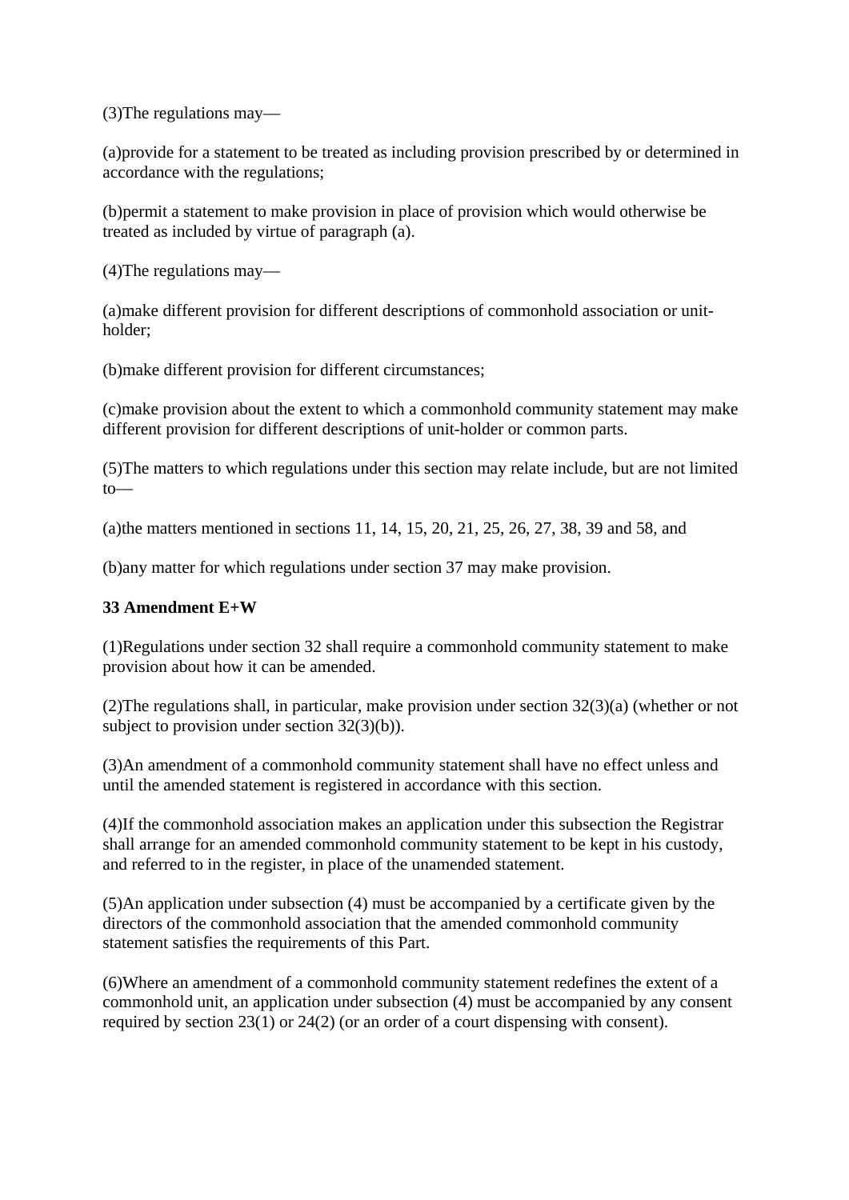(3)The regulations may—

(a)provide for a statement to be treated as including provision prescribed by or determined in accordance with the regulations;

(b)permit a statement to make provision in place of provision which would otherwise be treated as included by virtue of paragraph (a).

(4)The regulations may—

(a)make different provision for different descriptions of commonhold association or unit-holder;

(b)make different provision for different circumstances;

(c)make provision about the extent to which a commonhold community statement may make different provision for different descriptions of unit-holder or common parts.

(5)The matters to which regulations under this section may relate include, but are not limited to—

(a)the matters mentioned in sections 11, 14, 15, 20, 21, 25, 26, 27, 38, 39 and 58, and

(b)any matter for which regulations under section 37 may make provision.

**33 Amendment E+W**

(1)Regulations under section 32 shall require a commonhold community statement to make provision about how it can be amended.

(2)The regulations shall, in particular, make provision under section 32(3)(a) (whether or not subject to provision under section 32(3)(b)).

(3)An amendment of a commonhold community statement shall have no effect unless and until the amended statement is registered in accordance with this section.

(4)If the commonhold association makes an application under this subsection the Registrar shall arrange for an amended commonhold community statement to be kept in his custody, and referred to in the register, in place of the unamended statement.

(5)An application under subsection (4) must be accompanied by a certificate given by the directors of the commonhold association that the amended commonhold community statement satisfies the requirements of this Part.

(6)Where an amendment of a commonhold community statement redefines the extent of a commonhold unit, an application under subsection (4) must be accompanied by any consent required by section 23(1) or 24(2) (or an order of a court dispensing with consent).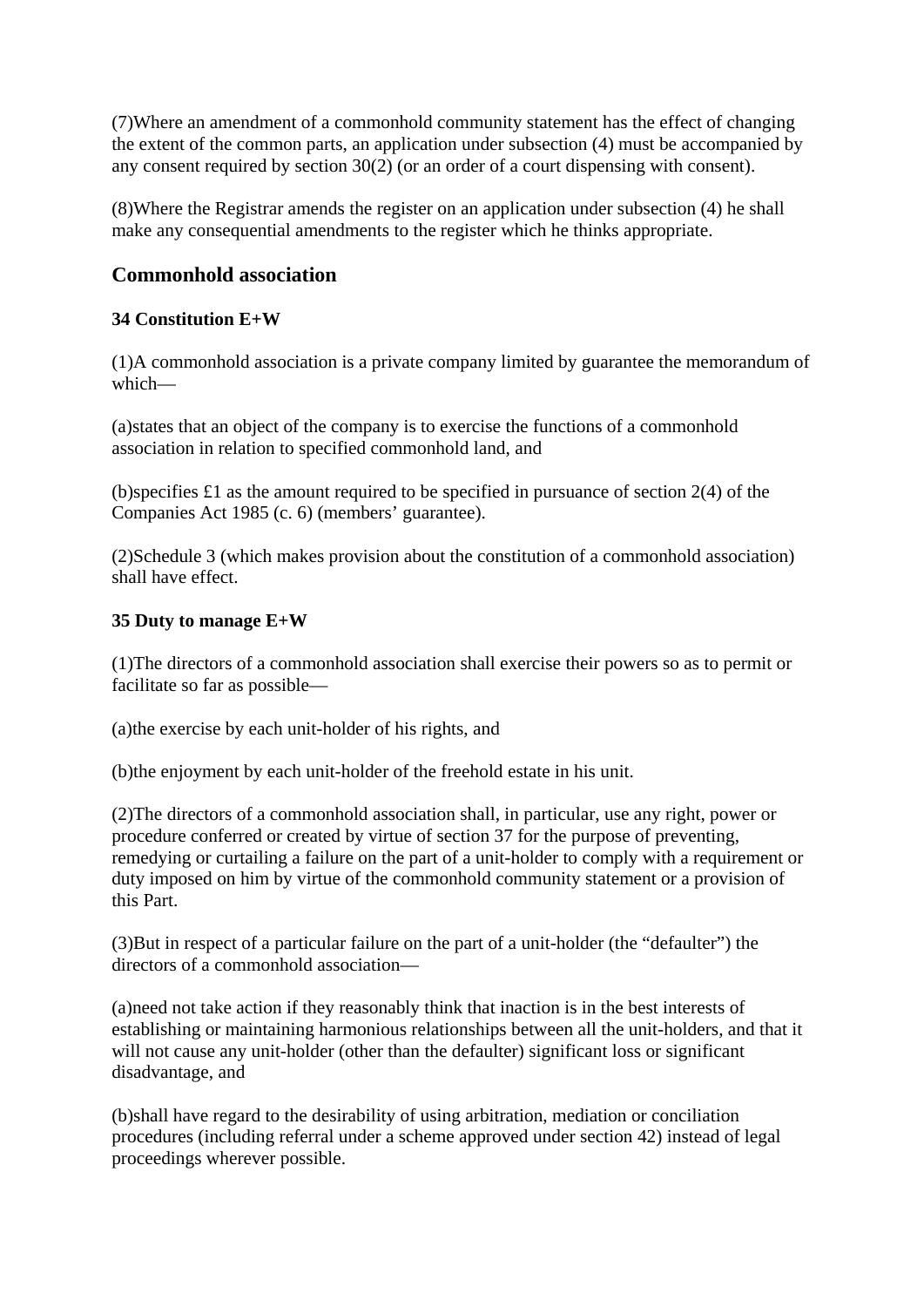(7)Where an amendment of a commonhold community statement has the effect of changing the extent of the common parts, an application under subsection (4) must be accompanied by any consent required by section 30(2) (or an order of a court dispensing with consent).

(8)Where the Registrar amends the register on an application under subsection (4) he shall make any consequential amendments to the register which he thinks appropriate.

## Commonhold association

### 34 Constitution E+W

(1)A commonhold association is a private company limited by guarantee the memorandum of which—

(a)states that an object of the company is to exercise the functions of a commonhold association in relation to specified commonhold land, and

(b)specifies £1 as the amount required to be specified in pursuance of section 2(4) of the Companies Act 1985 (c. 6) (members' guarantee).

(2)Schedule 3 (which makes provision about the constitution of a commonhold association) shall have effect.

### 35 Duty to manage E+W

(1)The directors of a commonhold association shall exercise their powers so as to permit or facilitate so far as possible—

(a)the exercise by each unit-holder of his rights, and

(b)the enjoyment by each unit-holder of the freehold estate in his unit.

(2)The directors of a commonhold association shall, in particular, use any right, power or procedure conferred or created by virtue of section 37 for the purpose of preventing, remedying or curtailing a failure on the part of a unit-holder to comply with a requirement or duty imposed on him by virtue of the commonhold community statement or a provision of this Part.

(3)But in respect of a particular failure on the part of a unit-holder (the "defaulter") the directors of a commonhold association—

(a)need not take action if they reasonably think that inaction is in the best interests of establishing or maintaining harmonious relationships between all the unit-holders, and that it will not cause any unit-holder (other than the defaulter) significant loss or significant disadvantage, and

(b)shall have regard to the desirability of using arbitration, mediation or conciliation procedures (including referral under a scheme approved under section 42) instead of legal proceedings wherever possible.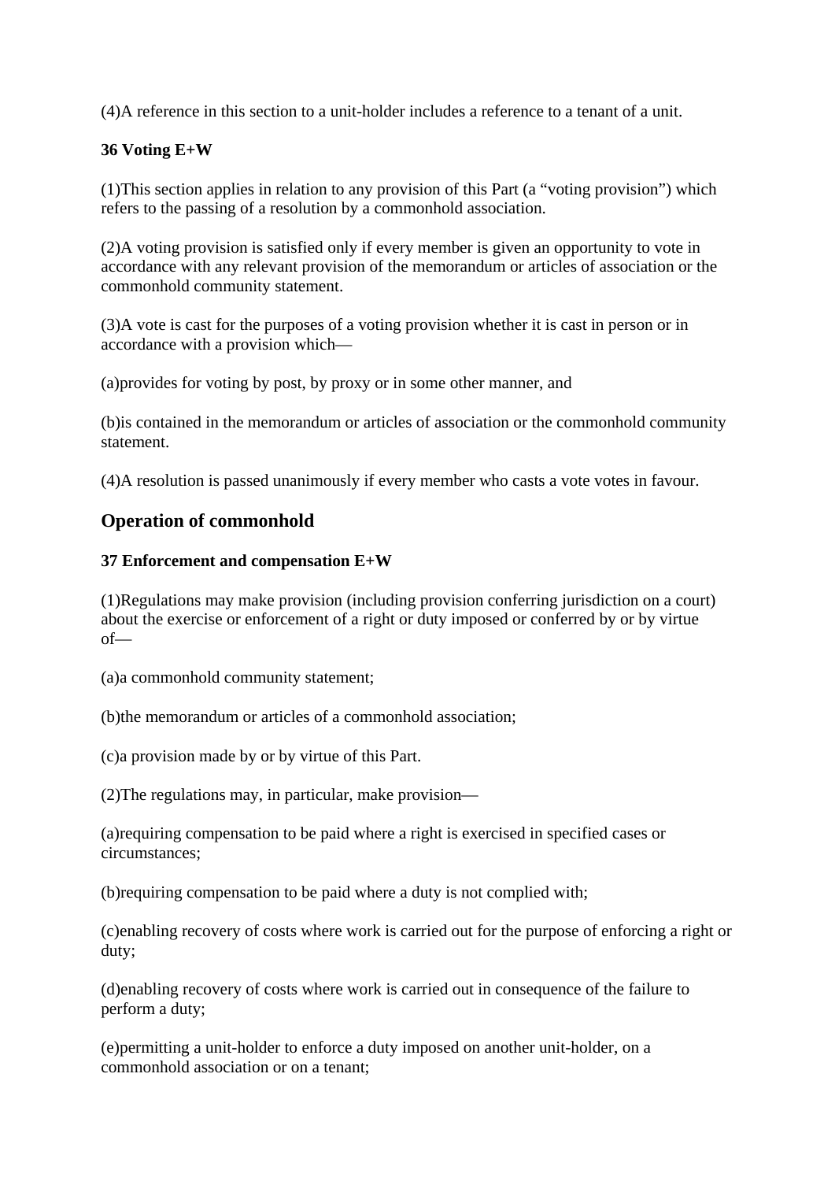(4)A reference in this section to a unit-holder includes a reference to a tenant of a unit.

**36 Voting E+W**

(1)This section applies in relation to any provision of this Part (a "voting provision") which refers to the passing of a resolution by a commonhold association.

(2)A voting provision is satisfied only if every member is given an opportunity to vote in accordance with any relevant provision of the memorandum or articles of association or the commonhold community statement.

(3)A vote is cast for the purposes of a voting provision whether it is cast in person or in accordance with a provision which—

(a)provides for voting by post, by proxy or in some other manner, and

(b)is contained in the memorandum or articles of association or the commonhold community statement.

(4)A resolution is passed unanimously if every member who casts a vote votes in favour.

## Operation of commonhold

**37 Enforcement and compensation E+W**

(1)Regulations may make provision (including provision conferring jurisdiction on a court) about the exercise or enforcement of a right or duty imposed or conferred by or by virtue of—

(a)a commonhold community statement;

(b)the memorandum or articles of a commonhold association;

(c)a provision made by or by virtue of this Part.

(2)The regulations may, in particular, make provision—

(a)requiring compensation to be paid where a right is exercised in specified cases or circumstances;

(b)requiring compensation to be paid where a duty is not complied with;

(c)enabling recovery of costs where work is carried out for the purpose of enforcing a right or duty;

(d)enabling recovery of costs where work is carried out in consequence of the failure to perform a duty;

(e)permitting a unit-holder to enforce a duty imposed on another unit-holder, on a commonhold association or on a tenant;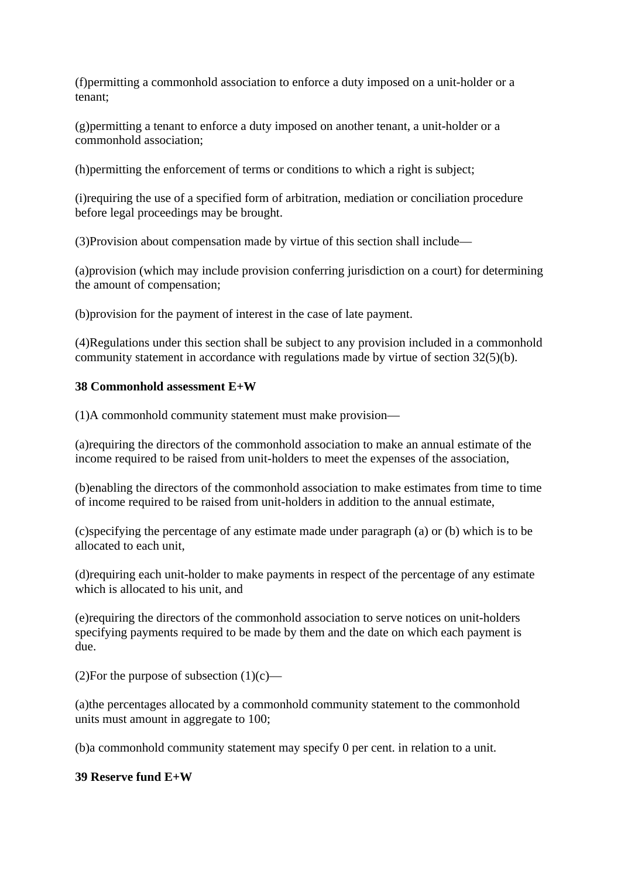(f)permitting a commonhold association to enforce a duty imposed on a unit-holder or a tenant;

(g)permitting a tenant to enforce a duty imposed on another tenant, a unit-holder or a commonhold association;

(h)permitting the enforcement of terms or conditions to which a right is subject;

(i)requiring the use of a specified form of arbitration, mediation or conciliation procedure before legal proceedings may be brought.

(3)Provision about compensation made by virtue of this section shall include—

(a)provision (which may include provision conferring jurisdiction on a court) for determining the amount of compensation;

(b)provision for the payment of interest in the case of late payment.

(4)Regulations under this section shall be subject to any provision included in a commonhold community statement in accordance with regulations made by virtue of section 32(5)(b).

**38 Commonhold assessment E+W**

(1)A commonhold community statement must make provision—

(a)requiring the directors of the commonhold association to make an annual estimate of the income required to be raised from unit-holders to meet the expenses of the association,

(b)enabling the directors of the commonhold association to make estimates from time to time of income required to be raised from unit-holders in addition to the annual estimate,

(c)specifying the percentage of any estimate made under paragraph (a) or (b) which is to be allocated to each unit,

(d)requiring each unit-holder to make payments in respect of the percentage of any estimate which is allocated to his unit, and

(e)requiring the directors of the commonhold association to serve notices on unit-holders specifying payments required to be made by them and the date on which each payment is due.

(2)For the purpose of subsection (1)(c)—

(a)the percentages allocated by a commonhold community statement to the commonhold units must amount in aggregate to 100;

(b)a commonhold community statement may specify 0 per cent. in relation to a unit.

**39 Reserve fund E+W**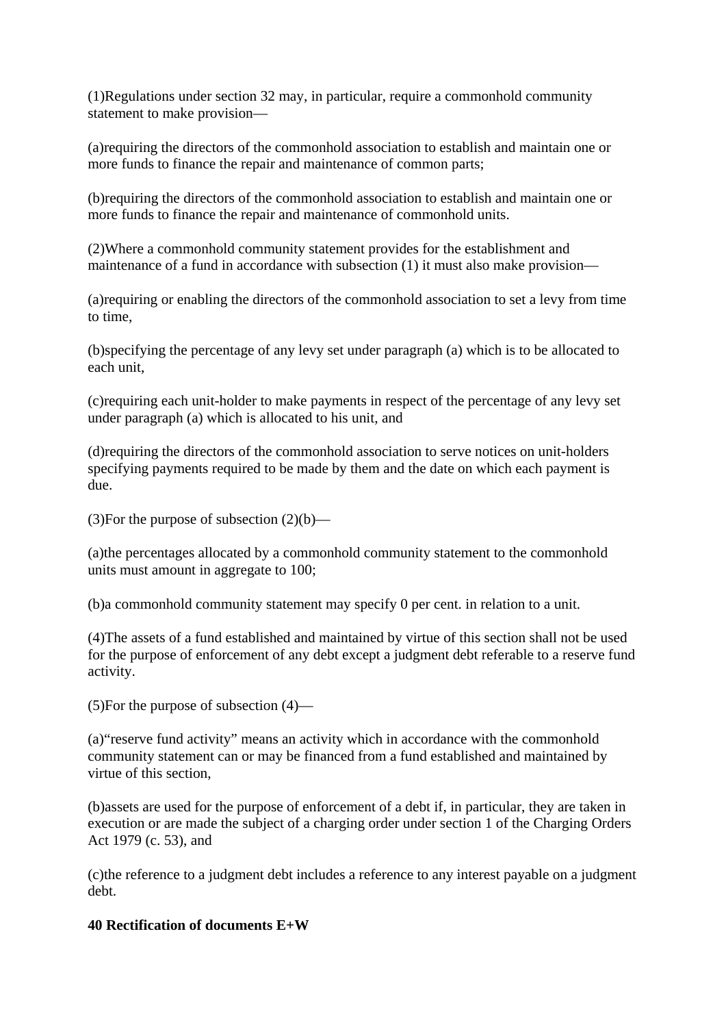(1)Regulations under section 32 may, in particular, require a commonhold community statement to make provision—

(a)requiring the directors of the commonhold association to establish and maintain one or more funds to finance the repair and maintenance of common parts;

(b)requiring the directors of the commonhold association to establish and maintain one or more funds to finance the repair and maintenance of commonhold units.

(2)Where a commonhold community statement provides for the establishment and maintenance of a fund in accordance with subsection (1) it must also make provision—

(a)requiring or enabling the directors of the commonhold association to set a levy from time to time,

(b)specifying the percentage of any levy set under paragraph (a) which is to be allocated to each unit,

(c)requiring each unit-holder to make payments in respect of the percentage of any levy set under paragraph (a) which is allocated to his unit, and

(d)requiring the directors of the commonhold association to serve notices on unit-holders specifying payments required to be made by them and the date on which each payment is due.

(3)For the purpose of subsection (2)(b)—

(a)the percentages allocated by a commonhold community statement to the commonhold units must amount in aggregate to 100;

(b)a commonhold community statement may specify 0 per cent. in relation to a unit.

(4)The assets of a fund established and maintained by virtue of this section shall not be used for the purpose of enforcement of any debt except a judgment debt referable to a reserve fund activity.

(5)For the purpose of subsection (4)—

(a)“reserve fund activity” means an activity which in accordance with the commonhold community statement can or may be financed from a fund established and maintained by virtue of this section,

(b)assets are used for the purpose of enforcement of a debt if, in particular, they are taken in execution or are made the subject of a charging order under section 1 of the Charging Orders Act 1979 (c. 53), and

(c)the reference to a judgment debt includes a reference to any interest payable on a judgment debt.

**40 Rectification of documents E+W**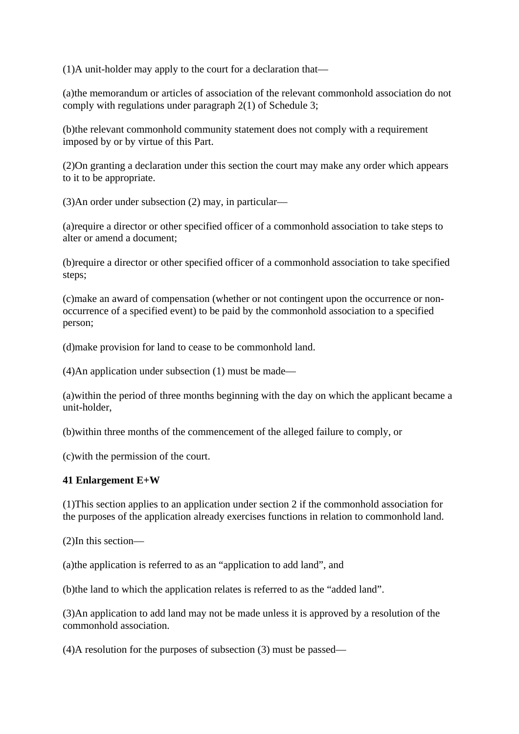(1)A unit-holder may apply to the court for a declaration that—

(a)the memorandum or articles of association of the relevant commonhold association do not comply with regulations under paragraph 2(1) of Schedule 3;

(b)the relevant commonhold community statement does not comply with a requirement imposed by or by virtue of this Part.

(2)On granting a declaration under this section the court may make any order which appears to it to be appropriate.

(3)An order under subsection (2) may, in particular—

(a)require a director or other specified officer of a commonhold association to take steps to alter or amend a document;

(b)require a director or other specified officer of a commonhold association to take specified steps;

(c)make an award of compensation (whether or not contingent upon the occurrence or non-occurrence of a specified event) to be paid by the commonhold association to a specified person;

(d)make provision for land to cease to be commonhold land.

(4)An application under subsection (1) must be made—

(a)within the period of three months beginning with the day on which the applicant became a unit-holder,

(b)within three months of the commencement of the alleged failure to comply, or

(c)with the permission of the court.

**41 Enlargement E+W**

(1)This section applies to an application under section 2 if the commonhold association for the purposes of the application already exercises functions in relation to commonhold land.

(2)In this section—

(a)the application is referred to as an “application to add land”, and

(b)the land to which the application relates is referred to as the “added land”.

(3)An application to add land may not be made unless it is approved by a resolution of the commonhold association.

(4)A resolution for the purposes of subsection (3) must be passed—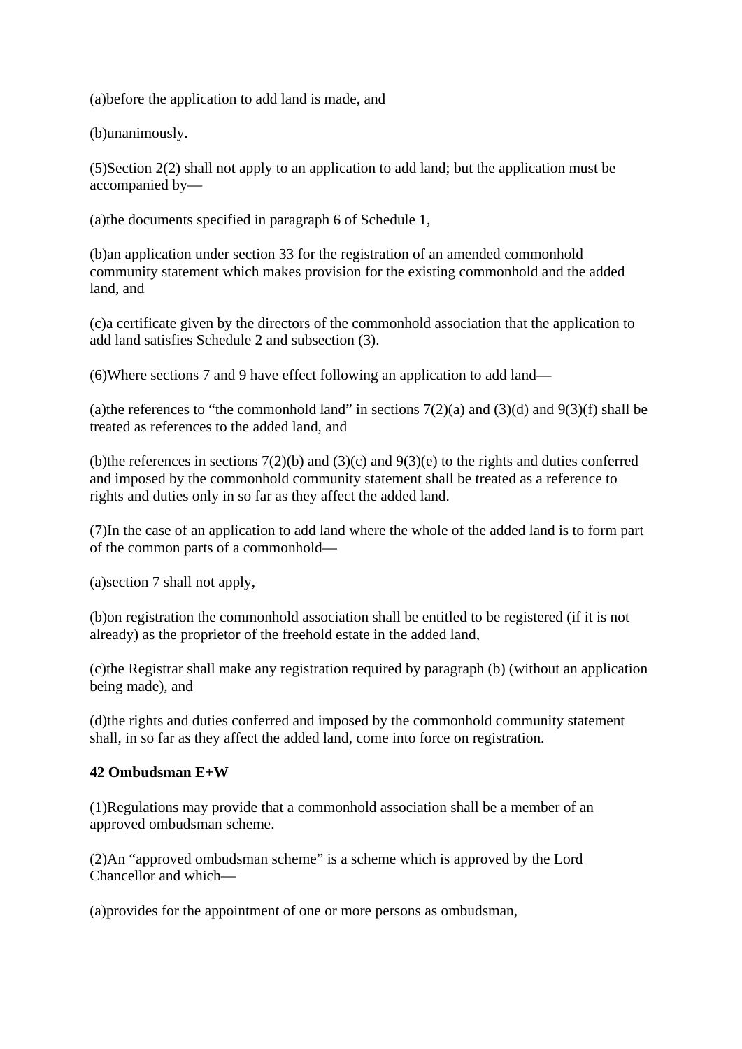(a)before the application to add land is made, and

(b)unanimously.

(5)Section 2(2) shall not apply to an application to add land; but the application must be accompanied by—

(a)the documents specified in paragraph 6 of Schedule 1,

(b)an application under section 33 for the registration of an amended commonhold community statement which makes provision for the existing commonhold and the added land, and

(c)a certificate given by the directors of the commonhold association that the application to add land satisfies Schedule 2 and subsection (3).

(6)Where sections 7 and 9 have effect following an application to add land—

(a)the references to “the commonhold land” in sections 7(2)(a) and (3)(d) and 9(3)(f) shall be treated as references to the added land, and

(b)the references in sections 7(2)(b) and (3)(c) and 9(3)(e) to the rights and duties conferred and imposed by the commonhold community statement shall be treated as a reference to rights and duties only in so far as they affect the added land.

(7)In the case of an application to add land where the whole of the added land is to form part of the common parts of a commonhold—

(a)section 7 shall not apply,

(b)on registration the commonhold association shall be entitled to be registered (if it is not already) as the proprietor of the freehold estate in the added land,

(c)the Registrar shall make any registration required by paragraph (b) (without an application being made), and

(d)the rights and duties conferred and imposed by the commonhold community statement shall, in so far as they affect the added land, come into force on registration.

**42 Ombudsman E+W**

(1)Regulations may provide that a commonhold association shall be a member of an approved ombudsman scheme.

(2)An “approved ombudsman scheme” is a scheme which is approved by the Lord Chancellor and which—

(a)provides for the appointment of one or more persons as ombudsman,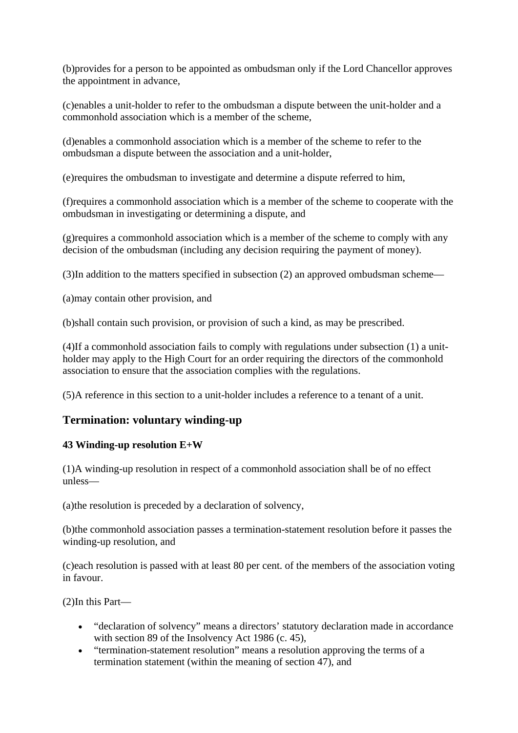(b)provides for a person to be appointed as ombudsman only if the Lord Chancellor approves the appointment in advance,

(c)enables a unit-holder to refer to the ombudsman a dispute between the unit-holder and a commonhold association which is a member of the scheme,

(d)enables a commonhold association which is a member of the scheme to refer to the ombudsman a dispute between the association and a unit-holder,

(e)requires the ombudsman to investigate and determine a dispute referred to him,

(f)requires a commonhold association which is a member of the scheme to cooperate with the ombudsman in investigating or determining a dispute, and

(g)requires a commonhold association which is a member of the scheme to comply with any decision of the ombudsman (including any decision requiring the payment of money).

(3)In addition to the matters specified in subsection (2) an approved ombudsman scheme—

(a)may contain other provision, and

(b)shall contain such provision, or provision of such a kind, as may be prescribed.

(4)If a commonhold association fails to comply with regulations under subsection (1) a unit-holder may apply to the High Court for an order requiring the directors of the commonhold association to ensure that the association complies with the regulations.

(5)A reference in this section to a unit-holder includes a reference to a tenant of a unit.

## Termination: voluntary winding-up

### 43 Winding-up resolution E+W

(1)A winding-up resolution in respect of a commonhold association shall be of no effect unless—

(a)the resolution is preceded by a declaration of solvency,

(b)the commonhold association passes a termination-statement resolution before it passes the winding-up resolution, and

(c)each resolution is passed with at least 80 per cent. of the members of the association voting in favour.

(2)In this Part—

- "declaration of solvency" means a directors' statutory declaration made in accordance with section 89 of the Insolvency Act 1986 (c. 45),
- "termination-statement resolution" means a resolution approving the terms of a termination statement (within the meaning of section 47), and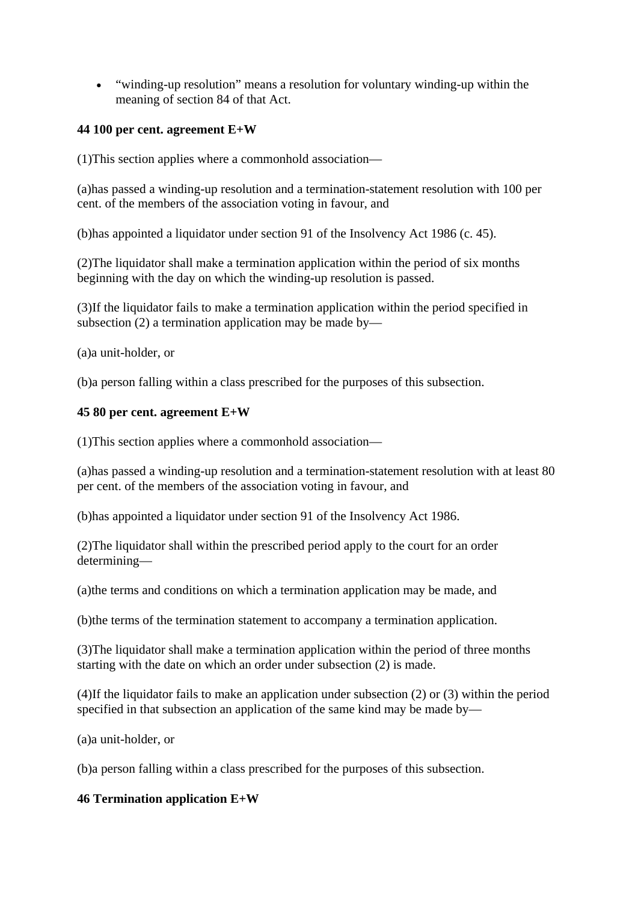- “winding-up resolution” means a resolution for voluntary winding-up within the meaning of section 84 of that Act.

**44 100 per cent. agreement E+W**

(1)This section applies where a commonhold association—

(a)has passed a winding-up resolution and a termination-statement resolution with 100 per cent. of the members of the association voting in favour, and

(b)has appointed a liquidator under section 91 of the Insolvency Act 1986 (c. 45).

(2)The liquidator shall make a termination application within the period of six months beginning with the day on which the winding-up resolution is passed.

(3)If the liquidator fails to make a termination application within the period specified in subsection (2) a termination application may be made by—

(a)a unit-holder, or

(b)a person falling within a class prescribed for the purposes of this subsection.

**45 80 per cent. agreement E+W**

(1)This section applies where a commonhold association—

(a)has passed a winding-up resolution and a termination-statement resolution with at least 80 per cent. of the members of the association voting in favour, and

(b)has appointed a liquidator under section 91 of the Insolvency Act 1986.

(2)The liquidator shall within the prescribed period apply to the court for an order determining—

(a)the terms and conditions on which a termination application may be made, and

(b)the terms of the termination statement to accompany a termination application.

(3)The liquidator shall make a termination application within the period of three months starting with the date on which an order under subsection (2) is made.

(4)If the liquidator fails to make an application under subsection (2) or (3) within the period specified in that subsection an application of the same kind may be made by—

(a)a unit-holder, or

(b)a person falling within a class prescribed for the purposes of this subsection.

**46 Termination application E+W**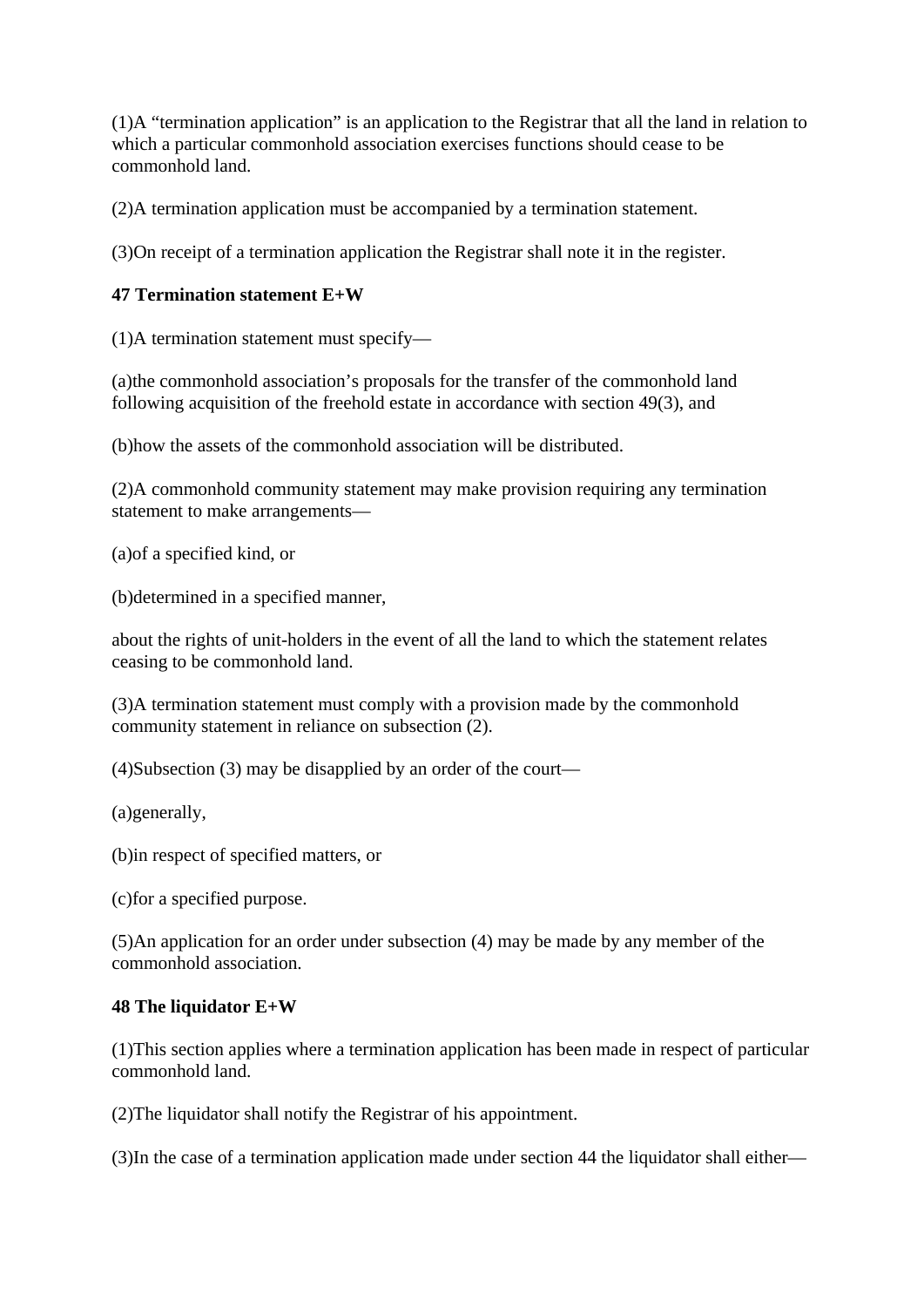(1)A “termination application” is an application to the Registrar that all the land in relation to which a particular commonhold association exercises functions should cease to be commonhold land.

(2)A termination application must be accompanied by a termination statement.

(3)On receipt of a termination application the Registrar shall note it in the register.

**47 Termination statement E+W**

(1)A termination statement must specify—

(a)the commonhold association’s proposals for the transfer of the commonhold land following acquisition of the freehold estate in accordance with section 49(3), and

(b)how the assets of the commonhold association will be distributed.

(2)A commonhold community statement may make provision requiring any termination statement to make arrangements—

(a)of a specified kind, or

(b)determined in a specified manner,

about the rights of unit-holders in the event of all the land to which the statement relates ceasing to be commonhold land.

(3)A termination statement must comply with a provision made by the commonhold community statement in reliance on subsection (2).

(4)Subsection (3) may be disapplied by an order of the court—

(a)generally,

(b)in respect of specified matters, or

(c)for a specified purpose.

(5)An application for an order under subsection (4) may be made by any member of the commonhold association.

**48 The liquidator E+W**

(1)This section applies where a termination application has been made in respect of particular commonhold land.

(2)The liquidator shall notify the Registrar of his appointment.

(3)In the case of a termination application made under section 44 the liquidator shall either—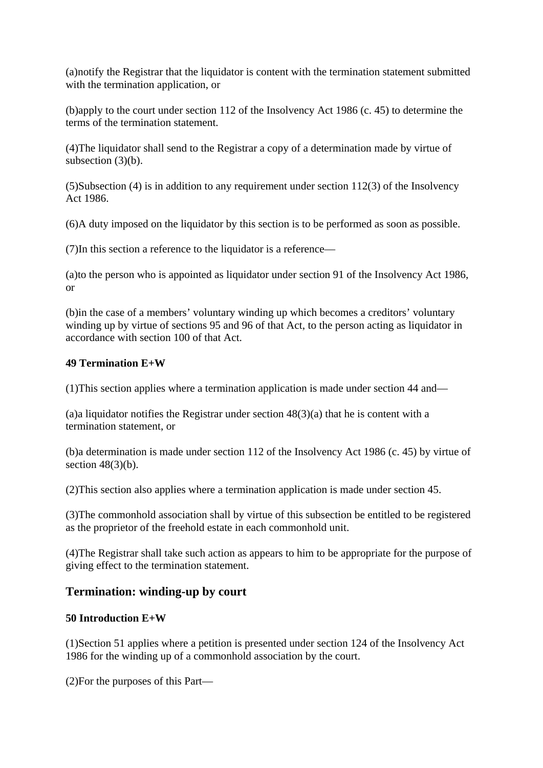(a)notify the Registrar that the liquidator is content with the termination statement submitted with the termination application, or

(b)apply to the court under section 112 of the Insolvency Act 1986 (c. 45) to determine the terms of the termination statement.

(4)The liquidator shall send to the Registrar a copy of a determination made by virtue of subsection (3)(b).

(5)Subsection (4) is in addition to any requirement under section 112(3) of the Insolvency Act 1986.

(6)A duty imposed on the liquidator by this section is to be performed as soon as possible.

(7)In this section a reference to the liquidator is a reference—

(a)to the person who is appointed as liquidator under section 91 of the Insolvency Act 1986, or

(b)in the case of a members' voluntary winding up which becomes a creditors' voluntary winding up by virtue of sections 95 and 96 of that Act, to the person acting as liquidator in accordance with section 100 of that Act.

**49 Termination E+W**

(1)This section applies where a termination application is made under section 44 and—

(a)a liquidator notifies the Registrar under section 48(3)(a) that he is content with a termination statement, or

(b)a determination is made under section 112 of the Insolvency Act 1986 (c. 45) by virtue of section 48(3)(b).

(2)This section also applies where a termination application is made under section 45.

(3)The commonhold association shall by virtue of this subsection be entitled to be registered as the proprietor of the freehold estate in each commonhold unit.

(4)The Registrar shall take such action as appears to him to be appropriate for the purpose of giving effect to the termination statement.

## Termination: winding-up by court

**50 Introduction E+W**

(1)Section 51 applies where a petition is presented under section 124 of the Insolvency Act 1986 for the winding up of a commonhold association by the court.

(2)For the purposes of this Part—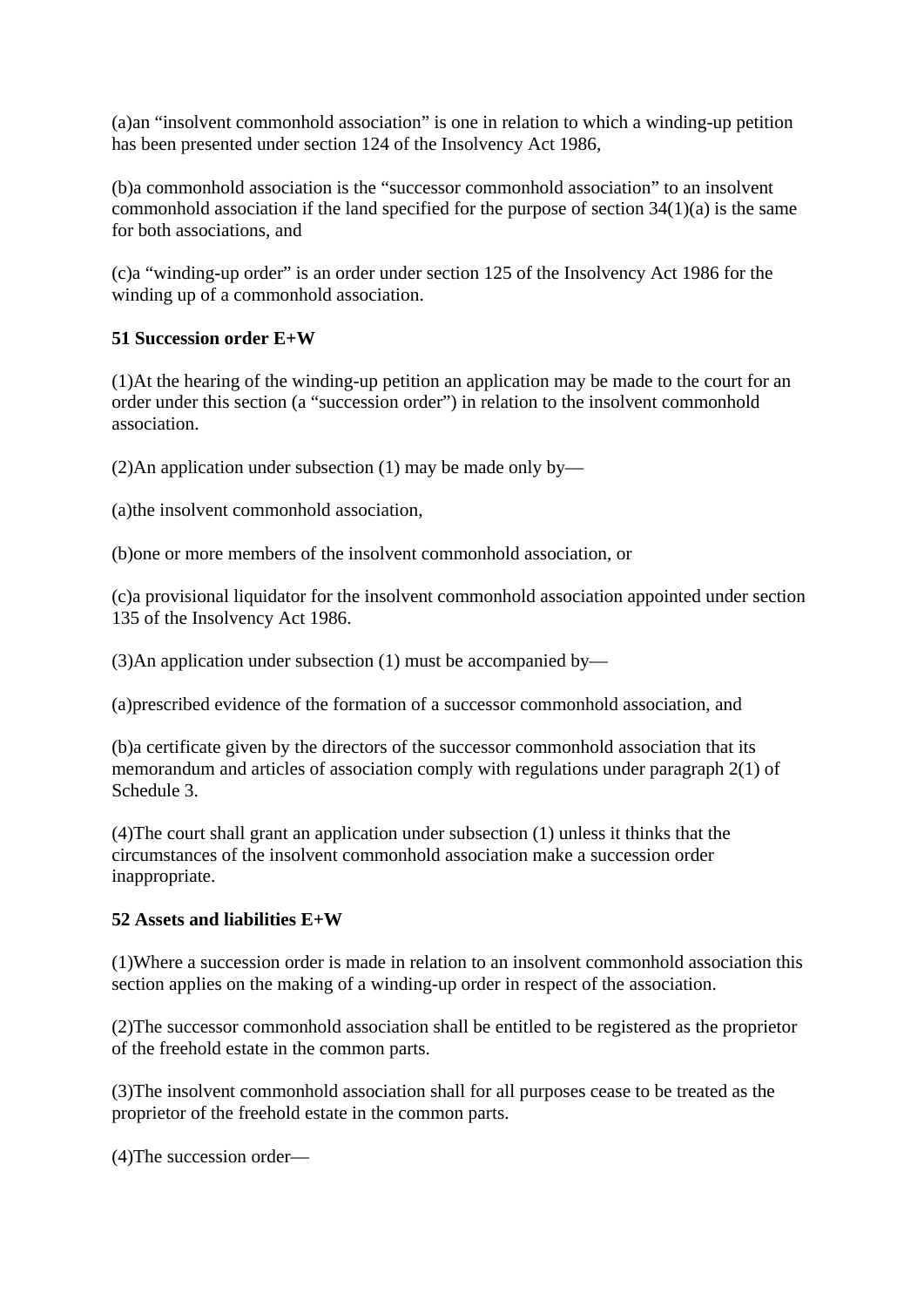(a)an “insolvent commonhold association” is one in relation to which a winding-up petition has been presented under section 124 of the Insolvency Act 1986,

(b)a commonhold association is the “successor commonhold association” to an insolvent commonhold association if the land specified for the purpose of section 34(1)(a) is the same for both associations, and

(c)a “winding-up order” is an order under section 125 of the Insolvency Act 1986 for the winding up of a commonhold association.

**51 Succession order E+W**

(1)At the hearing of the winding-up petition an application may be made to the court for an order under this section (a “succession order”) in relation to the insolvent commonhold association.

(2)An application under subsection (1) may be made only by—

(a)the insolvent commonhold association,

(b)one or more members of the insolvent commonhold association, or

(c)a provisional liquidator for the insolvent commonhold association appointed under section 135 of the Insolvency Act 1986.

(3)An application under subsection (1) must be accompanied by—

(a)prescribed evidence of the formation of a successor commonhold association, and

(b)a certificate given by the directors of the successor commonhold association that its memorandum and articles of association comply with regulations under paragraph 2(1) of Schedule 3.

(4)The court shall grant an application under subsection (1) unless it thinks that the circumstances of the insolvent commonhold association make a succession order inappropriate.

**52 Assets and liabilities E+W**

(1)Where a succession order is made in relation to an insolvent commonhold association this section applies on the making of a winding-up order in respect of the association.

(2)The successor commonhold association shall be entitled to be registered as the proprietor of the freehold estate in the common parts.

(3)The insolvent commonhold association shall for all purposes cease to be treated as the proprietor of the freehold estate in the common parts.

(4)The succession order—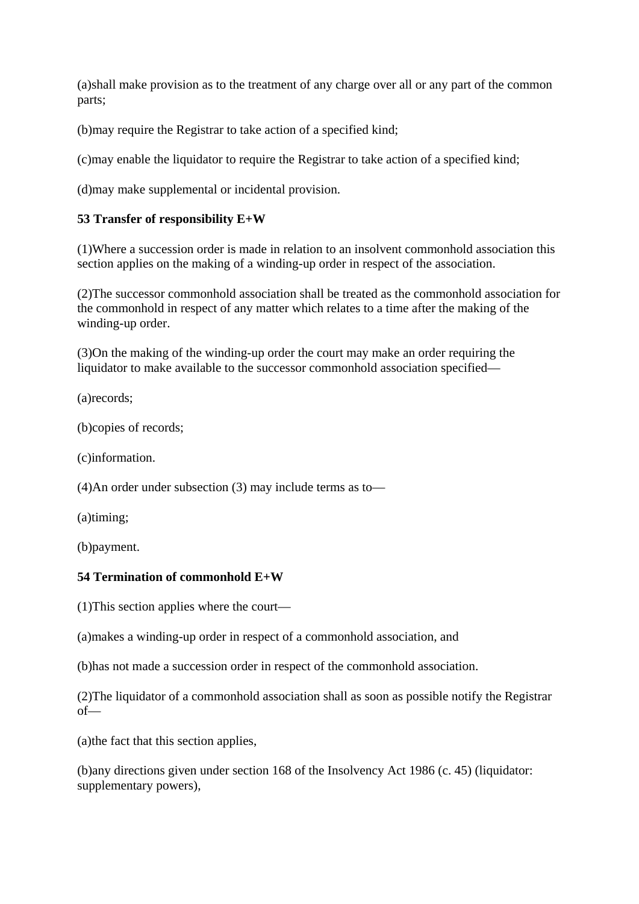(a)shall make provision as to the treatment of any charge over all or any part of the common parts;

(b)may require the Registrar to take action of a specified kind;

(c)may enable the liquidator to require the Registrar to take action of a specified kind;

(d)may make supplemental or incidental provision.

**53 Transfer of responsibility E+W**

(1)Where a succession order is made in relation to an insolvent commonhold association this section applies on the making of a winding-up order in respect of the association.

(2)The successor commonhold association shall be treated as the commonhold association for the commonhold in respect of any matter which relates to a time after the making of the winding-up order.

(3)On the making of the winding-up order the court may make an order requiring the liquidator to make available to the successor commonhold association specified—

(a)records;

(b)copies of records;

(c)information.

(4)An order under subsection (3) may include terms as to—

(a)timing;

(b)payment.

**54 Termination of commonhold E+W**

(1)This section applies where the court—

(a)makes a winding-up order in respect of a commonhold association, and

(b)has not made a succession order in respect of the commonhold association.

(2)The liquidator of a commonhold association shall as soon as possible notify the Registrar of—

(a)the fact that this section applies,

(b)any directions given under section 168 of the Insolvency Act 1986 (c. 45) (liquidator: supplementary powers),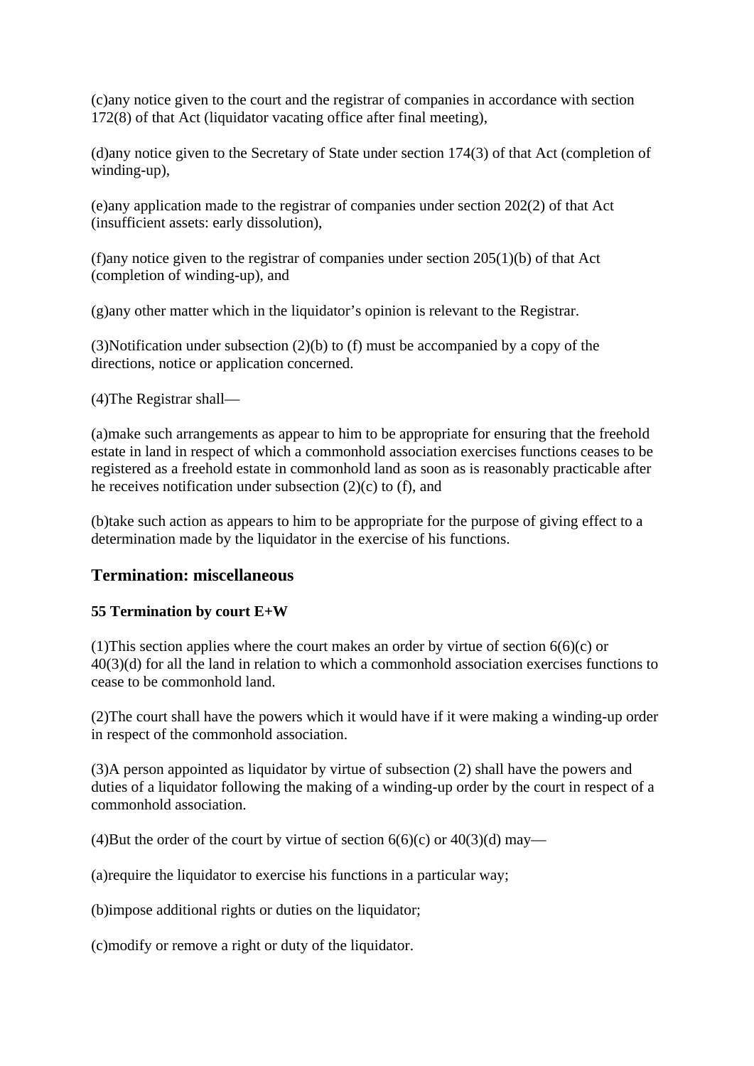(c)any notice given to the court and the registrar of companies in accordance with section 172(8) of that Act (liquidator vacating office after final meeting),

(d)any notice given to the Secretary of State under section 174(3) of that Act (completion of winding-up),

(e)any application made to the registrar of companies under section 202(2) of that Act (insufficient assets: early dissolution),

(f)any notice given to the registrar of companies under section 205(1)(b) of that Act (completion of winding-up), and

(g)any other matter which in the liquidator's opinion is relevant to the Registrar.

(3)Notification under subsection (2)(b) to (f) must be accompanied by a copy of the directions, notice or application concerned.

(4)The Registrar shall—

(a)make such arrangements as appear to him to be appropriate for ensuring that the freehold estate in land in respect of which a commonhold association exercises functions ceases to be registered as a freehold estate in commonhold land as soon as is reasonably practicable after he receives notification under subsection (2)(c) to (f), and

(b)take such action as appears to him to be appropriate for the purpose of giving effect to a determination made by the liquidator in the exercise of his functions.

## Termination: miscellaneous

**55 Termination by court E+W**

(1)This section applies where the court makes an order by virtue of section 6(6)(c) or 40(3)(d) for all the land in relation to which a commonhold association exercises functions to cease to be commonhold land.

(2)The court shall have the powers which it would have if it were making a winding-up order in respect of the commonhold association.

(3)A person appointed as liquidator by virtue of subsection (2) shall have the powers and duties of a liquidator following the making of a winding-up order by the court in respect of a commonhold association.

(4)But the order of the court by virtue of section 6(6)(c) or 40(3)(d) may—

(a)require the liquidator to exercise his functions in a particular way;

(b)impose additional rights or duties on the liquidator;

(c)modify or remove a right or duty of the liquidator.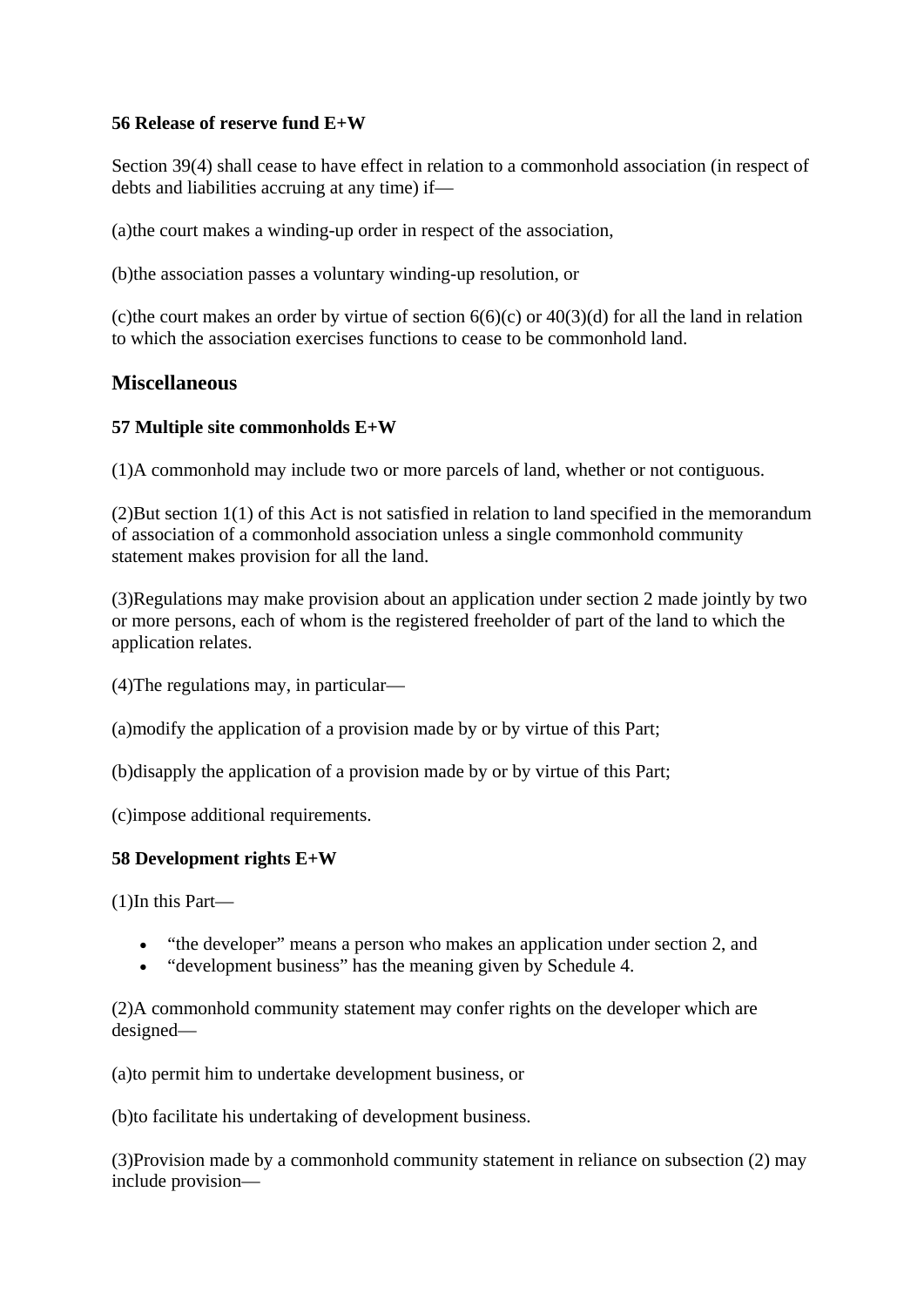**56 Release of reserve fund E+W**

Section 39(4) shall cease to have effect in relation to a commonhold association (in respect of debts and liabilities accruing at any time) if—

(a)the court makes a winding-up order in respect of the association,

(b)the association passes a voluntary winding-up resolution, or

(c)the court makes an order by virtue of section 6(6)(c) or 40(3)(d) for all the land in relation to which the association exercises functions to cease to be commonhold land.

## Miscellaneous

**57 Multiple site commonholds E+W**

(1)A commonhold may include two or more parcels of land, whether or not contiguous.

(2)But section 1(1) of this Act is not satisfied in relation to land specified in the memorandum of association of a commonhold association unless a single commonhold community statement makes provision for all the land.

(3)Regulations may make provision about an application under section 2 made jointly by two or more persons, each of whom is the registered freeholder of part of the land to which the application relates.

(4)The regulations may, in particular—

(a)modify the application of a provision made by or by virtue of this Part;

(b)disapply the application of a provision made by or by virtue of this Part;

(c)impose additional requirements.

**58 Development rights E+W**

(1)In this Part—

- “the developer” means a person who makes an application under section 2, and
- “development business” has the meaning given by Schedule 4.

(2)A commonhold community statement may confer rights on the developer which are designed—

(a)to permit him to undertake development business, or

(b)to facilitate his undertaking of development business.

(3)Provision made by a commonhold community statement in reliance on subsection (2) may include provision—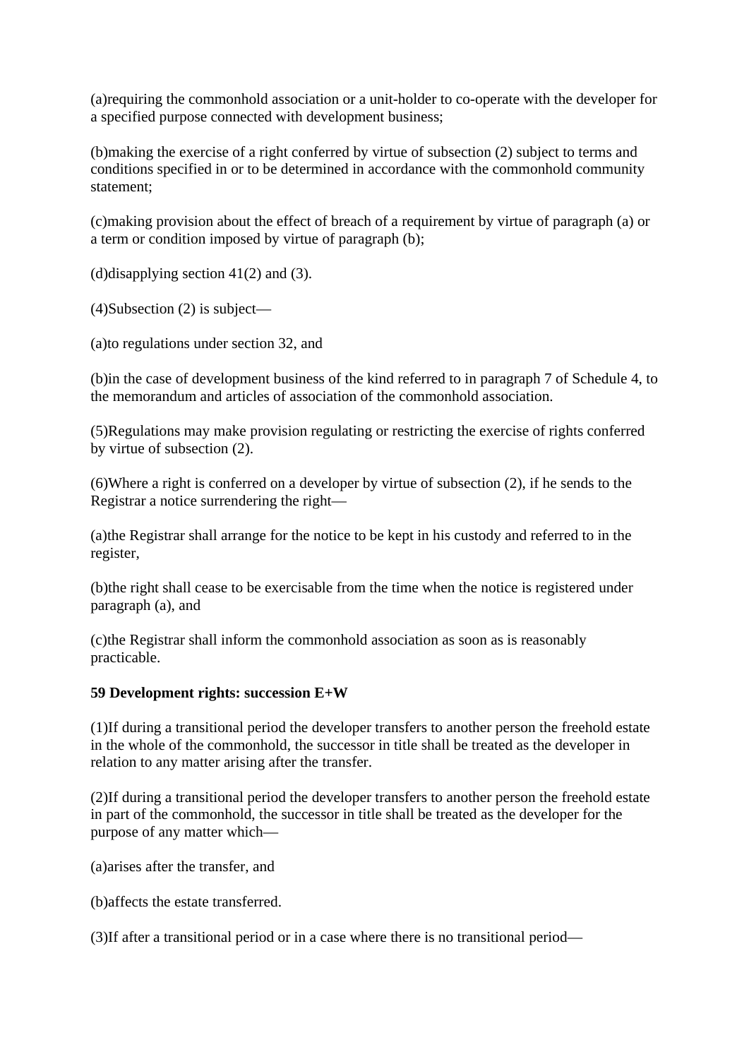(a)requiring the commonhold association or a unit-holder to co-operate with the developer for a specified purpose connected with development business;

(b)making the exercise of a right conferred by virtue of subsection (2) subject to terms and conditions specified in or to be determined in accordance with the commonhold community statement;

(c)making provision about the effect of breach of a requirement by virtue of paragraph (a) or a term or condition imposed by virtue of paragraph (b);

(d)disapplying section 41(2) and (3).

(4)Subsection (2) is subject—

(a)to regulations under section 32, and

(b)in the case of development business of the kind referred to in paragraph 7 of Schedule 4, to the memorandum and articles of association of the commonhold association.

(5)Regulations may make provision regulating or restricting the exercise of rights conferred by virtue of subsection (2).

(6)Where a right is conferred on a developer by virtue of subsection (2), if he sends to the Registrar a notice surrendering the right—

(a)the Registrar shall arrange for the notice to be kept in his custody and referred to in the register,

(b)the right shall cease to be exercisable from the time when the notice is registered under paragraph (a), and

(c)the Registrar shall inform the commonhold association as soon as is reasonably practicable.

**59 Development rights: succession E+W**

(1)If during a transitional period the developer transfers to another person the freehold estate in the whole of the commonhold, the successor in title shall be treated as the developer in relation to any matter arising after the transfer.

(2)If during a transitional period the developer transfers to another person the freehold estate in part of the commonhold, the successor in title shall be treated as the developer for the purpose of any matter which—

(a)arises after the transfer, and

(b)affects the estate transferred.

(3)If after a transitional period or in a case where there is no transitional period—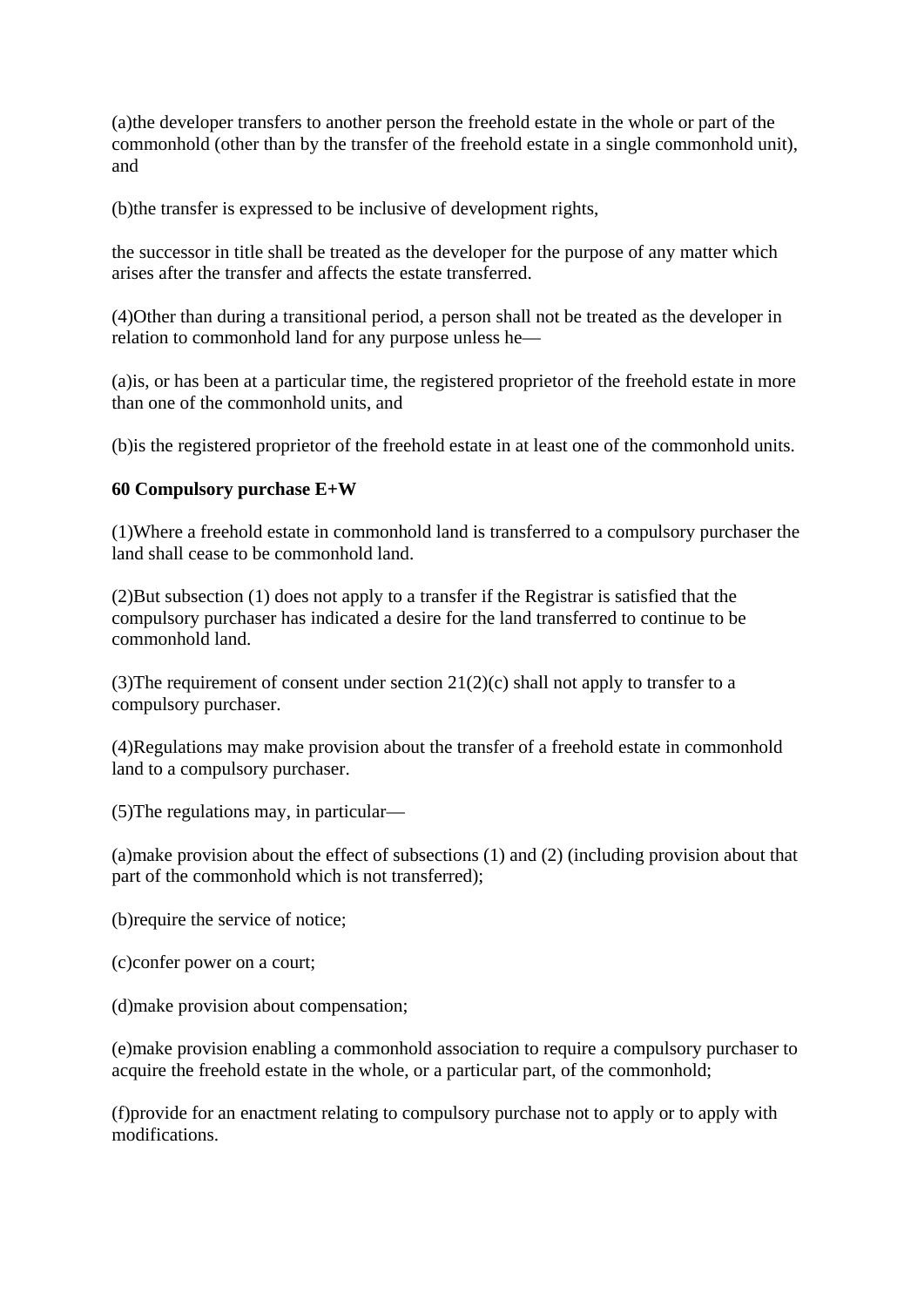(a)the developer transfers to another person the freehold estate in the whole or part of the commonhold (other than by the transfer of the freehold estate in a single commonhold unit), and

(b)the transfer is expressed to be inclusive of development rights,

the successor in title shall be treated as the developer for the purpose of any matter which arises after the transfer and affects the estate transferred.

(4)Other than during a transitional period, a person shall not be treated as the developer in relation to commonhold land for any purpose unless he—

(a)is, or has been at a particular time, the registered proprietor of the freehold estate in more than one of the commonhold units, and

(b)is the registered proprietor of the freehold estate in at least one of the commonhold units.

**60 Compulsory purchase E+W**

(1)Where a freehold estate in commonhold land is transferred to a compulsory purchaser the land shall cease to be commonhold land.

(2)But subsection (1) does not apply to a transfer if the Registrar is satisfied that the compulsory purchaser has indicated a desire for the land transferred to continue to be commonhold land.

(3)The requirement of consent under section 21(2)(c) shall not apply to transfer to a compulsory purchaser.

(4)Regulations may make provision about the transfer of a freehold estate in commonhold land to a compulsory purchaser.

(5)The regulations may, in particular—

(a)make provision about the effect of subsections (1) and (2) (including provision about that part of the commonhold which is not transferred);

(b)require the service of notice;

(c)confer power on a court;

(d)make provision about compensation;

(e)make provision enabling a commonhold association to require a compulsory purchaser to acquire the freehold estate in the whole, or a particular part, of the commonhold;

(f)provide for an enactment relating to compulsory purchase not to apply or to apply with modifications.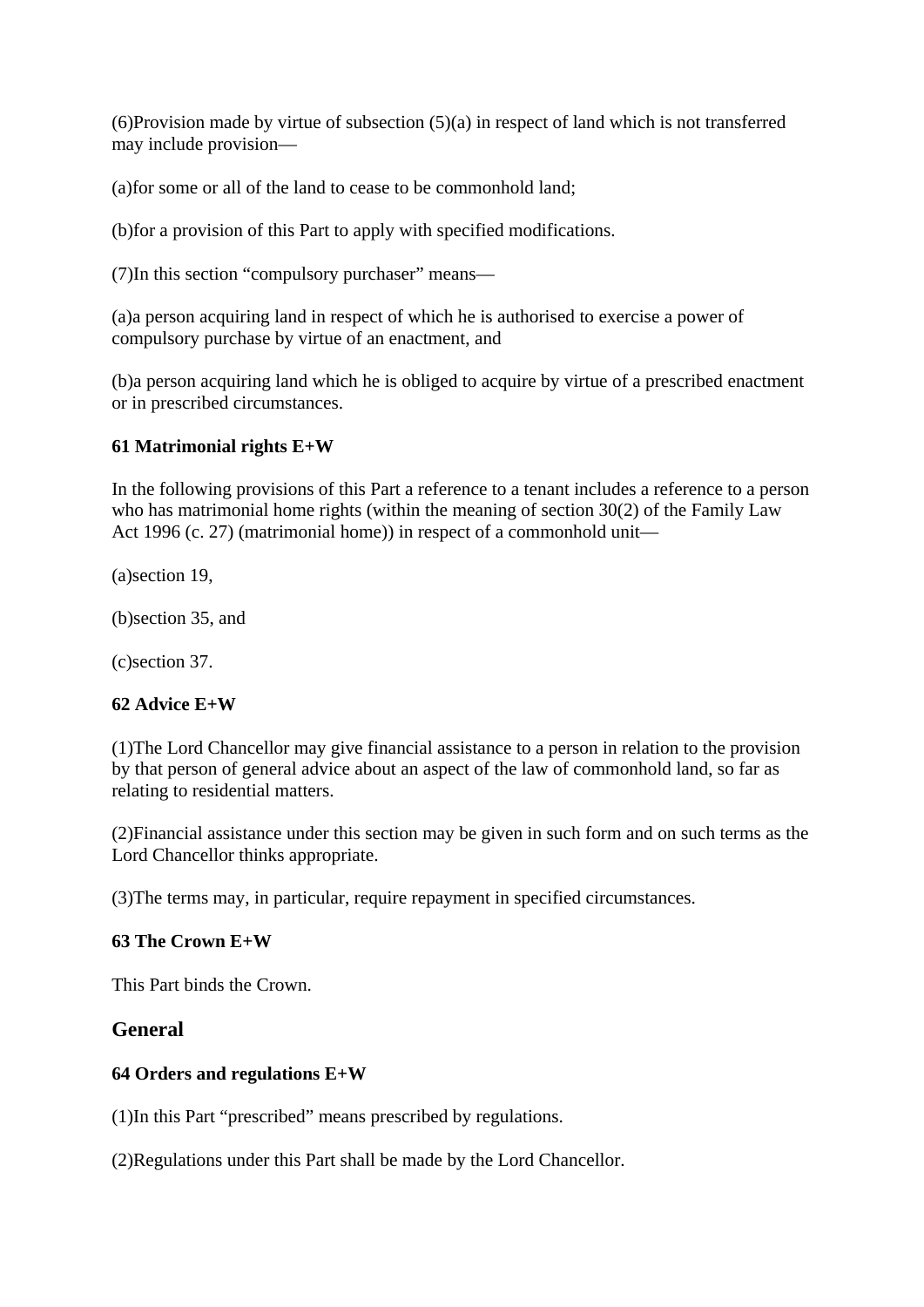(6)Provision made by virtue of subsection (5)(a) in respect of land which is not transferred may include provision—

(a)for some or all of the land to cease to be commonhold land;

(b)for a provision of this Part to apply with specified modifications.

(7)In this section "compulsory purchaser" means—

(a)a person acquiring land in respect of which he is authorised to exercise a power of compulsory purchase by virtue of an enactment, and

(b)a person acquiring land which he is obliged to acquire by virtue of a prescribed enactment or in prescribed circumstances.

**61 Matrimonial rights E+W**

In the following provisions of this Part a reference to a tenant includes a reference to a person who has matrimonial home rights (within the meaning of section 30(2) of the Family Law Act 1996 (c. 27) (matrimonial home)) in respect of a commonhold unit—

(a)section 19,

(b)section 35, and

(c)section 37.

**62 Advice E+W**

(1)The Lord Chancellor may give financial assistance to a person in relation to the provision by that person of general advice about an aspect of the law of commonhold land, so far as relating to residential matters.

(2)Financial assistance under this section may be given in such form and on such terms as the Lord Chancellor thinks appropriate.

(3)The terms may, in particular, require repayment in specified circumstances.

**63 The Crown E+W**

This Part binds the Crown.

## General

**64 Orders and regulations E+W**

(1)In this Part "prescribed" means prescribed by regulations.

(2)Regulations under this Part shall be made by the Lord Chancellor.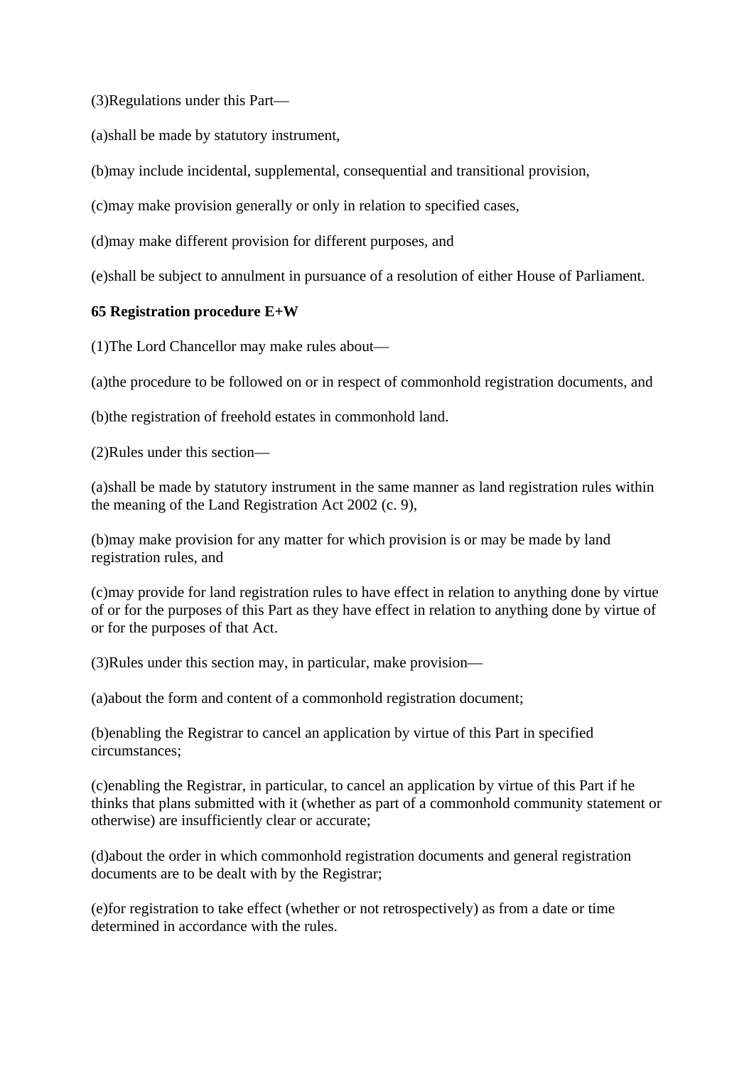(3)Regulations under this Part—

(a)shall be made by statutory instrument,

(b)may include incidental, supplemental, consequential and transitional provision,

(c)may make provision generally or only in relation to specified cases,

(d)may make different provision for different purposes, and

(e)shall be subject to annulment in pursuance of a resolution of either House of Parliament.

**65 Registration procedure E+W**

(1)The Lord Chancellor may make rules about—

(a)the procedure to be followed on or in respect of commonhold registration documents, and

(b)the registration of freehold estates in commonhold land.

(2)Rules under this section—

(a)shall be made by statutory instrument in the same manner as land registration rules within the meaning of the Land Registration Act 2002 (c. 9),

(b)may make provision for any matter for which provision is or may be made by land registration rules, and

(c)may provide for land registration rules to have effect in relation to anything done by virtue of or for the purposes of this Part as they have effect in relation to anything done by virtue of or for the purposes of that Act.

(3)Rules under this section may, in particular, make provision—

(a)about the form and content of a commonhold registration document;

(b)enabling the Registrar to cancel an application by virtue of this Part in specified circumstances;

(c)enabling the Registrar, in particular, to cancel an application by virtue of this Part if he thinks that plans submitted with it (whether as part of a commonhold community statement or otherwise) are insufficiently clear or accurate;

(d)about the order in which commonhold registration documents and general registration documents are to be dealt with by the Registrar;

(e)for registration to take effect (whether or not retrospectively) as from a date or time determined in accordance with the rules.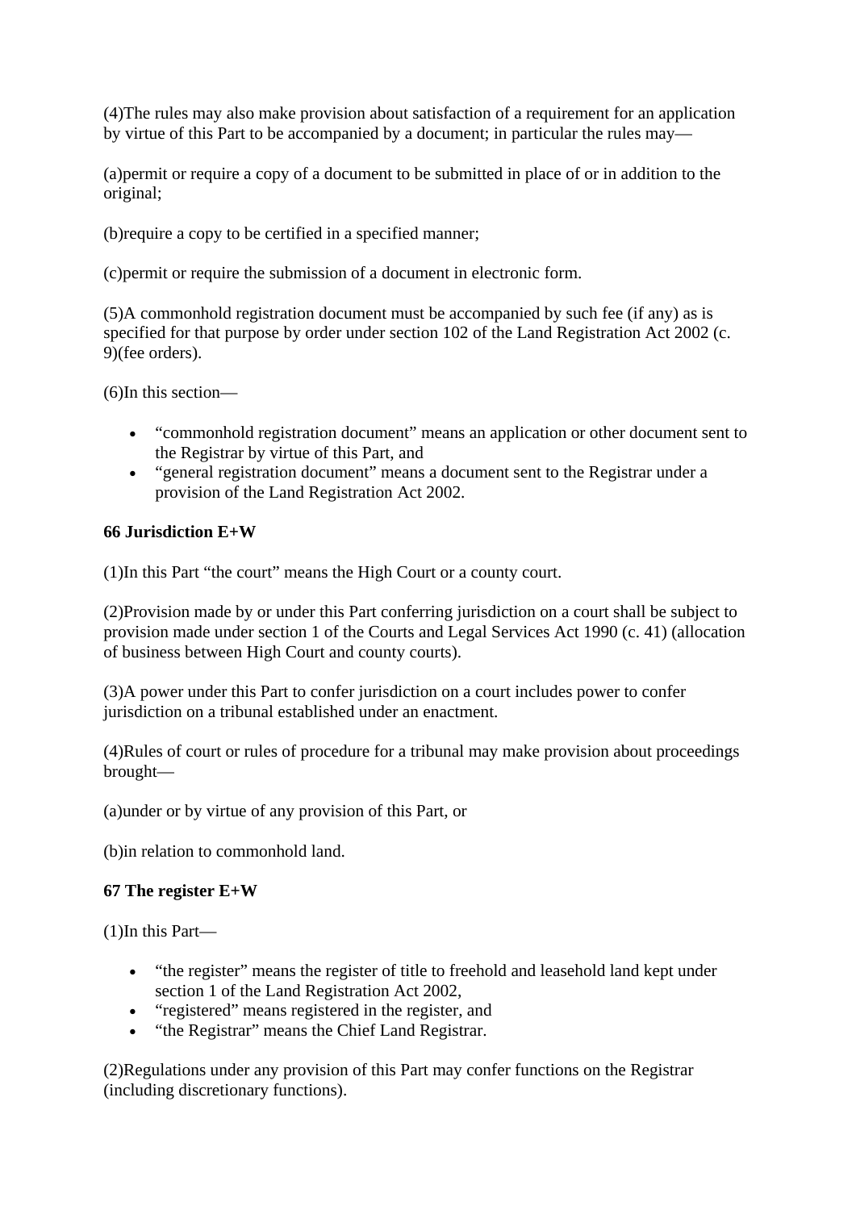(4)The rules may also make provision about satisfaction of a requirement for an application by virtue of this Part to be accompanied by a document; in particular the rules may—

(a)permit or require a copy of a document to be submitted in place of or in addition to the original;

(b)require a copy to be certified in a specified manner;

(c)permit or require the submission of a document in electronic form.

(5)A commonhold registration document must be accompanied by such fee (if any) as is specified for that purpose by order under section 102 of the Land Registration Act 2002 (c. 9)(fee orders).

(6)In this section—

- “commonhold registration document” means an application or other document sent to the Registrar by virtue of this Part, and
- “general registration document” means a document sent to the Registrar under a provision of the Land Registration Act 2002.

**66 Jurisdiction E+W**

(1)In this Part “the court” means the High Court or a county court.

(2)Provision made by or under this Part conferring jurisdiction on a court shall be subject to provision made under section 1 of the Courts and Legal Services Act 1990 (c. 41) (allocation of business between High Court and county courts).

(3)A power under this Part to confer jurisdiction on a court includes power to confer jurisdiction on a tribunal established under an enactment.

(4)Rules of court or rules of procedure for a tribunal may make provision about proceedings brought—

(a)under or by virtue of any provision of this Part, or

(b)in relation to commonhold land.

**67 The register E+W**

(1)In this Part—

- “the register” means the register of title to freehold and leasehold land kept under section 1 of the Land Registration Act 2002,
- “registered” means registered in the register, and
- “the Registrar” means the Chief Land Registrar.

(2)Regulations under any provision of this Part may confer functions on the Registrar (including discretionary functions).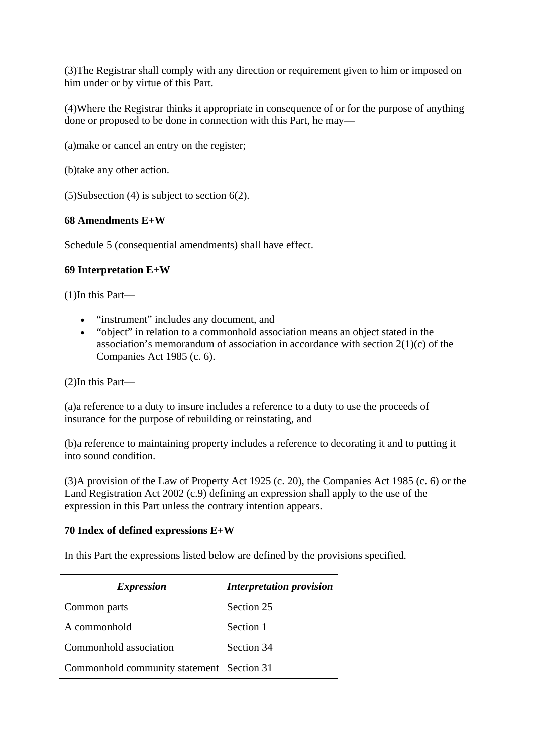(3)The Registrar shall comply with any direction or requirement given to him or imposed on him under or by virtue of this Part.

(4)Where the Registrar thinks it appropriate in consequence of or for the purpose of anything done or proposed to be done in connection with this Part, he may—

(a)make or cancel an entry on the register;

(b)take any other action.

(5)Subsection (4) is subject to section 6(2).

**68 Amendments E+W**

Schedule 5 (consequential amendments) shall have effect.

**69 Interpretation E+W**

(1)In this Part—

- "instrument" includes any document, and
- "object" in relation to a commonhold association means an object stated in the association's memorandum of association in accordance with section 2(1)(c) of the Companies Act 1985 (c. 6).

(2)In this Part—

(a)a reference to a duty to insure includes a reference to a duty to use the proceeds of insurance for the purpose of rebuilding or reinstating, and

(b)a reference to maintaining property includes a reference to decorating it and to putting it into sound condition.

(3)A provision of the Law of Property Act 1925 (c. 20), the Companies Act 1985 (c. 6) or the Land Registration Act 2002 (c.9) defining an expression shall apply to the use of the expression in this Part unless the contrary intention appears.

**70 Index of defined expressions E+W**

In this Part the expressions listed below are defined by the provisions specified.

| *Expression* | *Interpretation provision* |
|---|---|
| Common parts | Section 25 |
| A commonhold | Section 1 |
| Commonhold association | Section 34 |
| Commonhold community statement | Section 31 |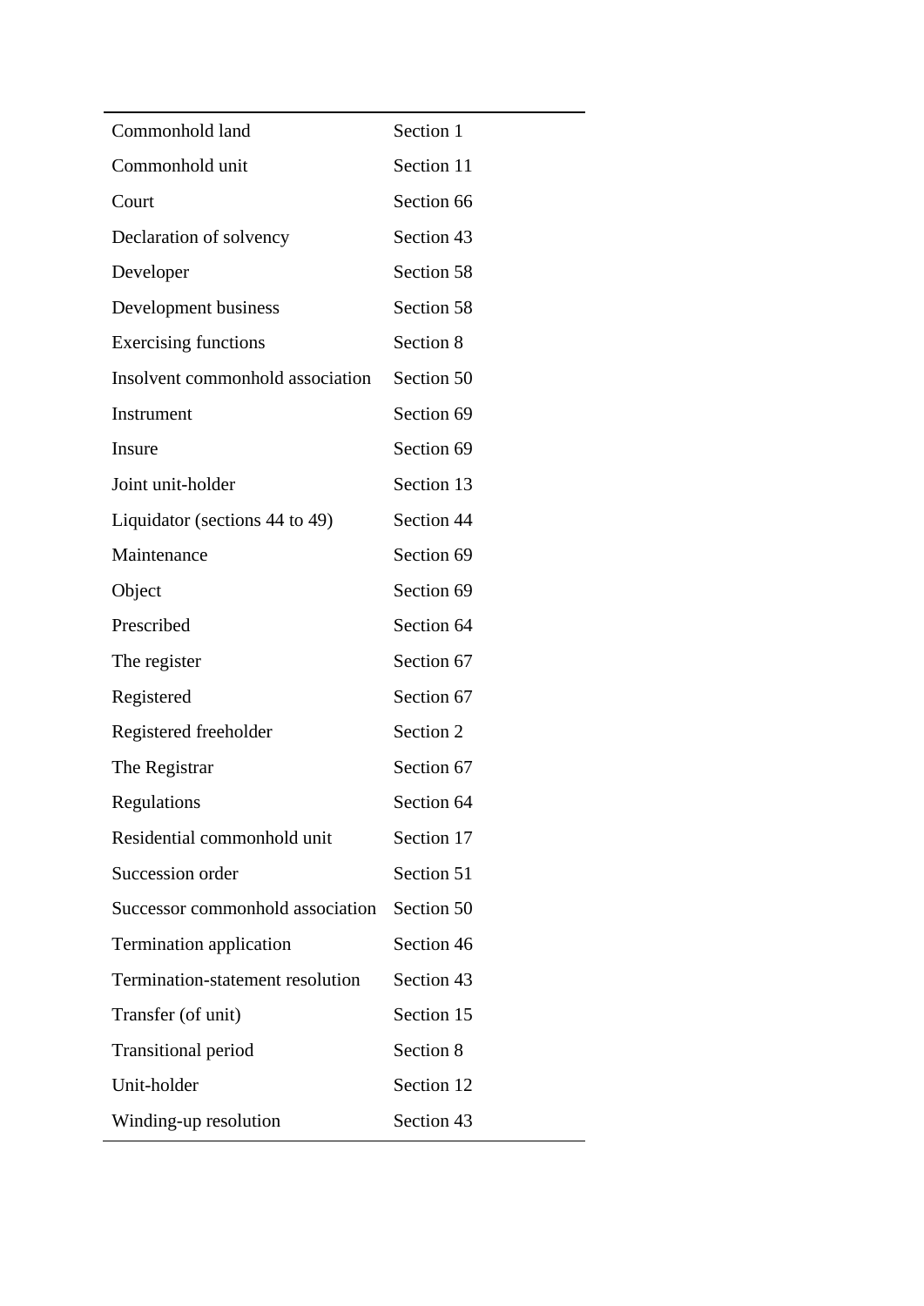| | |
|---|---|
| Commonhold land | Section 1 |
| Commonhold unit | Section 11 |
| Court | Section 66 |
| Declaration of solvency | Section 43 |
| Developer | Section 58 |
| Development business | Section 58 |
| Exercising functions | Section 8 |
| Insolvent commonhold association | Section 50 |
| Instrument | Section 69 |
| Insure | Section 69 |
| Joint unit-holder | Section 13 |
| Liquidator (sections 44 to 49) | Section 44 |
| Maintenance | Section 69 |
| Object | Section 69 |
| Prescribed | Section 64 |
| The register | Section 67 |
| Registered | Section 67 |
| Registered freeholder | Section 2 |
| The Registrar | Section 67 |
| Regulations | Section 64 |
| Residential commonhold unit | Section 17 |
| Succession order | Section 51 |
| Successor commonhold association | Section 50 |
| Termination application | Section 46 |
| Termination-statement resolution | Section 43 |
| Transfer (of unit) | Section 15 |
| Transitional period | Section 8 |
| Unit-holder | Section 12 |
| Winding-up resolution | Section 43 |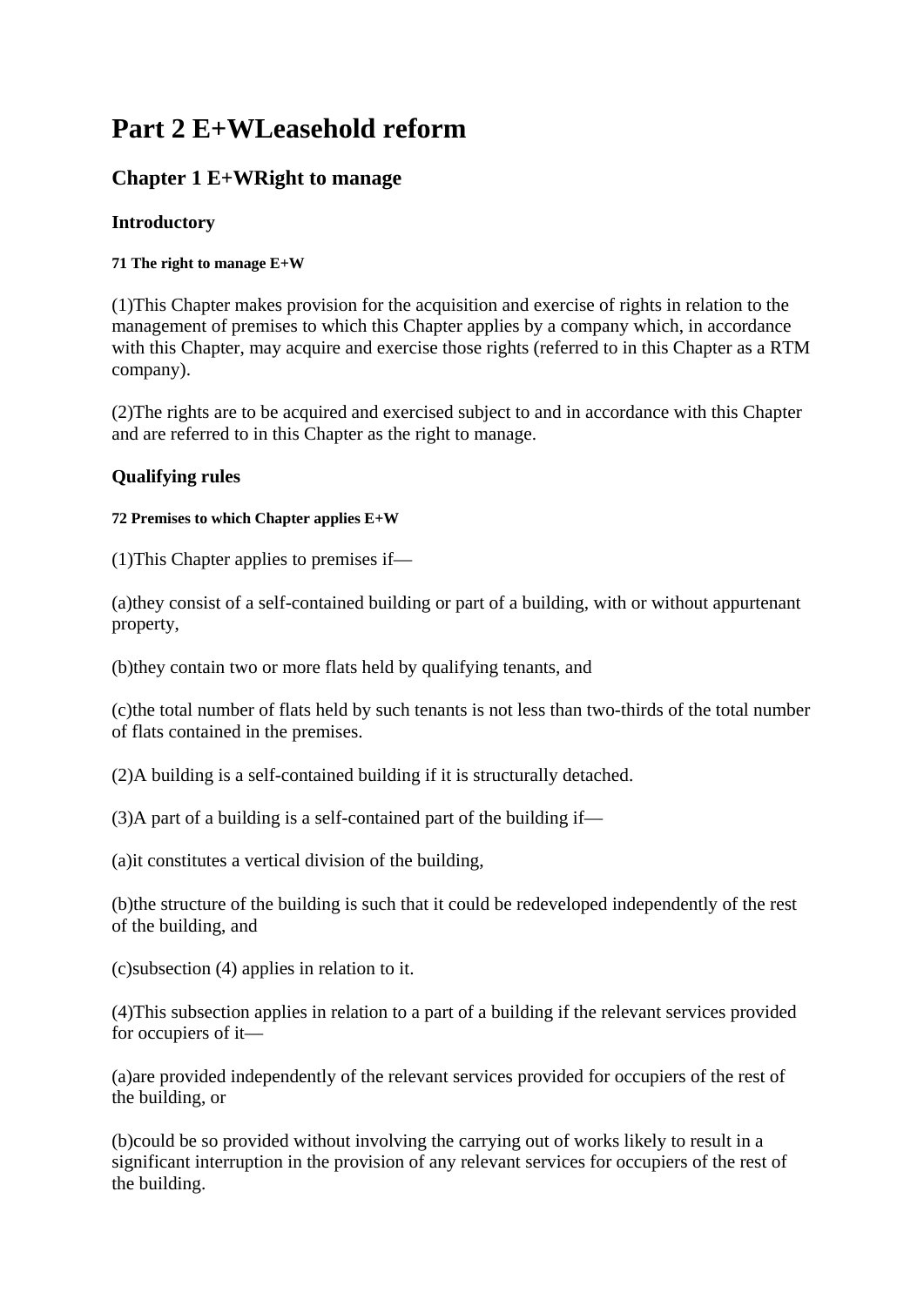# Part 2 E+WLeasehold reform

## Chapter 1 E+WRight to manage

### Introductory

##### 71 The right to manage E+W

(1)This Chapter makes provision for the acquisition and exercise of rights in relation to the management of premises to which this Chapter applies by a company which, in accordance with this Chapter, may acquire and exercise those rights (referred to in this Chapter as a RTM company).

(2)The rights are to be acquired and exercised subject to and in accordance with this Chapter and are referred to in this Chapter as the right to manage.

### Qualifying rules

##### 72 Premises to which Chapter applies E+W

(1)This Chapter applies to premises if—

(a)they consist of a self-contained building or part of a building, with or without appurtenant property,

(b)they contain two or more flats held by qualifying tenants, and

(c)the total number of flats held by such tenants is not less than two-thirds of the total number of flats contained in the premises.

(2)A building is a self-contained building if it is structurally detached.

(3)A part of a building is a self-contained part of the building if—

(a)it constitutes a vertical division of the building,

(b)the structure of the building is such that it could be redeveloped independently of the rest of the building, and

(c)subsection (4) applies in relation to it.

(4)This subsection applies in relation to a part of a building if the relevant services provided for occupiers of it—

(a)are provided independently of the relevant services provided for occupiers of the rest of the building, or

(b)could be so provided without involving the carrying out of works likely to result in a significant interruption in the provision of any relevant services for occupiers of the rest of the building.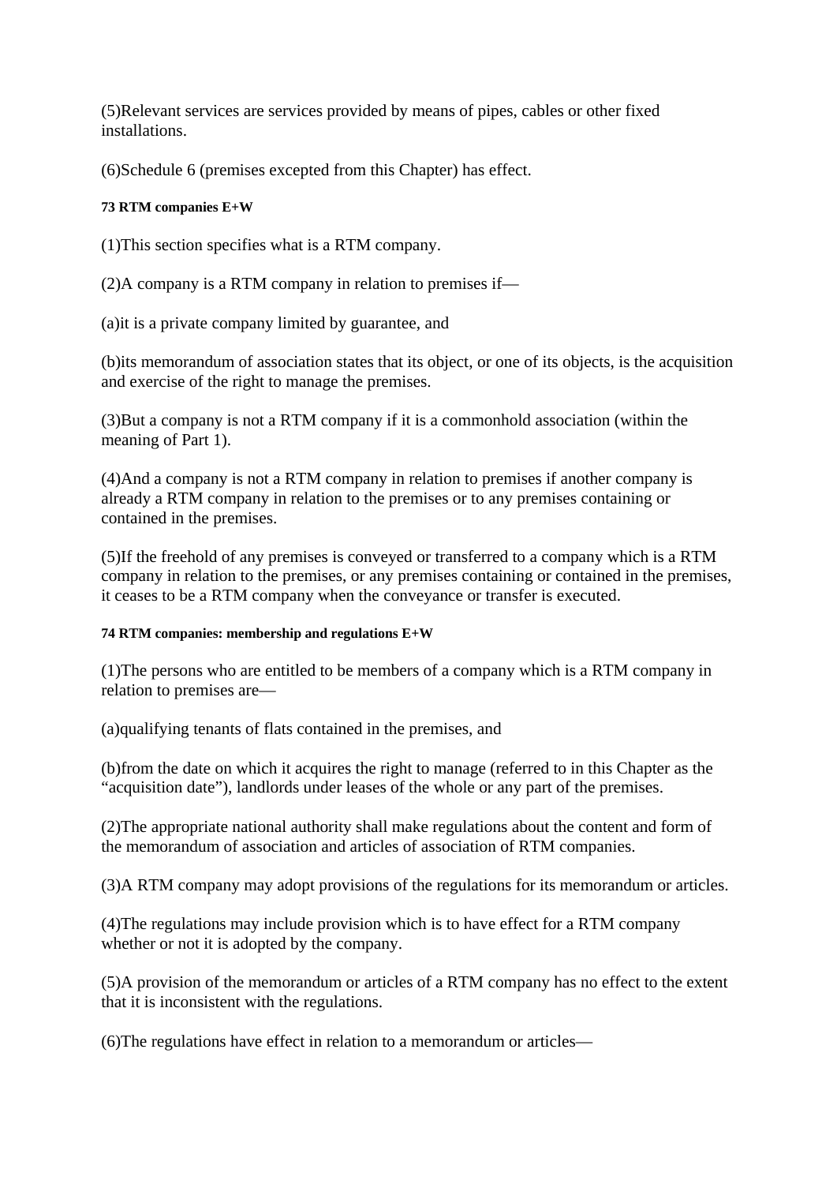(5)Relevant services are services provided by means of pipes, cables or other fixed installations.

(6)Schedule 6 (premises excepted from this Chapter) has effect.

#### 73 RTM companies E+W

(1)This section specifies what is a RTM company.

(2)A company is a RTM company in relation to premises if—

(a)it is a private company limited by guarantee, and

(b)its memorandum of association states that its object, or one of its objects, is the acquisition and exercise of the right to manage the premises.

(3)But a company is not a RTM company if it is a commonhold association (within the meaning of Part 1).

(4)And a company is not a RTM company in relation to premises if another company is already a RTM company in relation to the premises or to any premises containing or contained in the premises.

(5)If the freehold of any premises is conveyed or transferred to a company which is a RTM company in relation to the premises, or any premises containing or contained in the premises, it ceases to be a RTM company when the conveyance or transfer is executed.

#### 74 RTM companies: membership and regulations E+W

(1)The persons who are entitled to be members of a company which is a RTM company in relation to premises are—

(a)qualifying tenants of flats contained in the premises, and

(b)from the date on which it acquires the right to manage (referred to in this Chapter as the "acquisition date"), landlords under leases of the whole or any part of the premises.

(2)The appropriate national authority shall make regulations about the content and form of the memorandum of association and articles of association of RTM companies.

(3)A RTM company may adopt provisions of the regulations for its memorandum or articles.

(4)The regulations may include provision which is to have effect for a RTM company whether or not it is adopted by the company.

(5)A provision of the memorandum or articles of a RTM company has no effect to the extent that it is inconsistent with the regulations.

(6)The regulations have effect in relation to a memorandum or articles—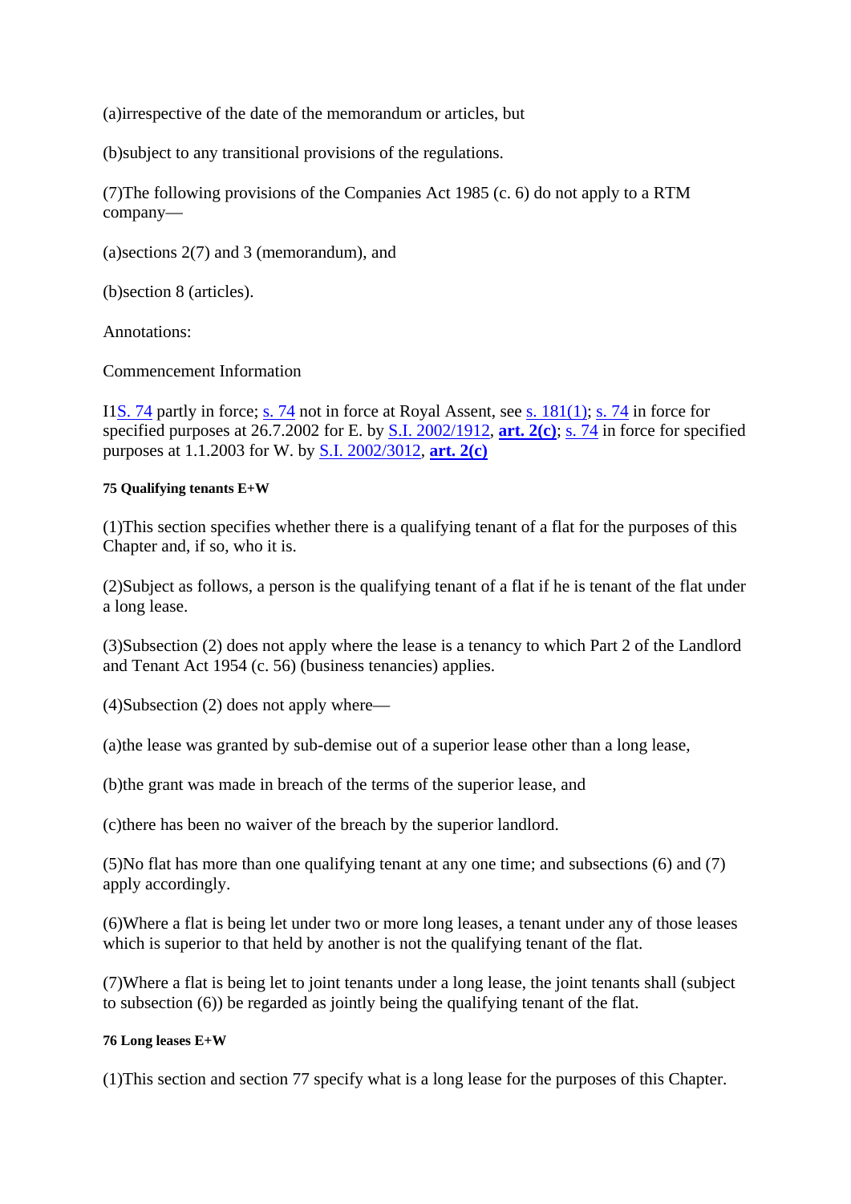(a)irrespective of the date of the memorandum or articles, but

(b)subject to any transitional provisions of the regulations.

(7)The following provisions of the Companies Act 1985 (c. 6) do not apply to a RTM company—

(a)sections 2(7) and 3 (memorandum), and

(b)section 8 (articles).

Annotations:

Commencement Information

I1S. 74 partly in force; s. 74 not in force at Royal Assent, see s. 181(1); s. 74 in force for specified purposes at 26.7.2002 for E. by S.I. 2002/1912, **art. 2(c)**; s. 74 in force for specified purposes at 1.1.2003 for W. by S.I. 2002/3012, **art. 2(c)**

#### 75 Qualifying tenants E+W

(1)This section specifies whether there is a qualifying tenant of a flat for the purposes of this Chapter and, if so, who it is.

(2)Subject as follows, a person is the qualifying tenant of a flat if he is tenant of the flat under a long lease.

(3)Subsection (2) does not apply where the lease is a tenancy to which Part 2 of the Landlord and Tenant Act 1954 (c. 56) (business tenancies) applies.

(4)Subsection (2) does not apply where—

(a)the lease was granted by sub-demise out of a superior lease other than a long lease,

(b)the grant was made in breach of the terms of the superior lease, and

(c)there has been no waiver of the breach by the superior landlord.

(5)No flat has more than one qualifying tenant at any one time; and subsections (6) and (7) apply accordingly.

(6)Where a flat is being let under two or more long leases, a tenant under any of those leases which is superior to that held by another is not the qualifying tenant of the flat.

(7)Where a flat is being let to joint tenants under a long lease, the joint tenants shall (subject to subsection (6)) be regarded as jointly being the qualifying tenant of the flat.

#### 76 Long leases E+W

(1)This section and section 77 specify what is a long lease for the purposes of this Chapter.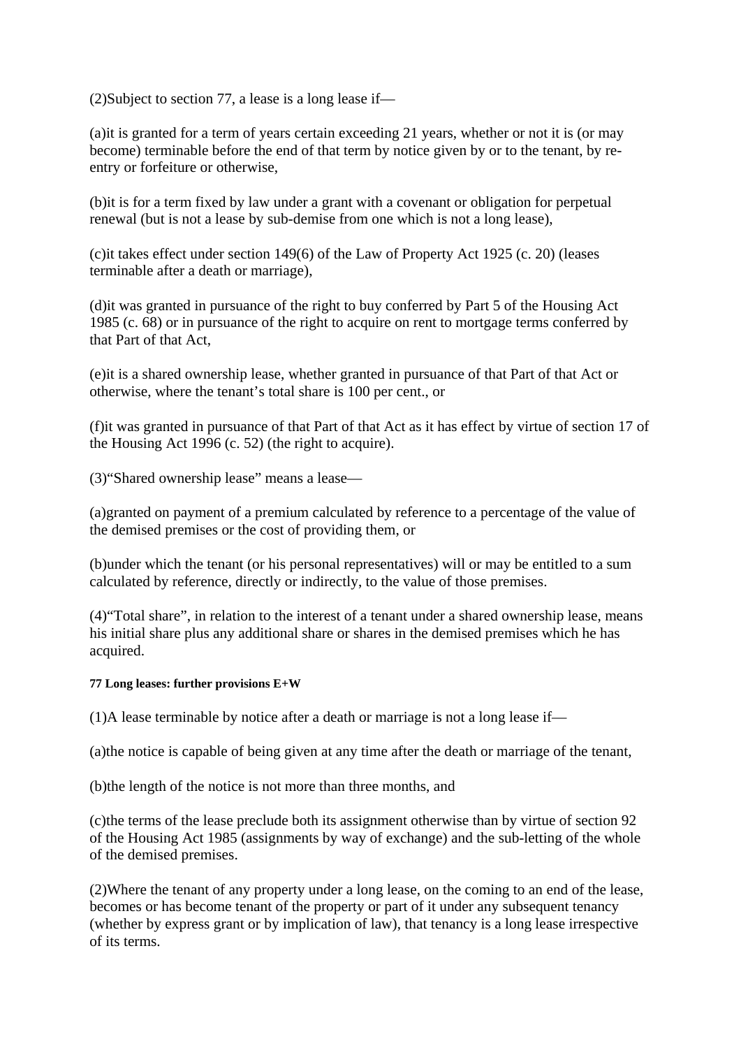(2)Subject to section 77, a lease is a long lease if—

(a)it is granted for a term of years certain exceeding 21 years, whether or not it is (or may become) terminable before the end of that term by notice given by or to the tenant, by re-entry or forfeiture or otherwise,

(b)it is for a term fixed by law under a grant with a covenant or obligation for perpetual renewal (but is not a lease by sub-demise from one which is not a long lease),

(c)it takes effect under section 149(6) of the Law of Property Act 1925 (c. 20) (leases terminable after a death or marriage),

(d)it was granted in pursuance of the right to buy conferred by Part 5 of the Housing Act 1985 (c. 68) or in pursuance of the right to acquire on rent to mortgage terms conferred by that Part of that Act,

(e)it is a shared ownership lease, whether granted in pursuance of that Part of that Act or otherwise, where the tenant's total share is 100 per cent., or

(f)it was granted in pursuance of that Part of that Act as it has effect by virtue of section 17 of the Housing Act 1996 (c. 52) (the right to acquire).

(3)"Shared ownership lease" means a lease—

(a)granted on payment of a premium calculated by reference to a percentage of the value of the demised premises or the cost of providing them, or

(b)under which the tenant (or his personal representatives) will or may be entitled to a sum calculated by reference, directly or indirectly, to the value of those premises.

(4)"Total share", in relation to the interest of a tenant under a shared ownership lease, means his initial share plus any additional share or shares in the demised premises which he has acquired.

##### 77 Long leases: further provisions E+W

(1)A lease terminable by notice after a death or marriage is not a long lease if—

(a)the notice is capable of being given at any time after the death or marriage of the tenant,

(b)the length of the notice is not more than three months, and

(c)the terms of the lease preclude both its assignment otherwise than by virtue of section 92 of the Housing Act 1985 (assignments by way of exchange) and the sub-letting of the whole of the demised premises.

(2)Where the tenant of any property under a long lease, on the coming to an end of the lease, becomes or has become tenant of the property or part of it under any subsequent tenancy (whether by express grant or by implication of law), that tenancy is a long lease irrespective of its terms.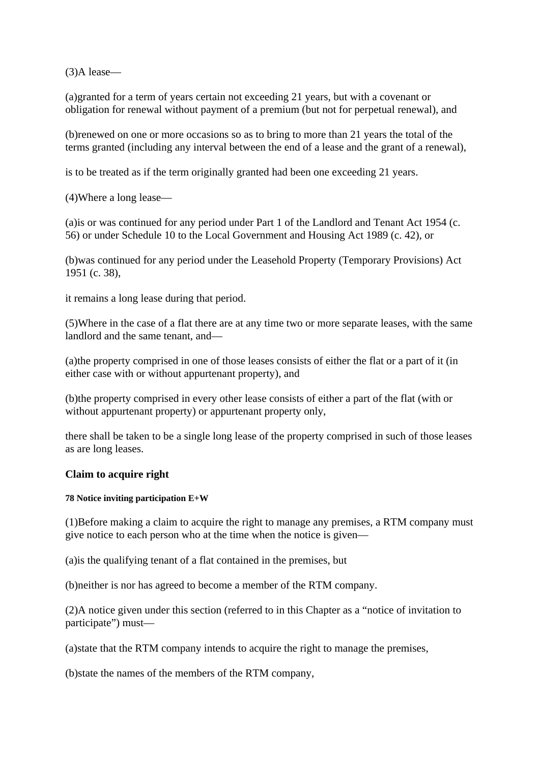(3)A lease—

(a)granted for a term of years certain not exceeding 21 years, but with a covenant or obligation for renewal without payment of a premium (but not for perpetual renewal), and

(b)renewed on one or more occasions so as to bring to more than 21 years the total of the terms granted (including any interval between the end of a lease and the grant of a renewal),

is to be treated as if the term originally granted had been one exceeding 21 years.

(4)Where a long lease—

(a)is or was continued for any period under Part 1 of the Landlord and Tenant Act 1954 (c. 56) or under Schedule 10 to the Local Government and Housing Act 1989 (c. 42), or

(b)was continued for any period under the Leasehold Property (Temporary Provisions) Act 1951 (c. 38),

it remains a long lease during that period.

(5)Where in the case of a flat there are at any time two or more separate leases, with the same landlord and the same tenant, and—

(a)the property comprised in one of those leases consists of either the flat or a part of it (in either case with or without appurtenant property), and

(b)the property comprised in every other lease consists of either a part of the flat (with or without appurtenant property) or appurtenant property only,

there shall be taken to be a single long lease of the property comprised in such of those leases as are long leases.

### Claim to acquire right

##### 78 Notice inviting participation E+W

(1)Before making a claim to acquire the right to manage any premises, a RTM company must give notice to each person who at the time when the notice is given—

(a)is the qualifying tenant of a flat contained in the premises, but

(b)neither is nor has agreed to become a member of the RTM company.

(2)A notice given under this section (referred to in this Chapter as a "notice of invitation to participate") must—

(a)state that the RTM company intends to acquire the right to manage the premises,

(b)state the names of the members of the RTM company,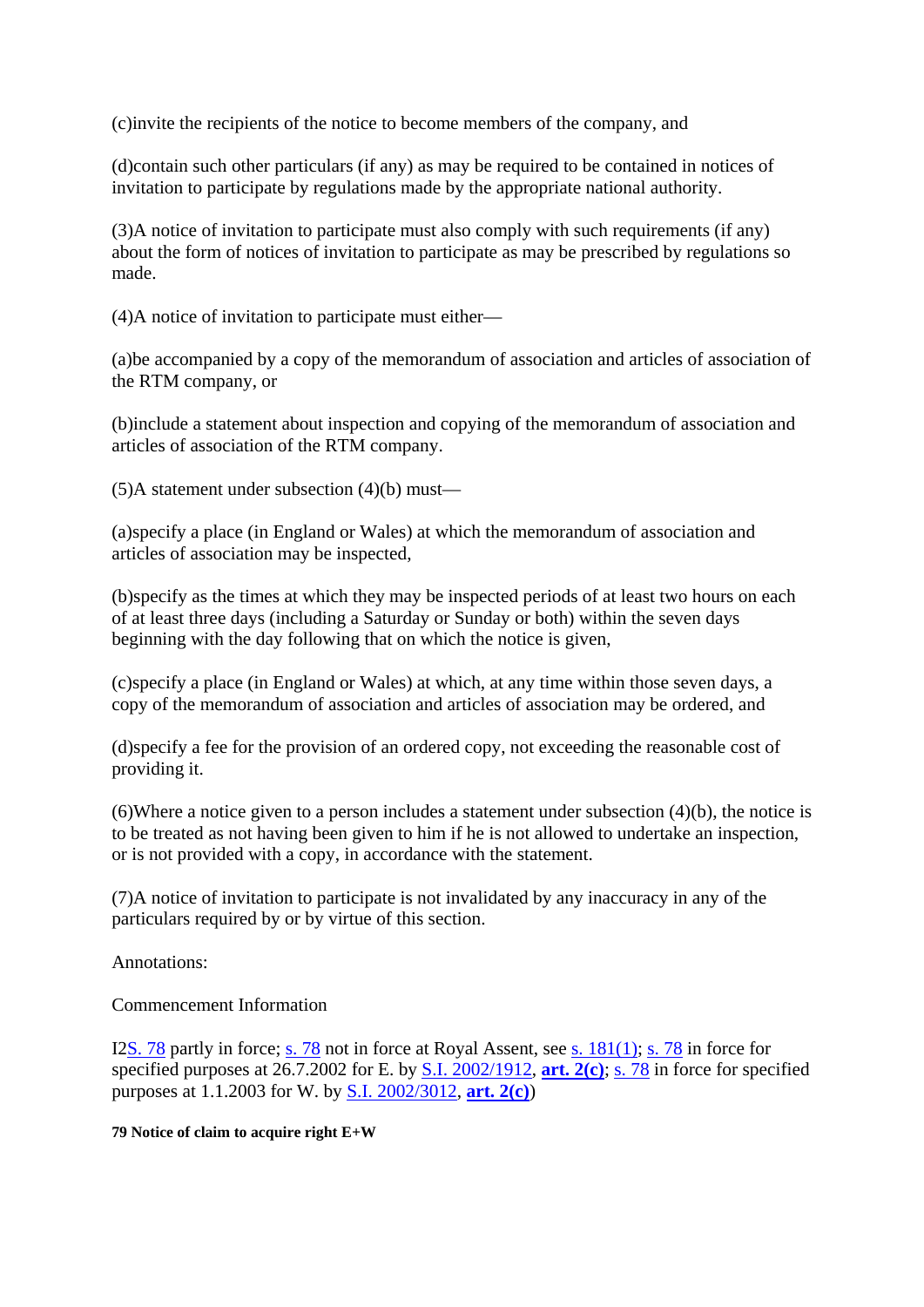(c)invite the recipients of the notice to become members of the company, and

(d)contain such other particulars (if any) as may be required to be contained in notices of invitation to participate by regulations made by the appropriate national authority.

(3)A notice of invitation to participate must also comply with such requirements (if any) about the form of notices of invitation to participate as may be prescribed by regulations so made.

(4)A notice of invitation to participate must either—

(a)be accompanied by a copy of the memorandum of association and articles of association of the RTM company, or

(b)include a statement about inspection and copying of the memorandum of association and articles of association of the RTM company.

(5)A statement under subsection (4)(b) must—

(a)specify a place (in England or Wales) at which the memorandum of association and articles of association may be inspected,

(b)specify as the times at which they may be inspected periods of at least two hours on each of at least three days (including a Saturday or Sunday or both) within the seven days beginning with the day following that on which the notice is given,

(c)specify a place (in England or Wales) at which, at any time within those seven days, a copy of the memorandum of association and articles of association may be ordered, and

(d)specify a fee for the provision of an ordered copy, not exceeding the reasonable cost of providing it.

(6)Where a notice given to a person includes a statement under subsection (4)(b), the notice is to be treated as not having been given to him if he is not allowed to undertake an inspection, or is not provided with a copy, in accordance with the statement.

(7)A notice of invitation to participate is not invalidated by any inaccuracy in any of the particulars required by or by virtue of this section.

Annotations:

Commencement Information

I2S. 78 partly in force; s. 78 not in force at Royal Assent, see s. 181(1); s. 78 in force for specified purposes at 26.7.2002 for E. by S.I. 2002/1912, **art. 2(c)**; s. 78 in force for specified purposes at 1.1.2003 for W. by S.I. 2002/3012, **art. 2(c)**)

**79 Notice of claim to acquire right E+W**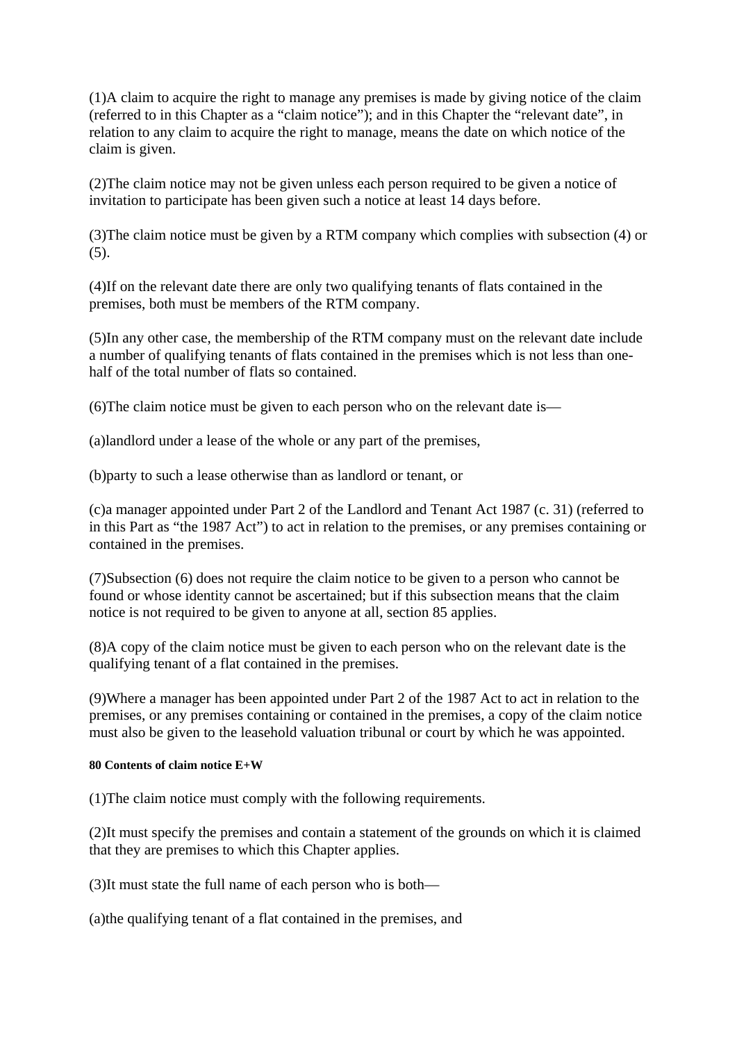(1)A claim to acquire the right to manage any premises is made by giving notice of the claim (referred to in this Chapter as a “claim notice”); and in this Chapter the “relevant date”, in relation to any claim to acquire the right to manage, means the date on which notice of the claim is given.

(2)The claim notice may not be given unless each person required to be given a notice of invitation to participate has been given such a notice at least 14 days before.

(3)The claim notice must be given by a RTM company which complies with subsection (4) or (5).

(4)If on the relevant date there are only two qualifying tenants of flats contained in the premises, both must be members of the RTM company.

(5)In any other case, the membership of the RTM company must on the relevant date include a number of qualifying tenants of flats contained in the premises which is not less than one-half of the total number of flats so contained.

(6)The claim notice must be given to each person who on the relevant date is—

(a)landlord under a lease of the whole or any part of the premises,

(b)party to such a lease otherwise than as landlord or tenant, or

(c)a manager appointed under Part 2 of the Landlord and Tenant Act 1987 (c. 31) (referred to in this Part as “the 1987 Act”) to act in relation to the premises, or any premises containing or contained in the premises.

(7)Subsection (6) does not require the claim notice to be given to a person who cannot be found or whose identity cannot be ascertained; but if this subsection means that the claim notice is not required to be given to anyone at all, section 85 applies.

(8)A copy of the claim notice must be given to each person who on the relevant date is the qualifying tenant of a flat contained in the premises.

(9)Where a manager has been appointed under Part 2 of the 1987 Act to act in relation to the premises, or any premises containing or contained in the premises, a copy of the claim notice must also be given to the leasehold valuation tribunal or court by which he was appointed.

#### 80 Contents of claim notice E+W

(1)The claim notice must comply with the following requirements.

(2)It must specify the premises and contain a statement of the grounds on which it is claimed that they are premises to which this Chapter applies.

(3)It must state the full name of each person who is both—

(a)the qualifying tenant of a flat contained in the premises, and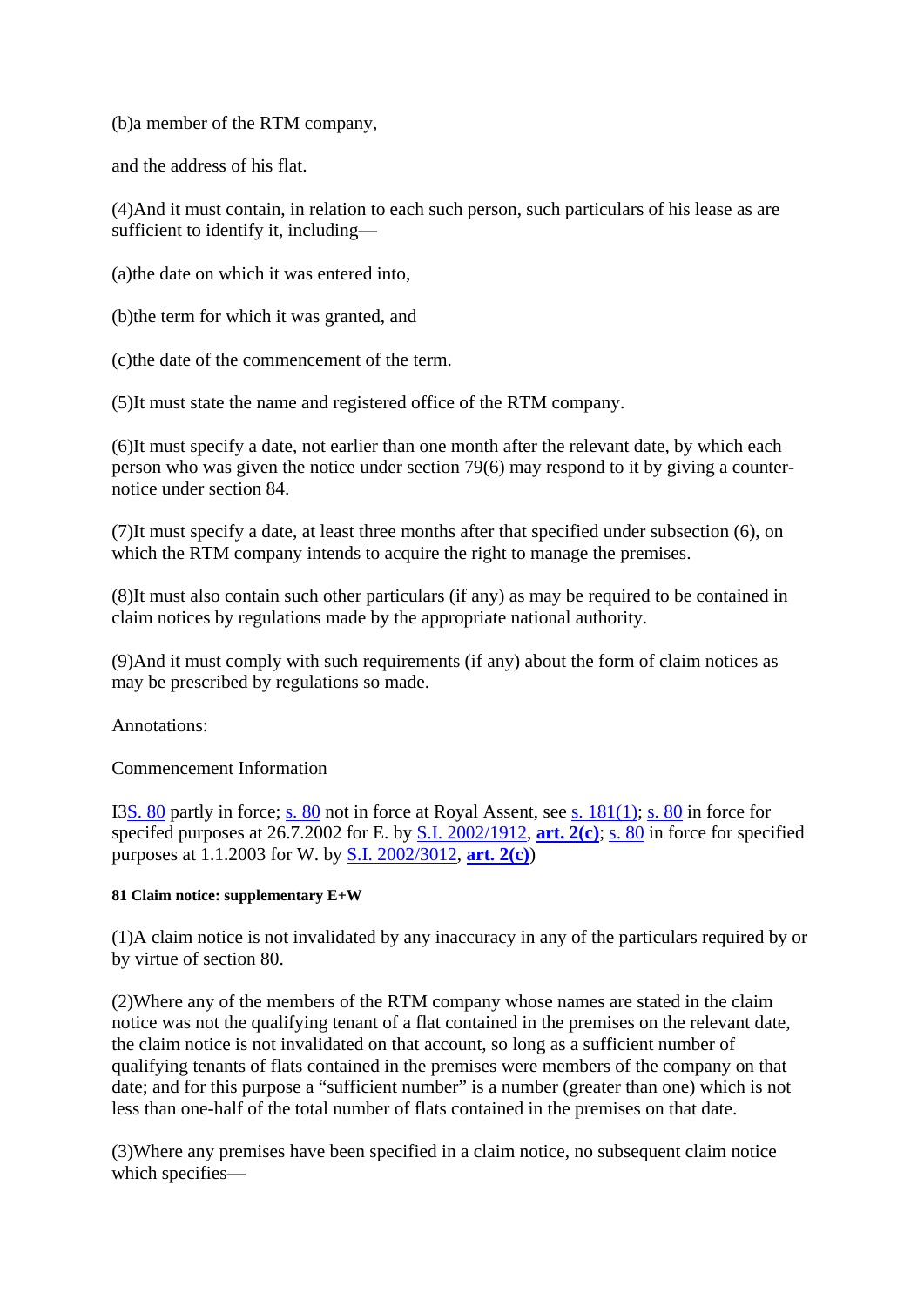(b)a member of the RTM company,

and the address of his flat.

(4)And it must contain, in relation to each such person, such particulars of his lease as are sufficient to identify it, including—

(a)the date on which it was entered into,

(b)the term for which it was granted, and

(c)the date of the commencement of the term.

(5)It must state the name and registered office of the RTM company.

(6)It must specify a date, not earlier than one month after the relevant date, by which each person who was given the notice under section 79(6) may respond to it by giving a counter-notice under section 84.

(7)It must specify a date, at least three months after that specified under subsection (6), on which the RTM company intends to acquire the right to manage the premises.

(8)It must also contain such other particulars (if any) as may be required to be contained in claim notices by regulations made by the appropriate national authority.

(9)And it must comply with such requirements (if any) about the form of claim notices as may be prescribed by regulations so made.

Annotations:

Commencement Information

I3S. 80 partly in force; s. 80 not in force at Royal Assent, see s. 181(1); s. 80 in force for specifed purposes at 26.7.2002 for E. by S.I. 2002/1912, **art. 2(c)**; s. 80 in force for specified purposes at 1.1.2003 for W. by S.I. 2002/3012, **art. 2(c)**)

##### 81 Claim notice: supplementary E+W

(1)A claim notice is not invalidated by any inaccuracy in any of the particulars required by or by virtue of section 80.

(2)Where any of the members of the RTM company whose names are stated in the claim notice was not the qualifying tenant of a flat contained in the premises on the relevant date, the claim notice is not invalidated on that account, so long as a sufficient number of qualifying tenants of flats contained in the premises were members of the company on that date; and for this purpose a "sufficient number" is a number (greater than one) which is not less than one-half of the total number of flats contained in the premises on that date.

(3)Where any premises have been specified in a claim notice, no subsequent claim notice which specifies—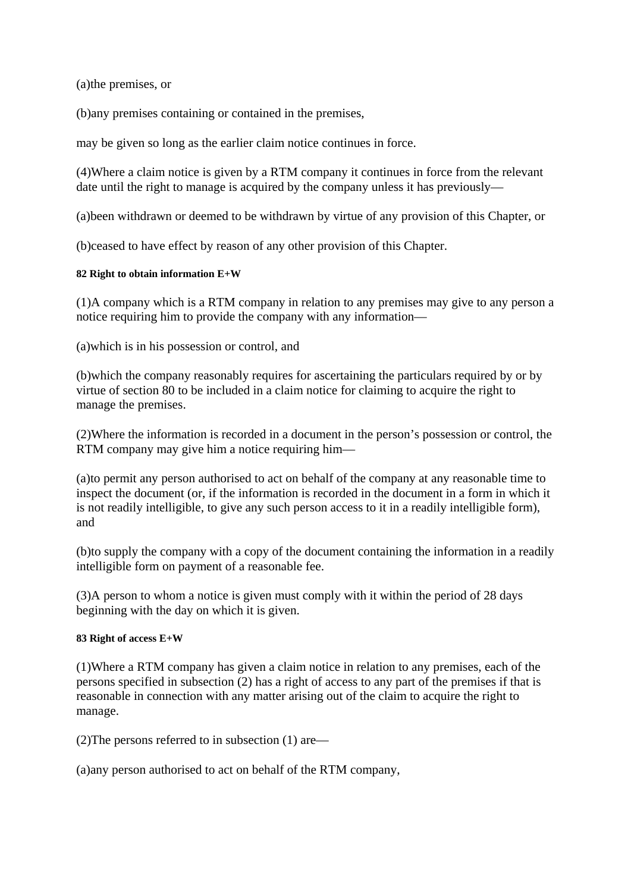(a)the premises, or

(b)any premises containing or contained in the premises,

may be given so long as the earlier claim notice continues in force.

(4)Where a claim notice is given by a RTM company it continues in force from the relevant date until the right to manage is acquired by the company unless it has previously—

(a)been withdrawn or deemed to be withdrawn by virtue of any provision of this Chapter, or

(b)ceased to have effect by reason of any other provision of this Chapter.

#### 82 Right to obtain information E+W

(1)A company which is a RTM company in relation to any premises may give to any person a notice requiring him to provide the company with any information—

(a)which is in his possession or control, and

(b)which the company reasonably requires for ascertaining the particulars required by or by virtue of section 80 to be included in a claim notice for claiming to acquire the right to manage the premises.

(2)Where the information is recorded in a document in the person's possession or control, the RTM company may give him a notice requiring him—

(a)to permit any person authorised to act on behalf of the company at any reasonable time to inspect the document (or, if the information is recorded in the document in a form in which it is not readily intelligible, to give any such person access to it in a readily intelligible form), and

(b)to supply the company with a copy of the document containing the information in a readily intelligible form on payment of a reasonable fee.

(3)A person to whom a notice is given must comply with it within the period of 28 days beginning with the day on which it is given.

#### 83 Right of access E+W

(1)Where a RTM company has given a claim notice in relation to any premises, each of the persons specified in subsection (2) has a right of access to any part of the premises if that is reasonable in connection with any matter arising out of the claim to acquire the right to manage.

(2)The persons referred to in subsection (1) are—

(a)any person authorised to act on behalf of the RTM company,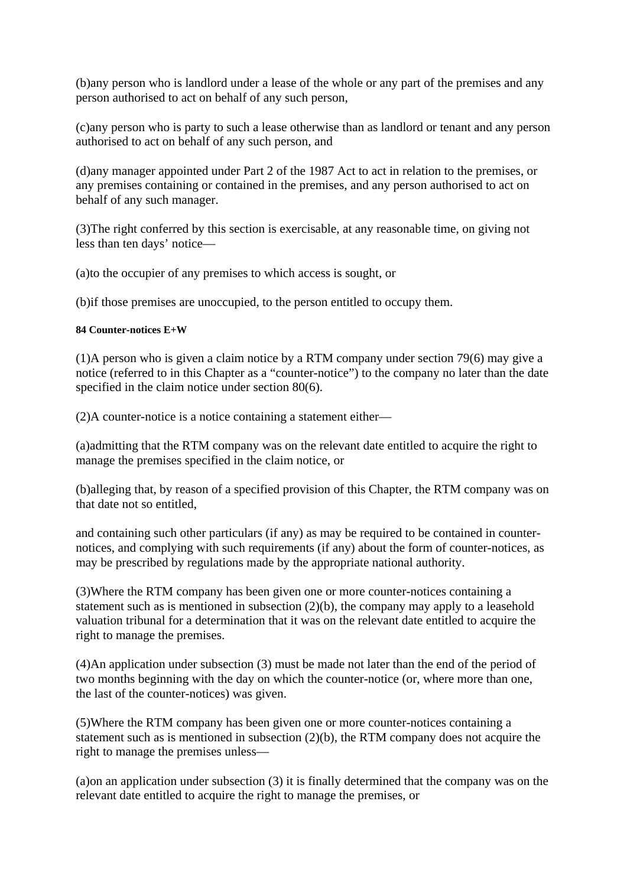(b)any person who is landlord under a lease of the whole or any part of the premises and any person authorised to act on behalf of any such person,

(c)any person who is party to such a lease otherwise than as landlord or tenant and any person authorised to act on behalf of any such person, and

(d)any manager appointed under Part 2 of the 1987 Act to act in relation to the premises, or any premises containing or contained in the premises, and any person authorised to act on behalf of any such manager.

(3)The right conferred by this section is exercisable, at any reasonable time, on giving not less than ten days' notice—

(a)to the occupier of any premises to which access is sought, or

(b)if those premises are unoccupied, to the person entitled to occupy them.

#### 84 Counter-notices E+W

(1)A person who is given a claim notice by a RTM company under section 79(6) may give a notice (referred to in this Chapter as a "counter-notice") to the company no later than the date specified in the claim notice under section 80(6).

(2)A counter-notice is a notice containing a statement either—

(a)admitting that the RTM company was on the relevant date entitled to acquire the right to manage the premises specified in the claim notice, or

(b)alleging that, by reason of a specified provision of this Chapter, the RTM company was on that date not so entitled,

and containing such other particulars (if any) as may be required to be contained in counter-notices, and complying with such requirements (if any) about the form of counter-notices, as may be prescribed by regulations made by the appropriate national authority.

(3)Where the RTM company has been given one or more counter-notices containing a statement such as is mentioned in subsection (2)(b), the company may apply to a leasehold valuation tribunal for a determination that it was on the relevant date entitled to acquire the right to manage the premises.

(4)An application under subsection (3) must be made not later than the end of the period of two months beginning with the day on which the counter-notice (or, where more than one, the last of the counter-notices) was given.

(5)Where the RTM company has been given one or more counter-notices containing a statement such as is mentioned in subsection (2)(b), the RTM company does not acquire the right to manage the premises unless—

(a)on an application under subsection (3) it is finally determined that the company was on the relevant date entitled to acquire the right to manage the premises, or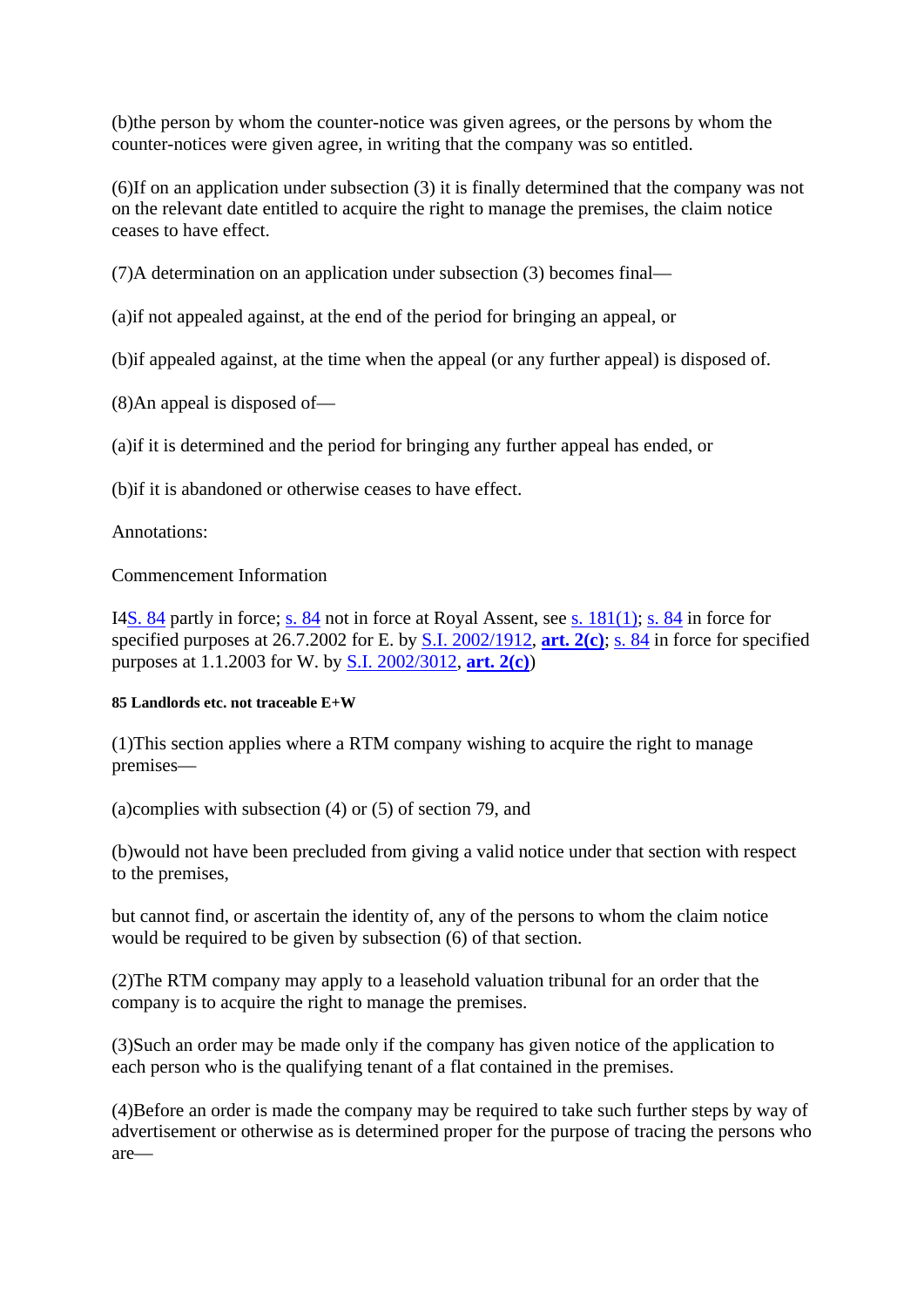(b)the person by whom the counter-notice was given agrees, or the persons by whom the counter-notices were given agree, in writing that the company was so entitled.

(6)If on an application under subsection (3) it is finally determined that the company was not on the relevant date entitled to acquire the right to manage the premises, the claim notice ceases to have effect.

(7)A determination on an application under subsection (3) becomes final—

(a)if not appealed against, at the end of the period for bringing an appeal, or

(b)if appealed against, at the time when the appeal (or any further appeal) is disposed of.

(8)An appeal is disposed of—

(a)if it is determined and the period for bringing any further appeal has ended, or

(b)if it is abandoned or otherwise ceases to have effect.

Annotations:

Commencement Information

I4S. 84 partly in force; s. 84 not in force at Royal Assent, see s. 181(1); s. 84 in force for specified purposes at 26.7.2002 for E. by S.I. 2002/1912, **art. 2(c)**; s. 84 in force for specified purposes at 1.1.2003 for W. by S.I. 2002/3012, **art. 2(c)**)

#### 85 Landlords etc. not traceable E+W

(1)This section applies where a RTM company wishing to acquire the right to manage premises—

(a)complies with subsection (4) or (5) of section 79, and

(b)would not have been precluded from giving a valid notice under that section with respect to the premises,

but cannot find, or ascertain the identity of, any of the persons to whom the claim notice would be required to be given by subsection (6) of that section.

(2)The RTM company may apply to a leasehold valuation tribunal for an order that the company is to acquire the right to manage the premises.

(3)Such an order may be made only if the company has given notice of the application to each person who is the qualifying tenant of a flat contained in the premises.

(4)Before an order is made the company may be required to take such further steps by way of advertisement or otherwise as is determined proper for the purpose of tracing the persons who are—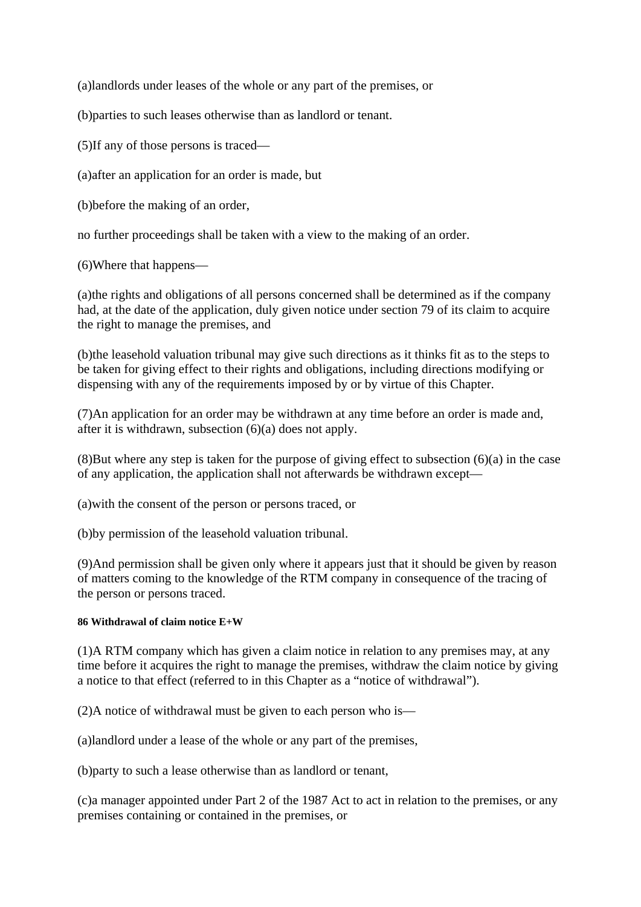(a)landlords under leases of the whole or any part of the premises, or

(b)parties to such leases otherwise than as landlord or tenant.

(5)If any of those persons is traced—

(a)after an application for an order is made, but

(b)before the making of an order,

no further proceedings shall be taken with a view to the making of an order.

(6)Where that happens—

(a)the rights and obligations of all persons concerned shall be determined as if the company had, at the date of the application, duly given notice under section 79 of its claim to acquire the right to manage the premises, and

(b)the leasehold valuation tribunal may give such directions as it thinks fit as to the steps to be taken for giving effect to their rights and obligations, including directions modifying or dispensing with any of the requirements imposed by or by virtue of this Chapter.

(7)An application for an order may be withdrawn at any time before an order is made and, after it is withdrawn, subsection (6)(a) does not apply.

(8)But where any step is taken for the purpose of giving effect to subsection (6)(a) in the case of any application, the application shall not afterwards be withdrawn except—

(a)with the consent of the person or persons traced, or

(b)by permission of the leasehold valuation tribunal.

(9)And permission shall be given only where it appears just that it should be given by reason of matters coming to the knowledge of the RTM company in consequence of the tracing of the person or persons traced.

#### 86 Withdrawal of claim notice E+W

(1)A RTM company which has given a claim notice in relation to any premises may, at any time before it acquires the right to manage the premises, withdraw the claim notice by giving a notice to that effect (referred to in this Chapter as a "notice of withdrawal").

(2)A notice of withdrawal must be given to each person who is—

(a)landlord under a lease of the whole or any part of the premises,

(b)party to such a lease otherwise than as landlord or tenant,

(c)a manager appointed under Part 2 of the 1987 Act to act in relation to the premises, or any premises containing or contained in the premises, or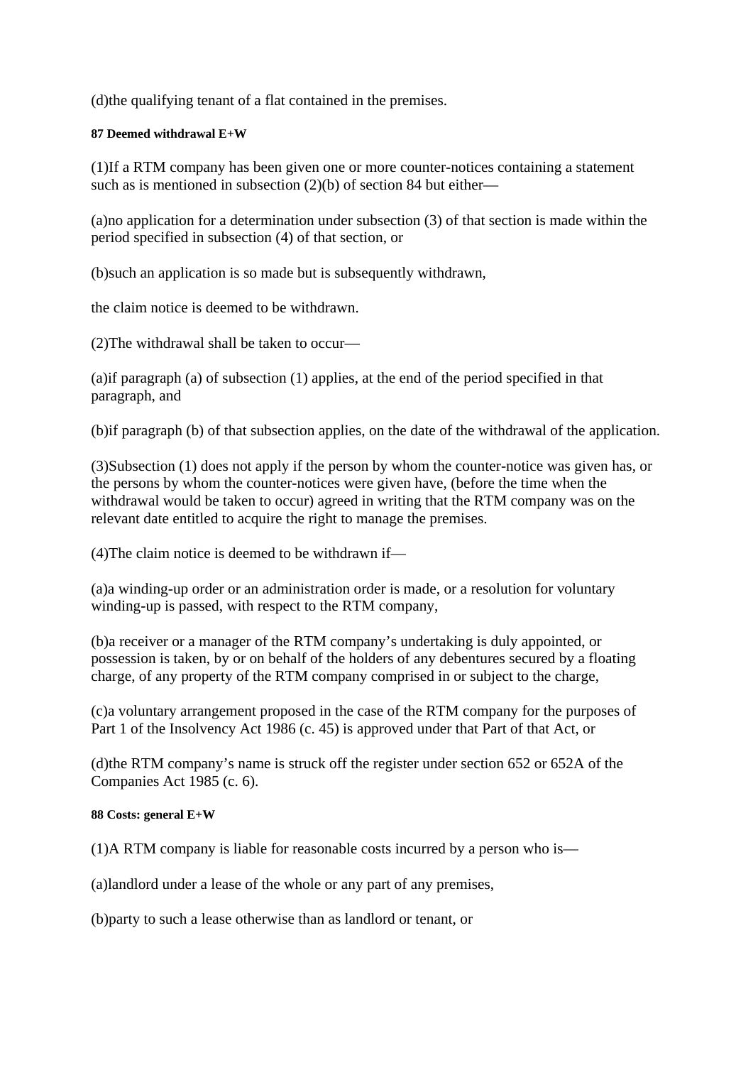(d)the qualifying tenant of a flat contained in the premises.

#### 87 Deemed withdrawal E+W

(1)If a RTM company has been given one or more counter-notices containing a statement such as is mentioned in subsection (2)(b) of section 84 but either—

(a)no application for a determination under subsection (3) of that section is made within the period specified in subsection (4) of that section, or

(b)such an application is so made but is subsequently withdrawn,

the claim notice is deemed to be withdrawn.

(2)The withdrawal shall be taken to occur—

(a)if paragraph (a) of subsection (1) applies, at the end of the period specified in that paragraph, and

(b)if paragraph (b) of that subsection applies, on the date of the withdrawal of the application.

(3)Subsection (1) does not apply if the person by whom the counter-notice was given has, or the persons by whom the counter-notices were given have, (before the time when the withdrawal would be taken to occur) agreed in writing that the RTM company was on the relevant date entitled to acquire the right to manage the premises.

(4)The claim notice is deemed to be withdrawn if—

(a)a winding-up order or an administration order is made, or a resolution for voluntary winding-up is passed, with respect to the RTM company,

(b)a receiver or a manager of the RTM company's undertaking is duly appointed, or possession is taken, by or on behalf of the holders of any debentures secured by a floating charge, of any property of the RTM company comprised in or subject to the charge,

(c)a voluntary arrangement proposed in the case of the RTM company for the purposes of Part 1 of the Insolvency Act 1986 (c. 45) is approved under that Part of that Act, or

(d)the RTM company's name is struck off the register under section 652 or 652A of the Companies Act 1985 (c. 6).

#### 88 Costs: general E+W

(1)A RTM company is liable for reasonable costs incurred by a person who is—

(a)landlord under a lease of the whole or any part of any premises,

(b)party to such a lease otherwise than as landlord or tenant, or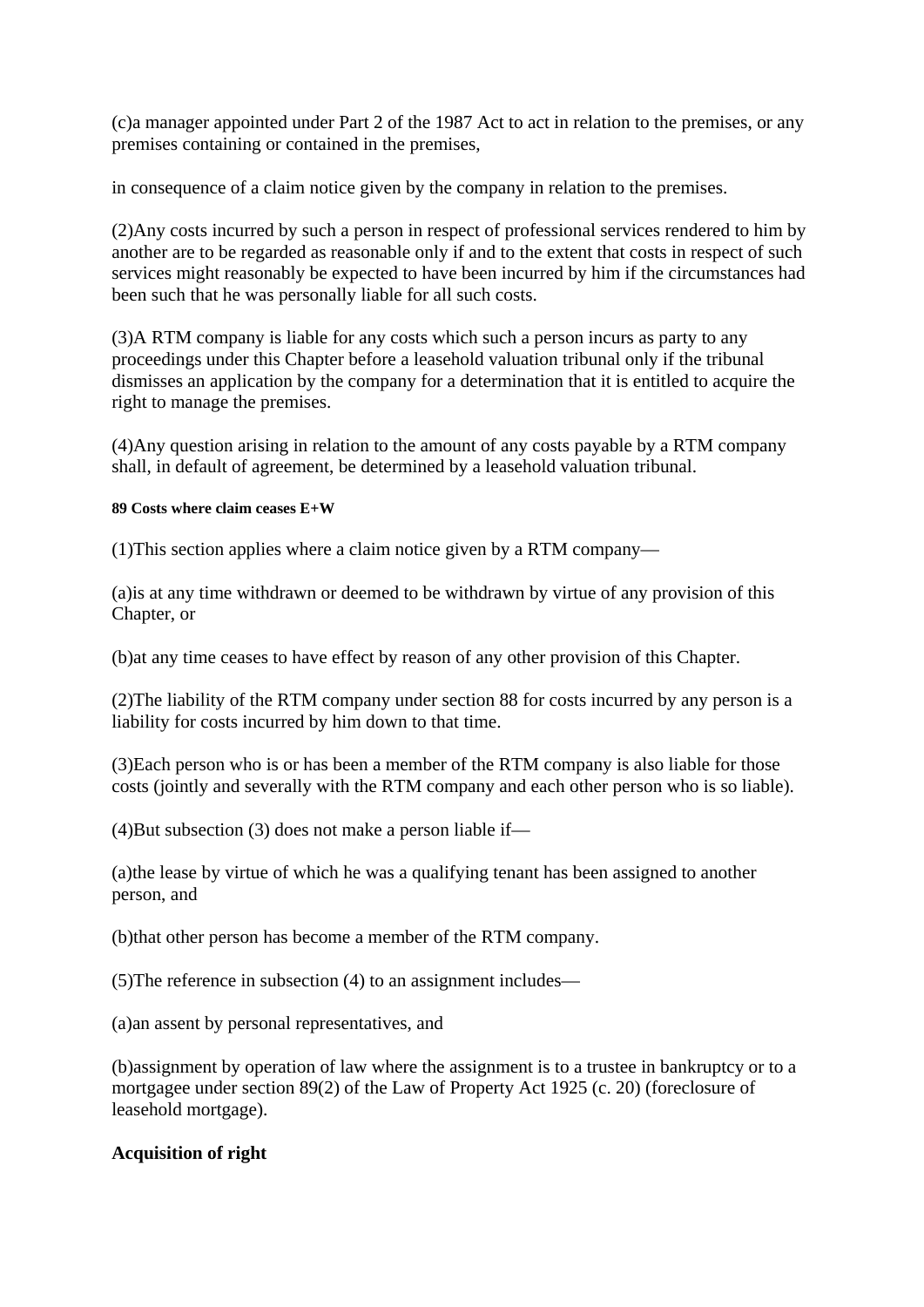(c)a manager appointed under Part 2 of the 1987 Act to act in relation to the premises, or any premises containing or contained in the premises,

in consequence of a claim notice given by the company in relation to the premises.

(2)Any costs incurred by such a person in respect of professional services rendered to him by another are to be regarded as reasonable only if and to the extent that costs in respect of such services might reasonably be expected to have been incurred by him if the circumstances had been such that he was personally liable for all such costs.

(3)A RTM company is liable for any costs which such a person incurs as party to any proceedings under this Chapter before a leasehold valuation tribunal only if the tribunal dismisses an application by the company for a determination that it is entitled to acquire the right to manage the premises.

(4)Any question arising in relation to the amount of any costs payable by a RTM company shall, in default of agreement, be determined by a leasehold valuation tribunal.

##### 89 Costs where claim ceases E+W

(1)This section applies where a claim notice given by a RTM company—

(a)is at any time withdrawn or deemed to be withdrawn by virtue of any provision of this Chapter, or

(b)at any time ceases to have effect by reason of any other provision of this Chapter.

(2)The liability of the RTM company under section 88 for costs incurred by any person is a liability for costs incurred by him down to that time.

(3)Each person who is or has been a member of the RTM company is also liable for those costs (jointly and severally with the RTM company and each other person who is so liable).

(4)But subsection (3) does not make a person liable if—

(a)the lease by virtue of which he was a qualifying tenant has been assigned to another person, and

(b)that other person has become a member of the RTM company.

(5)The reference in subsection (4) to an assignment includes—

(a)an assent by personal representatives, and

(b)assignment by operation of law where the assignment is to a trustee in bankruptcy or to a mortgagee under section 89(2) of the Law of Property Act 1925 (c. 20) (foreclosure of leasehold mortgage).

### Acquisition of right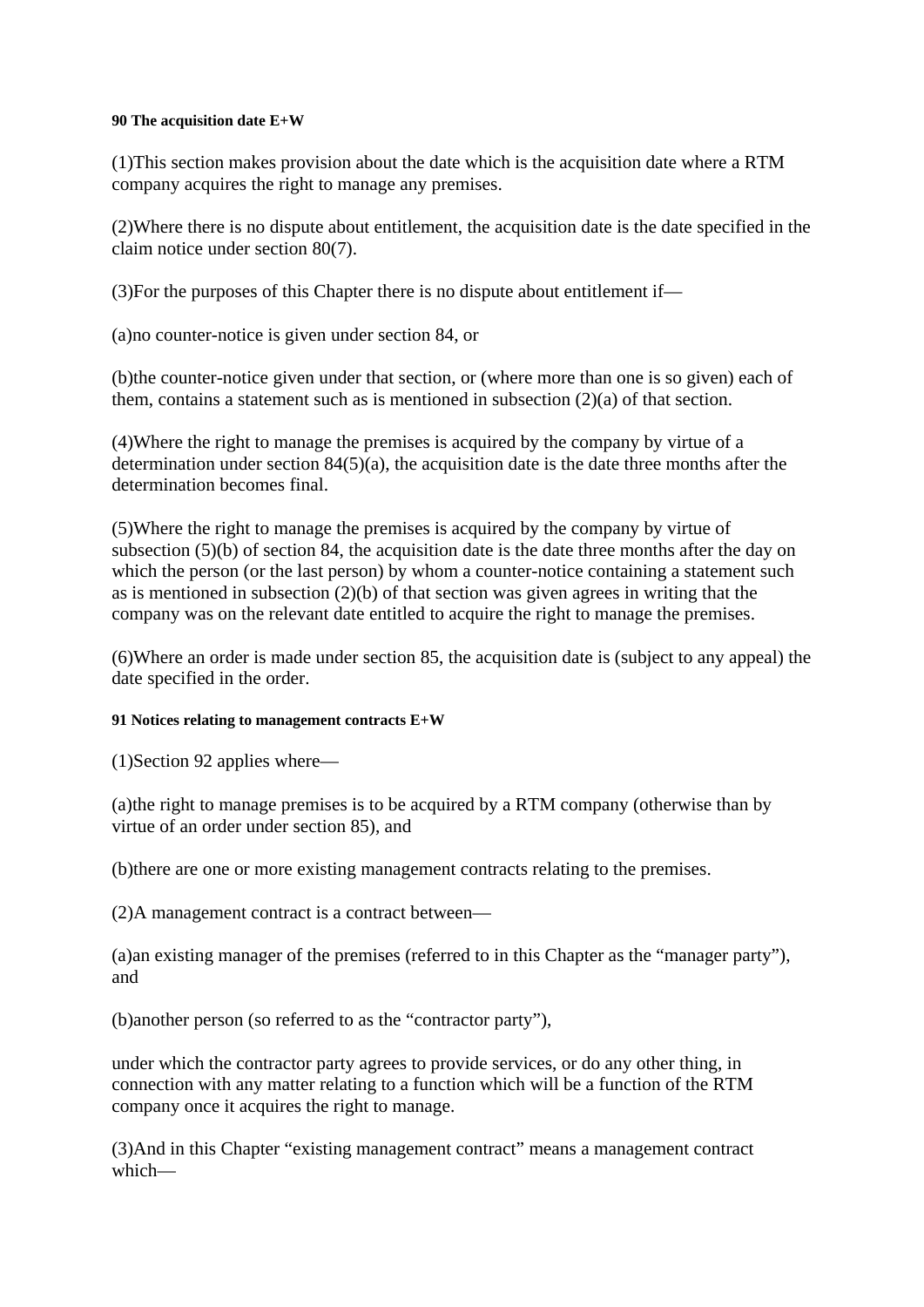#### 90 The acquisition date E+W

(1)This section makes provision about the date which is the acquisition date where a RTM company acquires the right to manage any premises.

(2)Where there is no dispute about entitlement, the acquisition date is the date specified in the claim notice under section 80(7).

(3)For the purposes of this Chapter there is no dispute about entitlement if—

(a)no counter-notice is given under section 84, or

(b)the counter-notice given under that section, or (where more than one is so given) each of them, contains a statement such as is mentioned in subsection (2)(a) of that section.

(4)Where the right to manage the premises is acquired by the company by virtue of a determination under section 84(5)(a), the acquisition date is the date three months after the determination becomes final.

(5)Where the right to manage the premises is acquired by the company by virtue of subsection (5)(b) of section 84, the acquisition date is the date three months after the day on which the person (or the last person) by whom a counter-notice containing a statement such as is mentioned in subsection (2)(b) of that section was given agrees in writing that the company was on the relevant date entitled to acquire the right to manage the premises.

(6)Where an order is made under section 85, the acquisition date is (subject to any appeal) the date specified in the order.

#### 91 Notices relating to management contracts E+W

(1)Section 92 applies where—

(a)the right to manage premises is to be acquired by a RTM company (otherwise than by virtue of an order under section 85), and

(b)there are one or more existing management contracts relating to the premises.

(2)A management contract is a contract between—

(a)an existing manager of the premises (referred to in this Chapter as the "manager party"), and

(b)another person (so referred to as the "contractor party"),

under which the contractor party agrees to provide services, or do any other thing, in connection with any matter relating to a function which will be a function of the RTM company once it acquires the right to manage.

(3)And in this Chapter "existing management contract" means a management contract which—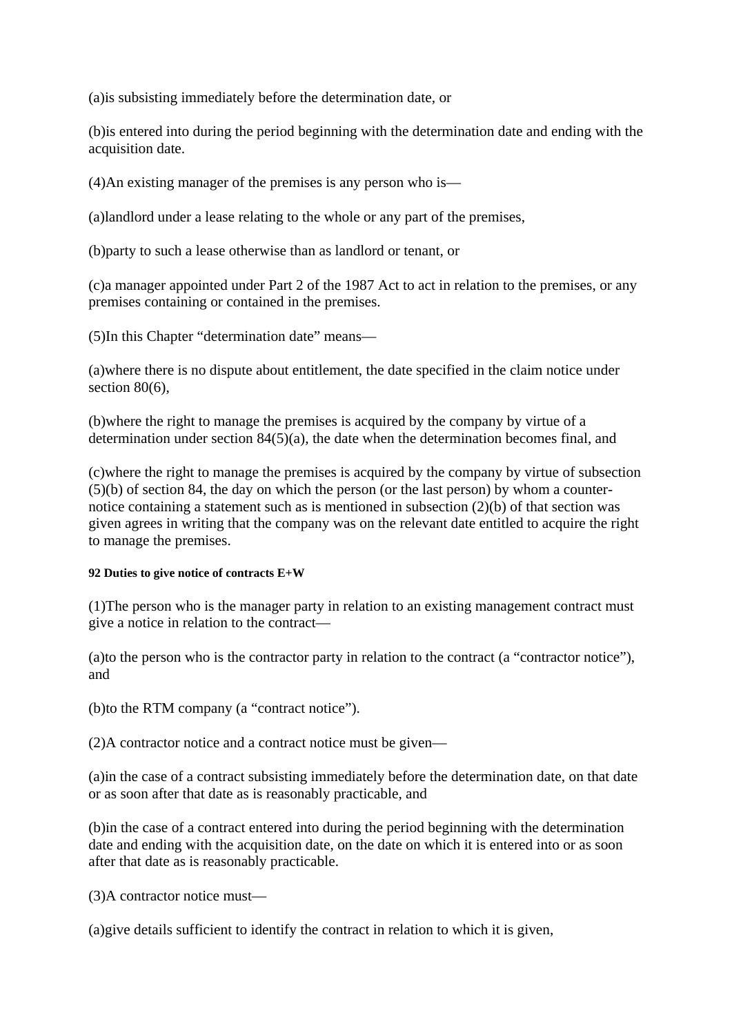(a)is subsisting immediately before the determination date, or

(b)is entered into during the period beginning with the determination date and ending with the acquisition date.

(4)An existing manager of the premises is any person who is—

(a)landlord under a lease relating to the whole or any part of the premises,

(b)party to such a lease otherwise than as landlord or tenant, or

(c)a manager appointed under Part 2 of the 1987 Act to act in relation to the premises, or any premises containing or contained in the premises.

(5)In this Chapter "determination date" means—

(a)where there is no dispute about entitlement, the date specified in the claim notice under section 80(6),

(b)where the right to manage the premises is acquired by the company by virtue of a determination under section 84(5)(a), the date when the determination becomes final, and

(c)where the right to manage the premises is acquired by the company by virtue of subsection (5)(b) of section 84, the day on which the person (or the last person) by whom a counter-notice containing a statement such as is mentioned in subsection (2)(b) of that section was given agrees in writing that the company was on the relevant date entitled to acquire the right to manage the premises.

##### 92 Duties to give notice of contracts E+W

(1)The person who is the manager party in relation to an existing management contract must give a notice in relation to the contract—

(a)to the person who is the contractor party in relation to the contract (a "contractor notice"), and

(b)to the RTM company (a "contract notice").

(2)A contractor notice and a contract notice must be given—

(a)in the case of a contract subsisting immediately before the determination date, on that date or as soon after that date as is reasonably practicable, and

(b)in the case of a contract entered into during the period beginning with the determination date and ending with the acquisition date, on the date on which it is entered into or as soon after that date as is reasonably practicable.

(3)A contractor notice must—

(a)give details sufficient to identify the contract in relation to which it is given,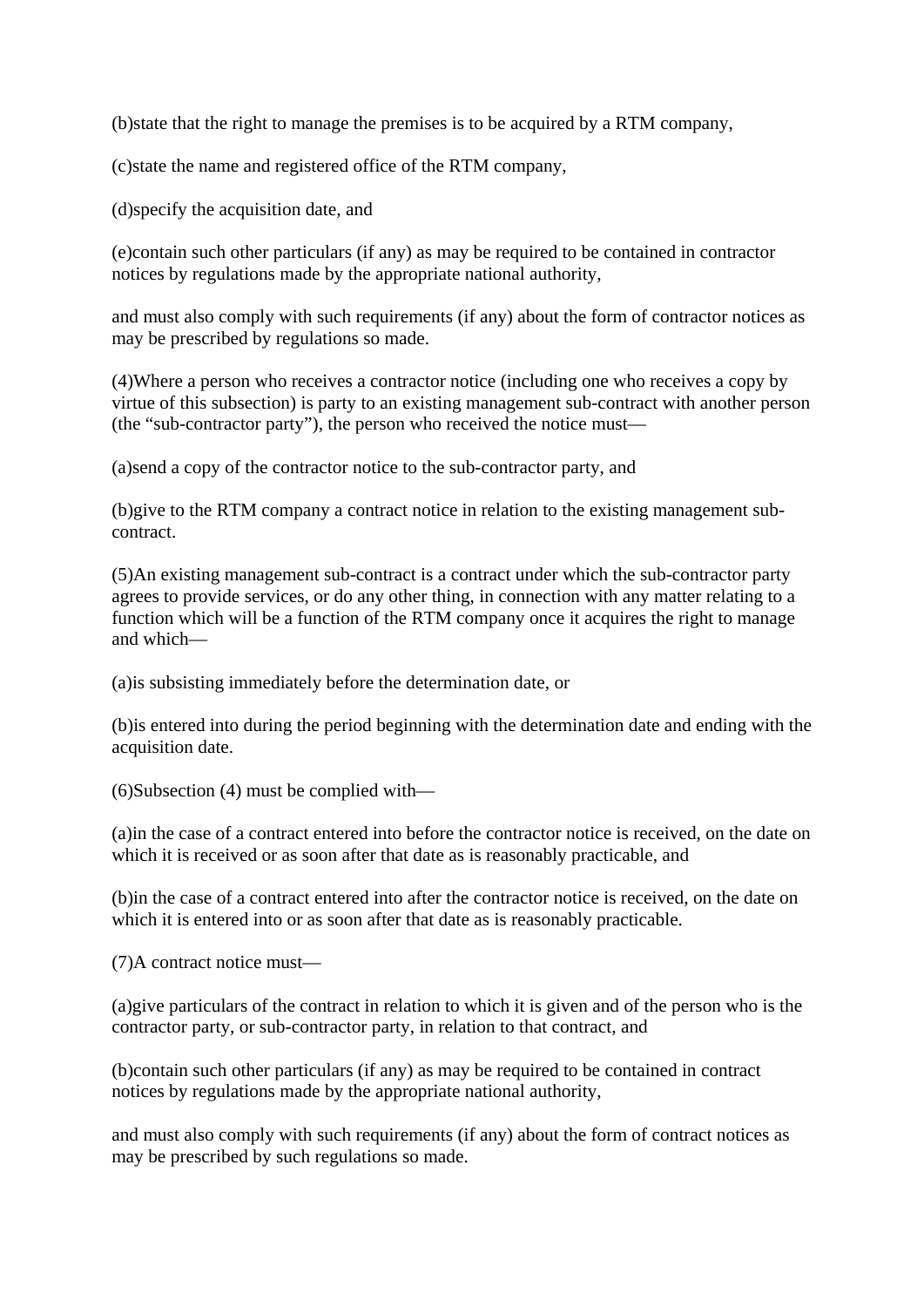(b)state that the right to manage the premises is to be acquired by a RTM company,

(c)state the name and registered office of the RTM company,

(d)specify the acquisition date, and

(e)contain such other particulars (if any) as may be required to be contained in contractor notices by regulations made by the appropriate national authority,

and must also comply with such requirements (if any) about the form of contractor notices as may be prescribed by regulations so made.

(4)Where a person who receives a contractor notice (including one who receives a copy by virtue of this subsection) is party to an existing management sub-contract with another person (the "sub-contractor party"), the person who received the notice must—

(a)send a copy of the contractor notice to the sub-contractor party, and

(b)give to the RTM company a contract notice in relation to the existing management sub-contract.

(5)An existing management sub-contract is a contract under which the sub-contractor party agrees to provide services, or do any other thing, in connection with any matter relating to a function which will be a function of the RTM company once it acquires the right to manage and which—

(a)is subsisting immediately before the determination date, or

(b)is entered into during the period beginning with the determination date and ending with the acquisition date.

(6)Subsection (4) must be complied with—

(a)in the case of a contract entered into before the contractor notice is received, on the date on which it is received or as soon after that date as is reasonably practicable, and

(b)in the case of a contract entered into after the contractor notice is received, on the date on which it is entered into or as soon after that date as is reasonably practicable.

(7)A contract notice must—

(a)give particulars of the contract in relation to which it is given and of the person who is the contractor party, or sub-contractor party, in relation to that contract, and

(b)contain such other particulars (if any) as may be required to be contained in contract notices by regulations made by the appropriate national authority,

and must also comply with such requirements (if any) about the form of contract notices as may be prescribed by such regulations so made.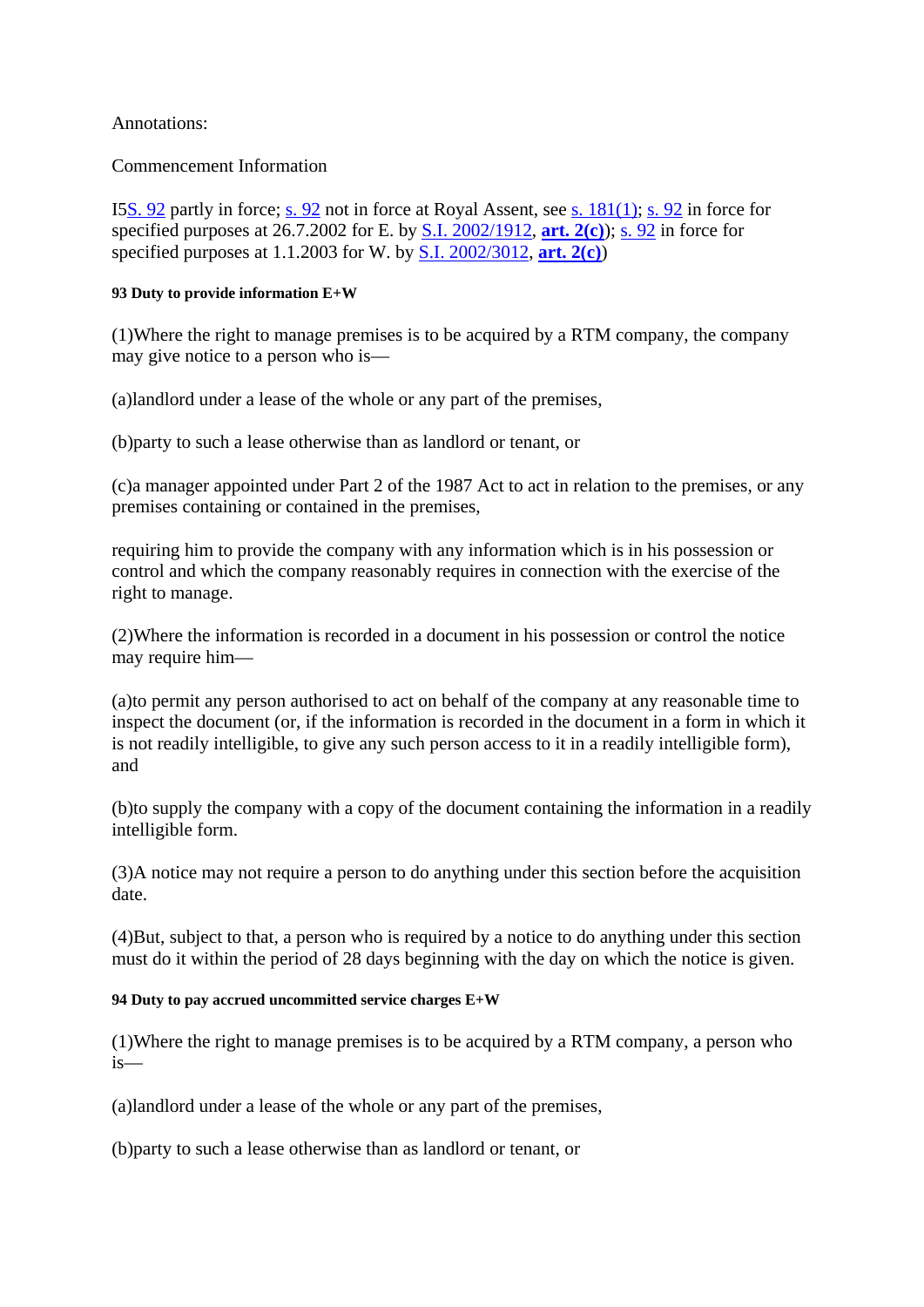Annotations:

Commencement Information

I5S. 92 partly in force; s. 92 not in force at Royal Assent, see s. 181(1); s. 92 in force for specified purposes at 26.7.2002 for E. by S.I. 2002/1912, **art. 2(c)**); s. 92 in force for specified purposes at 1.1.2003 for W. by S.I. 2002/3012, **art. 2(c)**)

#### 93 Duty to provide information E+W

(1)Where the right to manage premises is to be acquired by a RTM company, the company may give notice to a person who is—

(a)landlord under a lease of the whole or any part of the premises,

(b)party to such a lease otherwise than as landlord or tenant, or

(c)a manager appointed under Part 2 of the 1987 Act to act in relation to the premises, or any premises containing or contained in the premises,

requiring him to provide the company with any information which is in his possession or control and which the company reasonably requires in connection with the exercise of the right to manage.

(2)Where the information is recorded in a document in his possession or control the notice may require him—

(a)to permit any person authorised to act on behalf of the company at any reasonable time to inspect the document (or, if the information is recorded in the document in a form in which it is not readily intelligible, to give any such person access to it in a readily intelligible form), and

(b)to supply the company with a copy of the document containing the information in a readily intelligible form.

(3)A notice may not require a person to do anything under this section before the acquisition date.

(4)But, subject to that, a person who is required by a notice to do anything under this section must do it within the period of 28 days beginning with the day on which the notice is given.

#### 94 Duty to pay accrued uncommitted service charges E+W

(1)Where the right to manage premises is to be acquired by a RTM company, a person who is—

(a)landlord under a lease of the whole or any part of the premises,

(b)party to such a lease otherwise than as landlord or tenant, or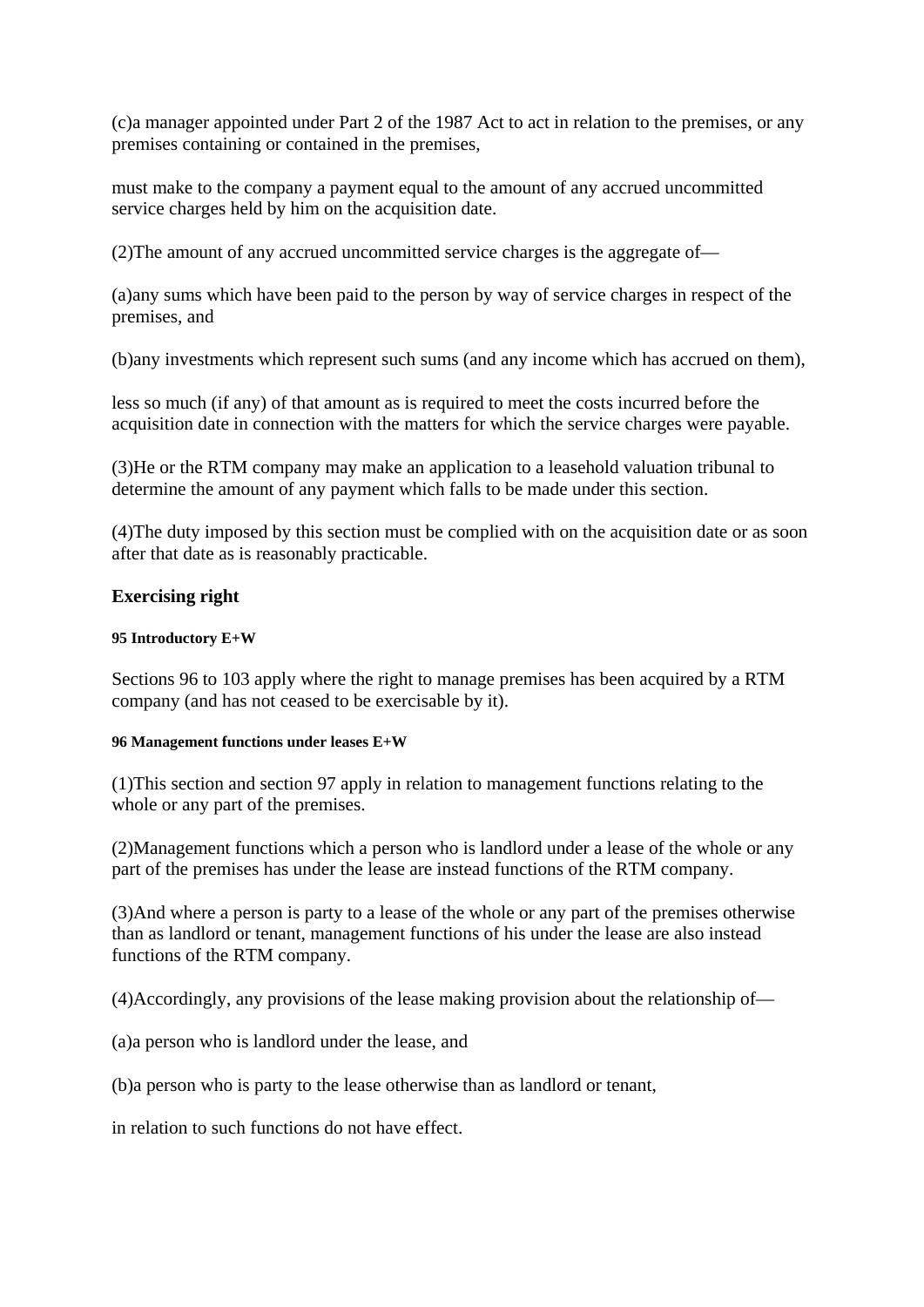(c)a manager appointed under Part 2 of the 1987 Act to act in relation to the premises, or any premises containing or contained in the premises,

must make to the company a payment equal to the amount of any accrued uncommitted service charges held by him on the acquisition date.

(2)The amount of any accrued uncommitted service charges is the aggregate of—

(a)any sums which have been paid to the person by way of service charges in respect of the premises, and

(b)any investments which represent such sums (and any income which has accrued on them),

less so much (if any) of that amount as is required to meet the costs incurred before the acquisition date in connection with the matters for which the service charges were payable.

(3)He or the RTM company may make an application to a leasehold valuation tribunal to determine the amount of any payment which falls to be made under this section.

(4)The duty imposed by this section must be complied with on the acquisition date or as soon after that date as is reasonably practicable.

### Exercising right

##### 95 Introductory E+W

Sections 96 to 103 apply where the right to manage premises has been acquired by a RTM company (and has not ceased to be exercisable by it).

##### 96 Management functions under leases E+W

(1)This section and section 97 apply in relation to management functions relating to the whole or any part of the premises.

(2)Management functions which a person who is landlord under a lease of the whole or any part of the premises has under the lease are instead functions of the RTM company.

(3)And where a person is party to a lease of the whole or any part of the premises otherwise than as landlord or tenant, management functions of his under the lease are also instead functions of the RTM company.

(4)Accordingly, any provisions of the lease making provision about the relationship of—

(a)a person who is landlord under the lease, and

(b)a person who is party to the lease otherwise than as landlord or tenant,

in relation to such functions do not have effect.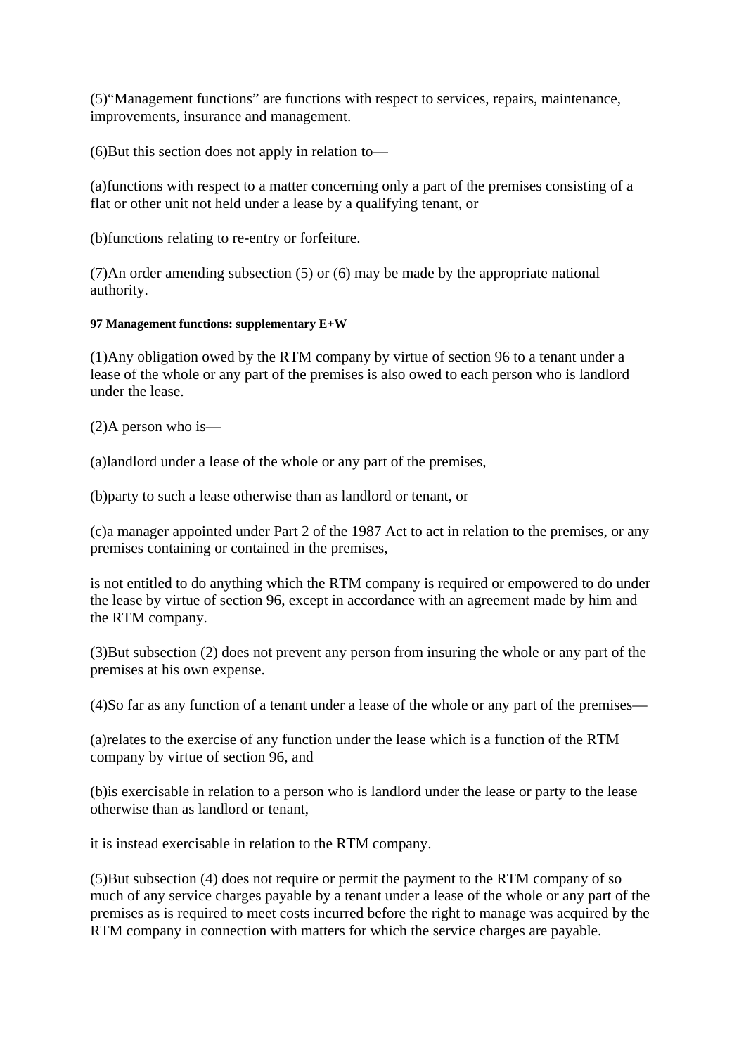(5)“Management functions” are functions with respect to services, repairs, maintenance, improvements, insurance and management.

(6)But this section does not apply in relation to—

(a)functions with respect to a matter concerning only a part of the premises consisting of a flat or other unit not held under a lease by a qualifying tenant, or

(b)functions relating to re-entry or forfeiture.

(7)An order amending subsection (5) or (6) may be made by the appropriate national authority.

#### 97 Management functions: supplementary E+W

(1)Any obligation owed by the RTM company by virtue of section 96 to a tenant under a lease of the whole or any part of the premises is also owed to each person who is landlord under the lease.

(2)A person who is—

(a)landlord under a lease of the whole or any part of the premises,

(b)party to such a lease otherwise than as landlord or tenant, or

(c)a manager appointed under Part 2 of the 1987 Act to act in relation to the premises, or any premises containing or contained in the premises,

is not entitled to do anything which the RTM company is required or empowered to do under the lease by virtue of section 96, except in accordance with an agreement made by him and the RTM company.

(3)But subsection (2) does not prevent any person from insuring the whole or any part of the premises at his own expense.

(4)So far as any function of a tenant under a lease of the whole or any part of the premises—

(a)relates to the exercise of any function under the lease which is a function of the RTM company by virtue of section 96, and

(b)is exercisable in relation to a person who is landlord under the lease or party to the lease otherwise than as landlord or tenant,

it is instead exercisable in relation to the RTM company.

(5)But subsection (4) does not require or permit the payment to the RTM company of so much of any service charges payable by a tenant under a lease of the whole or any part of the premises as is required to meet costs incurred before the right to manage was acquired by the RTM company in connection with matters for which the service charges are payable.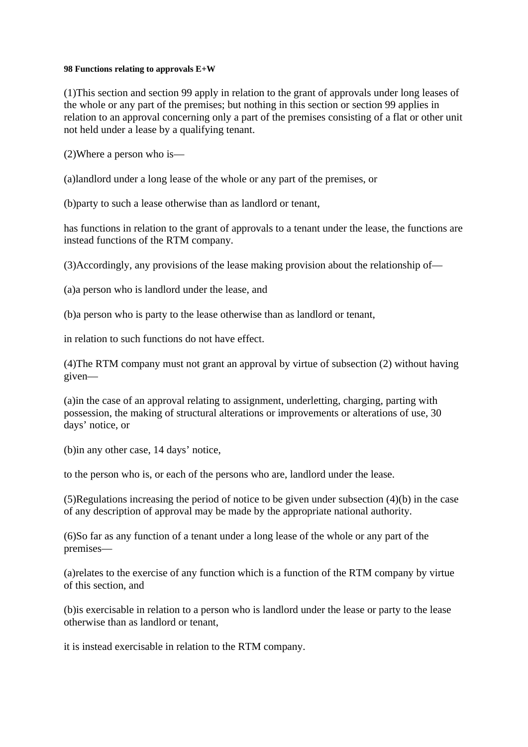**98 Functions relating to approvals E+W**

(1)This section and section 99 apply in relation to the grant of approvals under long leases of the whole or any part of the premises; but nothing in this section or section 99 applies in relation to an approval concerning only a part of the premises consisting of a flat or other unit not held under a lease by a qualifying tenant.

(2)Where a person who is—

(a)landlord under a long lease of the whole or any part of the premises, or

(b)party to such a lease otherwise than as landlord or tenant,

has functions in relation to the grant of approvals to a tenant under the lease, the functions are instead functions of the RTM company.

(3)Accordingly, any provisions of the lease making provision about the relationship of—

(a)a person who is landlord under the lease, and

(b)a person who is party to the lease otherwise than as landlord or tenant,

in relation to such functions do not have effect.

(4)The RTM company must not grant an approval by virtue of subsection (2) without having given—

(a)in the case of an approval relating to assignment, underletting, charging, parting with possession, the making of structural alterations or improvements or alterations of use, 30 days' notice, or

(b)in any other case, 14 days' notice,

to the person who is, or each of the persons who are, landlord under the lease.

(5)Regulations increasing the period of notice to be given under subsection (4)(b) in the case of any description of approval may be made by the appropriate national authority.

(6)So far as any function of a tenant under a long lease of the whole or any part of the premises—

(a)relates to the exercise of any function which is a function of the RTM company by virtue of this section, and

(b)is exercisable in relation to a person who is landlord under the lease or party to the lease otherwise than as landlord or tenant,

it is instead exercisable in relation to the RTM company.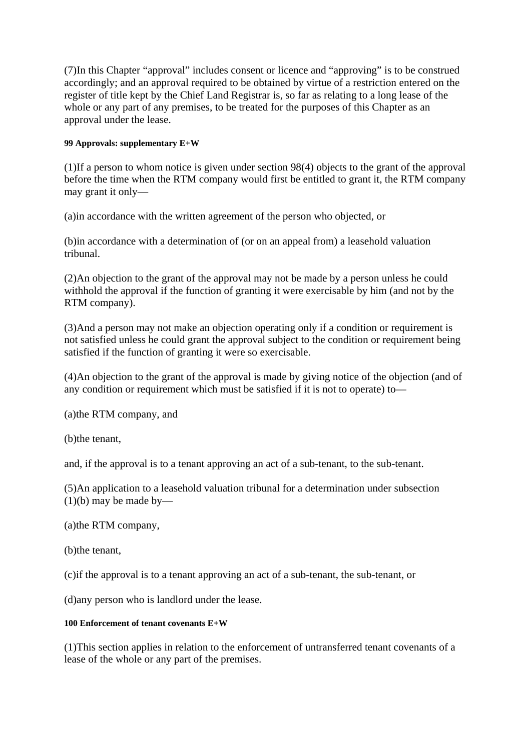(7)In this Chapter "approval" includes consent or licence and "approving" is to be construed accordingly; and an approval required to be obtained by virtue of a restriction entered on the register of title kept by the Chief Land Registrar is, so far as relating to a long lease of the whole or any part of any premises, to be treated for the purposes of this Chapter as an approval under the lease.

#### 99 Approvals: supplementary E+W

(1)If a person to whom notice is given under section 98(4) objects to the grant of the approval before the time when the RTM company would first be entitled to grant it, the RTM company may grant it only—

(a)in accordance with the written agreement of the person who objected, or

(b)in accordance with a determination of (or on an appeal from) a leasehold valuation tribunal.

(2)An objection to the grant of the approval may not be made by a person unless he could withhold the approval if the function of granting it were exercisable by him (and not by the RTM company).

(3)And a person may not make an objection operating only if a condition or requirement is not satisfied unless he could grant the approval subject to the condition or requirement being satisfied if the function of granting it were so exercisable.

(4)An objection to the grant of the approval is made by giving notice of the objection (and of any condition or requirement which must be satisfied if it is not to operate) to—

(a)the RTM company, and

(b)the tenant,

and, if the approval is to a tenant approving an act of a sub-tenant, to the sub-tenant.

(5)An application to a leasehold valuation tribunal for a determination under subsection (1)(b) may be made by—

(a)the RTM company,

(b)the tenant,

(c)if the approval is to a tenant approving an act of a sub-tenant, the sub-tenant, or

(d)any person who is landlord under the lease.

#### 100 Enforcement of tenant covenants E+W

(1)This section applies in relation to the enforcement of untransferred tenant covenants of a lease of the whole or any part of the premises.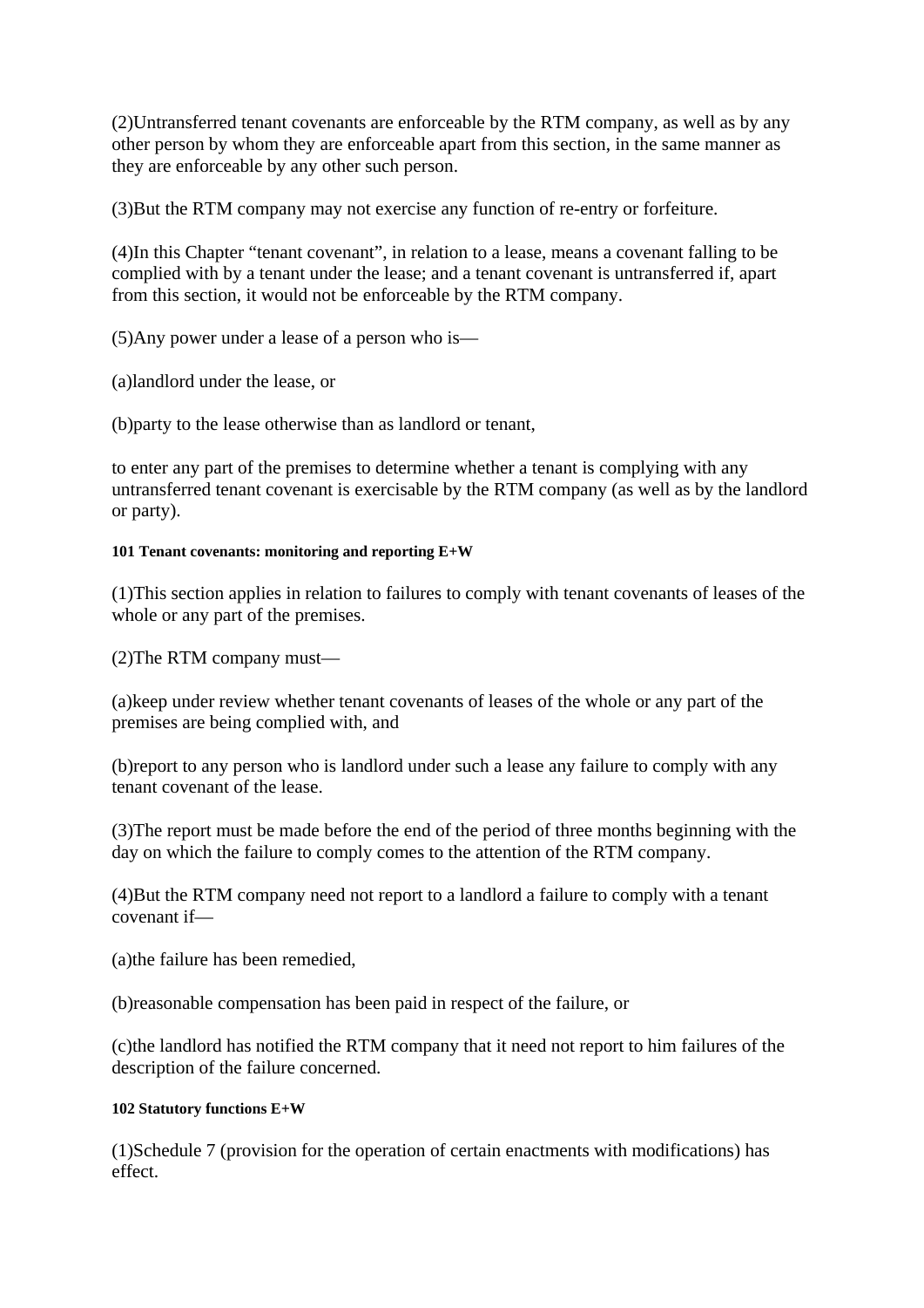(2)Untransferred tenant covenants are enforceable by the RTM company, as well as by any other person by whom they are enforceable apart from this section, in the same manner as they are enforceable by any other such person.

(3)But the RTM company may not exercise any function of re-entry or forfeiture.

(4)In this Chapter "tenant covenant", in relation to a lease, means a covenant falling to be complied with by a tenant under the lease; and a tenant covenant is untransferred if, apart from this section, it would not be enforceable by the RTM company.

(5)Any power under a lease of a person who is—

(a)landlord under the lease, or

(b)party to the lease otherwise than as landlord or tenant,

to enter any part of the premises to determine whether a tenant is complying with any untransferred tenant covenant is exercisable by the RTM company (as well as by the landlord or party).

#### 101 Tenant covenants: monitoring and reporting E+W

(1)This section applies in relation to failures to comply with tenant covenants of leases of the whole or any part of the premises.

(2)The RTM company must—

(a)keep under review whether tenant covenants of leases of the whole or any part of the premises are being complied with, and

(b)report to any person who is landlord under such a lease any failure to comply with any tenant covenant of the lease.

(3)The report must be made before the end of the period of three months beginning with the day on which the failure to comply comes to the attention of the RTM company.

(4)But the RTM company need not report to a landlord a failure to comply with a tenant covenant if—

(a)the failure has been remedied,

(b)reasonable compensation has been paid in respect of the failure, or

(c)the landlord has notified the RTM company that it need not report to him failures of the description of the failure concerned.

#### 102 Statutory functions E+W

(1)Schedule 7 (provision for the operation of certain enactments with modifications) has effect.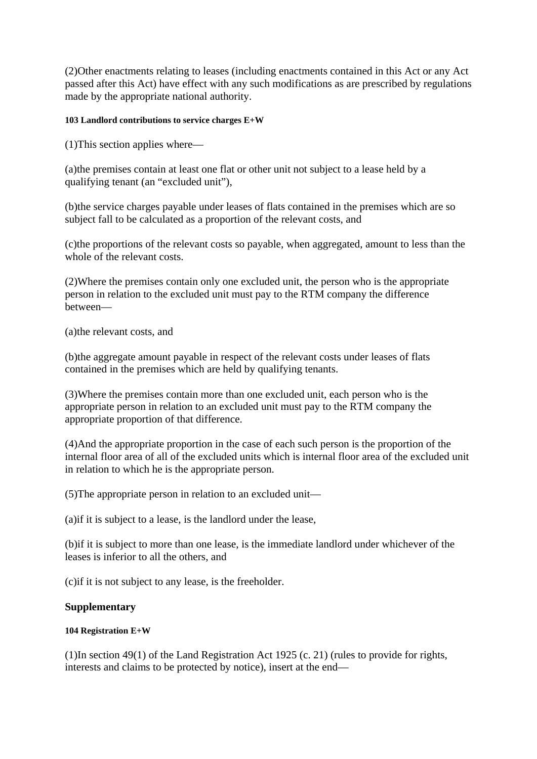(2)Other enactments relating to leases (including enactments contained in this Act or any Act passed after this Act) have effect with any such modifications as are prescribed by regulations made by the appropriate national authority.

##### 103 Landlord contributions to service charges E+W

(1)This section applies where—

(a)the premises contain at least one flat or other unit not subject to a lease held by a qualifying tenant (an “excluded unit”),

(b)the service charges payable under leases of flats contained in the premises which are so subject fall to be calculated as a proportion of the relevant costs, and

(c)the proportions of the relevant costs so payable, when aggregated, amount to less than the whole of the relevant costs.

(2)Where the premises contain only one excluded unit, the person who is the appropriate person in relation to the excluded unit must pay to the RTM company the difference between—

(a)the relevant costs, and

(b)the aggregate amount payable in respect of the relevant costs under leases of flats contained in the premises which are held by qualifying tenants.

(3)Where the premises contain more than one excluded unit, each person who is the appropriate person in relation to an excluded unit must pay to the RTM company the appropriate proportion of that difference.

(4)And the appropriate proportion in the case of each such person is the proportion of the internal floor area of all of the excluded units which is internal floor area of the excluded unit in relation to which he is the appropriate person.

(5)The appropriate person in relation to an excluded unit—

(a)if it is subject to a lease, is the landlord under the lease,

(b)if it is subject to more than one lease, is the immediate landlord under whichever of the leases is inferior to all the others, and

(c)if it is not subject to any lease, is the freeholder.

### Supplementary

##### 104 Registration E+W

(1)In section 49(1) of the Land Registration Act 1925 (c. 21) (rules to provide for rights, interests and claims to be protected by notice), insert at the end—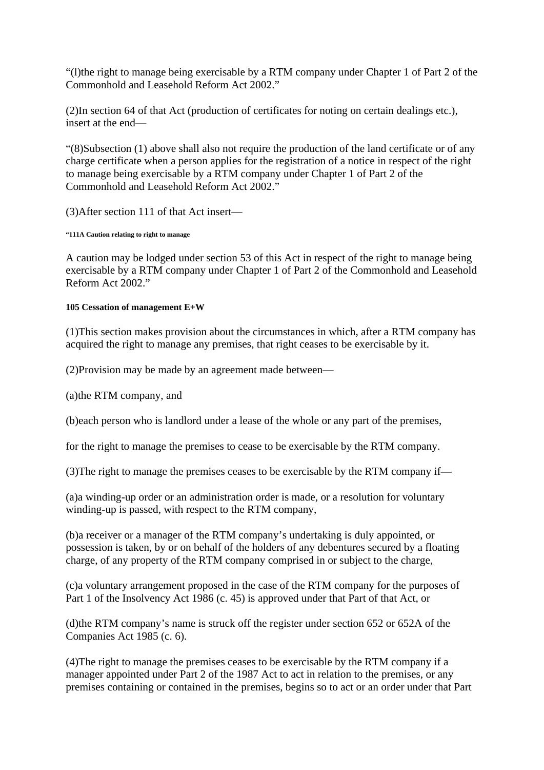“(l)the right to manage being exercisable by a RTM company under Chapter 1 of Part 2 of the Commonhold and Leasehold Reform Act 2002.”

(2)In section 64 of that Act (production of certificates for noting on certain dealings etc.), insert at the end—

“(8)Subsection (1) above shall also not require the production of the land certificate or of any charge certificate when a person applies for the registration of a notice in respect of the right to manage being exercisable by a RTM company under Chapter 1 of Part 2 of the Commonhold and Leasehold Reform Act 2002.”

(3)After section 111 of that Act insert—

###### “111A Caution relating to right to manage

A caution may be lodged under section 53 of this Act in respect of the right to manage being exercisable by a RTM company under Chapter 1 of Part 2 of the Commonhold and Leasehold Reform Act 2002.”

#### 105 Cessation of management E+W

(1)This section makes provision about the circumstances in which, after a RTM company has acquired the right to manage any premises, that right ceases to be exercisable by it.

(2)Provision may be made by an agreement made between—

(a)the RTM company, and

(b)each person who is landlord under a lease of the whole or any part of the premises,

for the right to manage the premises to cease to be exercisable by the RTM company.

(3)The right to manage the premises ceases to be exercisable by the RTM company if—

(a)a winding-up order or an administration order is made, or a resolution for voluntary winding-up is passed, with respect to the RTM company,

(b)a receiver or a manager of the RTM company’s undertaking is duly appointed, or possession is taken, by or on behalf of the holders of any debentures secured by a floating charge, of any property of the RTM company comprised in or subject to the charge,

(c)a voluntary arrangement proposed in the case of the RTM company for the purposes of Part 1 of the Insolvency Act 1986 (c. 45) is approved under that Part of that Act, or

(d)the RTM company’s name is struck off the register under section 652 or 652A of the Companies Act 1985 (c. 6).

(4)The right to manage the premises ceases to be exercisable by the RTM company if a manager appointed under Part 2 of the 1987 Act to act in relation to the premises, or any premises containing or contained in the premises, begins so to act or an order under that Part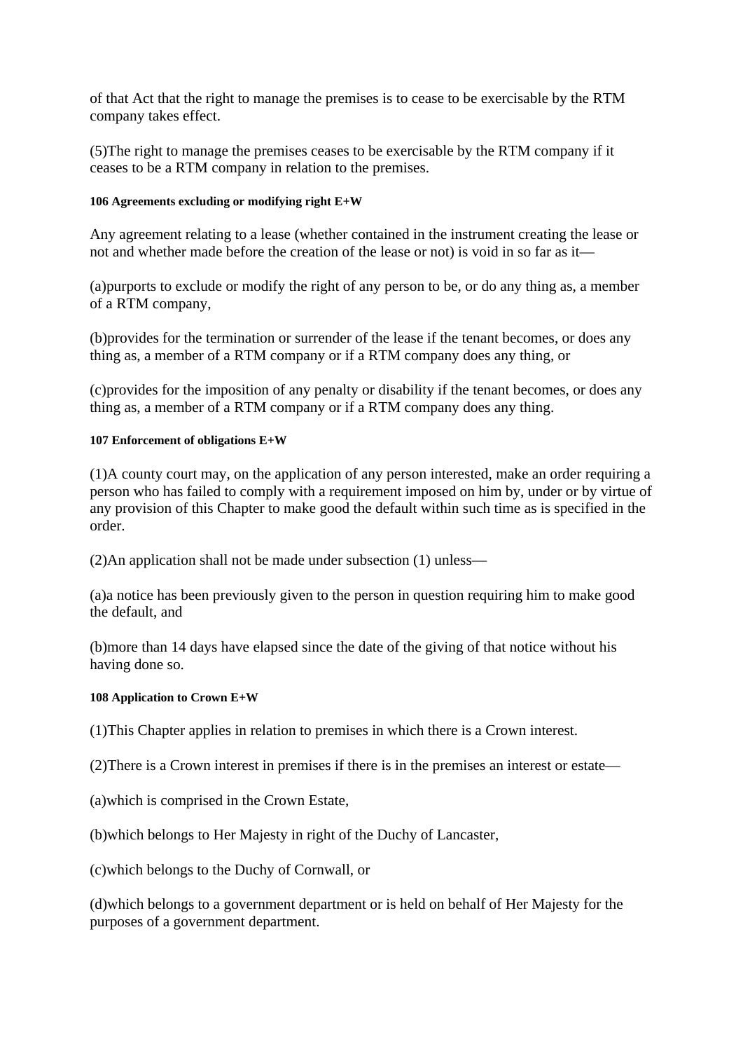of that Act that the right to manage the premises is to cease to be exercisable by the RTM company takes effect.

(5)The right to manage the premises ceases to be exercisable by the RTM company if it ceases to be a RTM company in relation to the premises.

#### 106 Agreements excluding or modifying right E+W

Any agreement relating to a lease (whether contained in the instrument creating the lease or not and whether made before the creation of the lease or not) is void in so far as it—

(a)purports to exclude or modify the right of any person to be, or do any thing as, a member of a RTM company,

(b)provides for the termination or surrender of the lease if the tenant becomes, or does any thing as, a member of a RTM company or if a RTM company does any thing, or

(c)provides for the imposition of any penalty or disability if the tenant becomes, or does any thing as, a member of a RTM company or if a RTM company does any thing.

#### 107 Enforcement of obligations E+W

(1)A county court may, on the application of any person interested, make an order requiring a person who has failed to comply with a requirement imposed on him by, under or by virtue of any provision of this Chapter to make good the default within such time as is specified in the order.

(2)An application shall not be made under subsection (1) unless—

(a)a notice has been previously given to the person in question requiring him to make good the default, and

(b)more than 14 days have elapsed since the date of the giving of that notice without his having done so.

#### 108 Application to Crown E+W

(1)This Chapter applies in relation to premises in which there is a Crown interest.

(2)There is a Crown interest in premises if there is in the premises an interest or estate—

(a)which is comprised in the Crown Estate,

(b)which belongs to Her Majesty in right of the Duchy of Lancaster,

(c)which belongs to the Duchy of Cornwall, or

(d)which belongs to a government department or is held on behalf of Her Majesty for the purposes of a government department.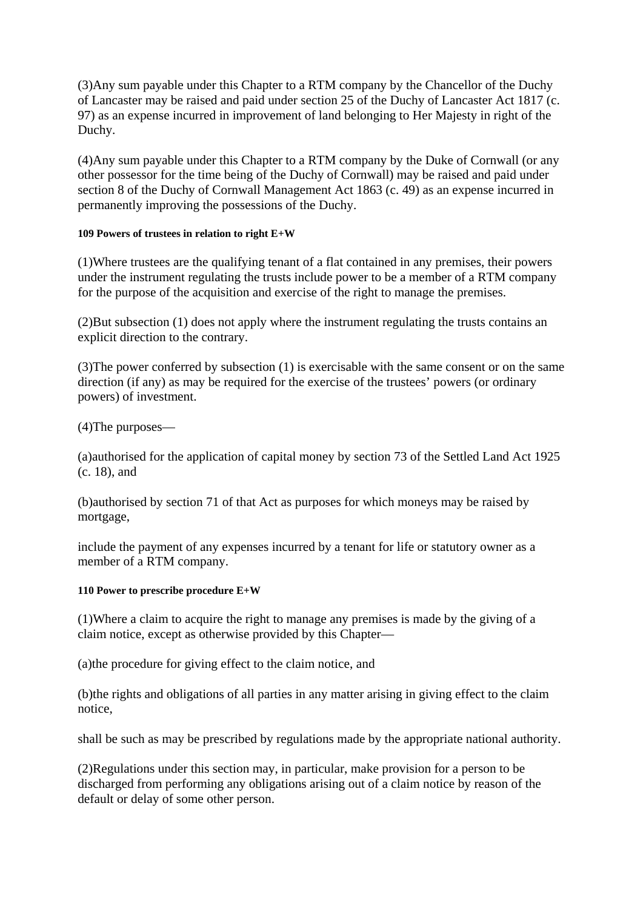(3)Any sum payable under this Chapter to a RTM company by the Chancellor of the Duchy of Lancaster may be raised and paid under section 25 of the Duchy of Lancaster Act 1817 (c. 97) as an expense incurred in improvement of land belonging to Her Majesty in right of the Duchy.

(4)Any sum payable under this Chapter to a RTM company by the Duke of Cornwall (or any other possessor for the time being of the Duchy of Cornwall) may be raised and paid under section 8 of the Duchy of Cornwall Management Act 1863 (c. 49) as an expense incurred in permanently improving the possessions of the Duchy.

##### 109 Powers of trustees in relation to right E+W

(1)Where trustees are the qualifying tenant of a flat contained in any premises, their powers under the instrument regulating the trusts include power to be a member of a RTM company for the purpose of the acquisition and exercise of the right to manage the premises.

(2)But subsection (1) does not apply where the instrument regulating the trusts contains an explicit direction to the contrary.

(3)The power conferred by subsection (1) is exercisable with the same consent or on the same direction (if any) as may be required for the exercise of the trustees' powers (or ordinary powers) of investment.

(4)The purposes—

(a)authorised for the application of capital money by section 73 of the Settled Land Act 1925 (c. 18), and

(b)authorised by section 71 of that Act as purposes for which moneys may be raised by mortgage,

include the payment of any expenses incurred by a tenant for life or statutory owner as a member of a RTM company.

##### 110 Power to prescribe procedure E+W

(1)Where a claim to acquire the right to manage any premises is made by the giving of a claim notice, except as otherwise provided by this Chapter—

(a)the procedure for giving effect to the claim notice, and

(b)the rights and obligations of all parties in any matter arising in giving effect to the claim notice,

shall be such as may be prescribed by regulations made by the appropriate national authority.

(2)Regulations under this section may, in particular, make provision for a person to be discharged from performing any obligations arising out of a claim notice by reason of the default or delay of some other person.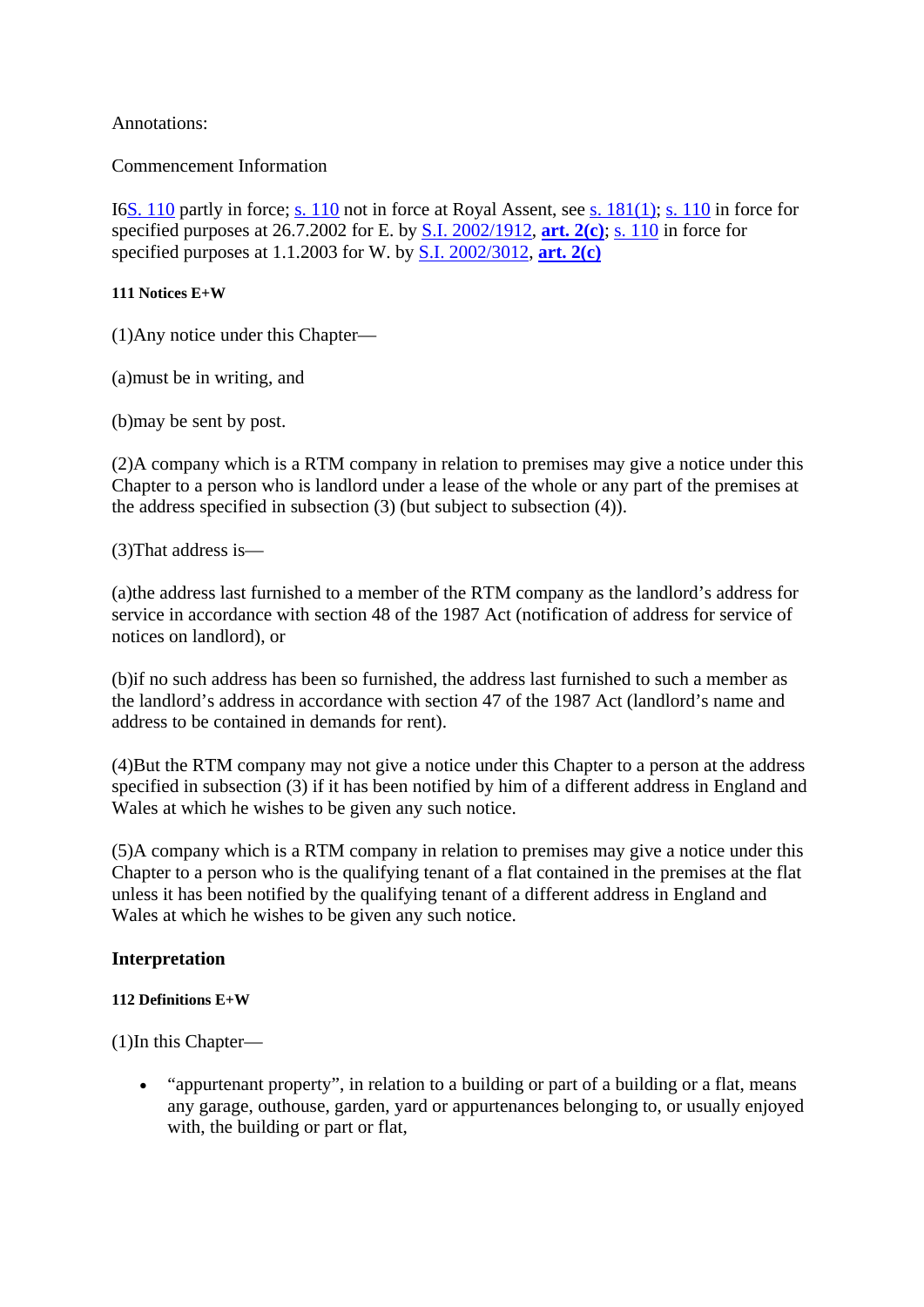Annotations:

Commencement Information

I6S. 110 partly in force; s. 110 not in force at Royal Assent, see s. 181(1); s. 110 in force for specified purposes at 26.7.2002 for E. by S.I. 2002/1912, **art. 2(c)**; s. 110 in force for specified purposes at 1.1.2003 for W. by S.I. 2002/3012, **art. 2(c)**

##### 111 Notices E+W

(1)Any notice under this Chapter—

(a)must be in writing, and

(b)may be sent by post.

(2)A company which is a RTM company in relation to premises may give a notice under this Chapter to a person who is landlord under a lease of the whole or any part of the premises at the address specified in subsection (3) (but subject to subsection (4)).

(3)That address is—

(a)the address last furnished to a member of the RTM company as the landlord's address for service in accordance with section 48 of the 1987 Act (notification of address for service of notices on landlord), or

(b)if no such address has been so furnished, the address last furnished to such a member as the landlord's address in accordance with section 47 of the 1987 Act (landlord's name and address to be contained in demands for rent).

(4)But the RTM company may not give a notice under this Chapter to a person at the address specified in subsection (3) if it has been notified by him of a different address in England and Wales at which he wishes to be given any such notice.

(5)A company which is a RTM company in relation to premises may give a notice under this Chapter to a person who is the qualifying tenant of a flat contained in the premises at the flat unless it has been notified by the qualifying tenant of a different address in England and Wales at which he wishes to be given any such notice.

### Interpretation

##### 112 Definitions E+W

(1)In this Chapter—

- "appurtenant property", in relation to a building or part of a building or a flat, means any garage, outhouse, garden, yard or appurtenances belonging to, or usually enjoyed with, the building or part or flat,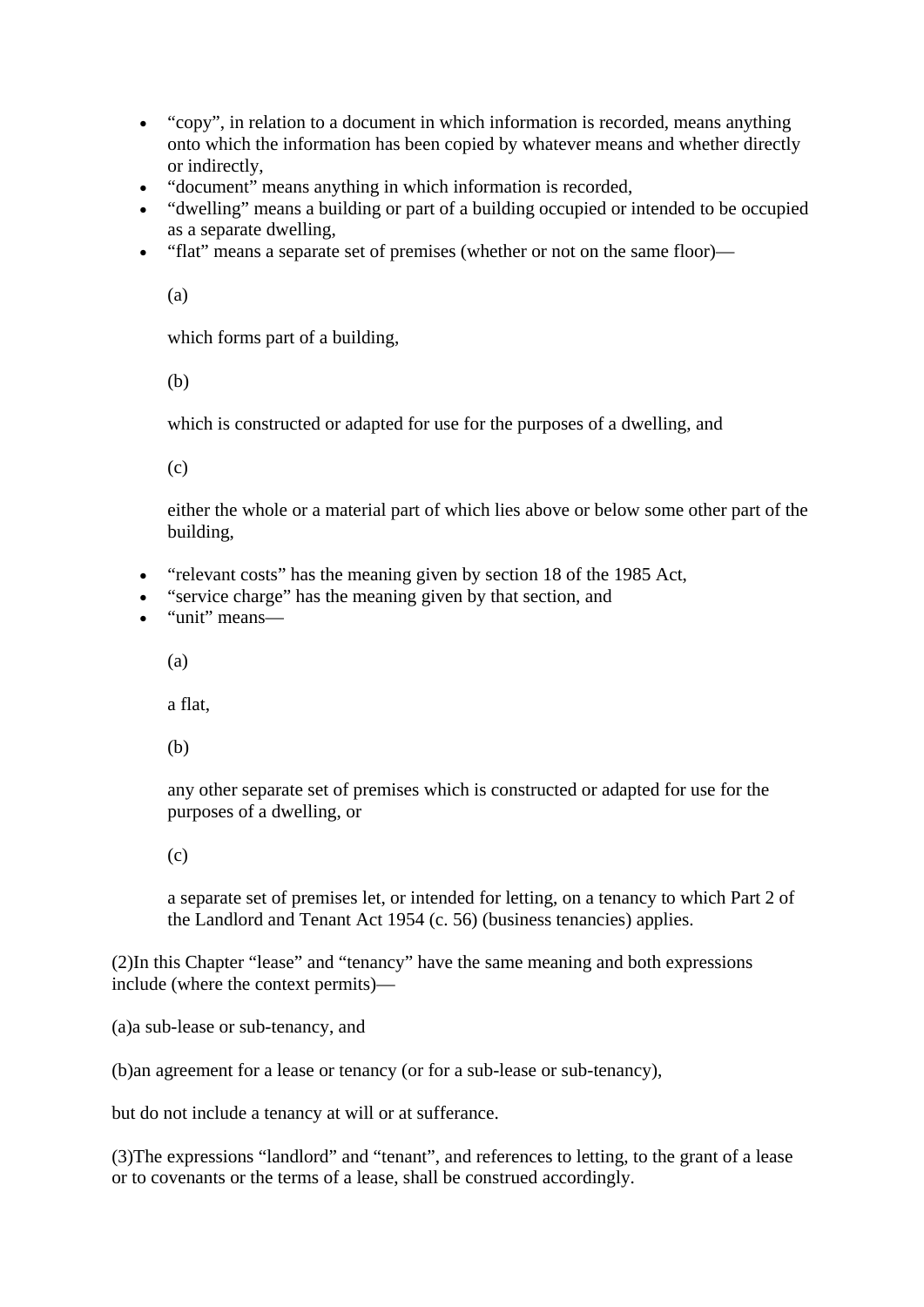- “copy”, in relation to a document in which information is recorded, means anything onto which the information has been copied by whatever means and whether directly or indirectly,
- “document” means anything in which information is recorded,
- “dwelling” means a building or part of a building occupied or intended to be occupied as a separate dwelling,
- “flat” means a separate set of premises (whether or not on the same floor)—

  (a)

  which forms part of a building,

  (b)

  which is constructed or adapted for use for the purposes of a dwelling, and

  (c)

  either the whole or a material part of which lies above or below some other part of the building,

- “relevant costs” has the meaning given by section 18 of the 1985 Act,
- “service charge” has the meaning given by that section, and
- “unit” means—

  (a)

  a flat,

  (b)

  any other separate set of premises which is constructed or adapted for use for the purposes of a dwelling, or

  (c)

  a separate set of premises let, or intended for letting, on a tenancy to which Part 2 of the Landlord and Tenant Act 1954 (c. 56) (business tenancies) applies.

(2)In this Chapter “lease” and “tenancy” have the same meaning and both expressions include (where the context permits)—

(a)a sub-lease or sub-tenancy, and

(b)an agreement for a lease or tenancy (or for a sub-lease or sub-tenancy),

but do not include a tenancy at will or at sufferance.

(3)The expressions “landlord” and “tenant”, and references to letting, to the grant of a lease or to covenants or the terms of a lease, shall be construed accordingly.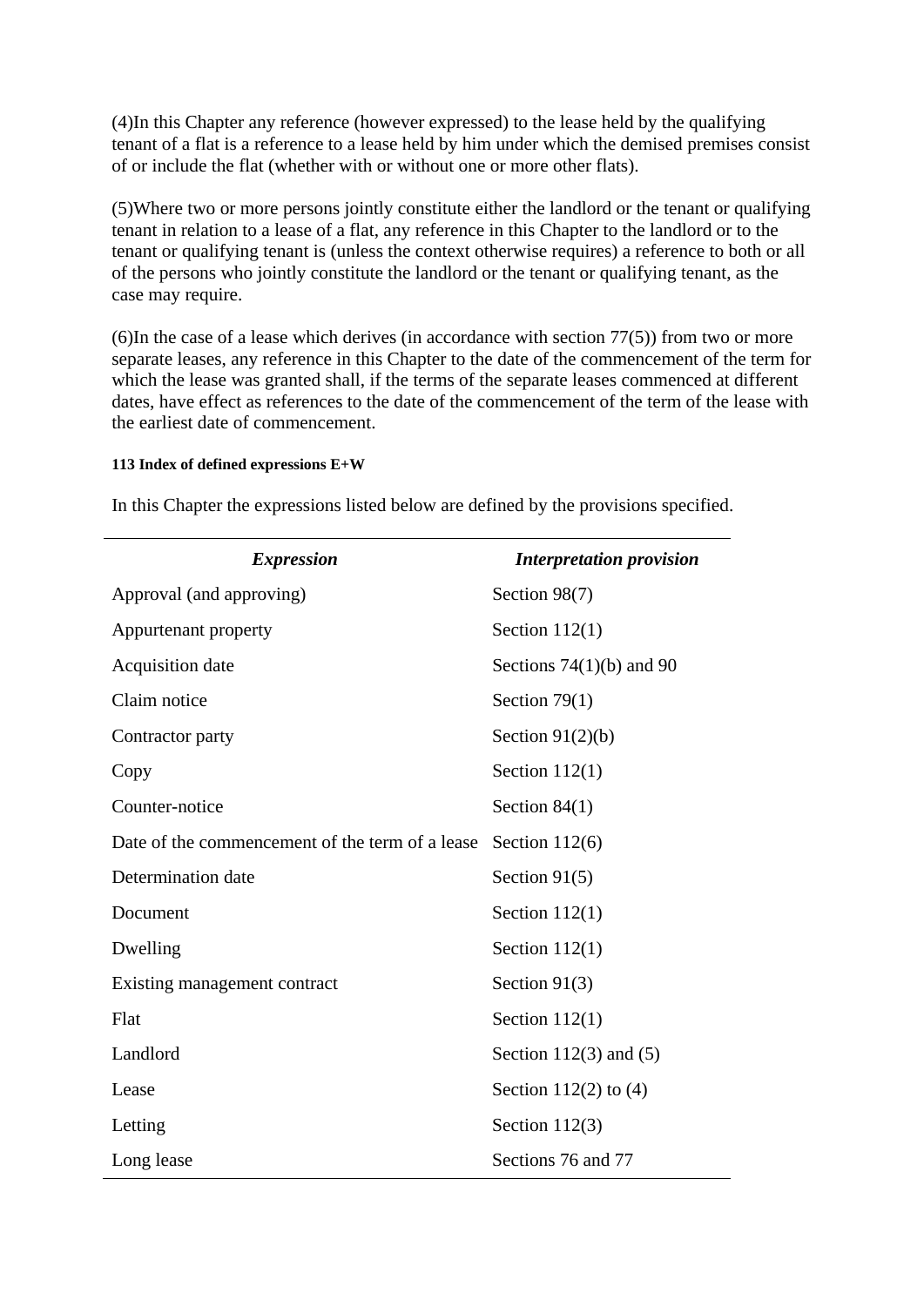(4)In this Chapter any reference (however expressed) to the lease held by the qualifying tenant of a flat is a reference to a lease held by him under which the demised premises consist of or include the flat (whether with or without one or more other flats).

(5)Where two or more persons jointly constitute either the landlord or the tenant or qualifying tenant in relation to a lease of a flat, any reference in this Chapter to the landlord or to the tenant or qualifying tenant is (unless the context otherwise requires) a reference to both or all of the persons who jointly constitute the landlord or the tenant or qualifying tenant, as the case may require.

(6)In the case of a lease which derives (in accordance with section 77(5)) from two or more separate leases, any reference in this Chapter to the date of the commencement of the term for which the lease was granted shall, if the terms of the separate leases commenced at different dates, have effect as references to the date of the commencement of the term of the lease with the earliest date of commencement.

#### 113 Index of defined expressions E+W

In this Chapter the expressions listed below are defined by the provisions specified.

| *Expression* | *Interpretation provision* |
|---|---|
| Approval (and approving) | Section 98(7) |
| Appurtenant property | Section 112(1) |
| Acquisition date | Sections 74(1)(b) and 90 |
| Claim notice | Section 79(1) |
| Contractor party | Section 91(2)(b) |
| Copy | Section 112(1) |
| Counter-notice | Section 84(1) |
| Date of the commencement of the term of a lease | Section 112(6) |
| Determination date | Section 91(5) |
| Document | Section 112(1) |
| Dwelling | Section 112(1) |
| Existing management contract | Section 91(3) |
| Flat | Section 112(1) |
| Landlord | Section 112(3) and (5) |
| Lease | Section 112(2) to (4) |
| Letting | Section 112(3) |
| Long lease | Sections 76 and 77 |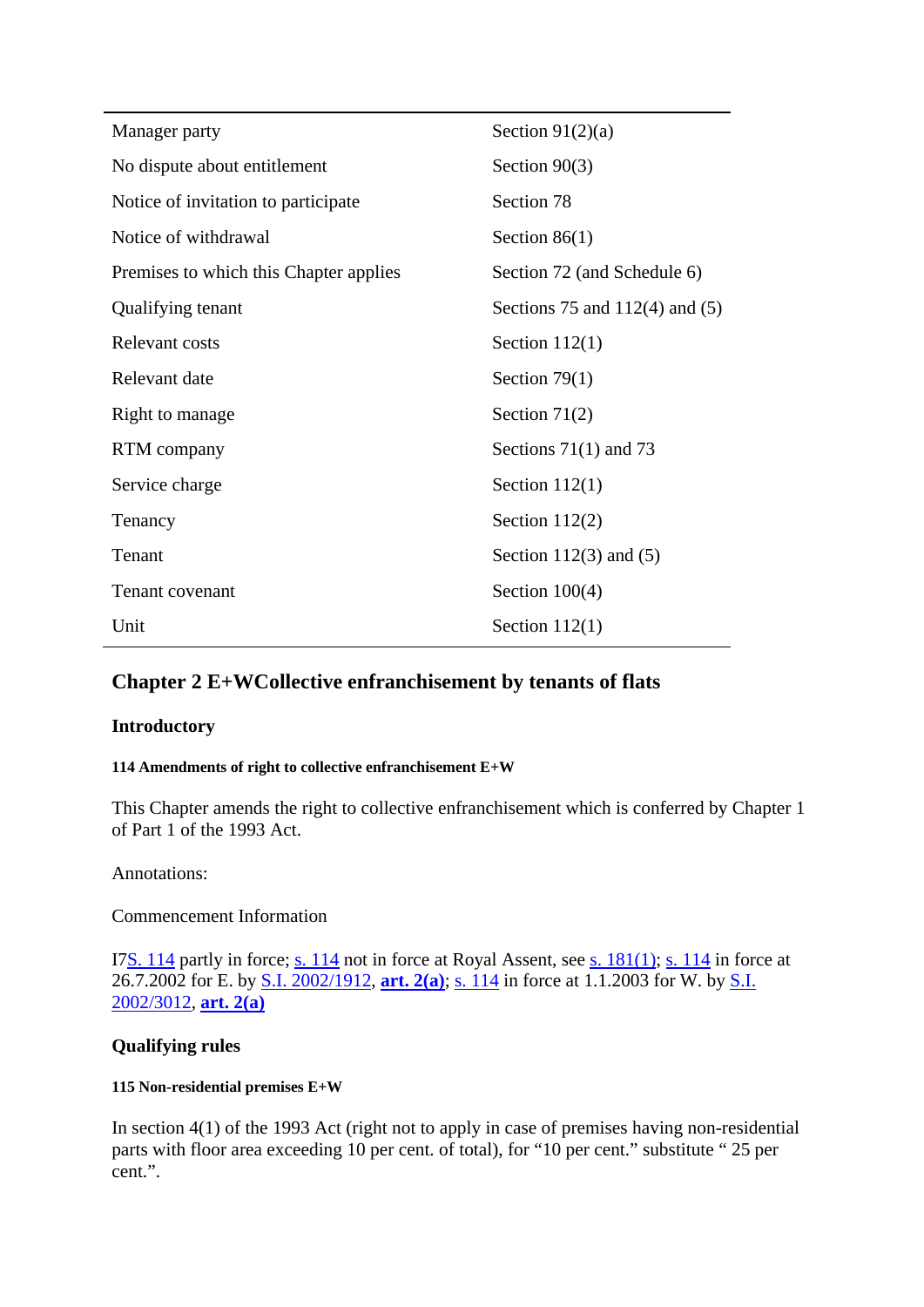| | |
|---|---|
| Manager party | Section 91(2)(a) |
| No dispute about entitlement | Section 90(3) |
| Notice of invitation to participate | Section 78 |
| Notice of withdrawal | Section 86(1) |
| Premises to which this Chapter applies | Section 72 (and Schedule 6) |
| Qualifying tenant | Sections 75 and 112(4) and (5) |
| Relevant costs | Section 112(1) |
| Relevant date | Section 79(1) |
| Right to manage | Section 71(2) |
| RTM company | Sections 71(1) and 73 |
| Service charge | Section 112(1) |
| Tenancy | Section 112(2) |
| Tenant | Section 112(3) and (5) |
| Tenant covenant | Section 100(4) |
| Unit | Section 112(1) |

## Chapter 2 E+WCollective enfranchisement by tenants of flats

### Introductory

#### 114 Amendments of right to collective enfranchisement E+W

This Chapter amends the right to collective enfranchisement which is conferred by Chapter 1 of Part 1 of the 1993 Act.

Annotations:

Commencement Information

I7S. 114 partly in force; s. 114 not in force at Royal Assent, see s. 181(1); s. 114 in force at 26.7.2002 for E. by S.I. 2002/1912, **art. 2(a)**; s. 114 in force at 1.1.2003 for W. by S.I. 2002/3012, **art. 2(a)**

### Qualifying rules

#### 115 Non-residential premises E+W

In section 4(1) of the 1993 Act (right not to apply in case of premises having non-residential parts with floor area exceeding 10 per cent. of total), for "10 per cent." substitute " 25 per cent.".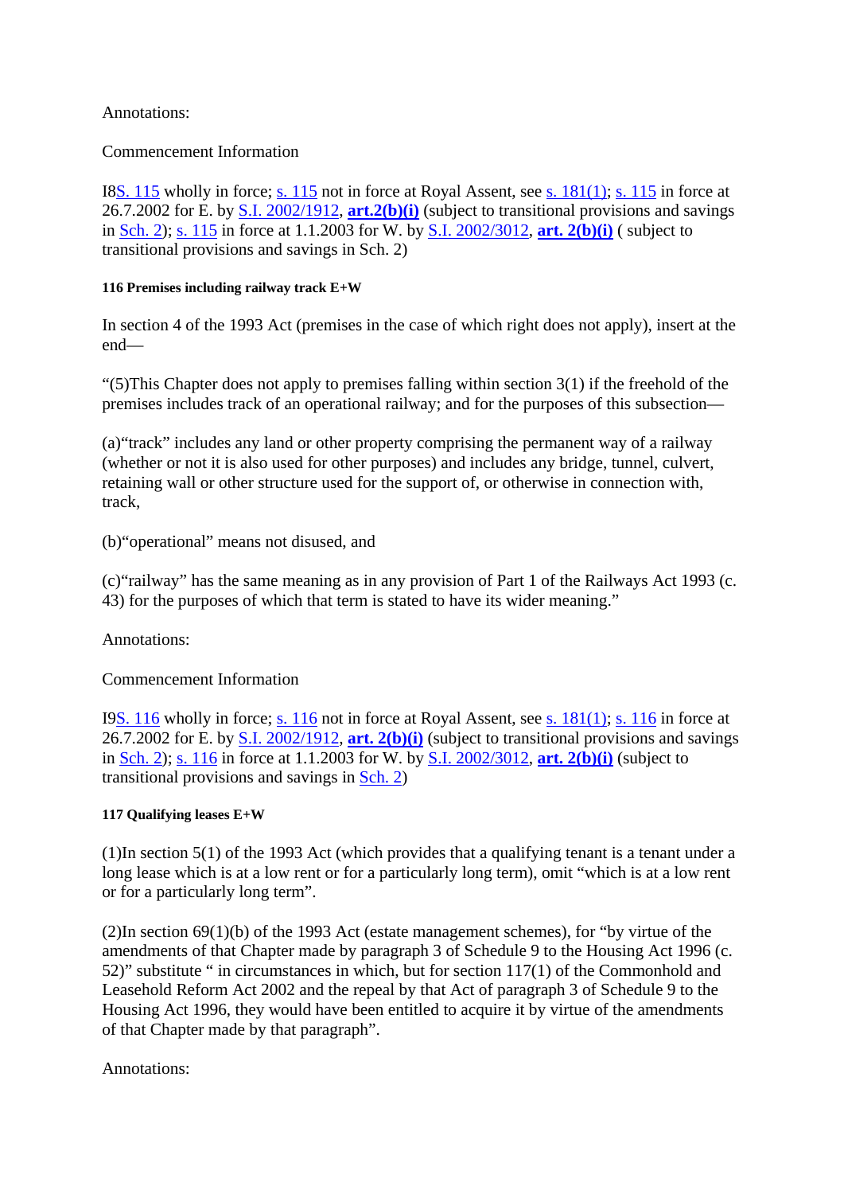Annotations:

Commencement Information

I8S. 115 wholly in force; s. 115 not in force at Royal Assent, see s. 181(1); s. 115 in force at 26.7.2002 for E. by S.I. 2002/1912, **art.2(b)(i)** (subject to transitional provisions and savings in Sch. 2); s. 115 in force at 1.1.2003 for W. by S.I. 2002/3012, **art. 2(b)(i)** ( subject to transitional provisions and savings in Sch. 2)

#### 116 Premises including railway track E+W

In section 4 of the 1993 Act (premises in the case of which right does not apply), insert at the end—

"(5)This Chapter does not apply to premises falling within section 3(1) if the freehold of the premises includes track of an operational railway; and for the purposes of this subsection—

(a)"track" includes any land or other property comprising the permanent way of a railway (whether or not it is also used for other purposes) and includes any bridge, tunnel, culvert, retaining wall or other structure used for the support of, or otherwise in connection with, track,

(b)"operational" means not disused, and

(c)"railway" has the same meaning as in any provision of Part 1 of the Railways Act 1993 (c. 43) for the purposes of which that term is stated to have its wider meaning."

Annotations:

Commencement Information

I9S. 116 wholly in force; s. 116 not in force at Royal Assent, see s. 181(1); s. 116 in force at 26.7.2002 for E. by S.I. 2002/1912, **art. 2(b)(i)** (subject to transitional provisions and savings in Sch. 2); s. 116 in force at 1.1.2003 for W. by S.I. 2002/3012, **art. 2(b)(i)** (subject to transitional provisions and savings in Sch. 2)

#### 117 Qualifying leases E+W

(1)In section 5(1) of the 1993 Act (which provides that a qualifying tenant is a tenant under a long lease which is at a low rent or for a particularly long term), omit "which is at a low rent or for a particularly long term".

(2)In section 69(1)(b) of the 1993 Act (estate management schemes), for "by virtue of the amendments of that Chapter made by paragraph 3 of Schedule 9 to the Housing Act 1996 (c. 52)" substitute " in circumstances in which, but for section 117(1) of the Commonhold and Leasehold Reform Act 2002 and the repeal by that Act of paragraph 3 of Schedule 9 to the Housing Act 1996, they would have been entitled to acquire it by virtue of the amendments of that Chapter made by that paragraph".

Annotations: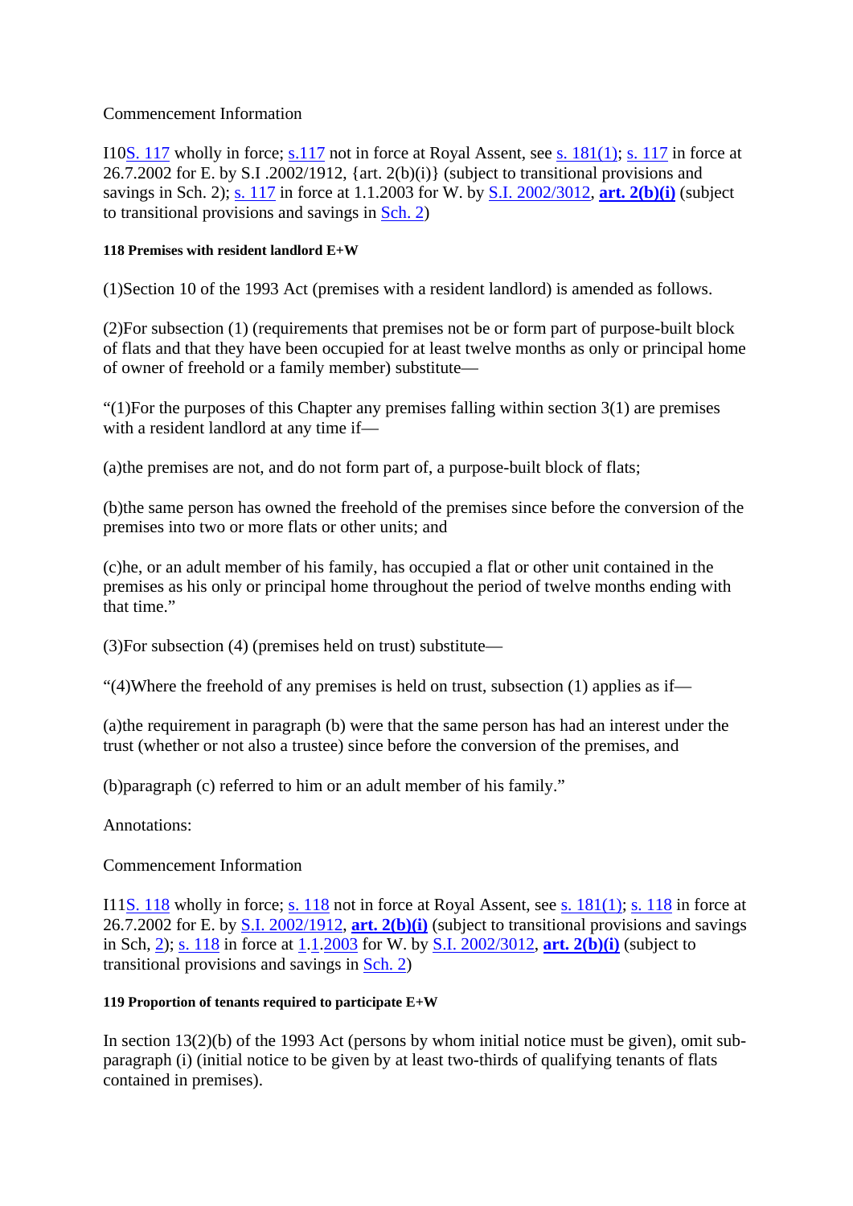Commencement Information

I10S. 117 wholly in force; s.117 not in force at Royal Assent, see s. 181(1); s. 117 in force at 26.7.2002 for E. by S.I .2002/1912, {art. 2(b)(i)} (subject to transitional provisions and savings in Sch. 2); s. 117 in force at 1.1.2003 for W. by S.I. 2002/3012, **art. 2(b)(i)** (subject to transitional provisions and savings in Sch. 2)

##### 118 Premises with resident landlord E+W

(1)Section 10 of the 1993 Act (premises with a resident landlord) is amended as follows.

(2)For subsection (1) (requirements that premises not be or form part of purpose-built block of flats and that they have been occupied for at least twelve months as only or principal home of owner of freehold or a family member) substitute—

“(1)For the purposes of this Chapter any premises falling within section 3(1) are premises with a resident landlord at any time if—

(a)the premises are not, and do not form part of, a purpose-built block of flats;

(b)the same person has owned the freehold of the premises since before the conversion of the premises into two or more flats or other units; and

(c)he, or an adult member of his family, has occupied a flat or other unit contained in the premises as his only or principal home throughout the period of twelve months ending with that time.”

(3)For subsection (4) (premises held on trust) substitute—

“(4)Where the freehold of any premises is held on trust, subsection (1) applies as if—

(a)the requirement in paragraph (b) were that the same person has had an interest under the trust (whether or not also a trustee) since before the conversion of the premises, and

(b)paragraph (c) referred to him or an adult member of his family.”

Annotations:

Commencement Information

I11S. 118 wholly in force; s. 118 not in force at Royal Assent, see s. 181(1); s. 118 in force at 26.7.2002 for E. by S.I. 2002/1912, **art. 2(b)(i)** (subject to transitional provisions and savings in Sch, 2); s. 118 in force at 1.1.2003 for W. by S.I. 2002/3012, **art. 2(b)(i)** (subject to transitional provisions and savings in Sch. 2)

##### 119 Proportion of tenants required to participate E+W

In section 13(2)(b) of the 1993 Act (persons by whom initial notice must be given), omit sub-paragraph (i) (initial notice to be given by at least two-thirds of qualifying tenants of flats contained in premises).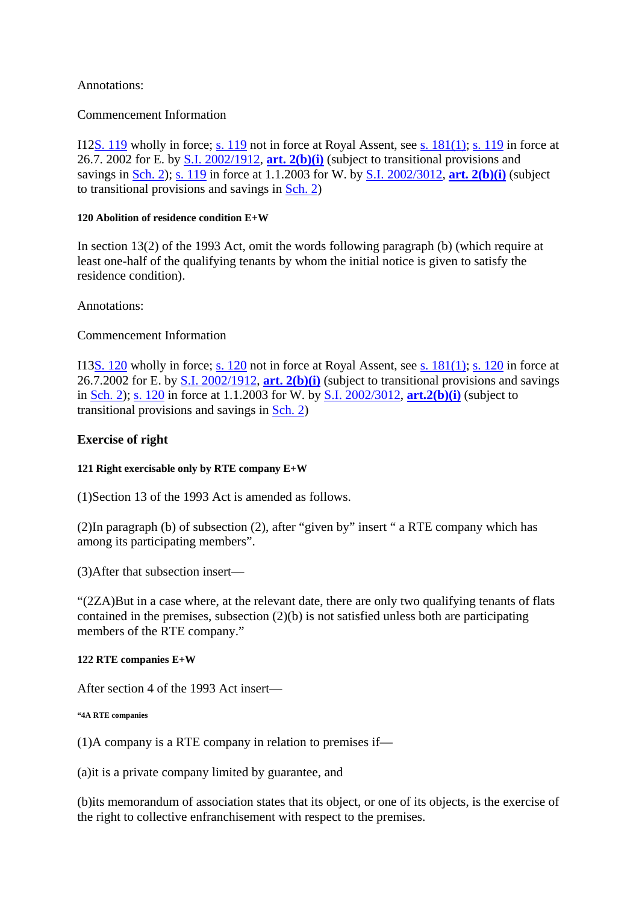Annotations:

Commencement Information

I12S. 119 wholly in force; s. 119 not in force at Royal Assent, see s. 181(1); s. 119 in force at 26.7. 2002 for E. by S.I. 2002/1912, **art. 2(b)(i)** (subject to transitional provisions and savings in Sch. 2); s. 119 in force at 1.1.2003 for W. by S.I. 2002/3012, **art. 2(b)(i)** (subject to transitional provisions and savings in Sch. 2)

##### 120 Abolition of residence condition E+W

In section 13(2) of the 1993 Act, omit the words following paragraph (b) (which require at least one-half of the qualifying tenants by whom the initial notice is given to satisfy the residence condition).

Annotations:

Commencement Information

I13S. 120 wholly in force; s. 120 not in force at Royal Assent, see s. 181(1); s. 120 in force at 26.7.2002 for E. by S.I. 2002/1912, **art. 2(b)(i)** (subject to transitional provisions and savings in Sch. 2); s. 120 in force at 1.1.2003 for W. by S.I. 2002/3012, **art.2(b)(i)** (subject to transitional provisions and savings in Sch. 2)

### Exercise of right

##### 121 Right exercisable only by RTE company E+W

(1)Section 13 of the 1993 Act is amended as follows.

(2)In paragraph (b) of subsection (2), after "given by" insert " a RTE company which has among its participating members".

(3)After that subsection insert—

"(2ZA)But in a case where, at the relevant date, there are only two qualifying tenants of flats contained in the premises, subsection (2)(b) is not satisfied unless both are participating members of the RTE company."

##### 122 RTE companies E+W

After section 4 of the 1993 Act insert—

###### "4A RTE companies

(1)A company is a RTE company in relation to premises if—

(a)it is a private company limited by guarantee, and

(b)its memorandum of association states that its object, or one of its objects, is the exercise of the right to collective enfranchisement with respect to the premises.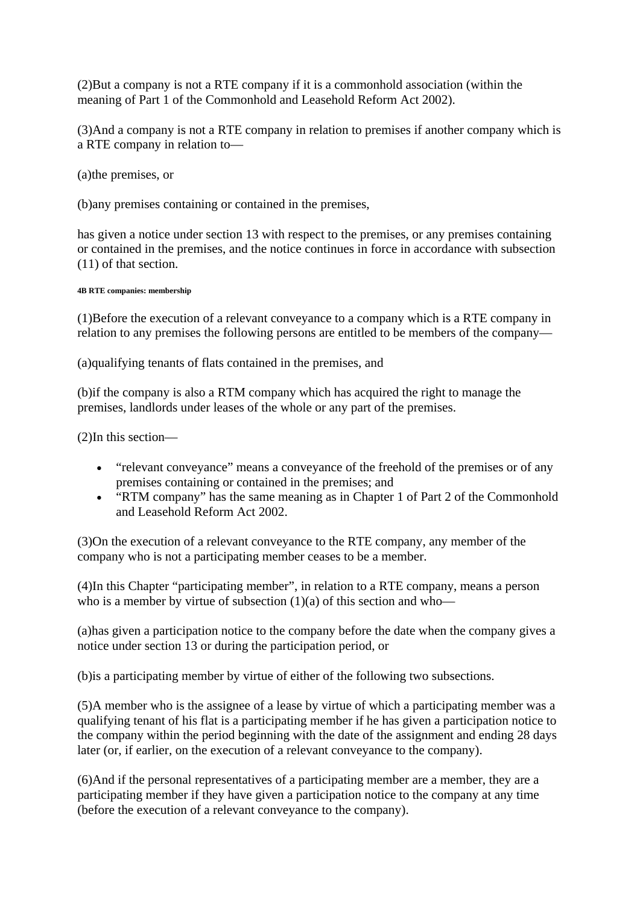(2)But a company is not a RTE company if it is a commonhold association (within the meaning of Part 1 of the Commonhold and Leasehold Reform Act 2002).

(3)And a company is not a RTE company in relation to premises if another company which is a RTE company in relation to—

(a)the premises, or

(b)any premises containing or contained in the premises,

has given a notice under section 13 with respect to the premises, or any premises containing or contained in the premises, and the notice continues in force in accordance with subsection (11) of that section.

###### 4B RTE companies: membership

(1)Before the execution of a relevant conveyance to a company which is a RTE company in relation to any premises the following persons are entitled to be members of the company—

(a)qualifying tenants of flats contained in the premises, and

(b)if the company is also a RTM company which has acquired the right to manage the premises, landlords under leases of the whole or any part of the premises.

(2)In this section—

- "relevant conveyance" means a conveyance of the freehold of the premises or of any premises containing or contained in the premises; and
- "RTM company" has the same meaning as in Chapter 1 of Part 2 of the Commonhold and Leasehold Reform Act 2002.

(3)On the execution of a relevant conveyance to the RTE company, any member of the company who is not a participating member ceases to be a member.

(4)In this Chapter "participating member", in relation to a RTE company, means a person who is a member by virtue of subsection (1)(a) of this section and who—

(a)has given a participation notice to the company before the date when the company gives a notice under section 13 or during the participation period, or

(b)is a participating member by virtue of either of the following two subsections.

(5)A member who is the assignee of a lease by virtue of which a participating member was a qualifying tenant of his flat is a participating member if he has given a participation notice to the company within the period beginning with the date of the assignment and ending 28 days later (or, if earlier, on the execution of a relevant conveyance to the company).

(6)And if the personal representatives of a participating member are a member, they are a participating member if they have given a participation notice to the company at any time (before the execution of a relevant conveyance to the company).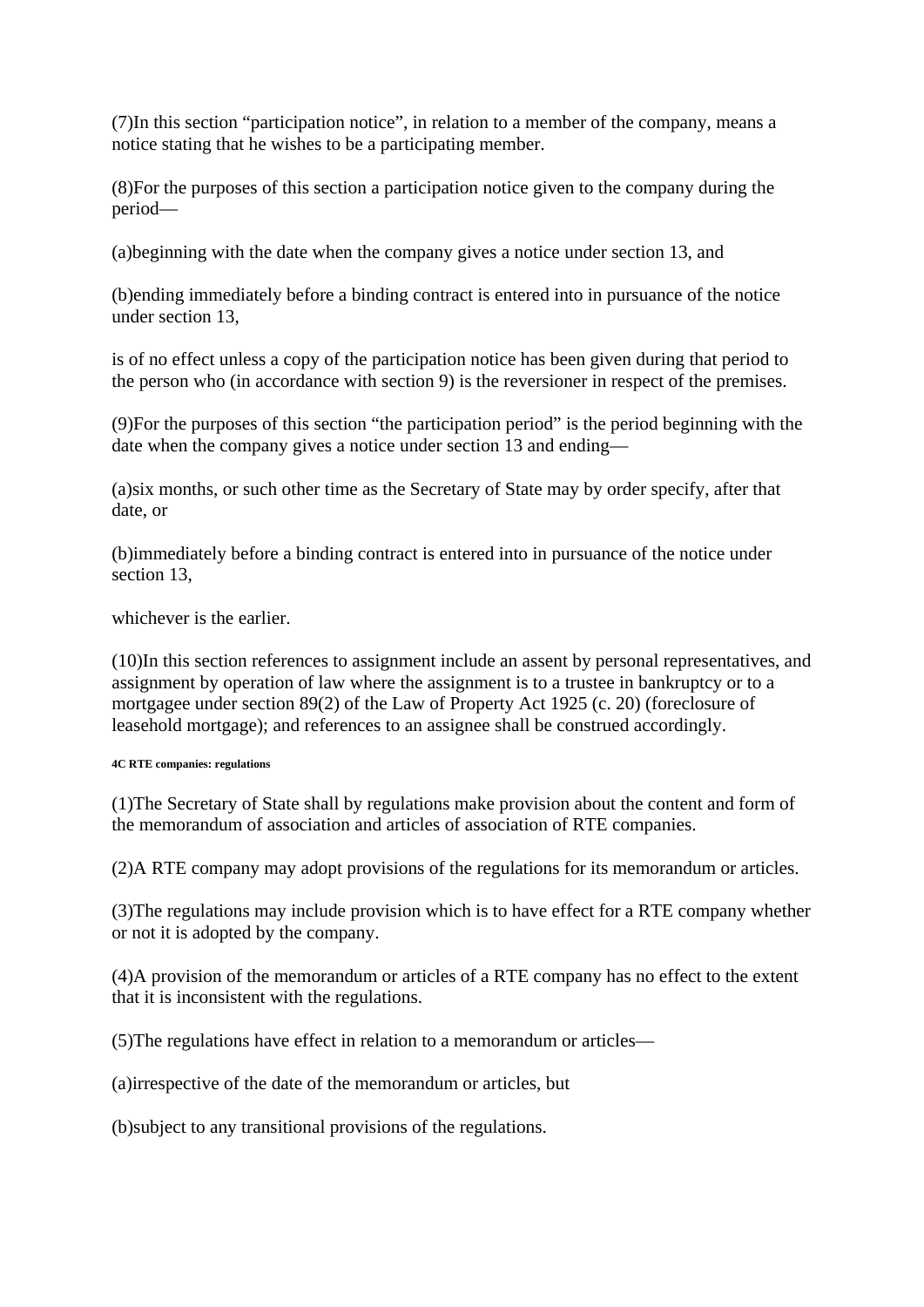(7)In this section “participation notice”, in relation to a member of the company, means a notice stating that he wishes to be a participating member.

(8)For the purposes of this section a participation notice given to the company during the period—

(a)beginning with the date when the company gives a notice under section 13, and

(b)ending immediately before a binding contract is entered into in pursuance of the notice under section 13,

is of no effect unless a copy of the participation notice has been given during that period to the person who (in accordance with section 9) is the reversioner in respect of the premises.

(9)For the purposes of this section “the participation period” is the period beginning with the date when the company gives a notice under section 13 and ending—

(a)six months, or such other time as the Secretary of State may by order specify, after that date, or

(b)immediately before a binding contract is entered into in pursuance of the notice under section 13,

whichever is the earlier.

(10)In this section references to assignment include an assent by personal representatives, and assignment by operation of law where the assignment is to a trustee in bankruptcy or to a mortgagee under section 89(2) of the Law of Property Act 1925 (c. 20) (foreclosure of leasehold mortgage); and references to an assignee shall be construed accordingly.

###### 4C RTE companies: regulations

(1)The Secretary of State shall by regulations make provision about the content and form of the memorandum of association and articles of association of RTE companies.

(2)A RTE company may adopt provisions of the regulations for its memorandum or articles.

(3)The regulations may include provision which is to have effect for a RTE company whether or not it is adopted by the company.

(4)A provision of the memorandum or articles of a RTE company has no effect to the extent that it is inconsistent with the regulations.

(5)The regulations have effect in relation to a memorandum or articles—

(a)irrespective of the date of the memorandum or articles, but

(b)subject to any transitional provisions of the regulations.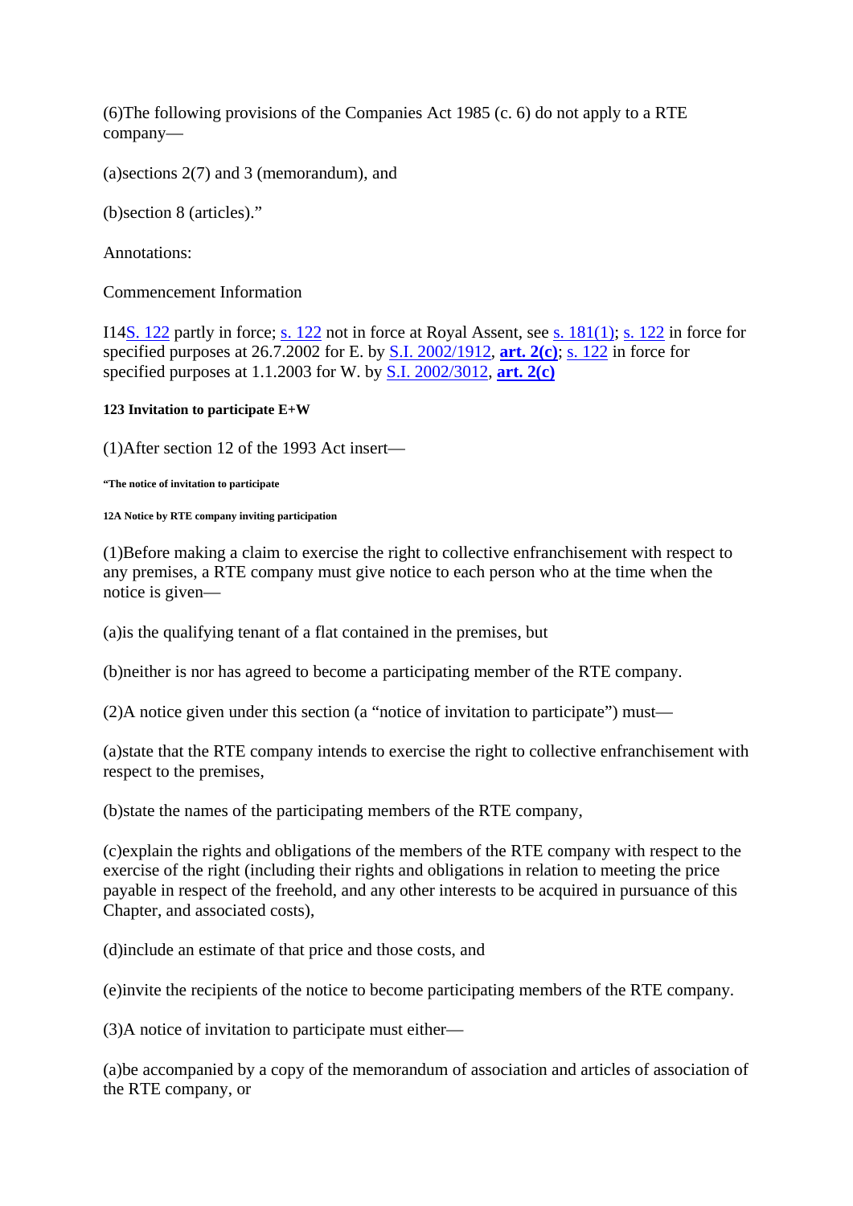(6)The following provisions of the Companies Act 1985 (c. 6) do not apply to a RTE company—

(a)sections 2(7) and 3 (memorandum), and

(b)section 8 (articles)."

Annotations:

Commencement Information

I14S. 122 partly in force; s. 122 not in force at Royal Assent, see s. 181(1); s. 122 in force for specified purposes at 26.7.2002 for E. by S.I. 2002/1912, **art. 2(c)**; s. 122 in force for specified purposes at 1.1.2003 for W. by S.I. 2002/3012, **art. 2(c)**

#### 123 Invitation to participate E+W

(1)After section 12 of the 1993 Act insert—

###### "The notice of invitation to participate

###### 12A Notice by RTE company inviting participation

(1)Before making a claim to exercise the right to collective enfranchisement with respect to any premises, a RTE company must give notice to each person who at the time when the notice is given—

(a)is the qualifying tenant of a flat contained in the premises, but

(b)neither is nor has agreed to become a participating member of the RTE company.

(2)A notice given under this section (a "notice of invitation to participate") must—

(a)state that the RTE company intends to exercise the right to collective enfranchisement with respect to the premises,

(b)state the names of the participating members of the RTE company,

(c)explain the rights and obligations of the members of the RTE company with respect to the exercise of the right (including their rights and obligations in relation to meeting the price payable in respect of the freehold, and any other interests to be acquired in pursuance of this Chapter, and associated costs),

(d)include an estimate of that price and those costs, and

(e)invite the recipients of the notice to become participating members of the RTE company.

(3)A notice of invitation to participate must either—

(a)be accompanied by a copy of the memorandum of association and articles of association of the RTE company, or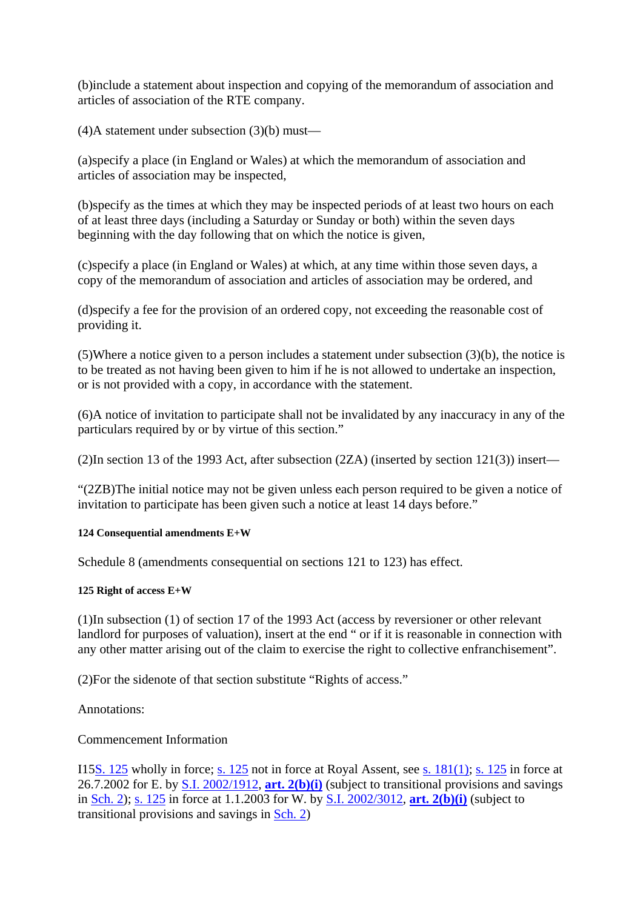(b)include a statement about inspection and copying of the memorandum of association and articles of association of the RTE company.

(4)A statement under subsection (3)(b) must—

(a)specify a place (in England or Wales) at which the memorandum of association and articles of association may be inspected,

(b)specify as the times at which they may be inspected periods of at least two hours on each of at least three days (including a Saturday or Sunday or both) within the seven days beginning with the day following that on which the notice is given,

(c)specify a place (in England or Wales) at which, at any time within those seven days, a copy of the memorandum of association and articles of association may be ordered, and

(d)specify a fee for the provision of an ordered copy, not exceeding the reasonable cost of providing it.

(5)Where a notice given to a person includes a statement under subsection (3)(b), the notice is to be treated as not having been given to him if he is not allowed to undertake an inspection, or is not provided with a copy, in accordance with the statement.

(6)A notice of invitation to participate shall not be invalidated by any inaccuracy in any of the particulars required by or by virtue of this section."

(2)In section 13 of the 1993 Act, after subsection (2ZA) (inserted by section 121(3)) insert—

"(2ZB)The initial notice may not be given unless each person required to be given a notice of invitation to participate has been given such a notice at least 14 days before."

##### 124 Consequential amendments E+W

Schedule 8 (amendments consequential on sections 121 to 123) has effect.

##### 125 Right of access E+W

(1)In subsection (1) of section 17 of the 1993 Act (access by reversioner or other relevant landlord for purposes of valuation), insert at the end " or if it is reasonable in connection with any other matter arising out of the claim to exercise the right to collective enfranchisement".

(2)For the sidenote of that section substitute "Rights of access."

Annotations:

Commencement Information

I15S. 125 wholly in force; s. 125 not in force at Royal Assent, see s. 181(1); s. 125 in force at 26.7.2002 for E. by S.I. 2002/1912, **art. 2(b)(i)** (subject to transitional provisions and savings in Sch. 2); s. 125 in force at 1.1.2003 for W. by S.I. 2002/3012, **art. 2(b)(i)** (subject to transitional provisions and savings in Sch. 2)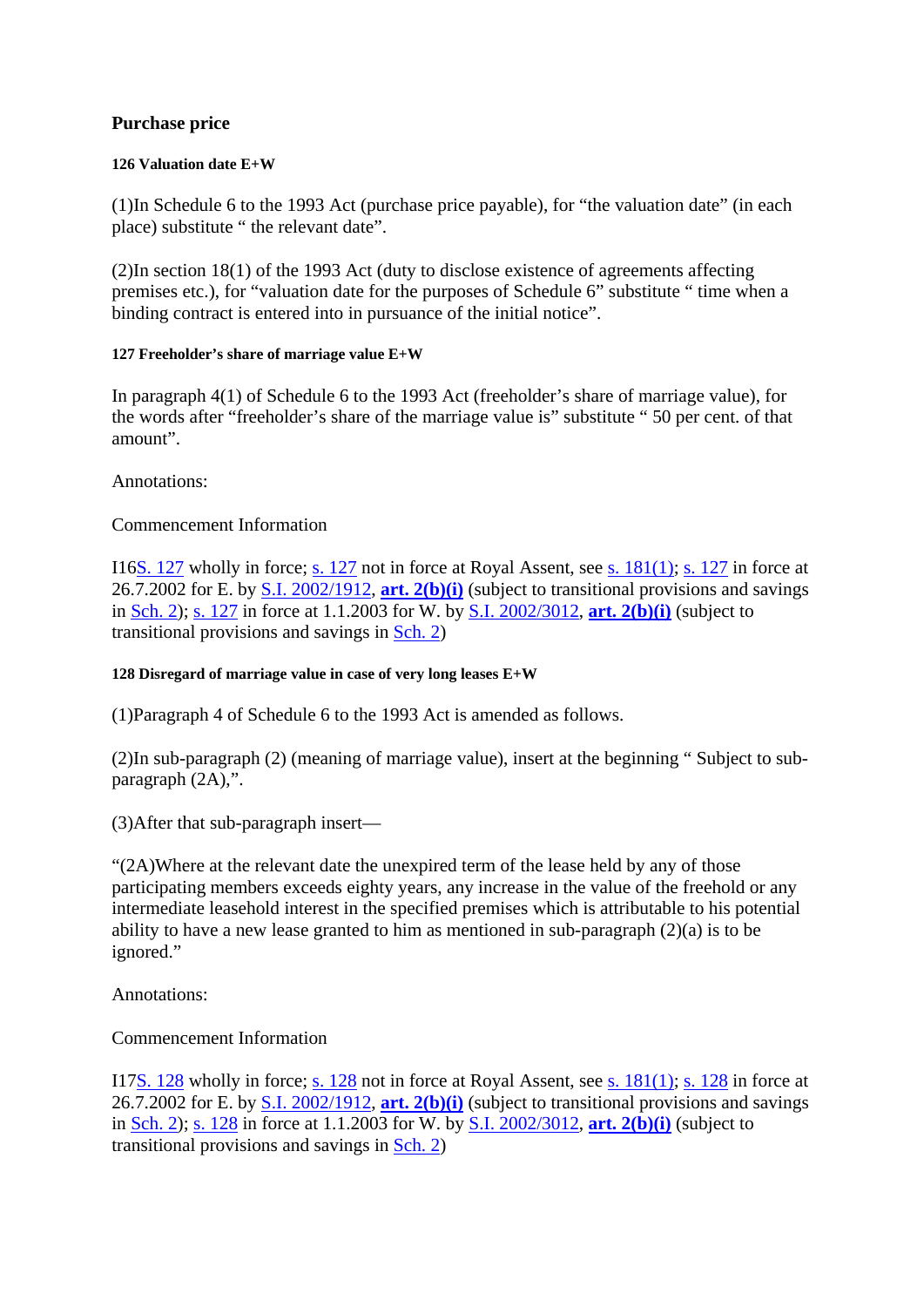## Purchase price

#### 126 Valuation date E+W

(1)In Schedule 6 to the 1993 Act (purchase price payable), for "the valuation date" (in each place) substitute " the relevant date".

(2)In section 18(1) of the 1993 Act (duty to disclose existence of agreements affecting premises etc.), for "valuation date for the purposes of Schedule 6" substitute " time when a binding contract is entered into in pursuance of the initial notice".

#### 127 Freeholder's share of marriage value E+W

In paragraph 4(1) of Schedule 6 to the 1993 Act (freeholder's share of marriage value), for the words after "freeholder's share of the marriage value is" substitute " 50 per cent. of that amount".

Annotations:

Commencement Information

I16S. 127 wholly in force; s. 127 not in force at Royal Assent, see s. 181(1); s. 127 in force at 26.7.2002 for E. by S.I. 2002/1912, **art. 2(b)(i)** (subject to transitional provisions and savings in Sch. 2); s. 127 in force at 1.1.2003 for W. by S.I. 2002/3012, **art. 2(b)(i)** (subject to transitional provisions and savings in Sch. 2)

#### 128 Disregard of marriage value in case of very long leases E+W

(1)Paragraph 4 of Schedule 6 to the 1993 Act is amended as follows.

(2)In sub-paragraph (2) (meaning of marriage value), insert at the beginning " Subject to sub-paragraph (2A),".

(3)After that sub-paragraph insert—

"(2A)Where at the relevant date the unexpired term of the lease held by any of those participating members exceeds eighty years, any increase in the value of the freehold or any intermediate leasehold interest in the specified premises which is attributable to his potential ability to have a new lease granted to him as mentioned in sub-paragraph (2)(a) is to be ignored."

Annotations:

Commencement Information

I17S. 128 wholly in force; s. 128 not in force at Royal Assent, see s. 181(1); s. 128 in force at 26.7.2002 for E. by S.I. 2002/1912, **art. 2(b)(i)** (subject to transitional provisions and savings in Sch. 2); s. 128 in force at 1.1.2003 for W. by S.I. 2002/3012, **art. 2(b)(i)** (subject to transitional provisions and savings in Sch. 2)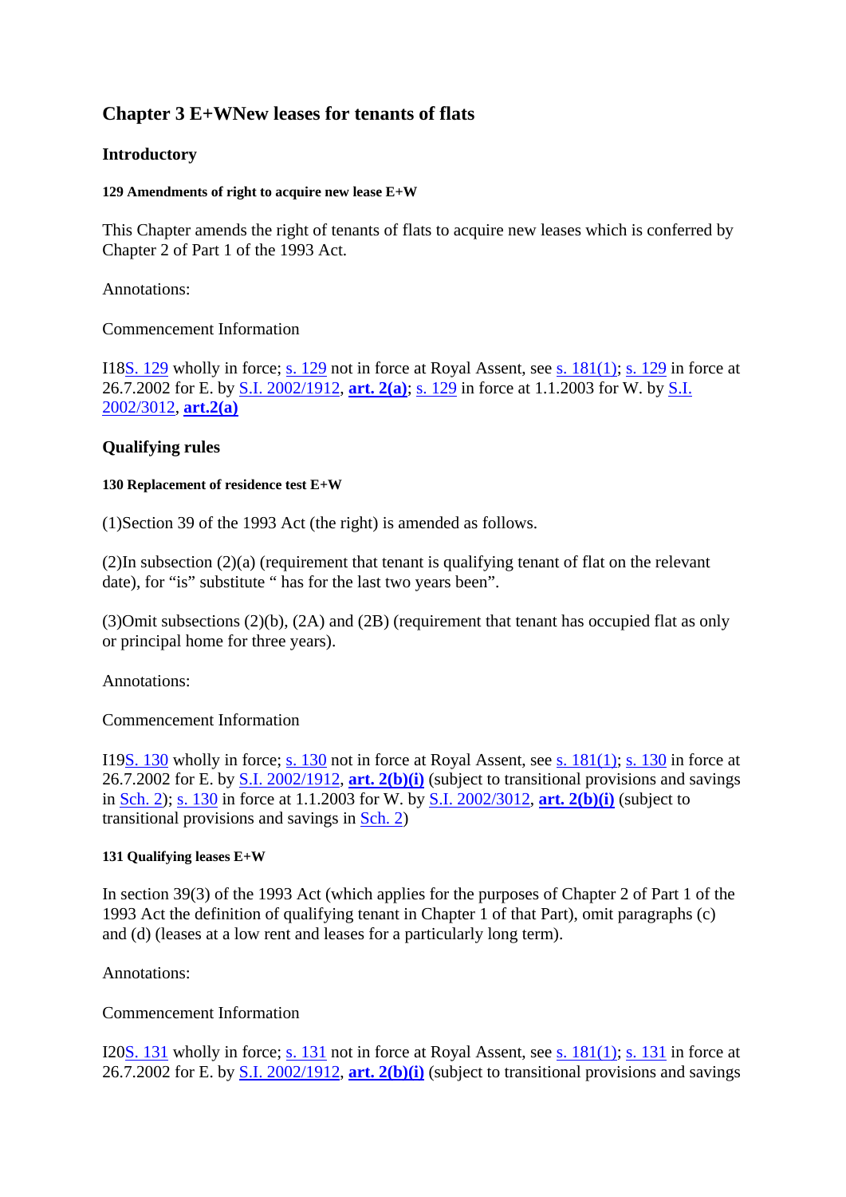## Chapter 3 E+WNew leases for tenants of flats

### Introductory

#### 129 Amendments of right to acquire new lease E+W

This Chapter amends the right of tenants of flats to acquire new leases which is conferred by Chapter 2 of Part 1 of the 1993 Act.

Annotations:

Commencement Information

I18S. 129 wholly in force; s. 129 not in force at Royal Assent, see s. 181(1); s. 129 in force at 26.7.2002 for E. by S.I. 2002/1912, **art. 2(a)**; s. 129 in force at 1.1.2003 for W. by S.I. 2002/3012, **art.2(a)**

### Qualifying rules

#### 130 Replacement of residence test E+W

(1)Section 39 of the 1993 Act (the right) is amended as follows.

(2)In subsection (2)(a) (requirement that tenant is qualifying tenant of flat on the relevant date), for "is" substitute " has for the last two years been".

(3)Omit subsections (2)(b), (2A) and (2B) (requirement that tenant has occupied flat as only or principal home for three years).

Annotations:

Commencement Information

I19S. 130 wholly in force; s. 130 not in force at Royal Assent, see s. 181(1); s. 130 in force at 26.7.2002 for E. by S.I. 2002/1912, **art. 2(b)(i)** (subject to transitional provisions and savings in Sch. 2); s. 130 in force at 1.1.2003 for W. by S.I. 2002/3012, **art. 2(b)(i)** (subject to transitional provisions and savings in Sch. 2)

#### 131 Qualifying leases E+W

In section 39(3) of the 1993 Act (which applies for the purposes of Chapter 2 of Part 1 of the 1993 Act the definition of qualifying tenant in Chapter 1 of that Part), omit paragraphs (c) and (d) (leases at a low rent and leases for a particularly long term).

Annotations:

Commencement Information

I20S. 131 wholly in force; s. 131 not in force at Royal Assent, see s. 181(1); s. 131 in force at 26.7.2002 for E. by S.I. 2002/1912, **art. 2(b)(i)** (subject to transitional provisions and savings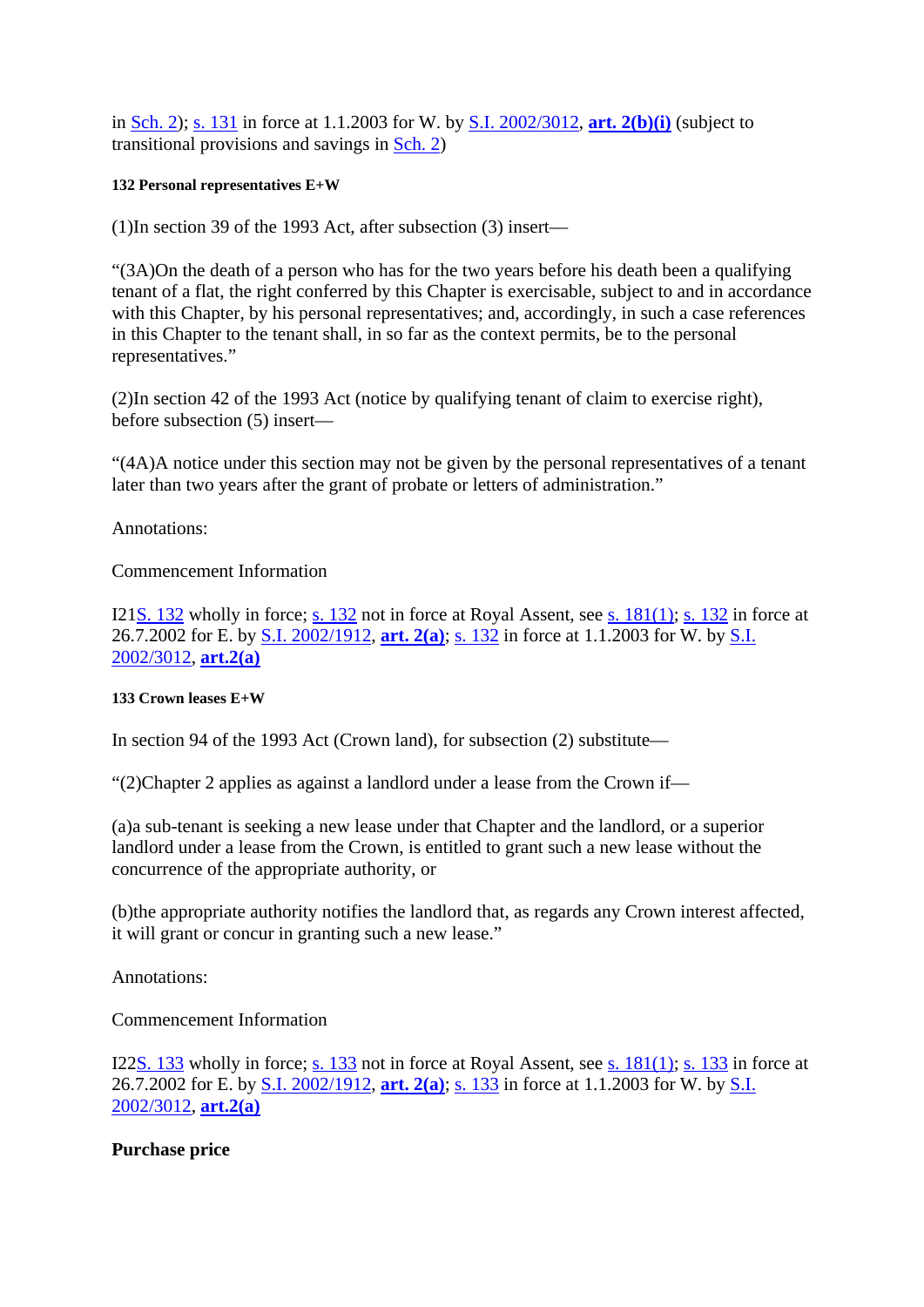in Sch. 2); s. 131 in force at 1.1.2003 for W. by S.I. 2002/3012, **art. 2(b)(i)** (subject to transitional provisions and savings in Sch. 2)

#### 132 Personal representatives E+W

(1)In section 39 of the 1993 Act, after subsection (3) insert—

“(3A)On the death of a person who has for the two years before his death been a qualifying tenant of a flat, the right conferred by this Chapter is exercisable, subject to and in accordance with this Chapter, by his personal representatives; and, accordingly, in such a case references in this Chapter to the tenant shall, in so far as the context permits, be to the personal representatives.”

(2)In section 42 of the 1993 Act (notice by qualifying tenant of claim to exercise right), before subsection (5) insert—

“(4A)A notice under this section may not be given by the personal representatives of a tenant later than two years after the grant of probate or letters of administration.”

Annotations:

Commencement Information

I21S. 132 wholly in force; s. 132 not in force at Royal Assent, see s. 181(1); s. 132 in force at 26.7.2002 for E. by S.I. 2002/1912, **art. 2(a)**; s. 132 in force at 1.1.2003 for W. by S.I. 2002/3012, **art.2(a)**

#### 133 Crown leases E+W

In section 94 of the 1993 Act (Crown land), for subsection (2) substitute—

“(2)Chapter 2 applies as against a landlord under a lease from the Crown if—

(a)a sub-tenant is seeking a new lease under that Chapter and the landlord, or a superior landlord under a lease from the Crown, is entitled to grant such a new lease without the concurrence of the appropriate authority, or

(b)the appropriate authority notifies the landlord that, as regards any Crown interest affected, it will grant or concur in granting such a new lease.”

Annotations:

Commencement Information

I22S. 133 wholly in force; s. 133 not in force at Royal Assent, see s. 181(1); s. 133 in force at 26.7.2002 for E. by S.I. 2002/1912, **art. 2(a)**; s. 133 in force at 1.1.2003 for W. by S.I. 2002/3012, **art.2(a)**

**Purchase price**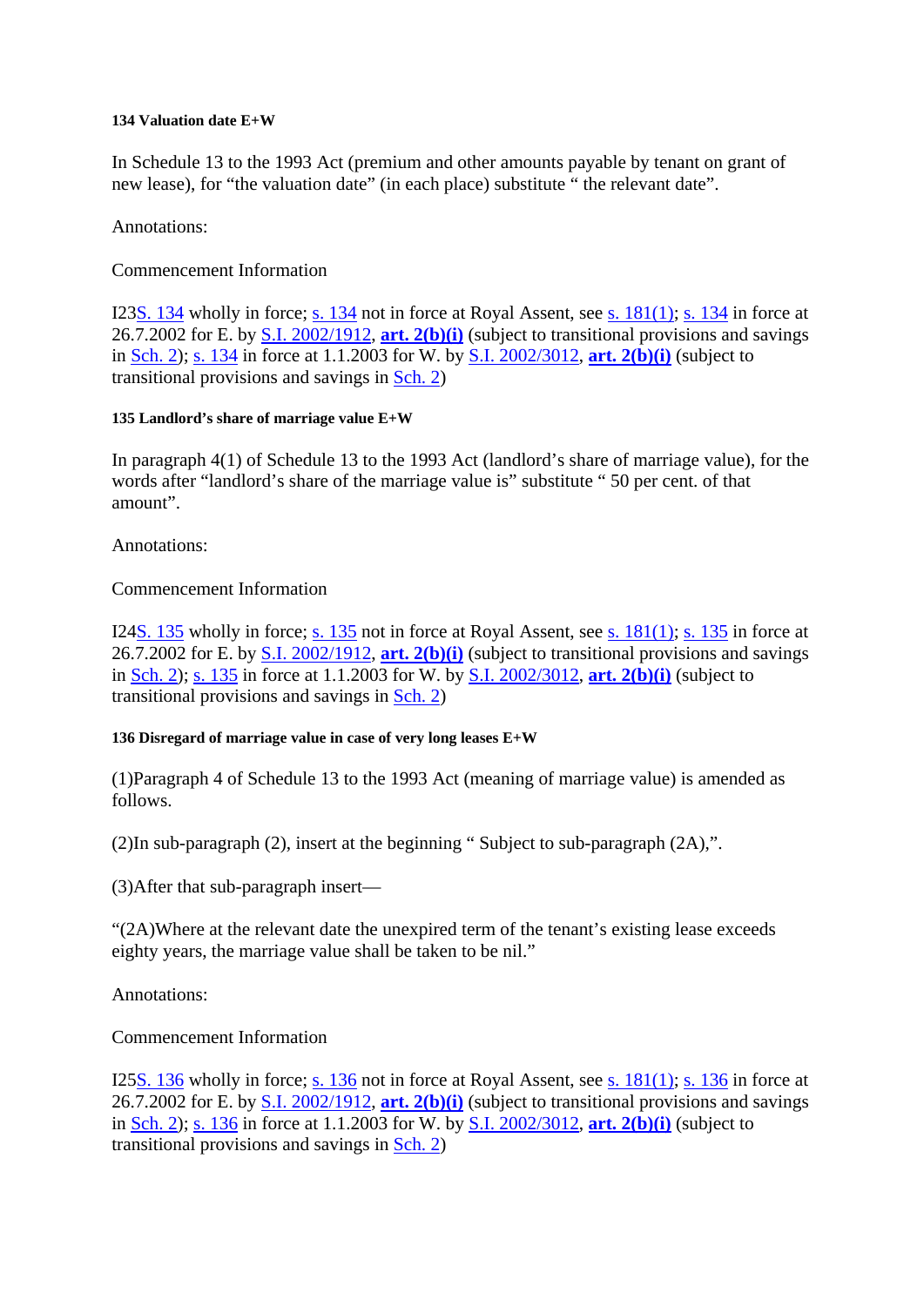#### 134 Valuation date E+W

In Schedule 13 to the 1993 Act (premium and other amounts payable by tenant on grant of new lease), for “the valuation date” (in each place) substitute “ the relevant date”.

Annotations:

Commencement Information

I23S. 134 wholly in force; s. 134 not in force at Royal Assent, see s. 181(1); s. 134 in force at 26.7.2002 for E. by S.I. 2002/1912, **art. 2(b)(i)** (subject to transitional provisions and savings in Sch. 2); s. 134 in force at 1.1.2003 for W. by S.I. 2002/3012, **art. 2(b)(i)** (subject to transitional provisions and savings in Sch. 2)

#### 135 Landlord’s share of marriage value E+W

In paragraph 4(1) of Schedule 13 to the 1993 Act (landlord’s share of marriage value), for the words after “landlord’s share of the marriage value is” substitute “ 50 per cent. of that amount”.

Annotations:

Commencement Information

I24S. 135 wholly in force; s. 135 not in force at Royal Assent, see s. 181(1); s. 135 in force at 26.7.2002 for E. by S.I. 2002/1912, **art. 2(b)(i)** (subject to transitional provisions and savings in Sch. 2); s. 135 in force at 1.1.2003 for W. by S.I. 2002/3012, **art. 2(b)(i)** (subject to transitional provisions and savings in Sch. 2)

#### 136 Disregard of marriage value in case of very long leases E+W

(1)Paragraph 4 of Schedule 13 to the 1993 Act (meaning of marriage value) is amended as follows.

(2)In sub-paragraph (2), insert at the beginning “ Subject to sub-paragraph (2A),”.

(3)After that sub-paragraph insert—

“(2A)Where at the relevant date the unexpired term of the tenant’s existing lease exceeds eighty years, the marriage value shall be taken to be nil.”

Annotations:

Commencement Information

I25S. 136 wholly in force; s. 136 not in force at Royal Assent, see s. 181(1); s. 136 in force at 26.7.2002 for E. by S.I. 2002/1912, **art. 2(b)(i)** (subject to transitional provisions and savings in Sch. 2); s. 136 in force at 1.1.2003 for W. by S.I. 2002/3012, **art. 2(b)(i)** (subject to transitional provisions and savings in Sch. 2)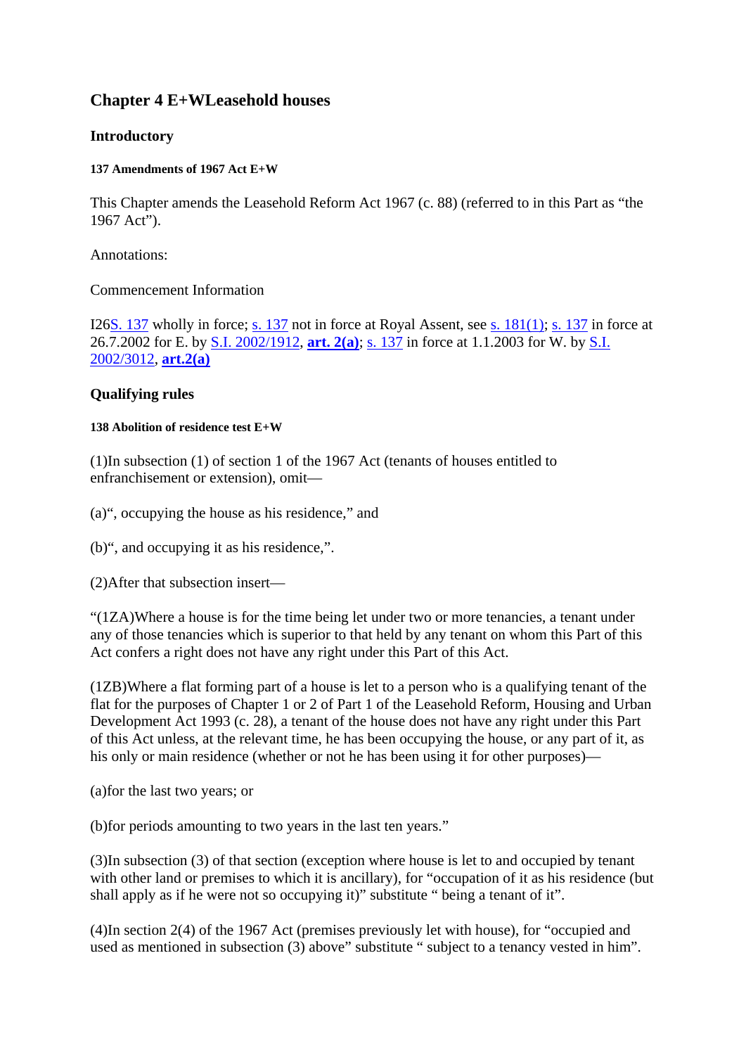## Chapter 4 E+WLeasehold houses

### Introductory

##### 137 Amendments of 1967 Act E+W

This Chapter amends the Leasehold Reform Act 1967 (c. 88) (referred to in this Part as "the 1967 Act").

Annotations:

Commencement Information

I26S. 137 wholly in force; s. 137 not in force at Royal Assent, see s. 181(1); s. 137 in force at 26.7.2002 for E. by S.I. 2002/1912, **art. 2(a)**; s. 137 in force at 1.1.2003 for W. by S.I. 2002/3012, **art.2(a)**

### Qualifying rules

##### 138 Abolition of residence test E+W

(1)In subsection (1) of section 1 of the 1967 Act (tenants of houses entitled to enfranchisement or extension), omit—

(a)", occupying the house as his residence," and

(b)", and occupying it as his residence,".

(2)After that subsection insert—

"(1ZA)Where a house is for the time being let under two or more tenancies, a tenant under any of those tenancies which is superior to that held by any tenant on whom this Part of this Act confers a right does not have any right under this Part of this Act.

(1ZB)Where a flat forming part of a house is let to a person who is a qualifying tenant of the flat for the purposes of Chapter 1 or 2 of Part 1 of the Leasehold Reform, Housing and Urban Development Act 1993 (c. 28), a tenant of the house does not have any right under this Part of this Act unless, at the relevant time, he has been occupying the house, or any part of it, as his only or main residence (whether or not he has been using it for other purposes)—

(a)for the last two years; or

(b)for periods amounting to two years in the last ten years."

(3)In subsection (3) of that section (exception where house is let to and occupied by tenant with other land or premises to which it is ancillary), for "occupation of it as his residence (but shall apply as if he were not so occupying it)" substitute " being a tenant of it".

(4)In section 2(4) of the 1967 Act (premises previously let with house), for "occupied and used as mentioned in subsection (3) above" substitute " subject to a tenancy vested in him".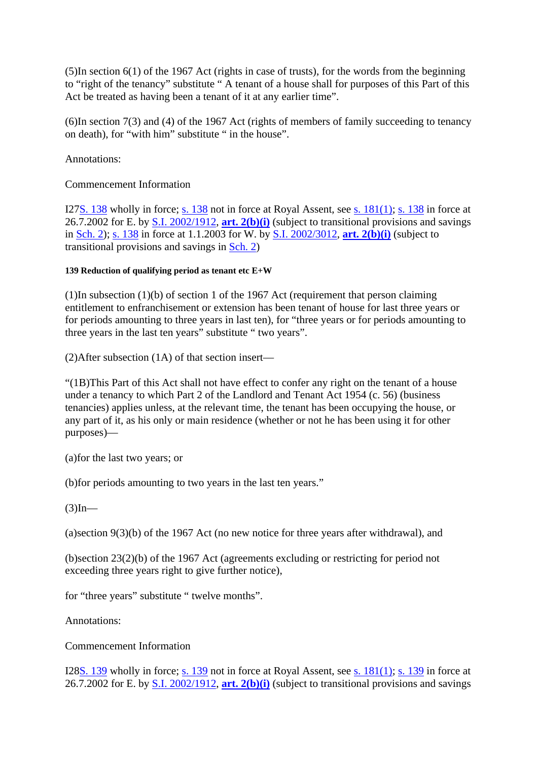(5)In section 6(1) of the 1967 Act (rights in case of trusts), for the words from the beginning to “right of the tenancy” substitute “ A tenant of a house shall for purposes of this Part of this Act be treated as having been a tenant of it at any earlier time”.

(6)In section 7(3) and (4) of the 1967 Act (rights of members of family succeeding to tenancy on death), for “with him” substitute “ in the house”.

Annotations:

Commencement Information

I27S. 138 wholly in force; s. 138 not in force at Royal Assent, see s. 181(1); s. 138 in force at 26.7.2002 for E. by S.I. 2002/1912, **art. 2(b)(i)** (subject to transitional provisions and savings in Sch. 2); s. 138 in force at 1.1.2003 for W. by S.I. 2002/3012, **art. 2(b)(i)** (subject to transitional provisions and savings in Sch. 2)

##### 139 Reduction of qualifying period as tenant etc E+W

(1)In subsection (1)(b) of section 1 of the 1967 Act (requirement that person claiming entitlement to enfranchisement or extension has been tenant of house for last three years or for periods amounting to three years in last ten), for “three years or for periods amounting to three years in the last ten years” substitute “ two years”.

(2)After subsection (1A) of that section insert—

“(1B)This Part of this Act shall not have effect to confer any right on the tenant of a house under a tenancy to which Part 2 of the Landlord and Tenant Act 1954 (c. 56) (business tenancies) applies unless, at the relevant time, the tenant has been occupying the house, or any part of it, as his only or main residence (whether or not he has been using it for other purposes)—

(a)for the last two years; or

(b)for periods amounting to two years in the last ten years.”

(3)In—

(a)section 9(3)(b) of the 1967 Act (no new notice for three years after withdrawal), and

(b)section 23(2)(b) of the 1967 Act (agreements excluding or restricting for period not exceeding three years right to give further notice),

for “three years” substitute “ twelve months”.

Annotations:

Commencement Information

I28S. 139 wholly in force; s. 139 not in force at Royal Assent, see s. 181(1); s. 139 in force at 26.7.2002 for E. by S.I. 2002/1912, **art. 2(b)(i)** (subject to transitional provisions and savings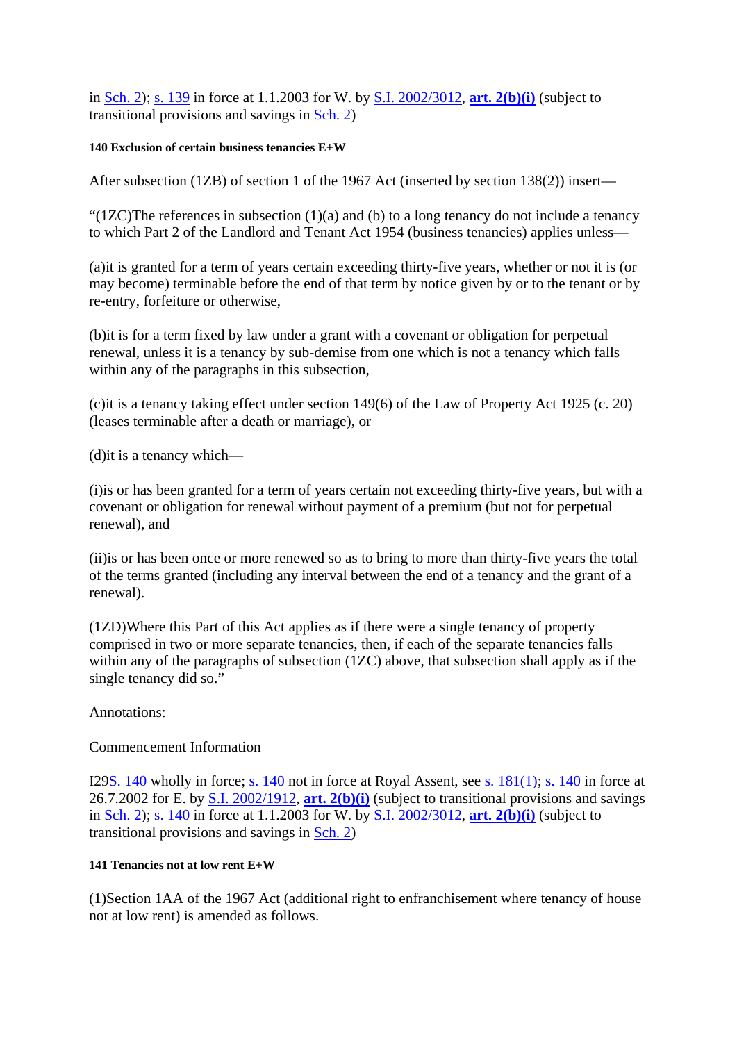in Sch. 2); s. 139 in force at 1.1.2003 for W. by S.I. 2002/3012, **art. 2(b)(i)** (subject to transitional provisions and savings in Sch. 2)

#### 140 Exclusion of certain business tenancies E+W

After subsection (1ZB) of section 1 of the 1967 Act (inserted by section 138(2)) insert—

"(1ZC)The references in subsection (1)(a) and (b) to a long tenancy do not include a tenancy to which Part 2 of the Landlord and Tenant Act 1954 (business tenancies) applies unless—

(a)it is granted for a term of years certain exceeding thirty-five years, whether or not it is (or may become) terminable before the end of that term by notice given by or to the tenant or by re-entry, forfeiture or otherwise,

(b)it is for a term fixed by law under a grant with a covenant or obligation for perpetual renewal, unless it is a tenancy by sub-demise from one which is not a tenancy which falls within any of the paragraphs in this subsection,

(c)it is a tenancy taking effect under section 149(6) of the Law of Property Act 1925 (c. 20) (leases terminable after a death or marriage), or

(d)it is a tenancy which—

(i)is or has been granted for a term of years certain not exceeding thirty-five years, but with a covenant or obligation for renewal without payment of a premium (but not for perpetual renewal), and

(ii)is or has been once or more renewed so as to bring to more than thirty-five years the total of the terms granted (including any interval between the end of a tenancy and the grant of a renewal).

(1ZD)Where this Part of this Act applies as if there were a single tenancy of property comprised in two or more separate tenancies, then, if each of the separate tenancies falls within any of the paragraphs of subsection (1ZC) above, that subsection shall apply as if the single tenancy did so."

Annotations:

Commencement Information

I29S. 140 wholly in force; s. 140 not in force at Royal Assent, see s. 181(1); s. 140 in force at 26.7.2002 for E. by S.I. 2002/1912, **art. 2(b)(i)** (subject to transitional provisions and savings in Sch. 2); s. 140 in force at 1.1.2003 for W. by S.I. 2002/3012, **art. 2(b)(i)** (subject to transitional provisions and savings in Sch. 2)

#### 141 Tenancies not at low rent E+W

(1)Section 1AA of the 1967 Act (additional right to enfranchisement where tenancy of house not at low rent) is amended as follows.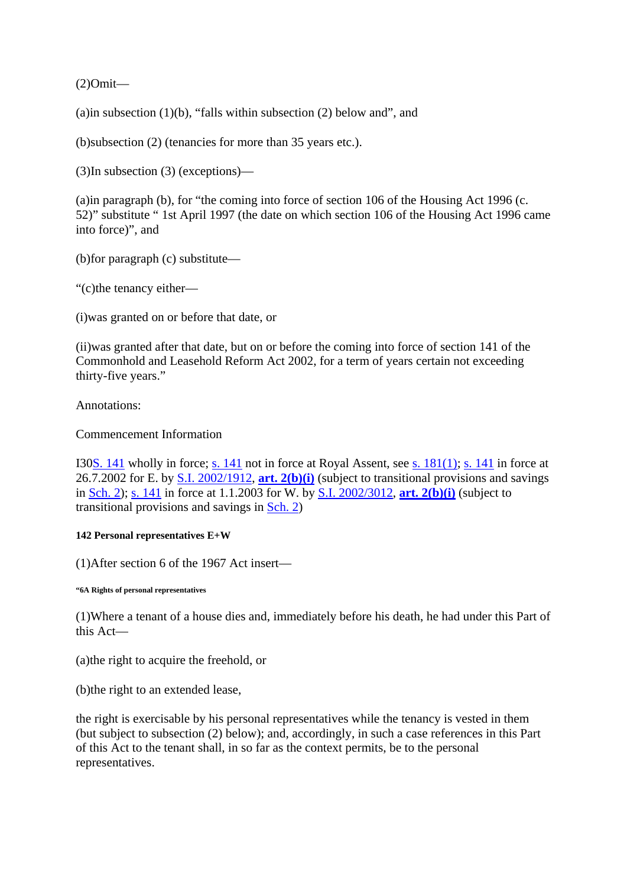(2)Omit—

(a)in subsection (1)(b), “falls within subsection (2) below and”, and

(b)subsection (2) (tenancies for more than 35 years etc.).

(3)In subsection (3) (exceptions)—

(a)in paragraph (b), for “the coming into force of section 106 of the Housing Act 1996 (c. 52)” substitute “ 1st April 1997 (the date on which section 106 of the Housing Act 1996 came into force)”, and

(b)for paragraph (c) substitute—

“(c)the tenancy either—

(i)was granted on or before that date, or

(ii)was granted after that date, but on or before the coming into force of section 141 of the Commonhold and Leasehold Reform Act 2002, for a term of years certain not exceeding thirty-five years.”

Annotations:

Commencement Information

I30S. 141 wholly in force; s. 141 not in force at Royal Assent, see s. 181(1); s. 141 in force at 26.7.2002 for E. by S.I. 2002/1912, **art. 2(b)(i)** (subject to transitional provisions and savings in Sch. 2); s. 141 in force at 1.1.2003 for W. by S.I. 2002/3012, **art. 2(b)(i)** (subject to transitional provisions and savings in Sch. 2)

#### 142 Personal representatives E+W

(1)After section 6 of the 1967 Act insert—

##### “6A Rights of personal representatives

(1)Where a tenant of a house dies and, immediately before his death, he had under this Part of this Act—

(a)the right to acquire the freehold, or

(b)the right to an extended lease,

the right is exercisable by his personal representatives while the tenancy is vested in them (but subject to subsection (2) below); and, accordingly, in such a case references in this Part of this Act to the tenant shall, in so far as the context permits, be to the personal representatives.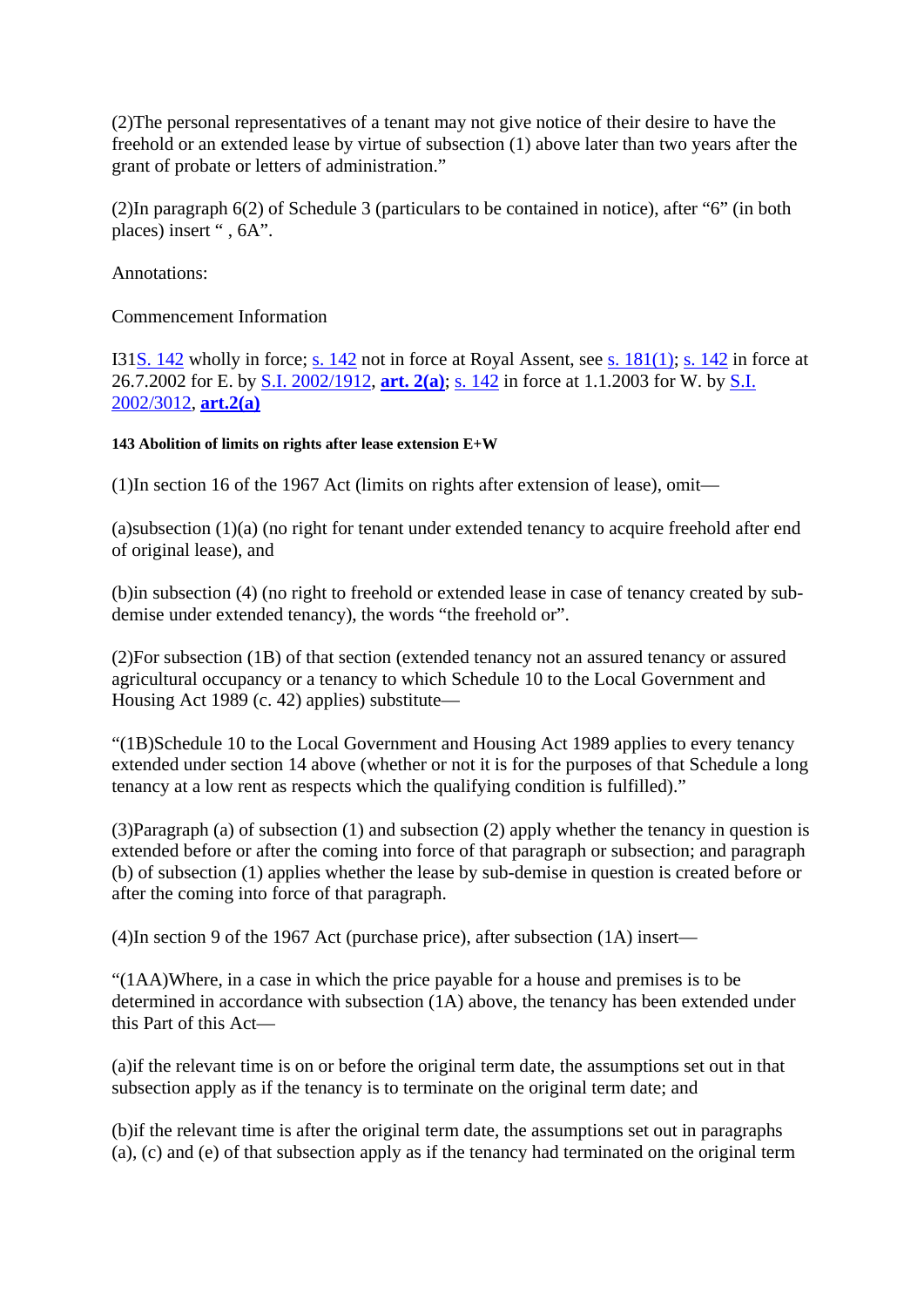(2)The personal representatives of a tenant may not give notice of their desire to have the freehold or an extended lease by virtue of subsection (1) above later than two years after the grant of probate or letters of administration."

(2)In paragraph 6(2) of Schedule 3 (particulars to be contained in notice), after "6" (in both places) insert " , 6A".

Annotations:

Commencement Information

I31S. 142 wholly in force; s. 142 not in force at Royal Assent, see s. 181(1); s. 142 in force at 26.7.2002 for E. by S.I. 2002/1912, **art. 2(a)**; s. 142 in force at 1.1.2003 for W. by S.I. 2002/3012, **art.2(a)**

#### 143 Abolition of limits on rights after lease extension E+W

(1)In section 16 of the 1967 Act (limits on rights after extension of lease), omit—

(a)subsection (1)(a) (no right for tenant under extended tenancy to acquire freehold after end of original lease), and

(b)in subsection (4) (no right to freehold or extended lease in case of tenancy created by sub-demise under extended tenancy), the words "the freehold or".

(2)For subsection (1B) of that section (extended tenancy not an assured tenancy or assured agricultural occupancy or a tenancy to which Schedule 10 to the Local Government and Housing Act 1989 (c. 42) applies) substitute—

"(1B)Schedule 10 to the Local Government and Housing Act 1989 applies to every tenancy extended under section 14 above (whether or not it is for the purposes of that Schedule a long tenancy at a low rent as respects which the qualifying condition is fulfilled)."

(3)Paragraph (a) of subsection (1) and subsection (2) apply whether the tenancy in question is extended before or after the coming into force of that paragraph or subsection; and paragraph (b) of subsection (1) applies whether the lease by sub-demise in question is created before or after the coming into force of that paragraph.

(4)In section 9 of the 1967 Act (purchase price), after subsection (1A) insert—

"(1AA)Where, in a case in which the price payable for a house and premises is to be determined in accordance with subsection (1A) above, the tenancy has been extended under this Part of this Act—

(a)if the relevant time is on or before the original term date, the assumptions set out in that subsection apply as if the tenancy is to terminate on the original term date; and

(b)if the relevant time is after the original term date, the assumptions set out in paragraphs (a), (c) and (e) of that subsection apply as if the tenancy had terminated on the original term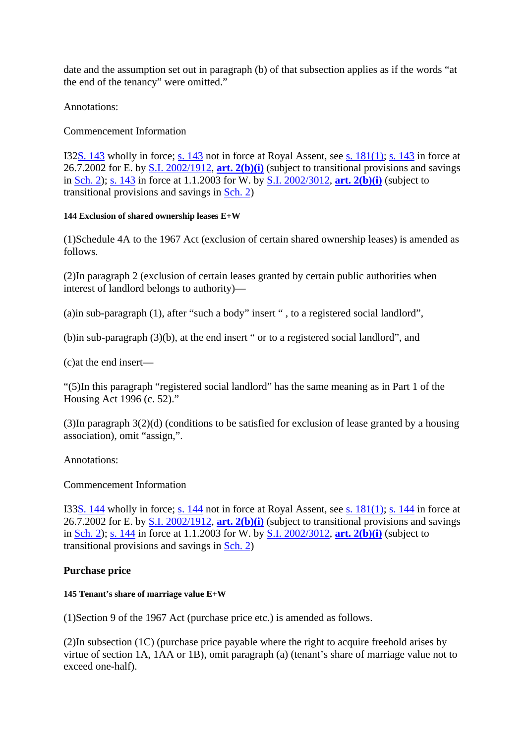date and the assumption set out in paragraph (b) of that subsection applies as if the words "at the end of the tenancy" were omitted."

Annotations:

Commencement Information

I32S. 143 wholly in force; s. 143 not in force at Royal Assent, see s. 181(1); s. 143 in force at 26.7.2002 for E. by S.I. 2002/1912, **art. 2(b)(i)** (subject to transitional provisions and savings in Sch. 2); s. 143 in force at 1.1.2003 for W. by S.I. 2002/3012, **art. 2(b)(i)** (subject to transitional provisions and savings in Sch. 2)

##### 144 Exclusion of shared ownership leases E+W

(1)Schedule 4A to the 1967 Act (exclusion of certain shared ownership leases) is amended as follows.

(2)In paragraph 2 (exclusion of certain leases granted by certain public authorities when interest of landlord belongs to authority)—

(a)in sub-paragraph (1), after "such a body" insert " , to a registered social landlord",

(b)in sub-paragraph (3)(b), at the end insert " or to a registered social landlord", and

(c)at the end insert—

"(5)In this paragraph "registered social landlord" has the same meaning as in Part 1 of the Housing Act 1996 (c. 52)."

(3)In paragraph 3(2)(d) (conditions to be satisfied for exclusion of lease granted by a housing association), omit "assign,".

Annotations:

Commencement Information

I33S. 144 wholly in force; s. 144 not in force at Royal Assent, see s. 181(1); s. 144 in force at 26.7.2002 for E. by S.I. 2002/1912, **art. 2(b)(i)** (subject to transitional provisions and savings in Sch. 2); s. 144 in force at 1.1.2003 for W. by S.I. 2002/3012, **art. 2(b)(i)** (subject to transitional provisions and savings in Sch. 2)

#### Purchase price

##### 145 Tenant's share of marriage value E+W

(1)Section 9 of the 1967 Act (purchase price etc.) is amended as follows.

(2)In subsection (1C) (purchase price payable where the right to acquire freehold arises by virtue of section 1A, 1AA or 1B), omit paragraph (a) (tenant's share of marriage value not to exceed one-half).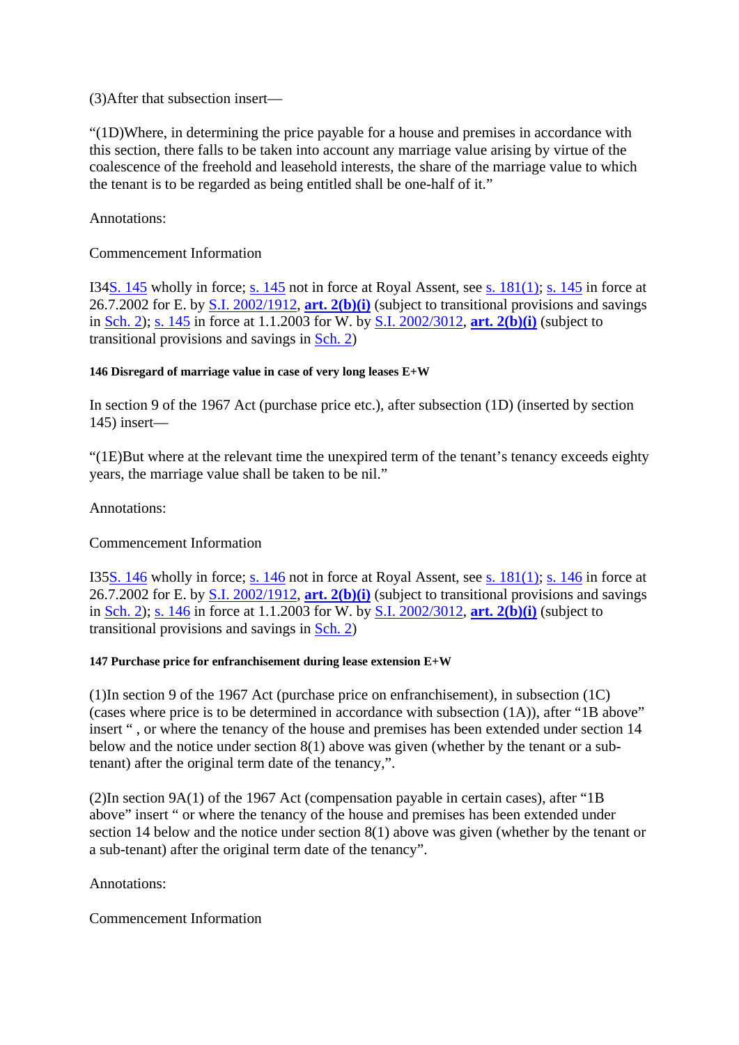(3)After that subsection insert—

“(1D)Where, in determining the price payable for a house and premises in accordance with this section, there falls to be taken into account any marriage value arising by virtue of the coalescence of the freehold and leasehold interests, the share of the marriage value to which the tenant is to be regarded as being entitled shall be one-half of it.”

Annotations:

Commencement Information

I34S. 145 wholly in force; s. 145 not in force at Royal Assent, see s. 181(1); s. 145 in force at 26.7.2002 for E. by S.I. 2002/1912, **art. 2(b)(i)** (subject to transitional provisions and savings in Sch. 2); s. 145 in force at 1.1.2003 for W. by S.I. 2002/3012, **art. 2(b)(i)** (subject to transitional provisions and savings in Sch. 2)

###### 146 Disregard of marriage value in case of very long leases E+W

In section 9 of the 1967 Act (purchase price etc.), after subsection (1D) (inserted by section 145) insert—

“(1E)But where at the relevant time the unexpired term of the tenant’s tenancy exceeds eighty years, the marriage value shall be taken to be nil.”

Annotations:

Commencement Information

I35S. 146 wholly in force; s. 146 not in force at Royal Assent, see s. 181(1); s. 146 in force at 26.7.2002 for E. by S.I. 2002/1912, **art. 2(b)(i)** (subject to transitional provisions and savings in Sch. 2); s. 146 in force at 1.1.2003 for W. by S.I. 2002/3012, **art. 2(b)(i)** (subject to transitional provisions and savings in Sch. 2)

###### 147 Purchase price for enfranchisement during lease extension E+W

(1)In section 9 of the 1967 Act (purchase price on enfranchisement), in subsection (1C) (cases where price is to be determined in accordance with subsection (1A)), after “1B above” insert “ , or where the tenancy of the house and premises has been extended under section 14 below and the notice under section 8(1) above was given (whether by the tenant or a sub-tenant) after the original term date of the tenancy,”.

(2)In section 9A(1) of the 1967 Act (compensation payable in certain cases), after “1B above” insert “ or where the tenancy of the house and premises has been extended under section 14 below and the notice under section 8(1) above was given (whether by the tenant or a sub-tenant) after the original term date of the tenancy”.

Annotations:

Commencement Information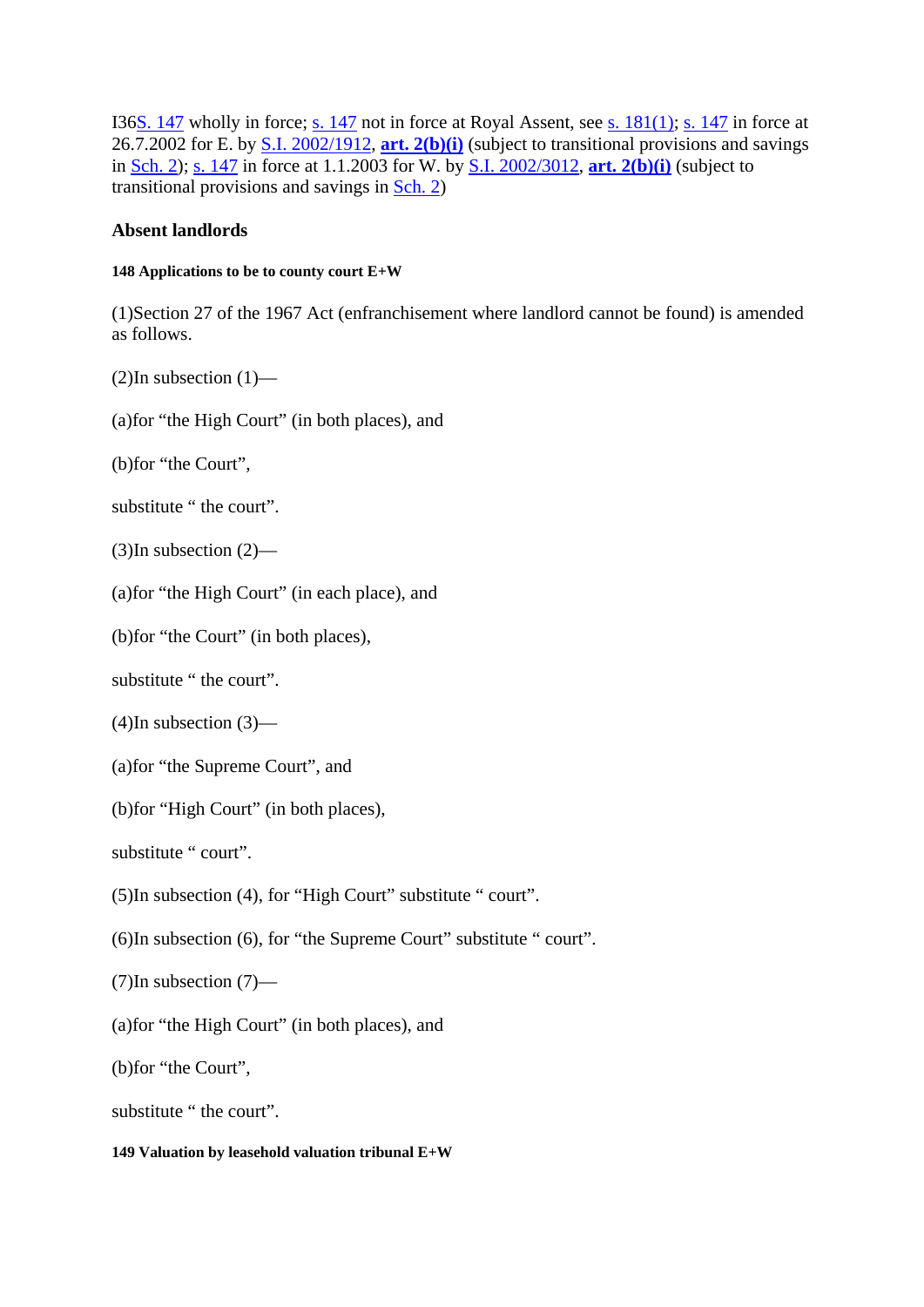I36S. 147 wholly in force; s. 147 not in force at Royal Assent, see s. 181(1); s. 147 in force at 26.7.2002 for E. by S.I. 2002/1912, **art. 2(b)(i)** (subject to transitional provisions and savings in Sch. 2); s. 147 in force at 1.1.2003 for W. by S.I. 2002/3012, **art. 2(b)(i)** (subject to transitional provisions and savings in Sch. 2)

### Absent landlords

#### 148 Applications to be to county court E+W

(1)Section 27 of the 1967 Act (enfranchisement where landlord cannot be found) is amended as follows.

(2)In subsection (1)—

(a)for "the High Court" (in both places), and

(b)for "the Court",

substitute " the court".

(3)In subsection (2)—

(a)for "the High Court" (in each place), and

(b)for "the Court" (in both places),

substitute " the court".

(4)In subsection (3)—

(a)for "the Supreme Court", and

(b)for "High Court" (in both places),

substitute " court".

(5)In subsection (4), for "High Court" substitute " court".

(6)In subsection (6), for "the Supreme Court" substitute " court".

(7)In subsection (7)—

(a)for "the High Court" (in both places), and

(b)for "the Court",

substitute " the court".

#### 149 Valuation by leasehold valuation tribunal E+W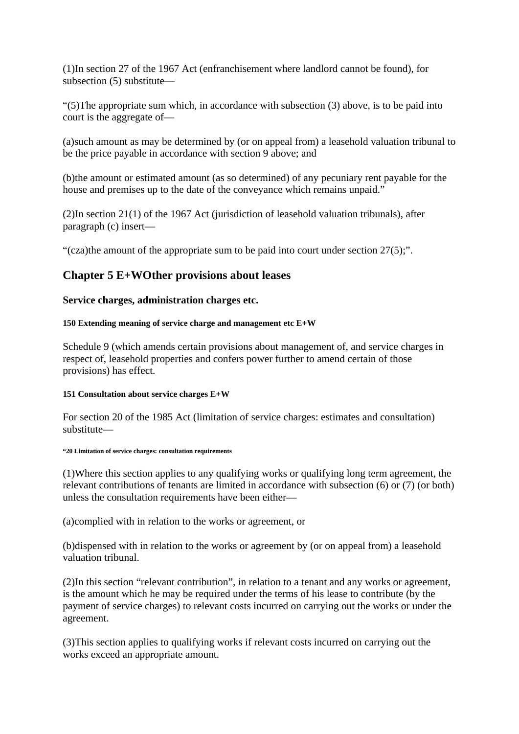(1)In section 27 of the 1967 Act (enfranchisement where landlord cannot be found), for subsection (5) substitute—

“(5)The appropriate sum which, in accordance with subsection (3) above, is to be paid into court is the aggregate of—

(a)such amount as may be determined by (or on appeal from) a leasehold valuation tribunal to be the price payable in accordance with section 9 above; and

(b)the amount or estimated amount (as so determined) of any pecuniary rent payable for the house and premises up to the date of the conveyance which remains unpaid.”

(2)In section 21(1) of the 1967 Act (jurisdiction of leasehold valuation tribunals), after paragraph (c) insert—

“(cza)the amount of the appropriate sum to be paid into court under section 27(5);”.

## Chapter 5 E+WOther provisions about leases

### Service charges, administration charges etc.

##### 150 Extending meaning of service charge and management etc E+W

Schedule 9 (which amends certain provisions about management of, and service charges in respect of, leasehold properties and confers power further to amend certain of those provisions) has effect.

##### 151 Consultation about service charges E+W

For section 20 of the 1985 Act (limitation of service charges: estimates and consultation) substitute—

###### “20 Limitation of service charges: consultation requirements

(1)Where this section applies to any qualifying works or qualifying long term agreement, the relevant contributions of tenants are limited in accordance with subsection (6) or (7) (or both) unless the consultation requirements have been either—

(a)complied with in relation to the works or agreement, or

(b)dispensed with in relation to the works or agreement by (or on appeal from) a leasehold valuation tribunal.

(2)In this section “relevant contribution”, in relation to a tenant and any works or agreement, is the amount which he may be required under the terms of his lease to contribute (by the payment of service charges) to relevant costs incurred on carrying out the works or under the agreement.

(3)This section applies to qualifying works if relevant costs incurred on carrying out the works exceed an appropriate amount.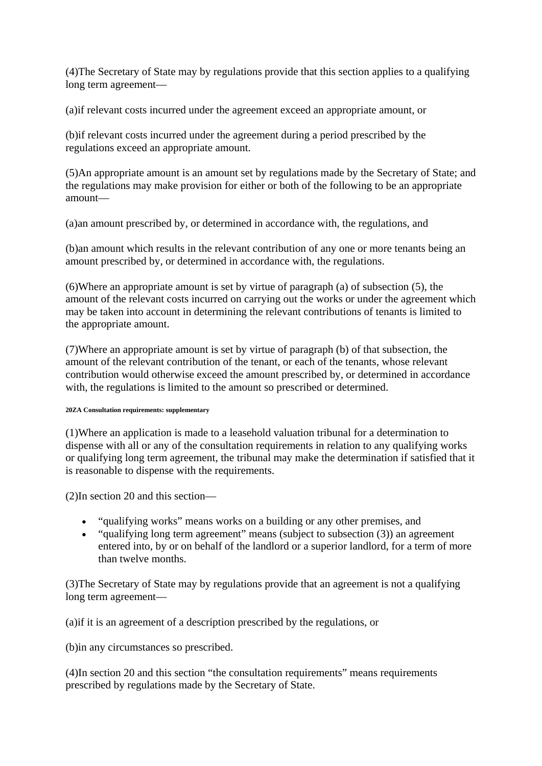(4)The Secretary of State may by regulations provide that this section applies to a qualifying long term agreement—

(a)if relevant costs incurred under the agreement exceed an appropriate amount, or

(b)if relevant costs incurred under the agreement during a period prescribed by the regulations exceed an appropriate amount.

(5)An appropriate amount is an amount set by regulations made by the Secretary of State; and the regulations may make provision for either or both of the following to be an appropriate amount—

(a)an amount prescribed by, or determined in accordance with, the regulations, and

(b)an amount which results in the relevant contribution of any one or more tenants being an amount prescribed by, or determined in accordance with, the regulations.

(6)Where an appropriate amount is set by virtue of paragraph (a) of subsection (5), the amount of the relevant costs incurred on carrying out the works or under the agreement which may be taken into account in determining the relevant contributions of tenants is limited to the appropriate amount.

(7)Where an appropriate amount is set by virtue of paragraph (b) of that subsection, the amount of the relevant contribution of the tenant, or each of the tenants, whose relevant contribution would otherwise exceed the amount prescribed by, or determined in accordance with, the regulations is limited to the amount so prescribed or determined.

###### 20ZA Consultation requirements: supplementary

(1)Where an application is made to a leasehold valuation tribunal for a determination to dispense with all or any of the consultation requirements in relation to any qualifying works or qualifying long term agreement, the tribunal may make the determination if satisfied that it is reasonable to dispense with the requirements.

(2)In section 20 and this section—

- “qualifying works” means works on a building or any other premises, and
- “qualifying long term agreement” means (subject to subsection (3)) an agreement entered into, by or on behalf of the landlord or a superior landlord, for a term of more than twelve months.

(3)The Secretary of State may by regulations provide that an agreement is not a qualifying long term agreement—

(a)if it is an agreement of a description prescribed by the regulations, or

(b)in any circumstances so prescribed.

(4)In section 20 and this section “the consultation requirements” means requirements prescribed by regulations made by the Secretary of State.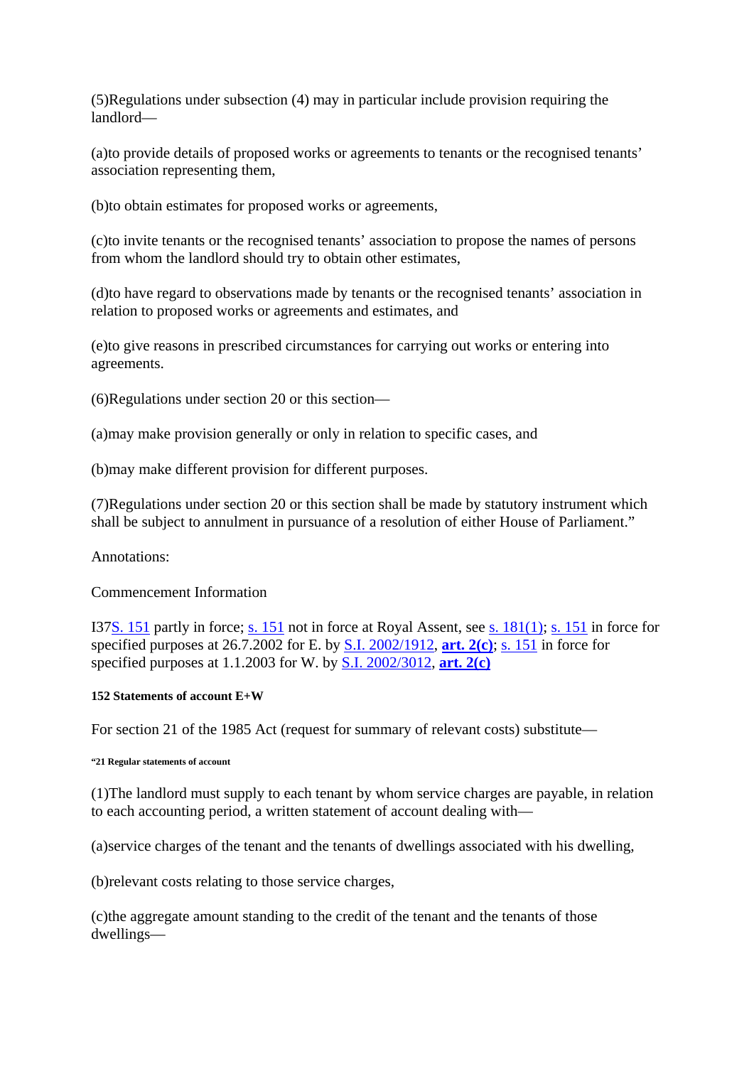(5)Regulations under subsection (4) may in particular include provision requiring the landlord—

(a)to provide details of proposed works or agreements to tenants or the recognised tenants' association representing them,

(b)to obtain estimates for proposed works or agreements,

(c)to invite tenants or the recognised tenants' association to propose the names of persons from whom the landlord should try to obtain other estimates,

(d)to have regard to observations made by tenants or the recognised tenants' association in relation to proposed works or agreements and estimates, and

(e)to give reasons in prescribed circumstances for carrying out works or entering into agreements.

(6)Regulations under section 20 or this section—

(a)may make provision generally or only in relation to specific cases, and

(b)may make different provision for different purposes.

(7)Regulations under section 20 or this section shall be made by statutory instrument which shall be subject to annulment in pursuance of a resolution of either House of Parliament."

Annotations:

Commencement Information

I37S. 151 partly in force; s. 151 not in force at Royal Assent, see s. 181(1); s. 151 in force for specified purposes at 26.7.2002 for E. by S.I. 2002/1912, **art. 2(c)**; s. 151 in force for specified purposes at 1.1.2003 for W. by S.I. 2002/3012, **art. 2(c)**

##### 152 Statements of account E+W

For section 21 of the 1985 Act (request for summary of relevant costs) substitute—

###### "21 Regular statements of account

(1)The landlord must supply to each tenant by whom service charges are payable, in relation to each accounting period, a written statement of account dealing with—

(a)service charges of the tenant and the tenants of dwellings associated with his dwelling,

(b)relevant costs relating to those service charges,

(c)the aggregate amount standing to the credit of the tenant and the tenants of those dwellings—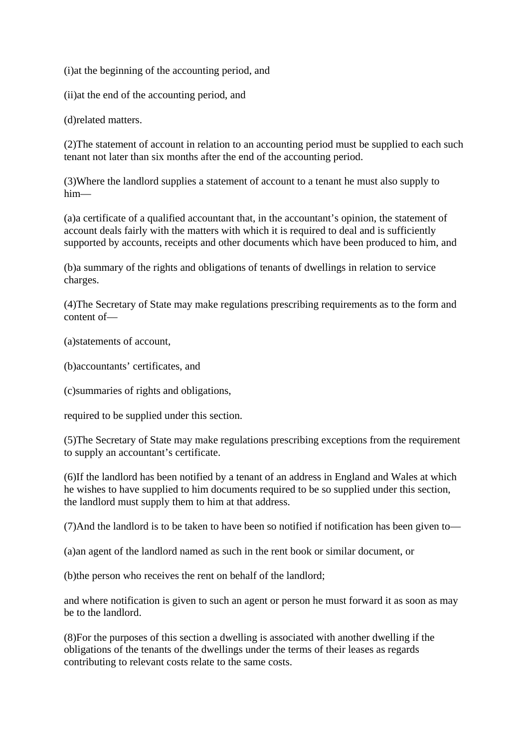(i)at the beginning of the accounting period, and

(ii)at the end of the accounting period, and

(d)related matters.

(2)The statement of account in relation to an accounting period must be supplied to each such tenant not later than six months after the end of the accounting period.

(3)Where the landlord supplies a statement of account to a tenant he must also supply to him—

(a)a certificate of a qualified accountant that, in the accountant's opinion, the statement of account deals fairly with the matters with which it is required to deal and is sufficiently supported by accounts, receipts and other documents which have been produced to him, and

(b)a summary of the rights and obligations of tenants of dwellings in relation to service charges.

(4)The Secretary of State may make regulations prescribing requirements as to the form and content of—

(a)statements of account,

(b)accountants' certificates, and

(c)summaries of rights and obligations,

required to be supplied under this section.

(5)The Secretary of State may make regulations prescribing exceptions from the requirement to supply an accountant's certificate.

(6)If the landlord has been notified by a tenant of an address in England and Wales at which he wishes to have supplied to him documents required to be so supplied under this section, the landlord must supply them to him at that address.

(7)And the landlord is to be taken to have been so notified if notification has been given to—

(a)an agent of the landlord named as such in the rent book or similar document, or

(b)the person who receives the rent on behalf of the landlord;

and where notification is given to such an agent or person he must forward it as soon as may be to the landlord.

(8)For the purposes of this section a dwelling is associated with another dwelling if the obligations of the tenants of the dwellings under the terms of their leases as regards contributing to relevant costs relate to the same costs.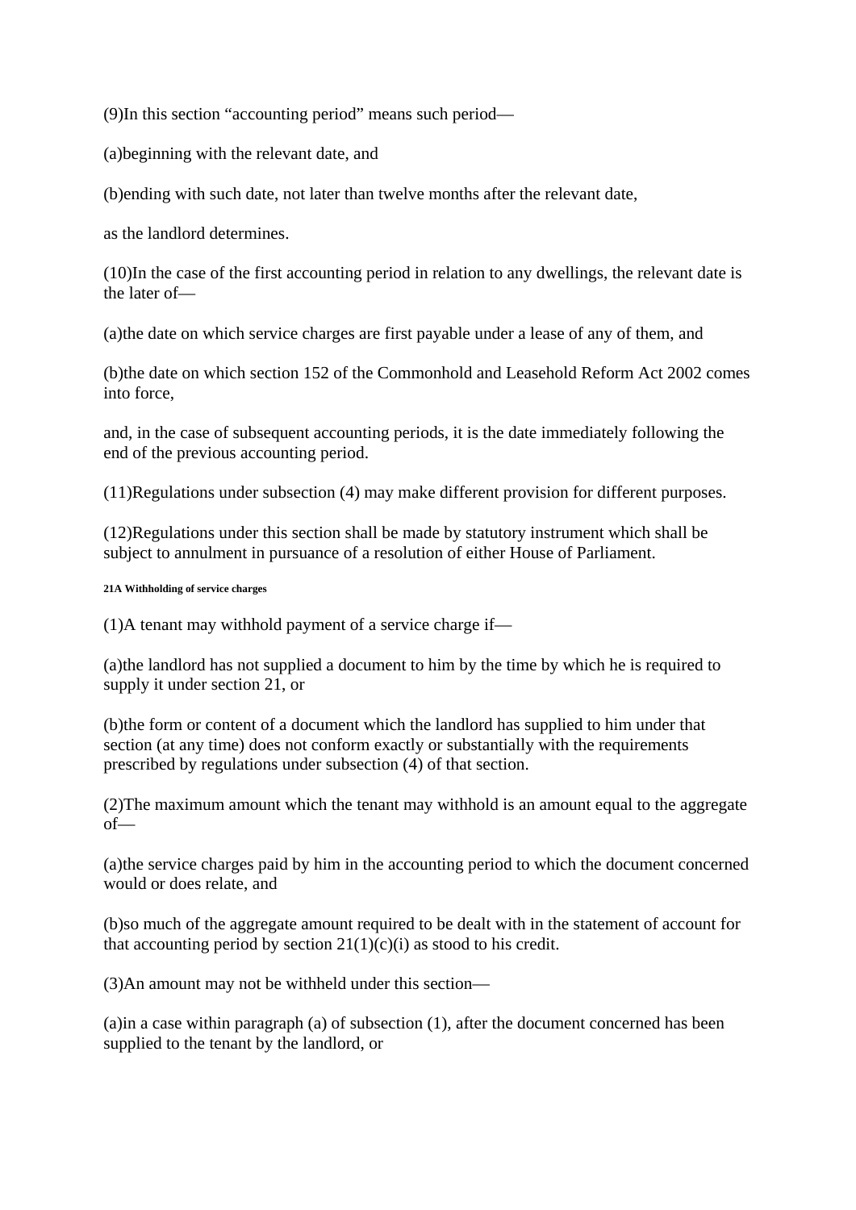(9)In this section “accounting period” means such period—

(a)beginning with the relevant date, and

(b)ending with such date, not later than twelve months after the relevant date,

as the landlord determines.

(10)In the case of the first accounting period in relation to any dwellings, the relevant date is the later of—

(a)the date on which service charges are first payable under a lease of any of them, and

(b)the date on which section 152 of the Commonhold and Leasehold Reform Act 2002 comes into force,

and, in the case of subsequent accounting periods, it is the date immediately following the end of the previous accounting period.

(11)Regulations under subsection (4) may make different provision for different purposes.

(12)Regulations under this section shall be made by statutory instrument which shall be subject to annulment in pursuance of a resolution of either House of Parliament.

###### 21A Withholding of service charges

(1)A tenant may withhold payment of a service charge if—

(a)the landlord has not supplied a document to him by the time by which he is required to supply it under section 21, or

(b)the form or content of a document which the landlord has supplied to him under that section (at any time) does not conform exactly or substantially with the requirements prescribed by regulations under subsection (4) of that section.

(2)The maximum amount which the tenant may withhold is an amount equal to the aggregate of—

(a)the service charges paid by him in the accounting period to which the document concerned would or does relate, and

(b)so much of the aggregate amount required to be dealt with in the statement of account for that accounting period by section 21(1)(c)(i) as stood to his credit.

(3)An amount may not be withheld under this section—

(a)in a case within paragraph (a) of subsection (1), after the document concerned has been supplied to the tenant by the landlord, or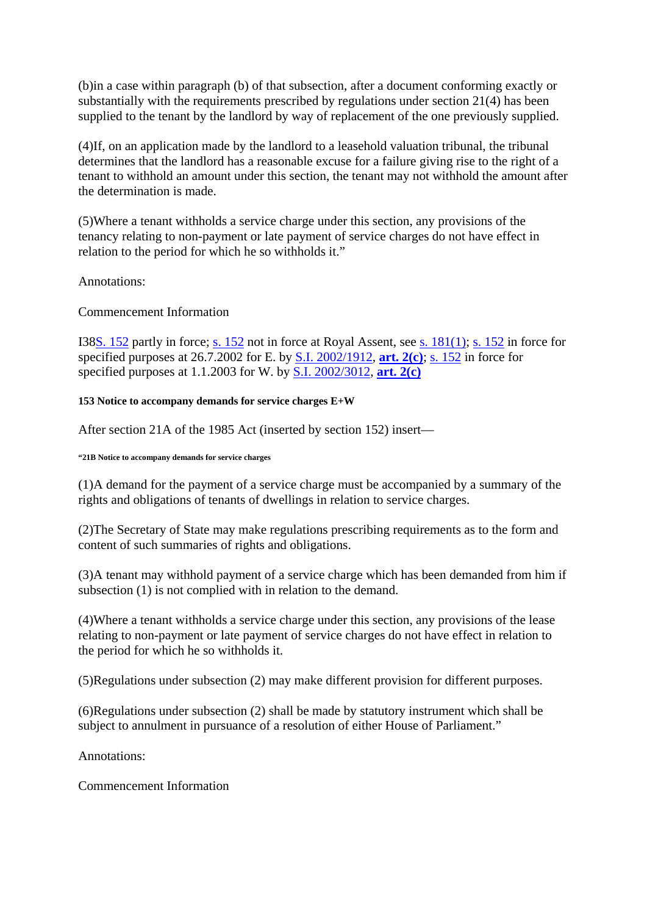(b)in a case within paragraph (b) of that subsection, after a document conforming exactly or substantially with the requirements prescribed by regulations under section 21(4) has been supplied to the tenant by the landlord by way of replacement of the one previously supplied.

(4)If, on an application made by the landlord to a leasehold valuation tribunal, the tribunal determines that the landlord has a reasonable excuse for a failure giving rise to the right of a tenant to withhold an amount under this section, the tenant may not withhold the amount after the determination is made.

(5)Where a tenant withholds a service charge under this section, any provisions of the tenancy relating to non-payment or late payment of service charges do not have effect in relation to the period for which he so withholds it."

Annotations:

Commencement Information

I38S. 152 partly in force; s. 152 not in force at Royal Assent, see s. 181(1); s. 152 in force for specified purposes at 26.7.2002 for E. by S.I. 2002/1912, **art. 2(c)**; s. 152 in force for specified purposes at 1.1.2003 for W. by S.I. 2002/3012, **art. 2(c)**

#### 153 Notice to accompany demands for service charges E+W

After section 21A of the 1985 Act (inserted by section 152) insert—

##### "21B Notice to accompany demands for service charges

(1)A demand for the payment of a service charge must be accompanied by a summary of the rights and obligations of tenants of dwellings in relation to service charges.

(2)The Secretary of State may make regulations prescribing requirements as to the form and content of such summaries of rights and obligations.

(3)A tenant may withhold payment of a service charge which has been demanded from him if subsection (1) is not complied with in relation to the demand.

(4)Where a tenant withholds a service charge under this section, any provisions of the lease relating to non-payment or late payment of service charges do not have effect in relation to the period for which he so withholds it.

(5)Regulations under subsection (2) may make different provision for different purposes.

(6)Regulations under subsection (2) shall be made by statutory instrument which shall be subject to annulment in pursuance of a resolution of either House of Parliament."

Annotations:

Commencement Information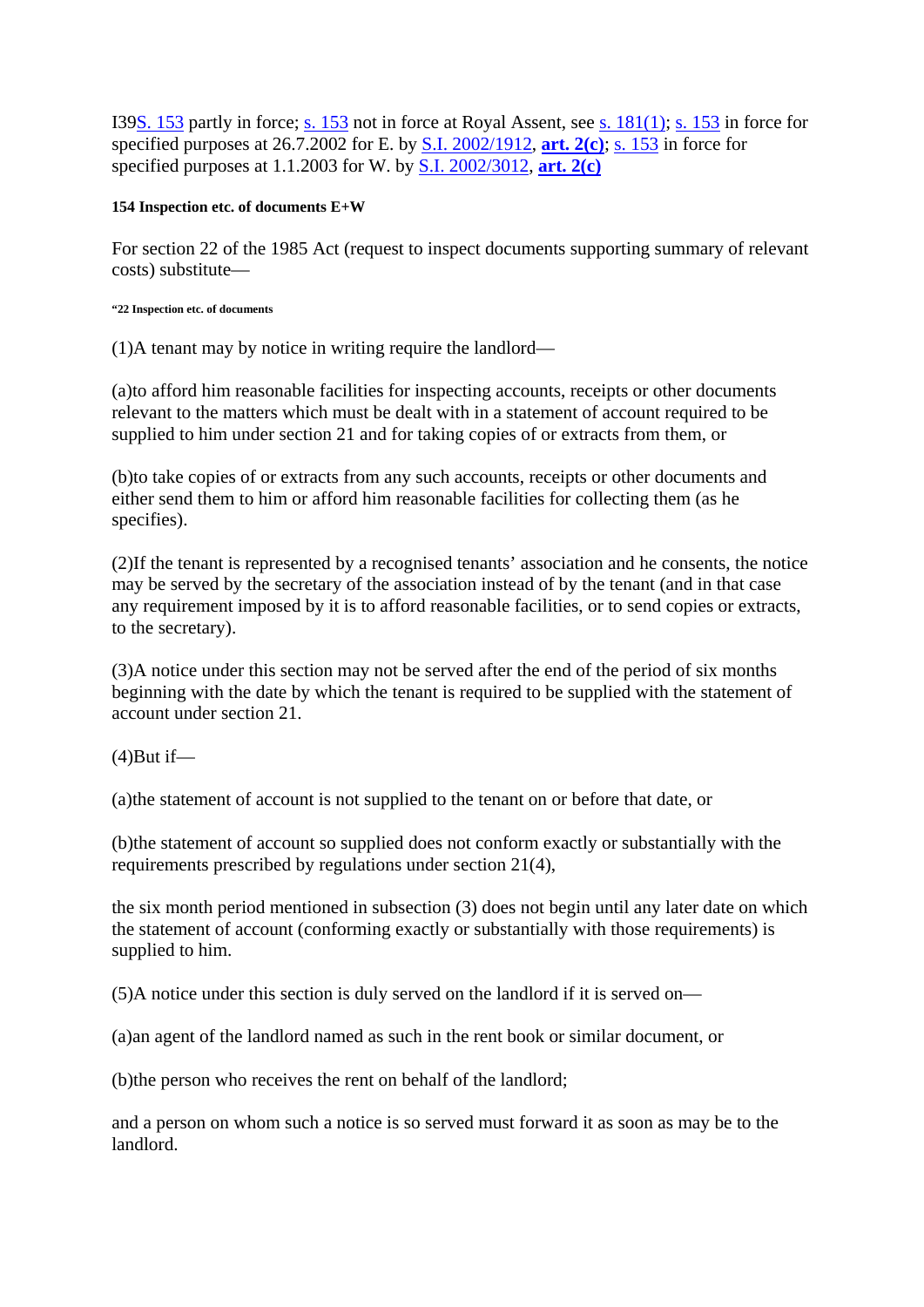I39S. 153 partly in force; s. 153 not in force at Royal Assent, see s. 181(1); s. 153 in force for specified purposes at 26.7.2002 for E. by S.I. 2002/1912, **art. 2(c)**; s. 153 in force for specified purposes at 1.1.2003 for W. by S.I. 2002/3012, **art. 2(c)**

#### 154 Inspection etc. of documents E+W

For section 22 of the 1985 Act (request to inspect documents supporting summary of relevant costs) substitute—

##### "22 Inspection etc. of documents

(1)A tenant may by notice in writing require the landlord—

(a)to afford him reasonable facilities for inspecting accounts, receipts or other documents relevant to the matters which must be dealt with in a statement of account required to be supplied to him under section 21 and for taking copies of or extracts from them, or

(b)to take copies of or extracts from any such accounts, receipts or other documents and either send them to him or afford him reasonable facilities for collecting them (as he specifies).

(2)If the tenant is represented by a recognised tenants' association and he consents, the notice may be served by the secretary of the association instead of by the tenant (and in that case any requirement imposed by it is to afford reasonable facilities, or to send copies or extracts, to the secretary).

(3)A notice under this section may not be served after the end of the period of six months beginning with the date by which the tenant is required to be supplied with the statement of account under section 21.

(4)But if—

(a)the statement of account is not supplied to the tenant on or before that date, or

(b)the statement of account so supplied does not conform exactly or substantially with the requirements prescribed by regulations under section 21(4),

the six month period mentioned in subsection (3) does not begin until any later date on which the statement of account (conforming exactly or substantially with those requirements) is supplied to him.

(5)A notice under this section is duly served on the landlord if it is served on—

(a)an agent of the landlord named as such in the rent book or similar document, or

(b)the person who receives the rent on behalf of the landlord;

and a person on whom such a notice is so served must forward it as soon as may be to the landlord.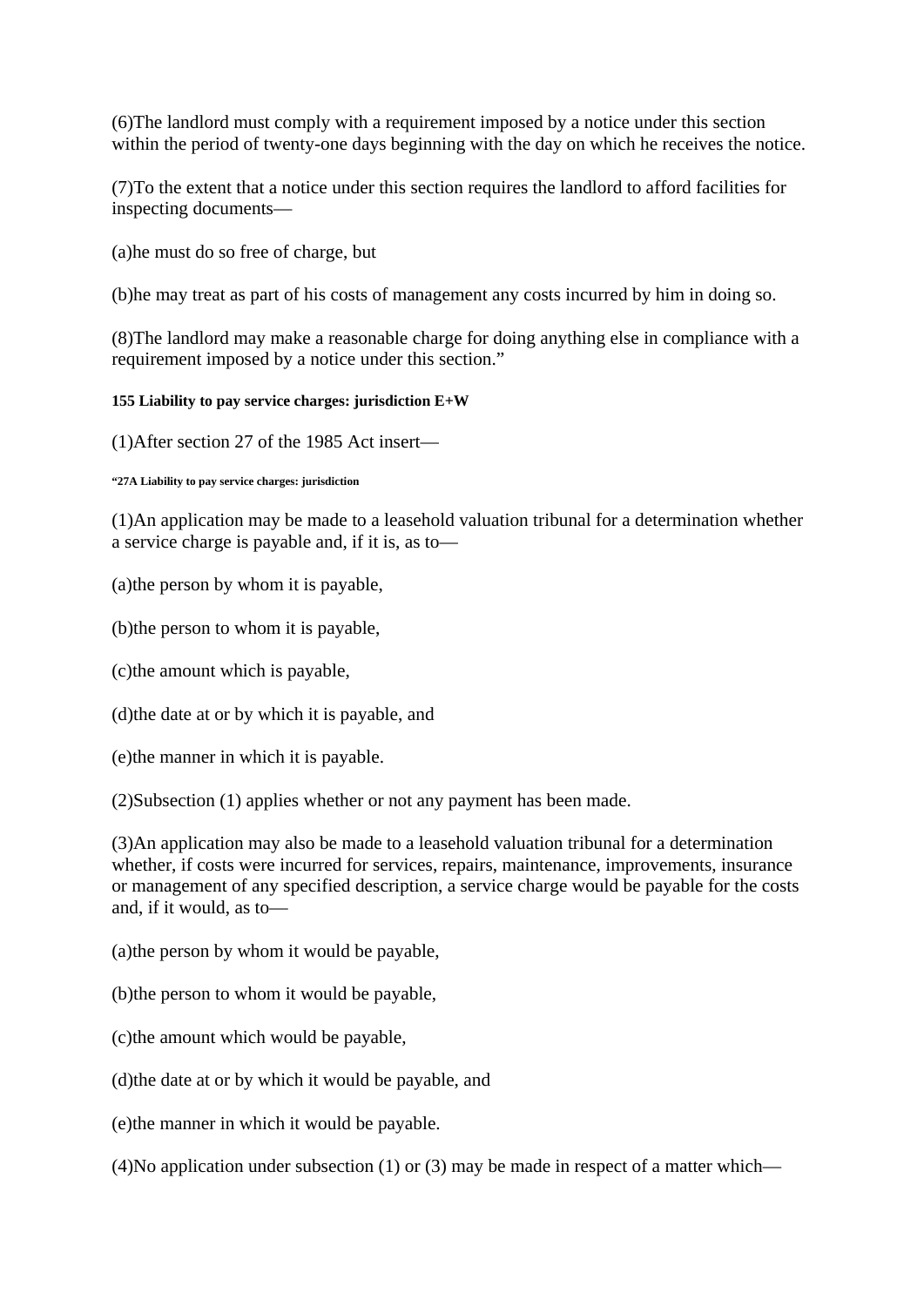(6)The landlord must comply with a requirement imposed by a notice under this section within the period of twenty-one days beginning with the day on which he receives the notice.

(7)To the extent that a notice under this section requires the landlord to afford facilities for inspecting documents—

(a)he must do so free of charge, but

(b)he may treat as part of his costs of management any costs incurred by him in doing so.

(8)The landlord may make a reasonable charge for doing anything else in compliance with a requirement imposed by a notice under this section."

#### 155 Liability to pay service charges: jurisdiction E+W

(1)After section 27 of the 1985 Act insert—

##### "27A Liability to pay service charges: jurisdiction

(1)An application may be made to a leasehold valuation tribunal for a determination whether a service charge is payable and, if it is, as to—

(a)the person by whom it is payable,

(b)the person to whom it is payable,

(c)the amount which is payable,

(d)the date at or by which it is payable, and

(e)the manner in which it is payable.

(2)Subsection (1) applies whether or not any payment has been made.

(3)An application may also be made to a leasehold valuation tribunal for a determination whether, if costs were incurred for services, repairs, maintenance, improvements, insurance or management of any specified description, a service charge would be payable for the costs and, if it would, as to—

(a)the person by whom it would be payable,

(b)the person to whom it would be payable,

(c)the amount which would be payable,

(d)the date at or by which it would be payable, and

(e)the manner in which it would be payable.

(4)No application under subsection (1) or (3) may be made in respect of a matter which—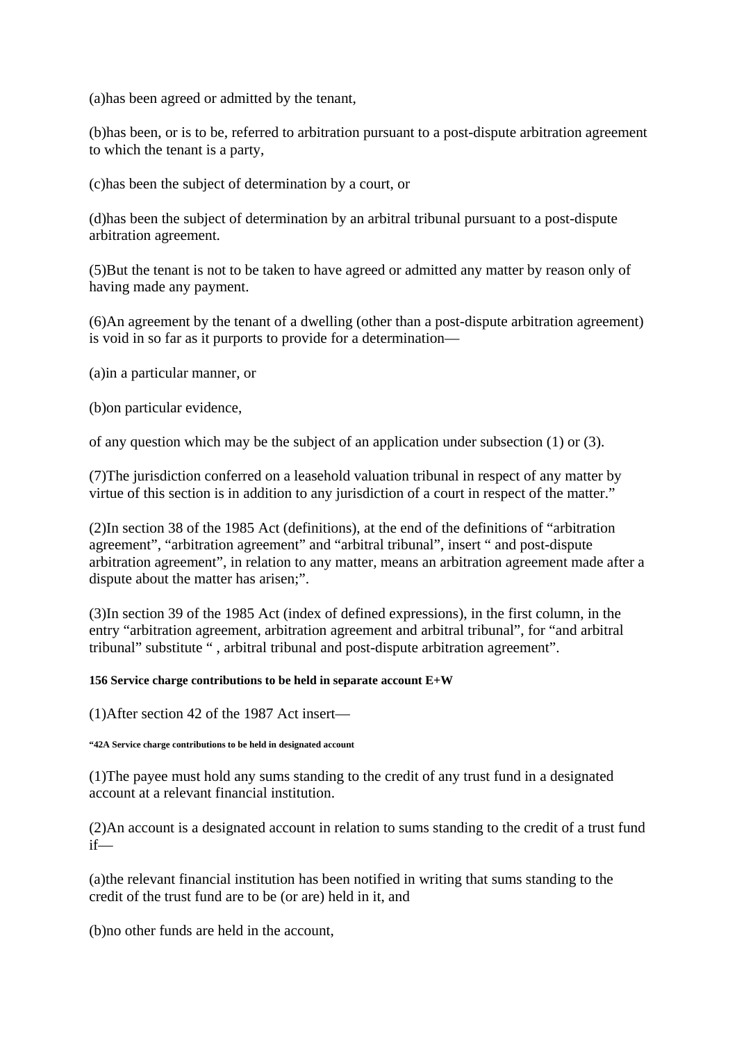(a)has been agreed or admitted by the tenant,

(b)has been, or is to be, referred to arbitration pursuant to a post-dispute arbitration agreement to which the tenant is a party,

(c)has been the subject of determination by a court, or

(d)has been the subject of determination by an arbitral tribunal pursuant to a post-dispute arbitration agreement.

(5)But the tenant is not to be taken to have agreed or admitted any matter by reason only of having made any payment.

(6)An agreement by the tenant of a dwelling (other than a post-dispute arbitration agreement) is void in so far as it purports to provide for a determination—

(a)in a particular manner, or

(b)on particular evidence,

of any question which may be the subject of an application under subsection (1) or (3).

(7)The jurisdiction conferred on a leasehold valuation tribunal in respect of any matter by virtue of this section is in addition to any jurisdiction of a court in respect of the matter."

(2)In section 38 of the 1985 Act (definitions), at the end of the definitions of "arbitration agreement", "arbitration agreement" and "arbitral tribunal", insert " and post-dispute arbitration agreement", in relation to any matter, means an arbitration agreement made after a dispute about the matter has arisen;".

(3)In section 39 of the 1985 Act (index of defined expressions), in the first column, in the entry "arbitration agreement, arbitration agreement and arbitral tribunal", for "and arbitral tribunal" substitute " , arbitral tribunal and post-dispute arbitration agreement".

##### 156 Service charge contributions to be held in separate account E+W

(1)After section 42 of the 1987 Act insert—

###### "42A Service charge contributions to be held in designated account

(1)The payee must hold any sums standing to the credit of any trust fund in a designated account at a relevant financial institution.

(2)An account is a designated account in relation to sums standing to the credit of a trust fund if—

(a)the relevant financial institution has been notified in writing that sums standing to the credit of the trust fund are to be (or are) held in it, and

(b)no other funds are held in the account,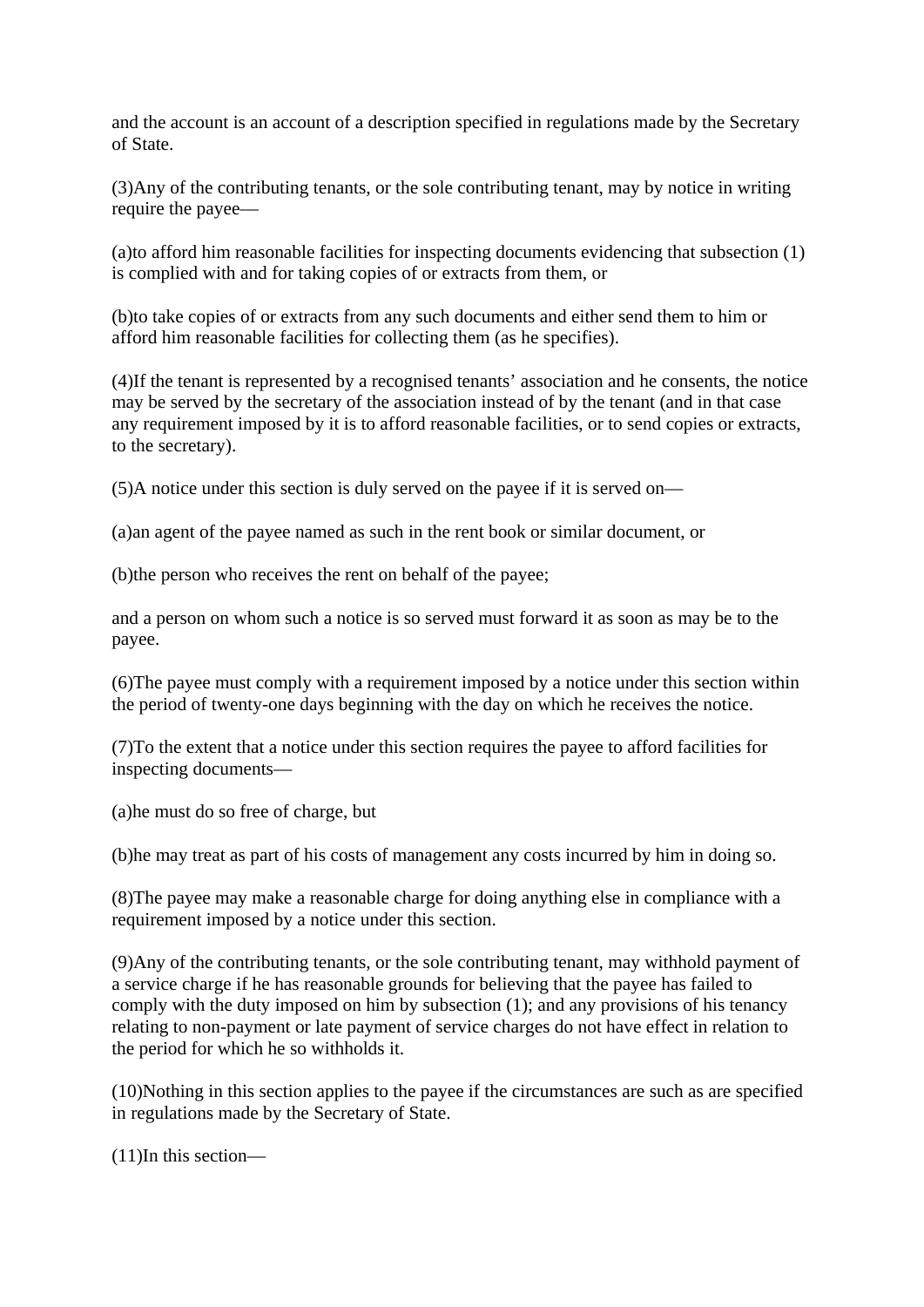and the account is an account of a description specified in regulations made by the Secretary of State.

(3)Any of the contributing tenants, or the sole contributing tenant, may by notice in writing require the payee—

(a)to afford him reasonable facilities for inspecting documents evidencing that subsection (1) is complied with and for taking copies of or extracts from them, or

(b)to take copies of or extracts from any such documents and either send them to him or afford him reasonable facilities for collecting them (as he specifies).

(4)If the tenant is represented by a recognised tenants' association and he consents, the notice may be served by the secretary of the association instead of by the tenant (and in that case any requirement imposed by it is to afford reasonable facilities, or to send copies or extracts, to the secretary).

(5)A notice under this section is duly served on the payee if it is served on—

(a)an agent of the payee named as such in the rent book or similar document, or

(b)the person who receives the rent on behalf of the payee;

and a person on whom such a notice is so served must forward it as soon as may be to the payee.

(6)The payee must comply with a requirement imposed by a notice under this section within the period of twenty-one days beginning with the day on which he receives the notice.

(7)To the extent that a notice under this section requires the payee to afford facilities for inspecting documents—

(a)he must do so free of charge, but

(b)he may treat as part of his costs of management any costs incurred by him in doing so.

(8)The payee may make a reasonable charge for doing anything else in compliance with a requirement imposed by a notice under this section.

(9)Any of the contributing tenants, or the sole contributing tenant, may withhold payment of a service charge if he has reasonable grounds for believing that the payee has failed to comply with the duty imposed on him by subsection (1); and any provisions of his tenancy relating to non-payment or late payment of service charges do not have effect in relation to the period for which he so withholds it.

(10)Nothing in this section applies to the payee if the circumstances are such as are specified in regulations made by the Secretary of State.

(11)In this section—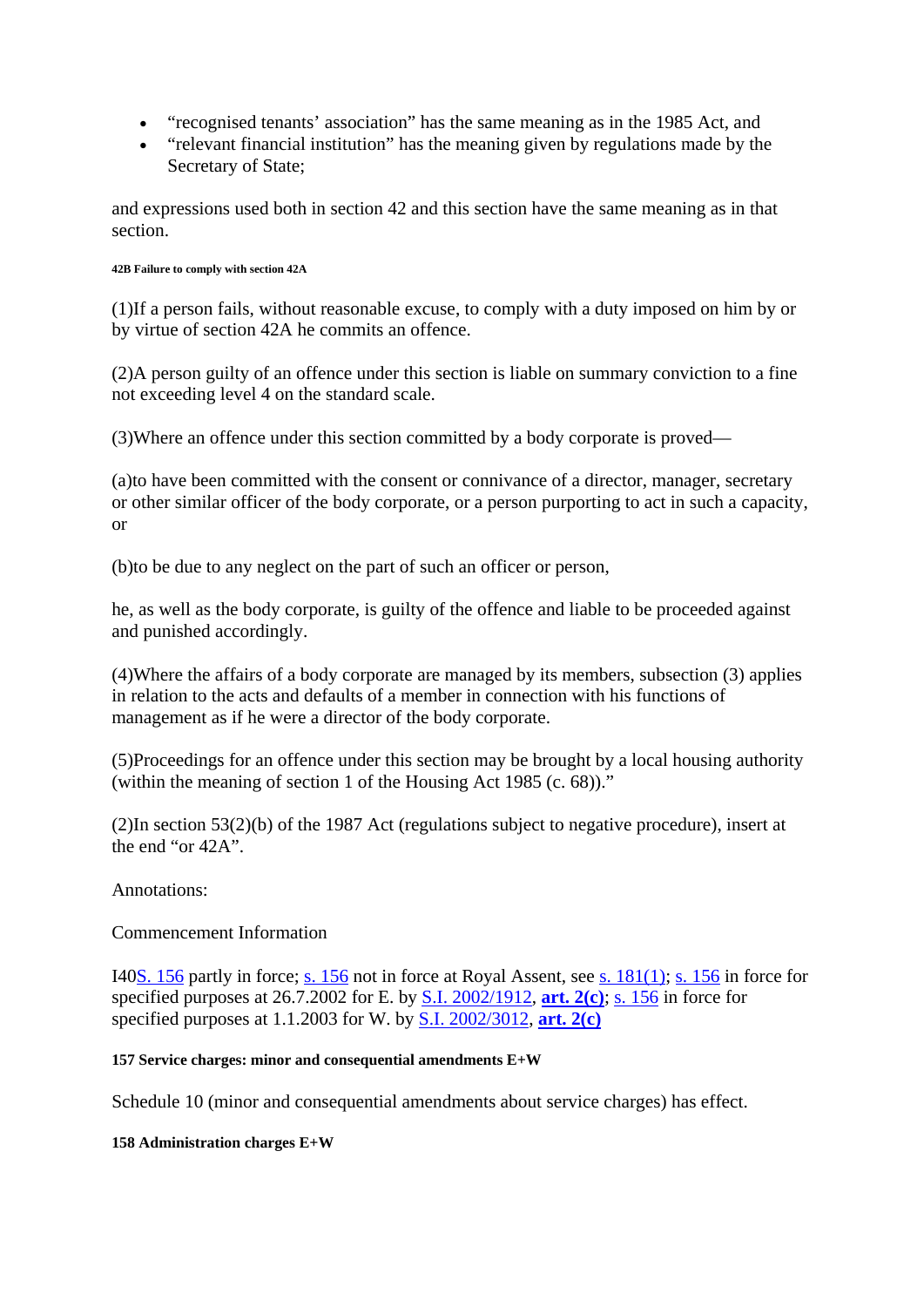- “recognised tenants’ association” has the same meaning as in the 1985 Act, and
- “relevant financial institution” has the meaning given by regulations made by the Secretary of State;

and expressions used both in section 42 and this section have the same meaning as in that section.

###### 42B Failure to comply with section 42A

(1)If a person fails, without reasonable excuse, to comply with a duty imposed on him by or by virtue of section 42A he commits an offence.

(2)A person guilty of an offence under this section is liable on summary conviction to a fine not exceeding level 4 on the standard scale.

(3)Where an offence under this section committed by a body corporate is proved—

(a)to have been committed with the consent or connivance of a director, manager, secretary or other similar officer of the body corporate, or a person purporting to act in such a capacity, or

(b)to be due to any neglect on the part of such an officer or person,

he, as well as the body corporate, is guilty of the offence and liable to be proceeded against and punished accordingly.

(4)Where the affairs of a body corporate are managed by its members, subsection (3) applies in relation to the acts and defaults of a member in connection with his functions of management as if he were a director of the body corporate.

(5)Proceedings for an offence under this section may be brought by a local housing authority (within the meaning of section 1 of the Housing Act 1985 (c. 68)).”

(2)In section 53(2)(b) of the 1987 Act (regulations subject to negative procedure), insert at the end “or 42A”.

Annotations:

Commencement Information

I40S. 156 partly in force; s. 156 not in force at Royal Assent, see s. 181(1); s. 156 in force for specified purposes at 26.7.2002 for E. by S.I. 2002/1912, **art. 2(c)**; s. 156 in force for specified purposes at 1.1.2003 for W. by S.I. 2002/3012, **art. 2(c)**

#### 157 Service charges: minor and consequential amendments E+W

Schedule 10 (minor and consequential amendments about service charges) has effect.

#### 158 Administration charges E+W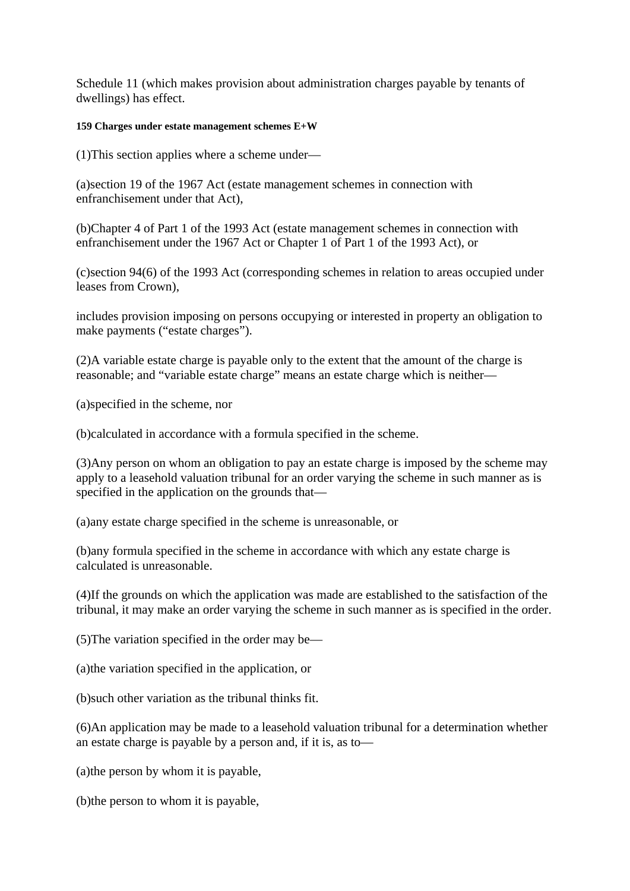Schedule 11 (which makes provision about administration charges payable by tenants of dwellings) has effect.

#### 159 Charges under estate management schemes E+W

(1)This section applies where a scheme under—

(a)section 19 of the 1967 Act (estate management schemes in connection with enfranchisement under that Act),

(b)Chapter 4 of Part 1 of the 1993 Act (estate management schemes in connection with enfranchisement under the 1967 Act or Chapter 1 of Part 1 of the 1993 Act), or

(c)section 94(6) of the 1993 Act (corresponding schemes in relation to areas occupied under leases from Crown),

includes provision imposing on persons occupying or interested in property an obligation to make payments ("estate charges").

(2)A variable estate charge is payable only to the extent that the amount of the charge is reasonable; and "variable estate charge" means an estate charge which is neither—

(a)specified in the scheme, nor

(b)calculated in accordance with a formula specified in the scheme.

(3)Any person on whom an obligation to pay an estate charge is imposed by the scheme may apply to a leasehold valuation tribunal for an order varying the scheme in such manner as is specified in the application on the grounds that—

(a)any estate charge specified in the scheme is unreasonable, or

(b)any formula specified in the scheme in accordance with which any estate charge is calculated is unreasonable.

(4)If the grounds on which the application was made are established to the satisfaction of the tribunal, it may make an order varying the scheme in such manner as is specified in the order.

(5)The variation specified in the order may be—

(a)the variation specified in the application, or

(b)such other variation as the tribunal thinks fit.

(6)An application may be made to a leasehold valuation tribunal for a determination whether an estate charge is payable by a person and, if it is, as to—

(a)the person by whom it is payable,

(b)the person to whom it is payable,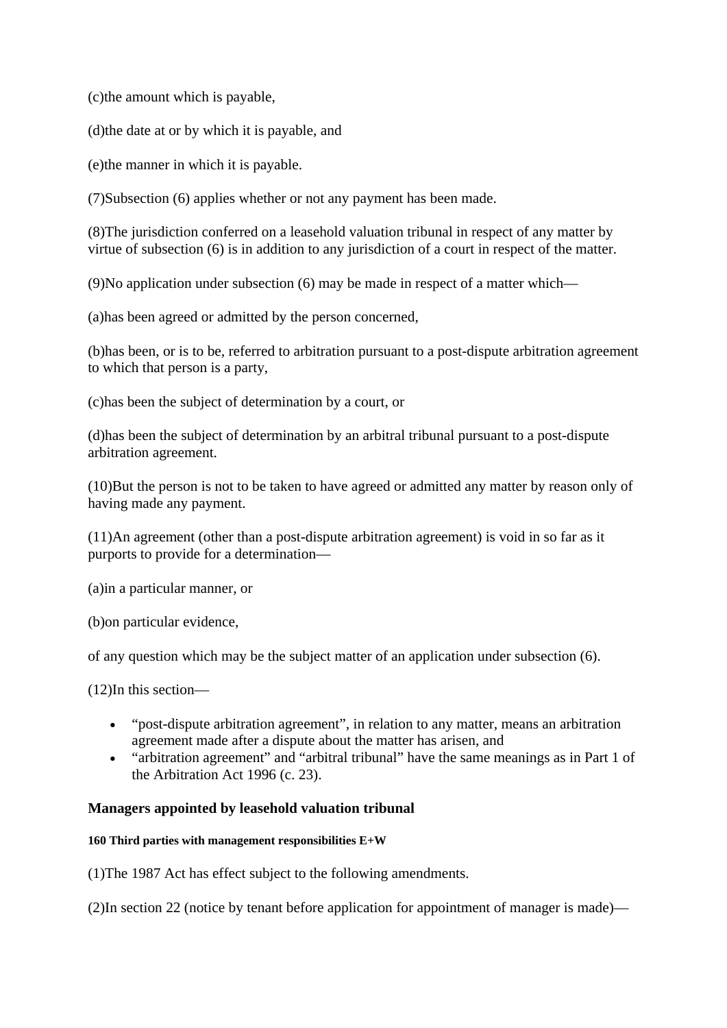(c)the amount which is payable,

(d)the date at or by which it is payable, and

(e)the manner in which it is payable.

(7)Subsection (6) applies whether or not any payment has been made.

(8)The jurisdiction conferred on a leasehold valuation tribunal in respect of any matter by virtue of subsection (6) is in addition to any jurisdiction of a court in respect of the matter.

(9)No application under subsection (6) may be made in respect of a matter which—

(a)has been agreed or admitted by the person concerned,

(b)has been, or is to be, referred to arbitration pursuant to a post-dispute arbitration agreement to which that person is a party,

(c)has been the subject of determination by a court, or

(d)has been the subject of determination by an arbitral tribunal pursuant to a post-dispute arbitration agreement.

(10)But the person is not to be taken to have agreed or admitted any matter by reason only of having made any payment.

(11)An agreement (other than a post-dispute arbitration agreement) is void in so far as it purports to provide for a determination—

(a)in a particular manner, or

(b)on particular evidence,

of any question which may be the subject matter of an application under subsection (6).

(12)In this section—

- "post-dispute arbitration agreement", in relation to any matter, means an arbitration agreement made after a dispute about the matter has arisen, and
- "arbitration agreement" and "arbitral tribunal" have the same meanings as in Part 1 of the Arbitration Act 1996 (c. 23).

### Managers appointed by leasehold valuation tribunal

#### 160 Third parties with management responsibilities E+W

(1)The 1987 Act has effect subject to the following amendments.

(2)In section 22 (notice by tenant before application for appointment of manager is made)—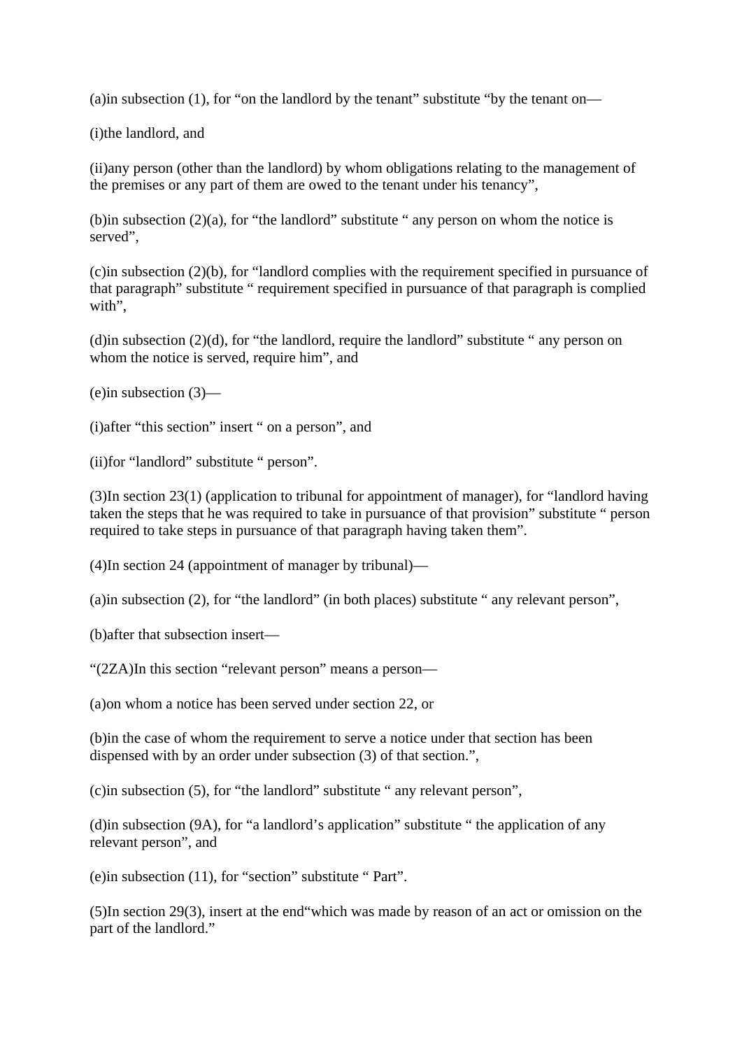(a)in subsection (1), for “on the landlord by the tenant” substitute “by the tenant on—

(i)the landlord, and

(ii)any person (other than the landlord) by whom obligations relating to the management of the premises or any part of them are owed to the tenant under his tenancy”,

(b)in subsection (2)(a), for “the landlord” substitute “ any person on whom the notice is served”,

(c)in subsection (2)(b), for “landlord complies with the requirement specified in pursuance of that paragraph” substitute “ requirement specified in pursuance of that paragraph is complied with”,

(d)in subsection (2)(d), for “the landlord, require the landlord” substitute “ any person on whom the notice is served, require him”, and

(e)in subsection (3)—

(i)after “this section” insert “ on a person”, and

(ii)for “landlord” substitute “ person”.

(3)In section 23(1) (application to tribunal for appointment of manager), for “landlord having taken the steps that he was required to take in pursuance of that provision” substitute “ person required to take steps in pursuance of that paragraph having taken them”.

(4)In section 24 (appointment of manager by tribunal)—

(a)in subsection (2), for “the landlord” (in both places) substitute “ any relevant person”,

(b)after that subsection insert—

“(2ZA)In this section “relevant person” means a person—

(a)on whom a notice has been served under section 22, or

(b)in the case of whom the requirement to serve a notice under that section has been dispensed with by an order under subsection (3) of that section.”,

(c)in subsection (5), for “the landlord” substitute “ any relevant person”,

(d)in subsection (9A), for “a landlord’s application” substitute “ the application of any relevant person”, and

(e)in subsection (11), for “section” substitute “ Part”.

(5)In section 29(3), insert at the end“which was made by reason of an act or omission on the part of the landlord.”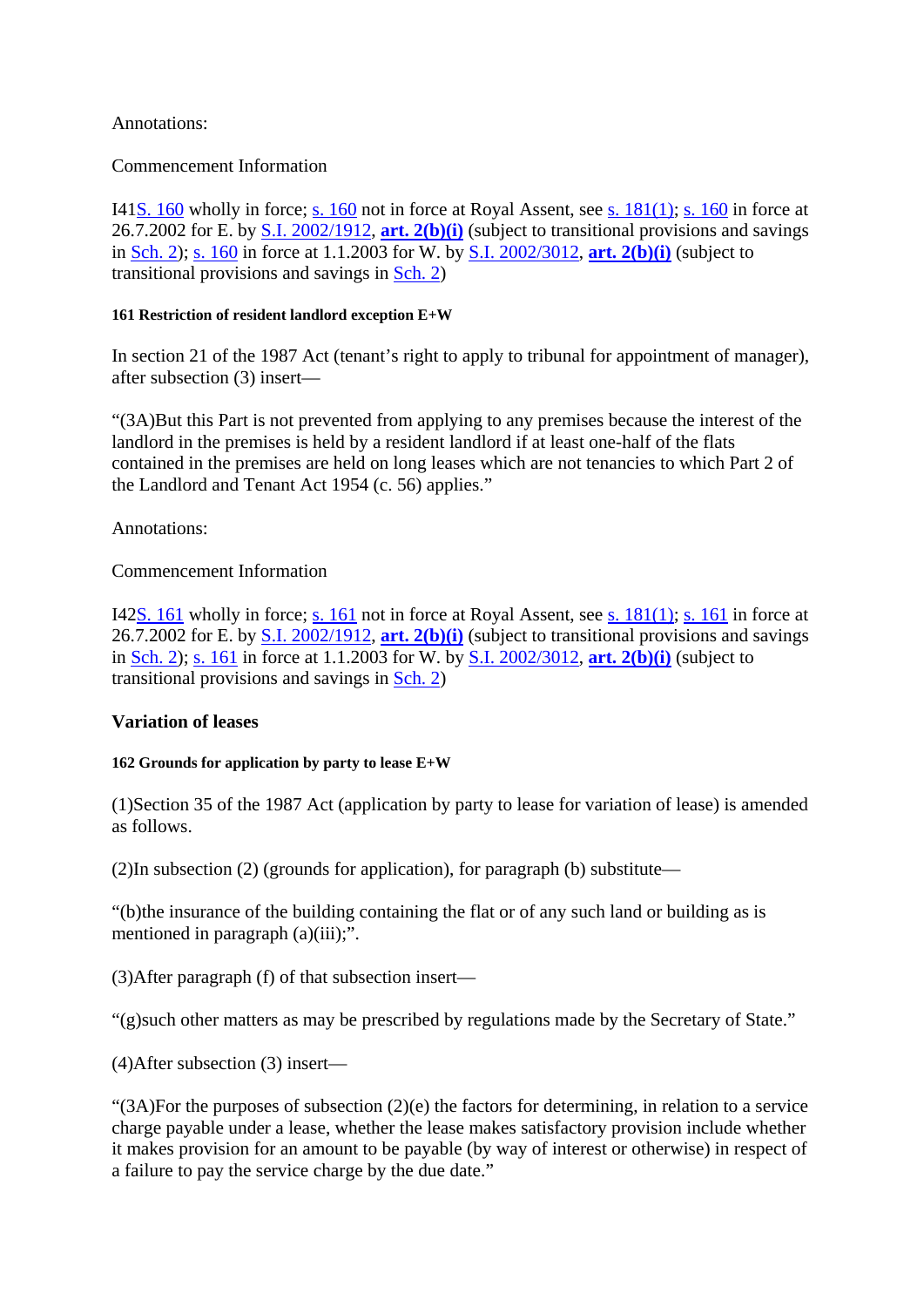Annotations:

Commencement Information

I41S. 160 wholly in force; s. 160 not in force at Royal Assent, see s. 181(1); s. 160 in force at 26.7.2002 for E. by S.I. 2002/1912, **art. 2(b)(i)** (subject to transitional provisions and savings in Sch. 2); s. 160 in force at 1.1.2003 for W. by S.I. 2002/3012, **art. 2(b)(i)** (subject to transitional provisions and savings in Sch. 2)

#### 161 Restriction of resident landlord exception E+W

In section 21 of the 1987 Act (tenant's right to apply to tribunal for appointment of manager), after subsection (3) insert—

"(3A)But this Part is not prevented from applying to any premises because the interest of the landlord in the premises is held by a resident landlord if at least one-half of the flats contained in the premises are held on long leases which are not tenancies to which Part 2 of the Landlord and Tenant Act 1954 (c. 56) applies."

Annotations:

Commencement Information

I42S. 161 wholly in force; s. 161 not in force at Royal Assent, see s. 181(1); s. 161 in force at 26.7.2002 for E. by S.I. 2002/1912, **art. 2(b)(i)** (subject to transitional provisions and savings in Sch. 2); s. 161 in force at 1.1.2003 for W. by S.I. 2002/3012, **art. 2(b)(i)** (subject to transitional provisions and savings in Sch. 2)

### Variation of leases

#### 162 Grounds for application by party to lease E+W

(1)Section 35 of the 1987 Act (application by party to lease for variation of lease) is amended as follows.

(2)In subsection (2) (grounds for application), for paragraph (b) substitute—

"(b)the insurance of the building containing the flat or of any such land or building as is mentioned in paragraph (a)(iii);".

(3)After paragraph (f) of that subsection insert—

"(g)such other matters as may be prescribed by regulations made by the Secretary of State."

(4)After subsection (3) insert—

"(3A)For the purposes of subsection (2)(e) the factors for determining, in relation to a service charge payable under a lease, whether the lease makes satisfactory provision include whether it makes provision for an amount to be payable (by way of interest or otherwise) in respect of a failure to pay the service charge by the due date."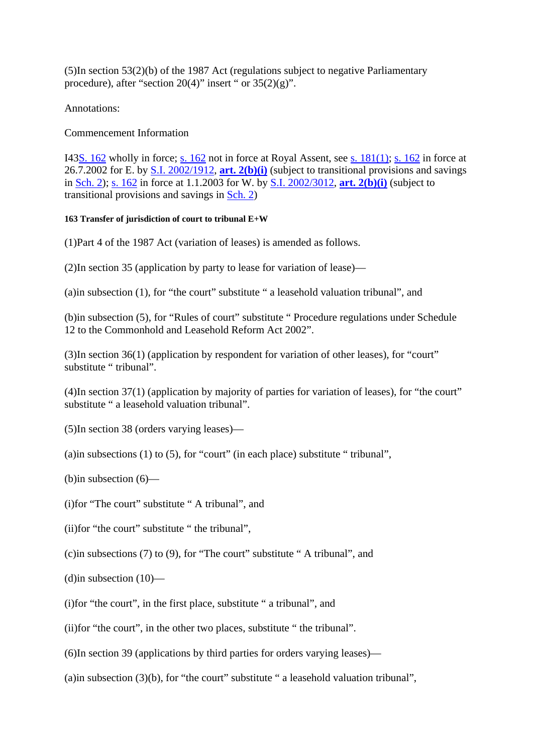(5)In section 53(2)(b) of the 1987 Act (regulations subject to negative Parliamentary procedure), after “section 20(4)” insert “ or 35(2)(g)”.

Annotations:

Commencement Information

I43S. 162 wholly in force; s. 162 not in force at Royal Assent, see s. 181(1); s. 162 in force at 26.7.2002 for E. by S.I. 2002/1912, **art. 2(b)(i)** (subject to transitional provisions and savings in Sch. 2); s. 162 in force at 1.1.2003 for W. by S.I. 2002/3012, **art. 2(b)(i)** (subject to transitional provisions and savings in Sch. 2)

#### 163 Transfer of jurisdiction of court to tribunal E+W

(1)Part 4 of the 1987 Act (variation of leases) is amended as follows.

(2)In section 35 (application by party to lease for variation of lease)—

(a)in subsection (1), for “the court” substitute “ a leasehold valuation tribunal”, and

(b)in subsection (5), for “Rules of court” substitute “ Procedure regulations under Schedule 12 to the Commonhold and Leasehold Reform Act 2002”.

(3)In section 36(1) (application by respondent for variation of other leases), for “court” substitute “ tribunal”.

(4)In section 37(1) (application by majority of parties for variation of leases), for “the court” substitute “ a leasehold valuation tribunal”.

(5)In section 38 (orders varying leases)—

(a)in subsections (1) to (5), for “court” (in each place) substitute “ tribunal”,

(b)in subsection (6)—

(i)for “The court” substitute “ A tribunal”, and

(ii)for “the court” substitute “ the tribunal”,

(c)in subsections (7) to (9), for “The court” substitute “ A tribunal”, and

(d)in subsection (10)—

(i)for “the court”, in the first place, substitute “ a tribunal”, and

(ii)for “the court”, in the other two places, substitute “ the tribunal”.

(6)In section 39 (applications by third parties for orders varying leases)—

(a)in subsection (3)(b), for “the court” substitute “ a leasehold valuation tribunal”,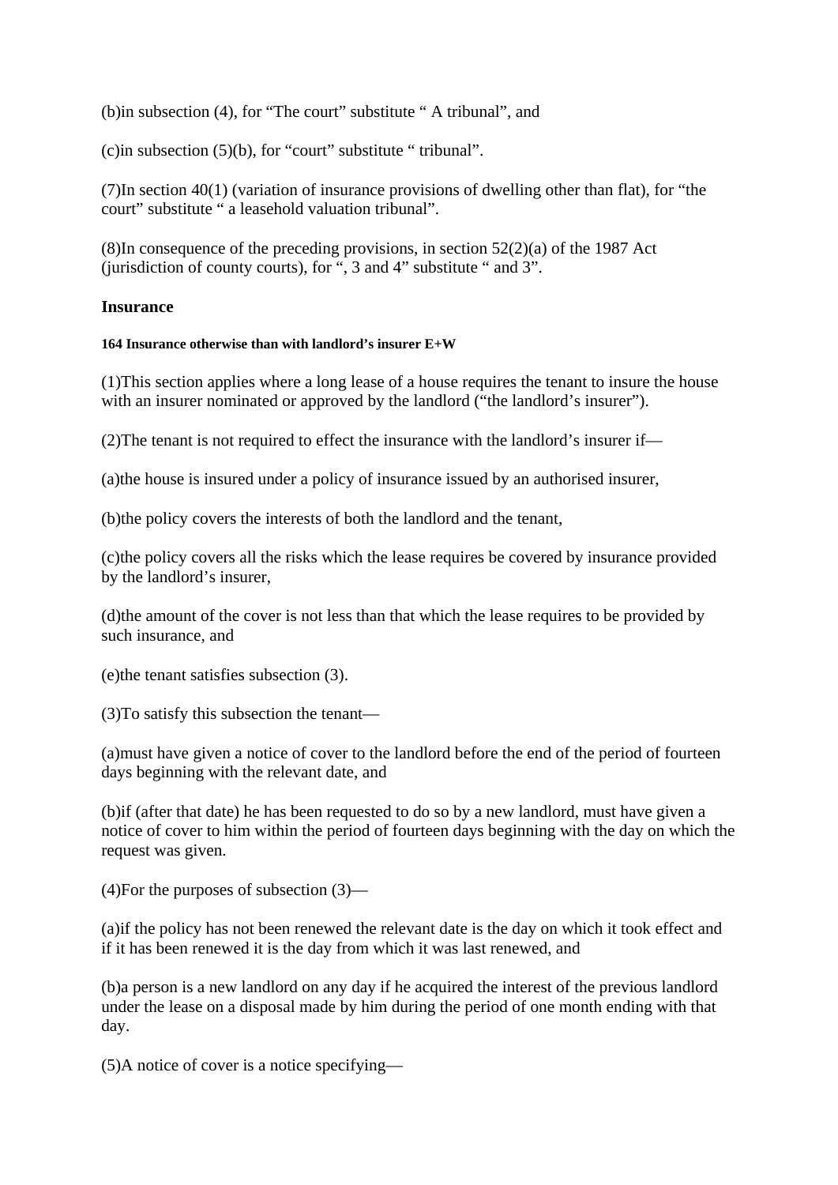(b)in subsection (4), for “The court” substitute “ A tribunal”, and

(c)in subsection (5)(b), for “court” substitute “ tribunal”.

(7)In section 40(1) (variation of insurance provisions of dwelling other than flat), for “the court” substitute “ a leasehold valuation tribunal”.

(8)In consequence of the preceding provisions, in section 52(2)(a) of the 1987 Act (jurisdiction of county courts), for “, 3 and 4” substitute “ and 3”.

### Insurance

##### 164 Insurance otherwise than with landlord’s insurer E+W

(1)This section applies where a long lease of a house requires the tenant to insure the house with an insurer nominated or approved by the landlord (“the landlord’s insurer”).

(2)The tenant is not required to effect the insurance with the landlord’s insurer if—

(a)the house is insured under a policy of insurance issued by an authorised insurer,

(b)the policy covers the interests of both the landlord and the tenant,

(c)the policy covers all the risks which the lease requires be covered by insurance provided by the landlord’s insurer,

(d)the amount of the cover is not less than that which the lease requires to be provided by such insurance, and

(e)the tenant satisfies subsection (3).

(3)To satisfy this subsection the tenant—

(a)must have given a notice of cover to the landlord before the end of the period of fourteen days beginning with the relevant date, and

(b)if (after that date) he has been requested to do so by a new landlord, must have given a notice of cover to him within the period of fourteen days beginning with the day on which the request was given.

(4)For the purposes of subsection (3)—

(a)if the policy has not been renewed the relevant date is the day on which it took effect and if it has been renewed it is the day from which it was last renewed, and

(b)a person is a new landlord on any day if he acquired the interest of the previous landlord under the lease on a disposal made by him during the period of one month ending with that day.

(5)A notice of cover is a notice specifying—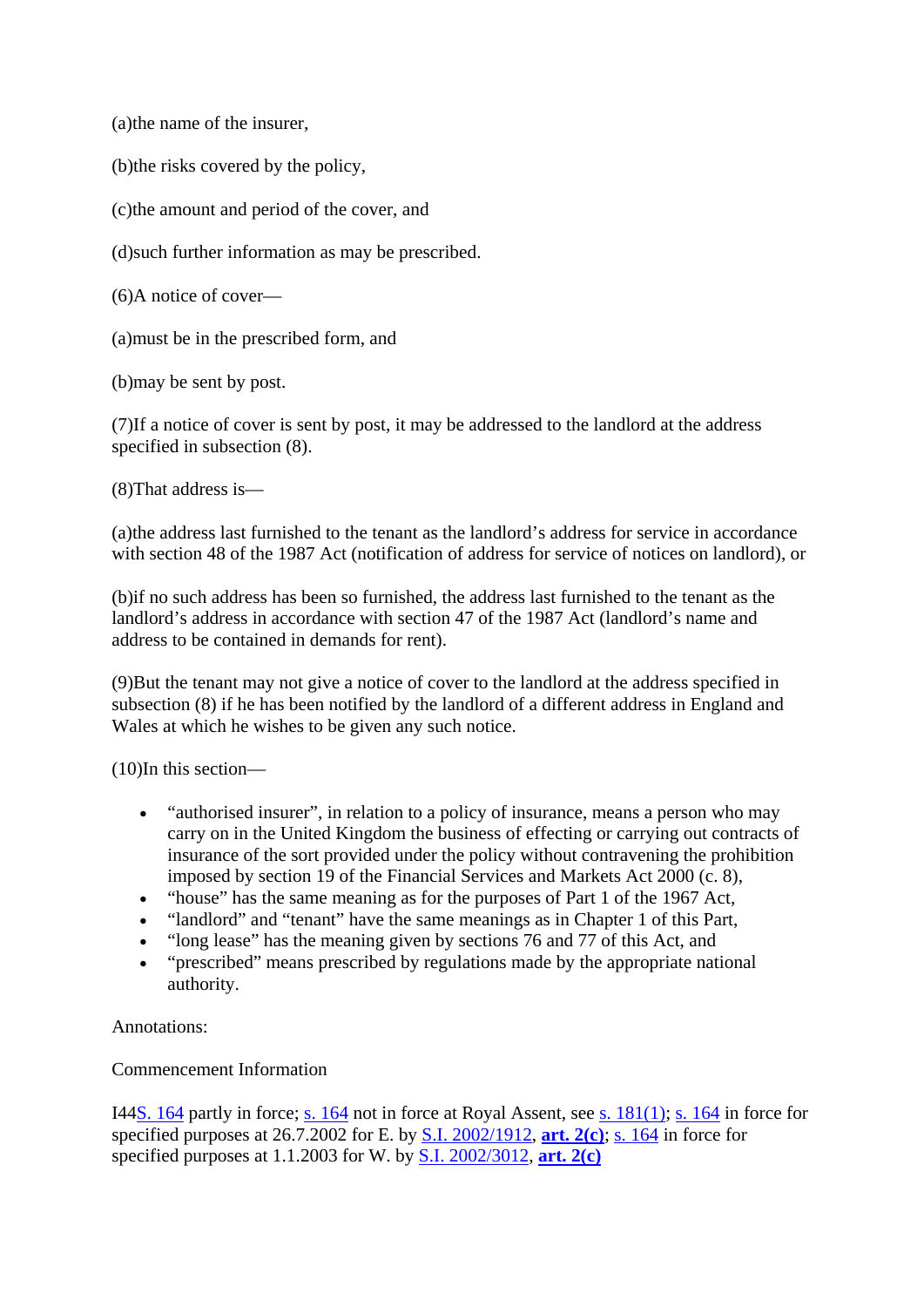(a)the name of the insurer,

(b)the risks covered by the policy,

(c)the amount and period of the cover, and

(d)such further information as may be prescribed.

(6)A notice of cover—

(a)must be in the prescribed form, and

(b)may be sent by post.

(7)If a notice of cover is sent by post, it may be addressed to the landlord at the address specified in subsection (8).

(8)That address is—

(a)the address last furnished to the tenant as the landlord's address for service in accordance with section 48 of the 1987 Act (notification of address for service of notices on landlord), or

(b)if no such address has been so furnished, the address last furnished to the tenant as the landlord's address in accordance with section 47 of the 1987 Act (landlord's name and address to be contained in demands for rent).

(9)But the tenant may not give a notice of cover to the landlord at the address specified in subsection (8) if he has been notified by the landlord of a different address in England and Wales at which he wishes to be given any such notice.

(10)In this section—

- "authorised insurer", in relation to a policy of insurance, means a person who may carry on in the United Kingdom the business of effecting or carrying out contracts of insurance of the sort provided under the policy without contravening the prohibition imposed by section 19 of the Financial Services and Markets Act 2000 (c. 8),
- "house" has the same meaning as for the purposes of Part 1 of the 1967 Act,
- "landlord" and "tenant" have the same meanings as in Chapter 1 of this Part,
- "long lease" has the meaning given by sections 76 and 77 of this Act, and
- "prescribed" means prescribed by regulations made by the appropriate national authority.

Annotations:

Commencement Information

I44S. 164 partly in force; s. 164 not in force at Royal Assent, see s. 181(1); s. 164 in force for specified purposes at 26.7.2002 for E. by S.I. 2002/1912, **art. 2(c)**; s. 164 in force for specified purposes at 1.1.2003 for W. by S.I. 2002/3012, **art. 2(c)**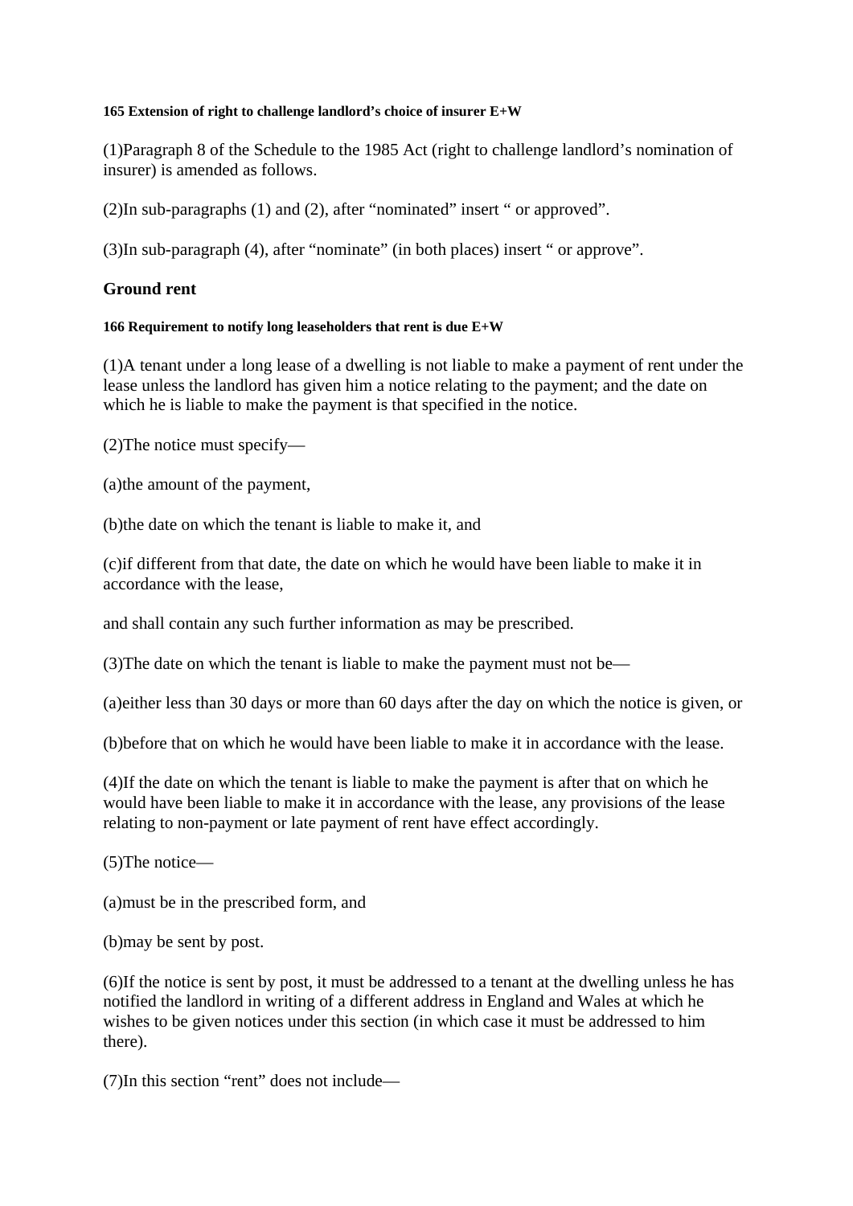#### 165 Extension of right to challenge landlord’s choice of insurer E+W

(1)Paragraph 8 of the Schedule to the 1985 Act (right to challenge landlord’s nomination of insurer) is amended as follows.

(2)In sub-paragraphs (1) and (2), after “nominated” insert “ or approved”.

(3)In sub-paragraph (4), after “nominate” (in both places) insert “ or approve”.

### Ground rent

#### 166 Requirement to notify long leaseholders that rent is due E+W

(1)A tenant under a long lease of a dwelling is not liable to make a payment of rent under the lease unless the landlord has given him a notice relating to the payment; and the date on which he is liable to make the payment is that specified in the notice.

(2)The notice must specify—

(a)the amount of the payment,

(b)the date on which the tenant is liable to make it, and

(c)if different from that date, the date on which he would have been liable to make it in accordance with the lease,

and shall contain any such further information as may be prescribed.

(3)The date on which the tenant is liable to make the payment must not be—

(a)either less than 30 days or more than 60 days after the day on which the notice is given, or

(b)before that on which he would have been liable to make it in accordance with the lease.

(4)If the date on which the tenant is liable to make the payment is after that on which he would have been liable to make it in accordance with the lease, any provisions of the lease relating to non-payment or late payment of rent have effect accordingly.

(5)The notice—

(a)must be in the prescribed form, and

(b)may be sent by post.

(6)If the notice is sent by post, it must be addressed to a tenant at the dwelling unless he has notified the landlord in writing of a different address in England and Wales at which he wishes to be given notices under this section (in which case it must be addressed to him there).

(7)In this section “rent” does not include—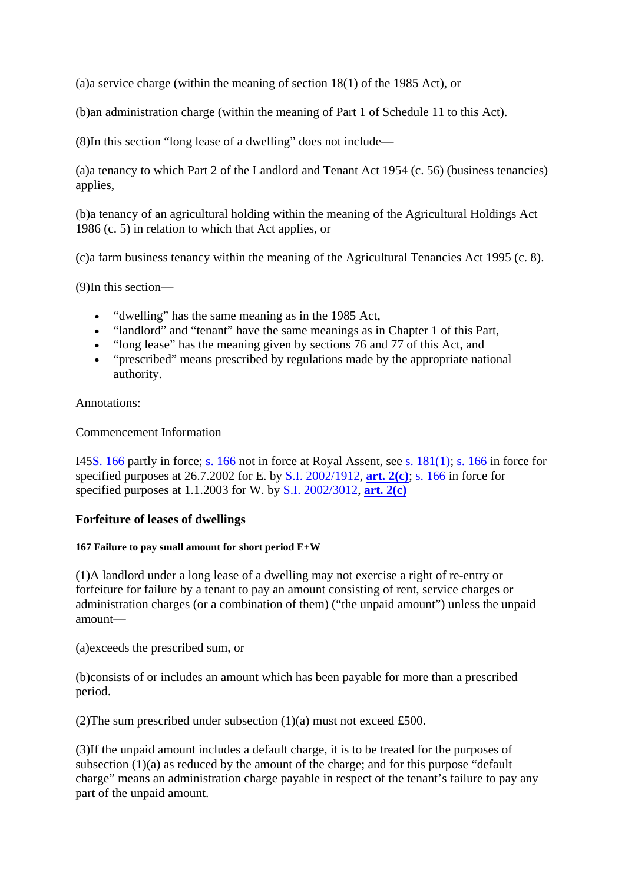(a)a service charge (within the meaning of section 18(1) of the 1985 Act), or

(b)an administration charge (within the meaning of Part 1 of Schedule 11 to this Act).

(8)In this section "long lease of a dwelling" does not include—

(a)a tenancy to which Part 2 of the Landlord and Tenant Act 1954 (c. 56) (business tenancies) applies,

(b)a tenancy of an agricultural holding within the meaning of the Agricultural Holdings Act 1986 (c. 5) in relation to which that Act applies, or

(c)a farm business tenancy within the meaning of the Agricultural Tenancies Act 1995 (c. 8).

(9)In this section—

- "dwelling" has the same meaning as in the 1985 Act,
- "landlord" and "tenant" have the same meanings as in Chapter 1 of this Part,
- "long lease" has the meaning given by sections 76 and 77 of this Act, and
- "prescribed" means prescribed by regulations made by the appropriate national authority.

Annotations:

Commencement Information

I45S. 166 partly in force; s. 166 not in force at Royal Assent, see s. 181(1); s. 166 in force for specified purposes at 26.7.2002 for E. by S.I. 2002/1912, **art. 2(c)**; s. 166 in force for specified purposes at 1.1.2003 for W. by S.I. 2002/3012, **art. 2(c)**

### Forfeiture of leases of dwellings

#### 167 Failure to pay small amount for short period E+W

(1)A landlord under a long lease of a dwelling may not exercise a right of re-entry or forfeiture for failure by a tenant to pay an amount consisting of rent, service charges or administration charges (or a combination of them) ("the unpaid amount") unless the unpaid amount—

(a)exceeds the prescribed sum, or

(b)consists of or includes an amount which has been payable for more than a prescribed period.

(2)The sum prescribed under subsection (1)(a) must not exceed £500.

(3)If the unpaid amount includes a default charge, it is to be treated for the purposes of subsection (1)(a) as reduced by the amount of the charge; and for this purpose "default charge" means an administration charge payable in respect of the tenant's failure to pay any part of the unpaid amount.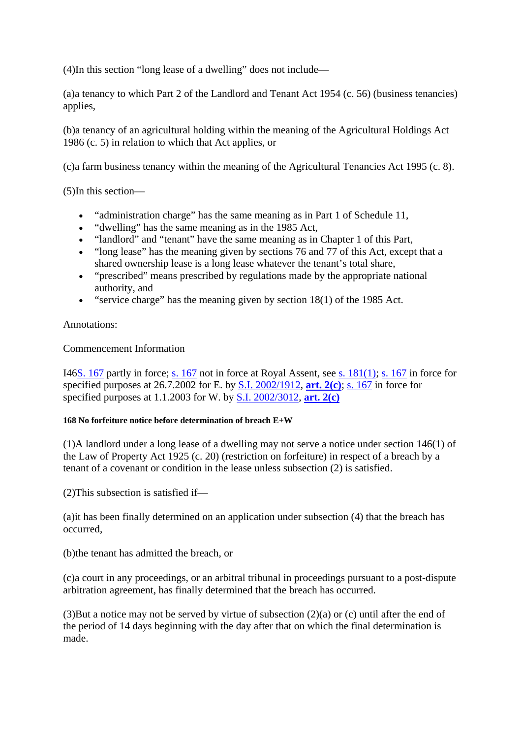(4)In this section “long lease of a dwelling” does not include—

(a)a tenancy to which Part 2 of the Landlord and Tenant Act 1954 (c. 56) (business tenancies) applies,

(b)a tenancy of an agricultural holding within the meaning of the Agricultural Holdings Act 1986 (c. 5) in relation to which that Act applies, or

(c)a farm business tenancy within the meaning of the Agricultural Tenancies Act 1995 (c. 8).

(5)In this section—

- “administration charge” has the same meaning as in Part 1 of Schedule 11,
- “dwelling” has the same meaning as in the 1985 Act,
- “landlord” and “tenant” have the same meaning as in Chapter 1 of this Part,
- “long lease” has the meaning given by sections 76 and 77 of this Act, except that a shared ownership lease is a long lease whatever the tenant’s total share,
- “prescribed” means prescribed by regulations made by the appropriate national authority, and
- “service charge” has the meaning given by section 18(1) of the 1985 Act.

Annotations:

Commencement Information

I46S. 167 partly in force; s. 167 not in force at Royal Assent, see s. 181(1); s. 167 in force for specified purposes at 26.7.2002 for E. by S.I. 2002/1912, **art. 2(c)**; s. 167 in force for specified purposes at 1.1.2003 for W. by S.I. 2002/3012, **art. 2(c)**

##### 168 No forfeiture notice before determination of breach E+W

(1)A landlord under a long lease of a dwelling may not serve a notice under section 146(1) of the Law of Property Act 1925 (c. 20) (restriction on forfeiture) in respect of a breach by a tenant of a covenant or condition in the lease unless subsection (2) is satisfied.

(2)This subsection is satisfied if—

(a)it has been finally determined on an application under subsection (4) that the breach has occurred,

(b)the tenant has admitted the breach, or

(c)a court in any proceedings, or an arbitral tribunal in proceedings pursuant to a post-dispute arbitration agreement, has finally determined that the breach has occurred.

(3)But a notice may not be served by virtue of subsection (2)(a) or (c) until after the end of the period of 14 days beginning with the day after that on which the final determination is made.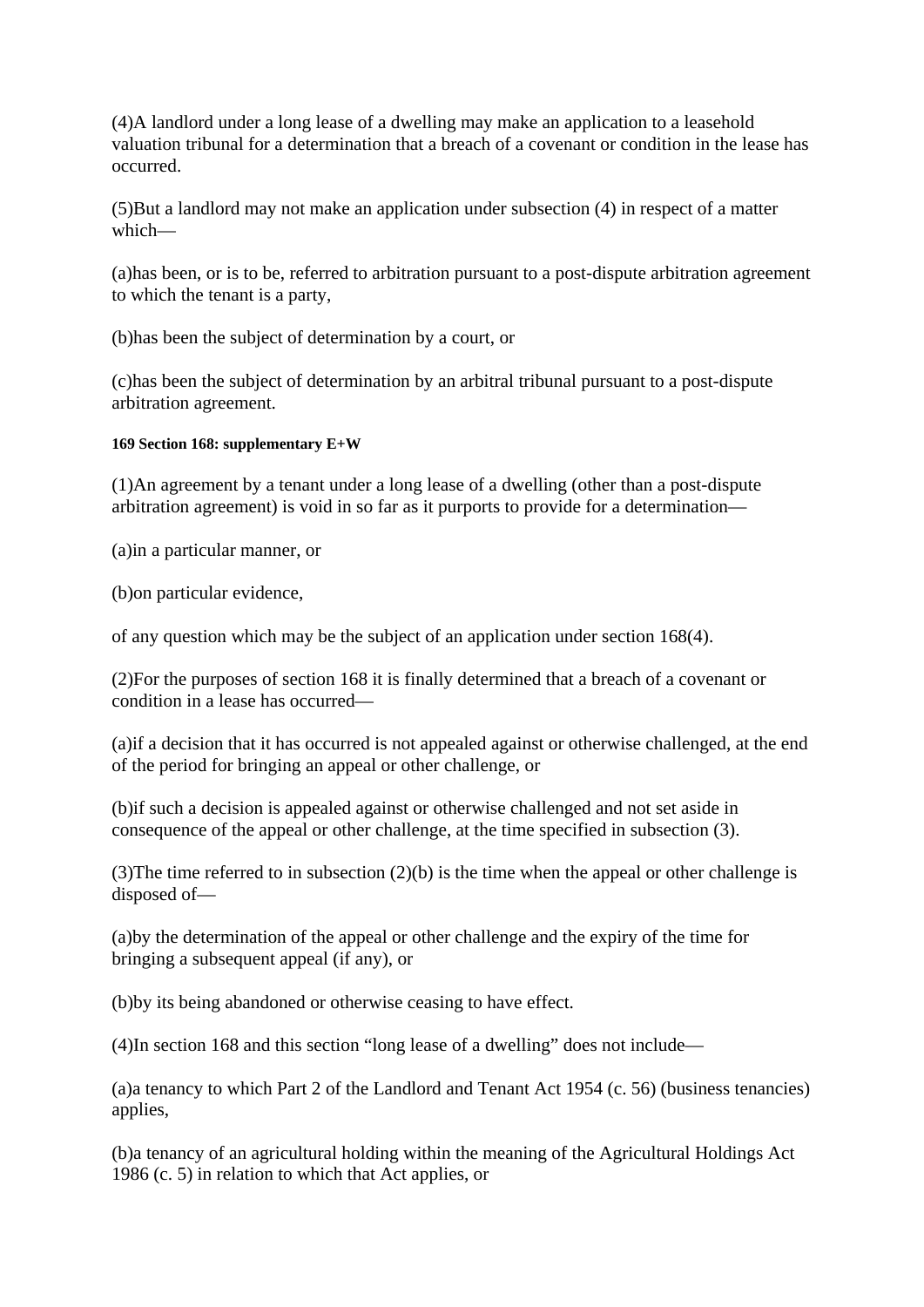(4)A landlord under a long lease of a dwelling may make an application to a leasehold valuation tribunal for a determination that a breach of a covenant or condition in the lease has occurred.

(5)But a landlord may not make an application under subsection (4) in respect of a matter which—

(a)has been, or is to be, referred to arbitration pursuant to a post-dispute arbitration agreement to which the tenant is a party,

(b)has been the subject of determination by a court, or

(c)has been the subject of determination by an arbitral tribunal pursuant to a post-dispute arbitration agreement.

##### 169 Section 168: supplementary E+W

(1)An agreement by a tenant under a long lease of a dwelling (other than a post-dispute arbitration agreement) is void in so far as it purports to provide for a determination—

(a)in a particular manner, or

(b)on particular evidence,

of any question which may be the subject of an application under section 168(4).

(2)For the purposes of section 168 it is finally determined that a breach of a covenant or condition in a lease has occurred—

(a)if a decision that it has occurred is not appealed against or otherwise challenged, at the end of the period for bringing an appeal or other challenge, or

(b)if such a decision is appealed against or otherwise challenged and not set aside in consequence of the appeal or other challenge, at the time specified in subsection (3).

(3)The time referred to in subsection (2)(b) is the time when the appeal or other challenge is disposed of—

(a)by the determination of the appeal or other challenge and the expiry of the time for bringing a subsequent appeal (if any), or

(b)by its being abandoned or otherwise ceasing to have effect.

(4)In section 168 and this section "long lease of a dwelling" does not include—

(a)a tenancy to which Part 2 of the Landlord and Tenant Act 1954 (c. 56) (business tenancies) applies,

(b)a tenancy of an agricultural holding within the meaning of the Agricultural Holdings Act 1986 (c. 5) in relation to which that Act applies, or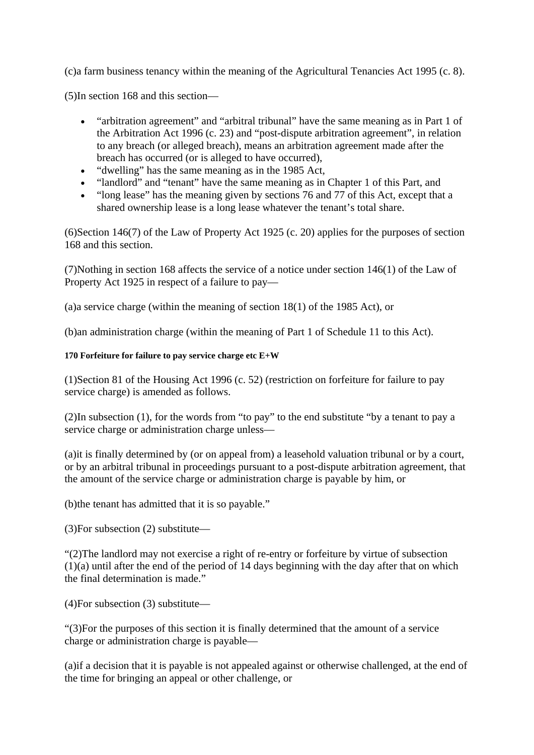(c)a farm business tenancy within the meaning of the Agricultural Tenancies Act 1995 (c. 8).

(5)In section 168 and this section—

- “arbitration agreement” and “arbitral tribunal” have the same meaning as in Part 1 of the Arbitration Act 1996 (c. 23) and “post-dispute arbitration agreement”, in relation to any breach (or alleged breach), means an arbitration agreement made after the breach has occurred (or is alleged to have occurred),
- “dwelling” has the same meaning as in the 1985 Act,
- “landlord” and “tenant” have the same meaning as in Chapter 1 of this Part, and
- “long lease” has the meaning given by sections 76 and 77 of this Act, except that a shared ownership lease is a long lease whatever the tenant’s total share.

(6)Section 146(7) of the Law of Property Act 1925 (c. 20) applies for the purposes of section 168 and this section.

(7)Nothing in section 168 affects the service of a notice under section 146(1) of the Law of Property Act 1925 in respect of a failure to pay—

(a)a service charge (within the meaning of section 18(1) of the 1985 Act), or

(b)an administration charge (within the meaning of Part 1 of Schedule 11 to this Act).

##### 170 Forfeiture for failure to pay service charge etc E+W

(1)Section 81 of the Housing Act 1996 (c. 52) (restriction on forfeiture for failure to pay service charge) is amended as follows.

(2)In subsection (1), for the words from “to pay” to the end substitute “by a tenant to pay a service charge or administration charge unless—

(a)it is finally determined by (or on appeal from) a leasehold valuation tribunal or by a court, or by an arbitral tribunal in proceedings pursuant to a post-dispute arbitration agreement, that the amount of the service charge or administration charge is payable by him, or

(b)the tenant has admitted that it is so payable.”

(3)For subsection (2) substitute—

“(2)The landlord may not exercise a right of re-entry or forfeiture by virtue of subsection (1)(a) until after the end of the period of 14 days beginning with the day after that on which the final determination is made.”

(4)For subsection (3) substitute—

“(3)For the purposes of this section it is finally determined that the amount of a service charge or administration charge is payable—

(a)if a decision that it is payable is not appealed against or otherwise challenged, at the end of the time for bringing an appeal or other challenge, or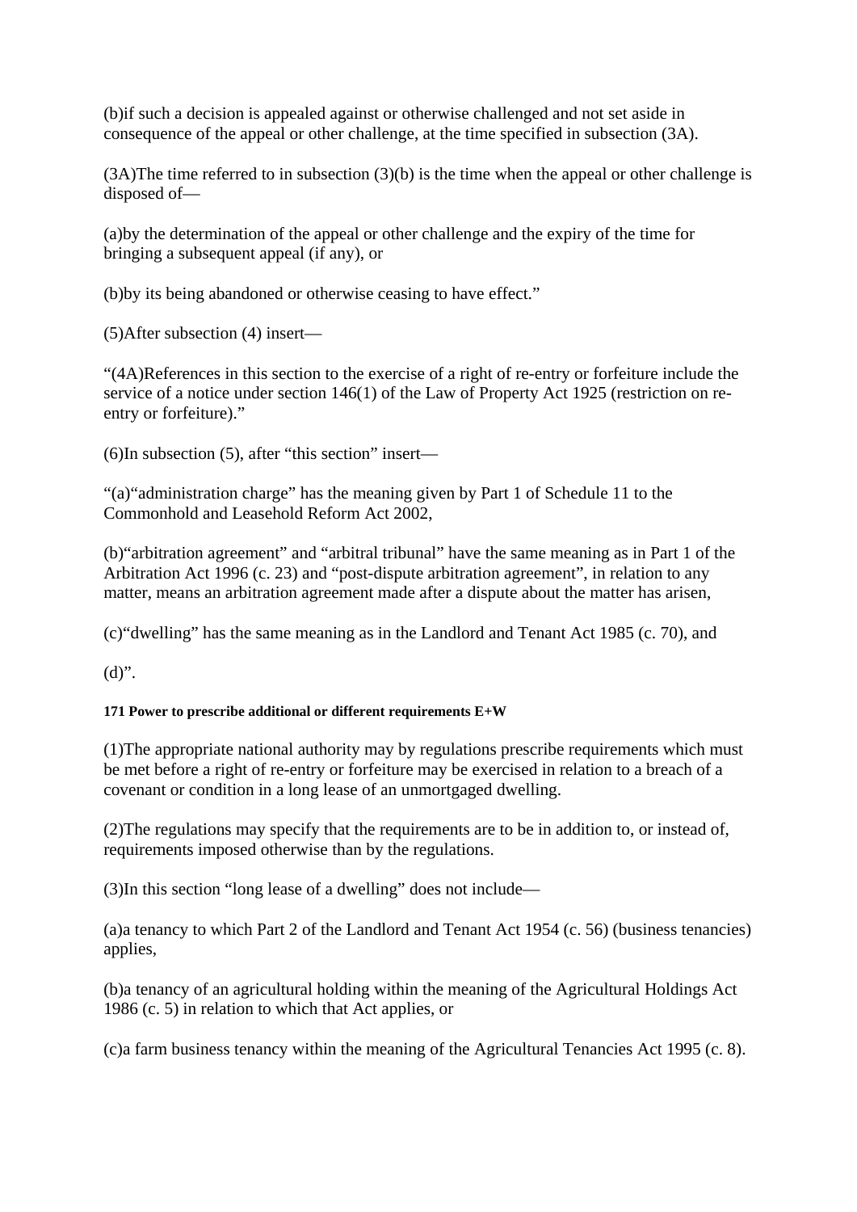(b)if such a decision is appealed against or otherwise challenged and not set aside in consequence of the appeal or other challenge, at the time specified in subsection (3A).

(3A)The time referred to in subsection (3)(b) is the time when the appeal or other challenge is disposed of—

(a)by the determination of the appeal or other challenge and the expiry of the time for bringing a subsequent appeal (if any), or

(b)by its being abandoned or otherwise ceasing to have effect."

(5)After subsection (4) insert—

"(4A)References in this section to the exercise of a right of re-entry or forfeiture include the service of a notice under section 146(1) of the Law of Property Act 1925 (restriction on re-entry or forfeiture)."

(6)In subsection (5), after "this section" insert—

"(a)"administration charge" has the meaning given by Part 1 of Schedule 11 to the Commonhold and Leasehold Reform Act 2002,

(b)"arbitration agreement" and "arbitral tribunal" have the same meaning as in Part 1 of the Arbitration Act 1996 (c. 23) and "post-dispute arbitration agreement", in relation to any matter, means an arbitration agreement made after a dispute about the matter has arisen,

(c)"dwelling" has the same meaning as in the Landlord and Tenant Act 1985 (c. 70), and

(d)".

#### 171 Power to prescribe additional or different requirements E+W

(1)The appropriate national authority may by regulations prescribe requirements which must be met before a right of re-entry or forfeiture may be exercised in relation to a breach of a covenant or condition in a long lease of an unmortgaged dwelling.

(2)The regulations may specify that the requirements are to be in addition to, or instead of, requirements imposed otherwise than by the regulations.

(3)In this section "long lease of a dwelling" does not include—

(a)a tenancy to which Part 2 of the Landlord and Tenant Act 1954 (c. 56) (business tenancies) applies,

(b)a tenancy of an agricultural holding within the meaning of the Agricultural Holdings Act 1986 (c. 5) in relation to which that Act applies, or

(c)a farm business tenancy within the meaning of the Agricultural Tenancies Act 1995 (c. 8).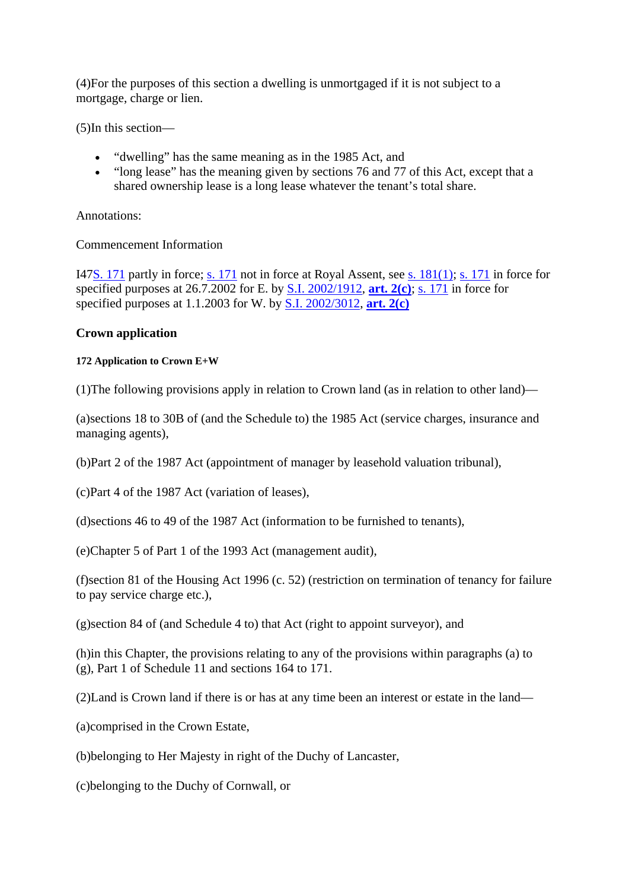(4)For the purposes of this section a dwelling is unmortgaged if it is not subject to a mortgage, charge or lien.

(5)In this section—

- "dwelling" has the same meaning as in the 1985 Act, and
- "long lease" has the meaning given by sections 76 and 77 of this Act, except that a shared ownership lease is a long lease whatever the tenant's total share.

Annotations:

Commencement Information

I47S. 171 partly in force; s. 171 not in force at Royal Assent, see s. 181(1); s. 171 in force for specified purposes at 26.7.2002 for E. by S.I. 2002/1912, **art. 2(c)**; s. 171 in force for specified purposes at 1.1.2003 for W. by S.I. 2002/3012, **art. 2(c)**

## Crown application

#### 172 Application to Crown E+W

(1)The following provisions apply in relation to Crown land (as in relation to other land)—

(a)sections 18 to 30B of (and the Schedule to) the 1985 Act (service charges, insurance and managing agents),

(b)Part 2 of the 1987 Act (appointment of manager by leasehold valuation tribunal),

(c)Part 4 of the 1987 Act (variation of leases),

(d)sections 46 to 49 of the 1987 Act (information to be furnished to tenants),

(e)Chapter 5 of Part 1 of the 1993 Act (management audit),

(f)section 81 of the Housing Act 1996 (c. 52) (restriction on termination of tenancy for failure to pay service charge etc.),

(g)section 84 of (and Schedule 4 to) that Act (right to appoint surveyor), and

(h)in this Chapter, the provisions relating to any of the provisions within paragraphs (a) to (g), Part 1 of Schedule 11 and sections 164 to 171.

(2)Land is Crown land if there is or has at any time been an interest or estate in the land—

(a)comprised in the Crown Estate,

(b)belonging to Her Majesty in right of the Duchy of Lancaster,

(c)belonging to the Duchy of Cornwall, or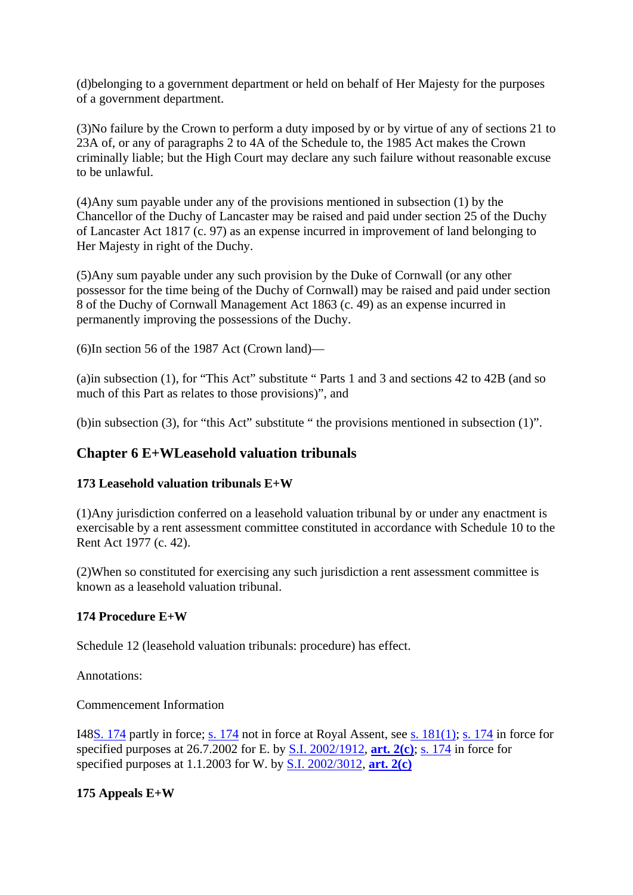(d)belonging to a government department or held on behalf of Her Majesty for the purposes of a government department.

(3)No failure by the Crown to perform a duty imposed by or by virtue of any of sections 21 to 23A of, or any of paragraphs 2 to 4A of the Schedule to, the 1985 Act makes the Crown criminally liable; but the High Court may declare any such failure without reasonable excuse to be unlawful.

(4)Any sum payable under any of the provisions mentioned in subsection (1) by the Chancellor of the Duchy of Lancaster may be raised and paid under section 25 of the Duchy of Lancaster Act 1817 (c. 97) as an expense incurred in improvement of land belonging to Her Majesty in right of the Duchy.

(5)Any sum payable under any such provision by the Duke of Cornwall (or any other possessor for the time being of the Duchy of Cornwall) may be raised and paid under section 8 of the Duchy of Cornwall Management Act 1863 (c. 49) as an expense incurred in permanently improving the possessions of the Duchy.

(6)In section 56 of the 1987 Act (Crown land)—

(a)in subsection (1), for "This Act" substitute " Parts 1 and 3 and sections 42 to 42B (and so much of this Part as relates to those provisions)", and

(b)in subsection (3), for "this Act" substitute " the provisions mentioned in subsection (1)".

## Chapter 6 E+WLeasehold valuation tribunals

### 173 Leasehold valuation tribunals E+W

(1)Any jurisdiction conferred on a leasehold valuation tribunal by or under any enactment is exercisable by a rent assessment committee constituted in accordance with Schedule 10 to the Rent Act 1977 (c. 42).

(2)When so constituted for exercising any such jurisdiction a rent assessment committee is known as a leasehold valuation tribunal.

### 174 Procedure E+W

Schedule 12 (leasehold valuation tribunals: procedure) has effect.

Annotations:

Commencement Information

I48S. 174 partly in force; s. 174 not in force at Royal Assent, see s. 181(1); s. 174 in force for specified purposes at 26.7.2002 for E. by S.I. 2002/1912, **art. 2(c)**; s. 174 in force for specified purposes at 1.1.2003 for W. by S.I. 2002/3012, **art. 2(c)**

### 175 Appeals E+W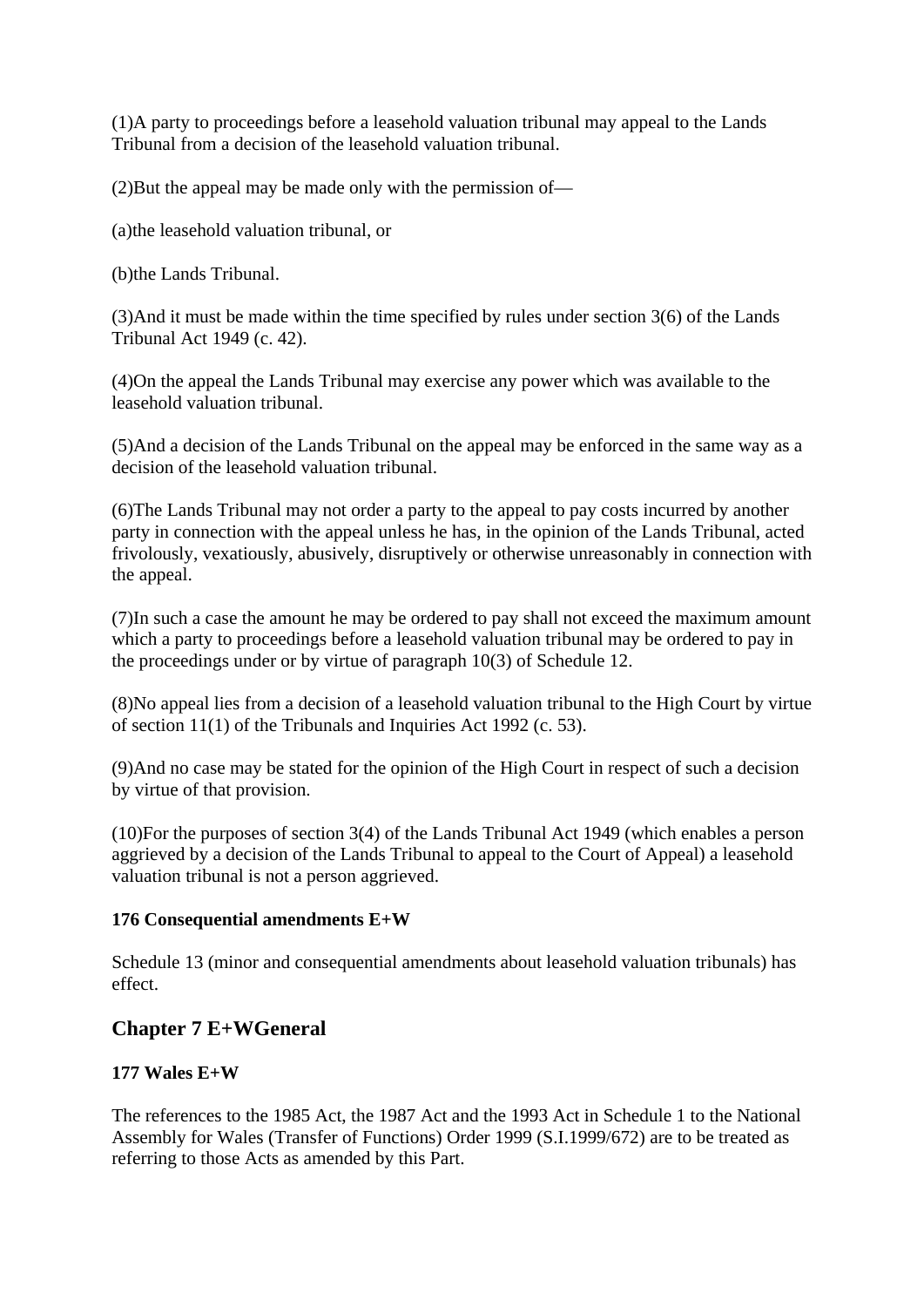(1)A party to proceedings before a leasehold valuation tribunal may appeal to the Lands Tribunal from a decision of the leasehold valuation tribunal.

(2)But the appeal may be made only with the permission of—

(a)the leasehold valuation tribunal, or

(b)the Lands Tribunal.

(3)And it must be made within the time specified by rules under section 3(6) of the Lands Tribunal Act 1949 (c. 42).

(4)On the appeal the Lands Tribunal may exercise any power which was available to the leasehold valuation tribunal.

(5)And a decision of the Lands Tribunal on the appeal may be enforced in the same way as a decision of the leasehold valuation tribunal.

(6)The Lands Tribunal may not order a party to the appeal to pay costs incurred by another party in connection with the appeal unless he has, in the opinion of the Lands Tribunal, acted frivolously, vexatiously, abusively, disruptively or otherwise unreasonably in connection with the appeal.

(7)In such a case the amount he may be ordered to pay shall not exceed the maximum amount which a party to proceedings before a leasehold valuation tribunal may be ordered to pay in the proceedings under or by virtue of paragraph 10(3) of Schedule 12.

(8)No appeal lies from a decision of a leasehold valuation tribunal to the High Court by virtue of section 11(1) of the Tribunals and Inquiries Act 1992 (c. 53).

(9)And no case may be stated for the opinion of the High Court in respect of such a decision by virtue of that provision.

(10)For the purposes of section 3(4) of the Lands Tribunal Act 1949 (which enables a person aggrieved by a decision of the Lands Tribunal to appeal to the Court of Appeal) a leasehold valuation tribunal is not a person aggrieved.

**176 Consequential amendments E+W**

Schedule 13 (minor and consequential amendments about leasehold valuation tribunals) has effect.

## Chapter 7 E+WGeneral

**177 Wales E+W**

The references to the 1985 Act, the 1987 Act and the 1993 Act in Schedule 1 to the National Assembly for Wales (Transfer of Functions) Order 1999 (S.I.1999/672) are to be treated as referring to those Acts as amended by this Part.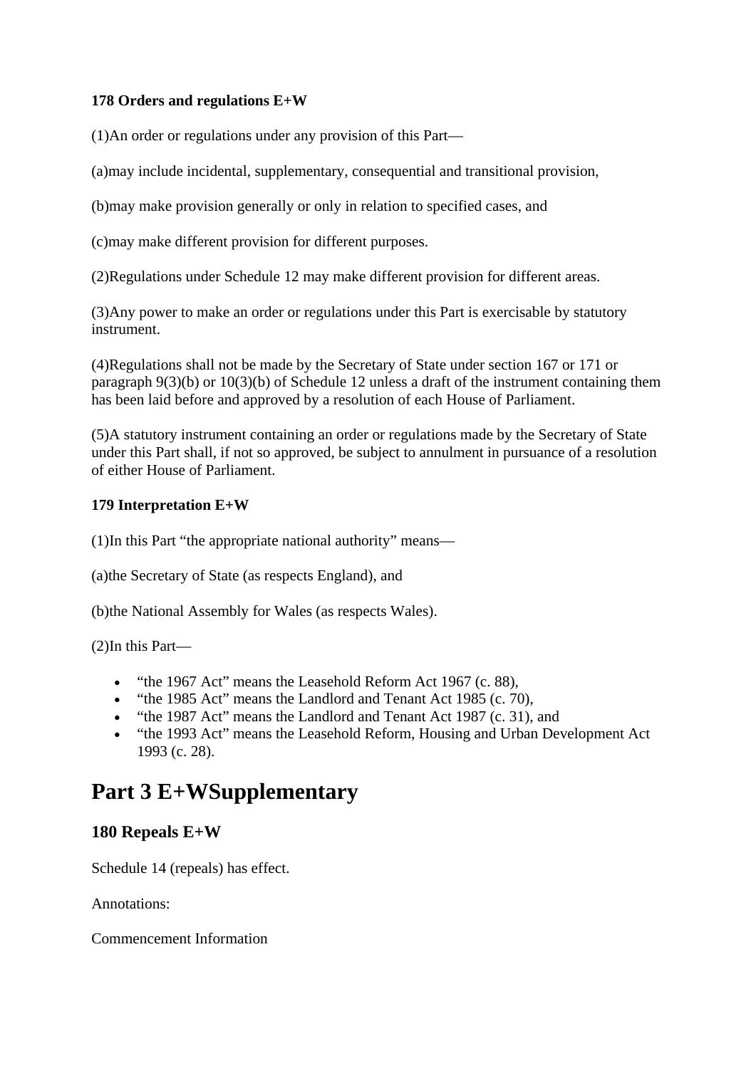**178 Orders and regulations E+W**

(1)An order or regulations under any provision of this Part—

(a)may include incidental, supplementary, consequential and transitional provision,

(b)may make provision generally or only in relation to specified cases, and

(c)may make different provision for different purposes.

(2)Regulations under Schedule 12 may make different provision for different areas.

(3)Any power to make an order or regulations under this Part is exercisable by statutory instrument.

(4)Regulations shall not be made by the Secretary of State under section 167 or 171 or paragraph 9(3)(b) or 10(3)(b) of Schedule 12 unless a draft of the instrument containing them has been laid before and approved by a resolution of each House of Parliament.

(5)A statutory instrument containing an order or regulations made by the Secretary of State under this Part shall, if not so approved, be subject to annulment in pursuance of a resolution of either House of Parliament.

**179 Interpretation E+W**

(1)In this Part "the appropriate national authority" means—

(a)the Secretary of State (as respects England), and

(b)the National Assembly for Wales (as respects Wales).

(2)In this Part—

- "the 1967 Act" means the Leasehold Reform Act 1967 (c. 88),
- "the 1985 Act" means the Landlord and Tenant Act 1985 (c. 70),
- "the 1987 Act" means the Landlord and Tenant Act 1987 (c. 31), and
- "the 1993 Act" means the Leasehold Reform, Housing and Urban Development Act 1993 (c. 28).

# Part 3 E+WSupplementary

## 180 Repeals E+W

Schedule 14 (repeals) has effect.

Annotations:

Commencement Information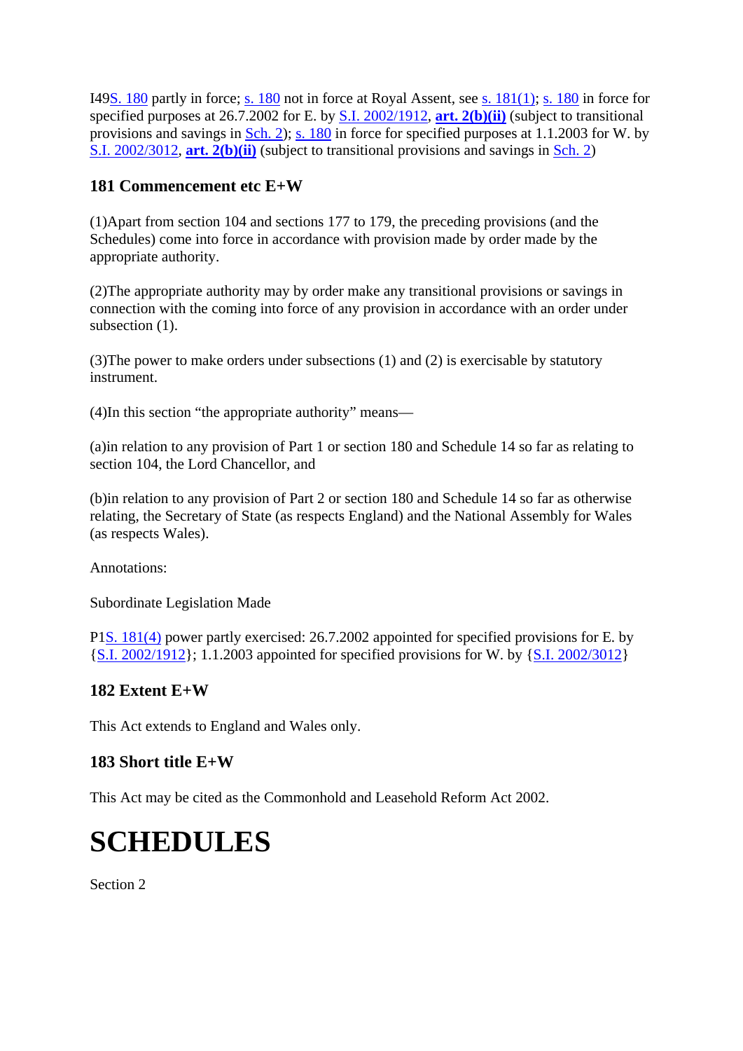I49S. 180 partly in force; s. 180 not in force at Royal Assent, see s. 181(1); s. 180 in force for specified purposes at 26.7.2002 for E. by S.I. 2002/1912, **art. 2(b)(ii)** (subject to transitional provisions and savings in Sch. 2); s. 180 in force for specified purposes at 1.1.2003 for W. by S.I. 2002/3012, **art. 2(b)(ii)** (subject to transitional provisions and savings in Sch. 2)

### 181 Commencement etc E+W

(1)Apart from section 104 and sections 177 to 179, the preceding provisions (and the Schedules) come into force in accordance with provision made by order made by the appropriate authority.

(2)The appropriate authority may by order make any transitional provisions or savings in connection with the coming into force of any provision in accordance with an order under subsection (1).

(3)The power to make orders under subsections (1) and (2) is exercisable by statutory instrument.

(4)In this section "the appropriate authority" means—

(a)in relation to any provision of Part 1 or section 180 and Schedule 14 so far as relating to section 104, the Lord Chancellor, and

(b)in relation to any provision of Part 2 or section 180 and Schedule 14 so far as otherwise relating, the Secretary of State (as respects England) and the National Assembly for Wales (as respects Wales).

Annotations:

Subordinate Legislation Made

P1S. 181(4) power partly exercised: 26.7.2002 appointed for specified provisions for E. by {S.I. 2002/1912}; 1.1.2003 appointed for specified provisions for W. by {S.I. 2002/3012}

### 182 Extent E+W

This Act extends to England and Wales only.

### 183 Short title E+W

This Act may be cited as the Commonhold and Leasehold Reform Act 2002.

# SCHEDULES

Section 2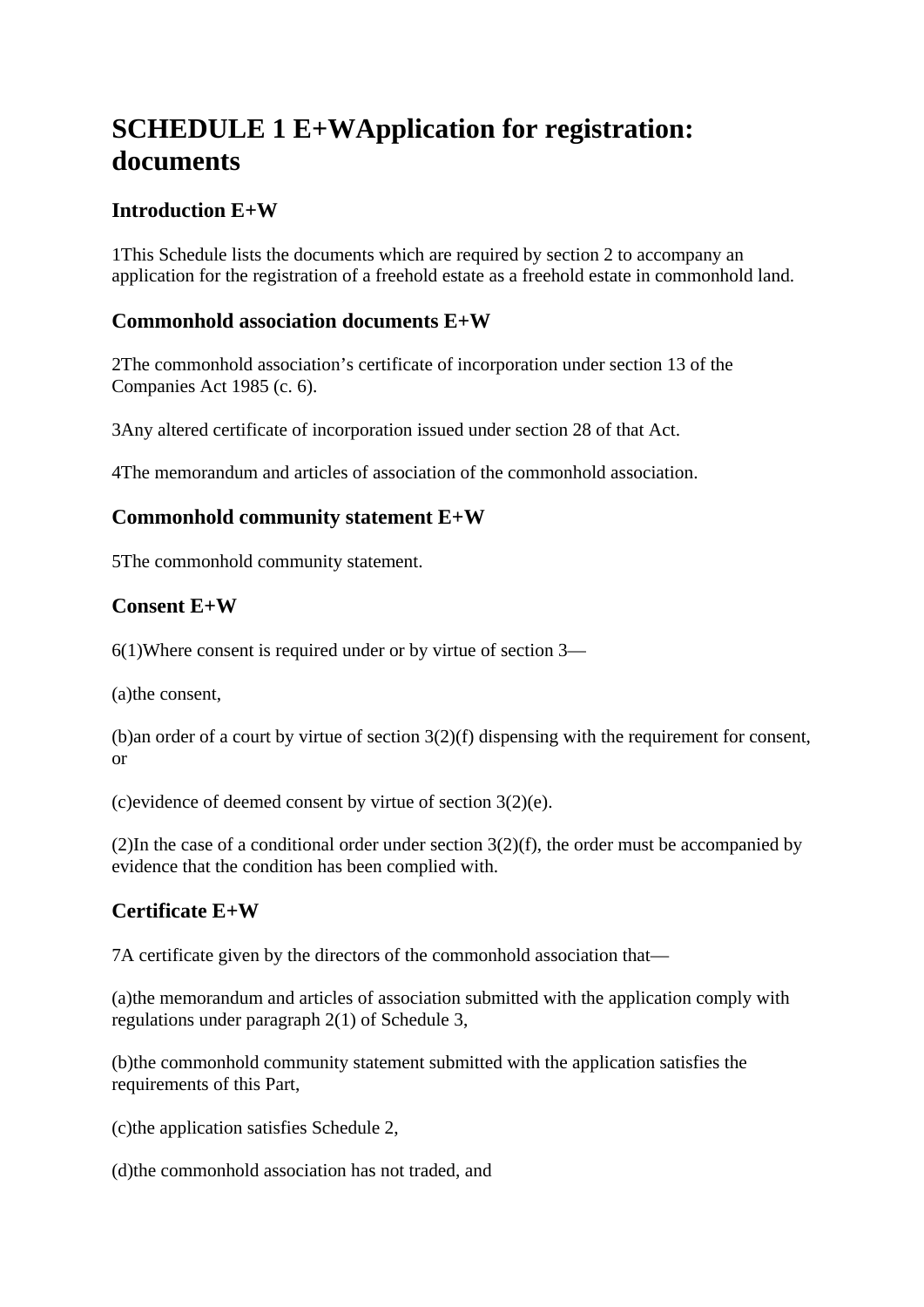# SCHEDULE 1 E+WApplication for registration: documents

## Introduction E+W

1This Schedule lists the documents which are required by section 2 to accompany an application for the registration of a freehold estate as a freehold estate in commonhold land.

## Commonhold association documents E+W

2The commonhold association's certificate of incorporation under section 13 of the Companies Act 1985 (c. 6).

3Any altered certificate of incorporation issued under section 28 of that Act.

4The memorandum and articles of association of the commonhold association.

## Commonhold community statement E+W

5The commonhold community statement.

## Consent E+W

6(1)Where consent is required under or by virtue of section 3—

(a)the consent,

(b)an order of a court by virtue of section 3(2)(f) dispensing with the requirement for consent, or

(c)evidence of deemed consent by virtue of section 3(2)(e).

(2)In the case of a conditional order under section 3(2)(f), the order must be accompanied by evidence that the condition has been complied with.

## Certificate E+W

7A certificate given by the directors of the commonhold association that—

(a)the memorandum and articles of association submitted with the application comply with regulations under paragraph 2(1) of Schedule 3,

(b)the commonhold community statement submitted with the application satisfies the requirements of this Part,

(c)the application satisfies Schedule 2,

(d)the commonhold association has not traded, and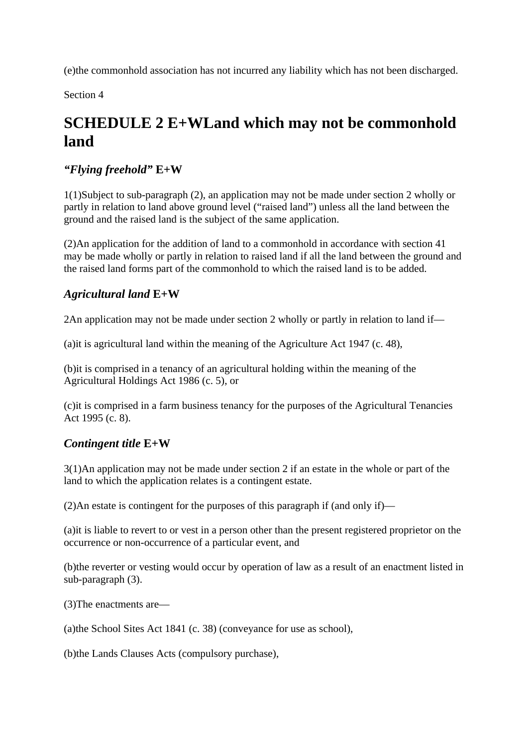(e)the commonhold association has not incurred any liability which has not been discharged.

Section 4

# SCHEDULE 2 E+WLand which may not be commonhold land

## *"Flying freehold"* E+W

1(1)Subject to sub-paragraph (2), an application may not be made under section 2 wholly or partly in relation to land above ground level ("raised land") unless all the land between the ground and the raised land is the subject of the same application.

(2)An application for the addition of land to a commonhold in accordance with section 41 may be made wholly or partly in relation to raised land if all the land between the ground and the raised land forms part of the commonhold to which the raised land is to be added.

## *Agricultural land* E+W

2An application may not be made under section 2 wholly or partly in relation to land if—

(a)it is agricultural land within the meaning of the Agriculture Act 1947 (c. 48),

(b)it is comprised in a tenancy of an agricultural holding within the meaning of the Agricultural Holdings Act 1986 (c. 5), or

(c)it is comprised in a farm business tenancy for the purposes of the Agricultural Tenancies Act 1995 (c. 8).

## *Contingent title* E+W

3(1)An application may not be made under section 2 if an estate in the whole or part of the land to which the application relates is a contingent estate.

(2)An estate is contingent for the purposes of this paragraph if (and only if)—

(a)it is liable to revert to or vest in a person other than the present registered proprietor on the occurrence or non-occurrence of a particular event, and

(b)the reverter or vesting would occur by operation of law as a result of an enactment listed in sub-paragraph (3).

(3)The enactments are—

(a)the School Sites Act 1841 (c. 38) (conveyance for use as school),

(b)the Lands Clauses Acts (compulsory purchase),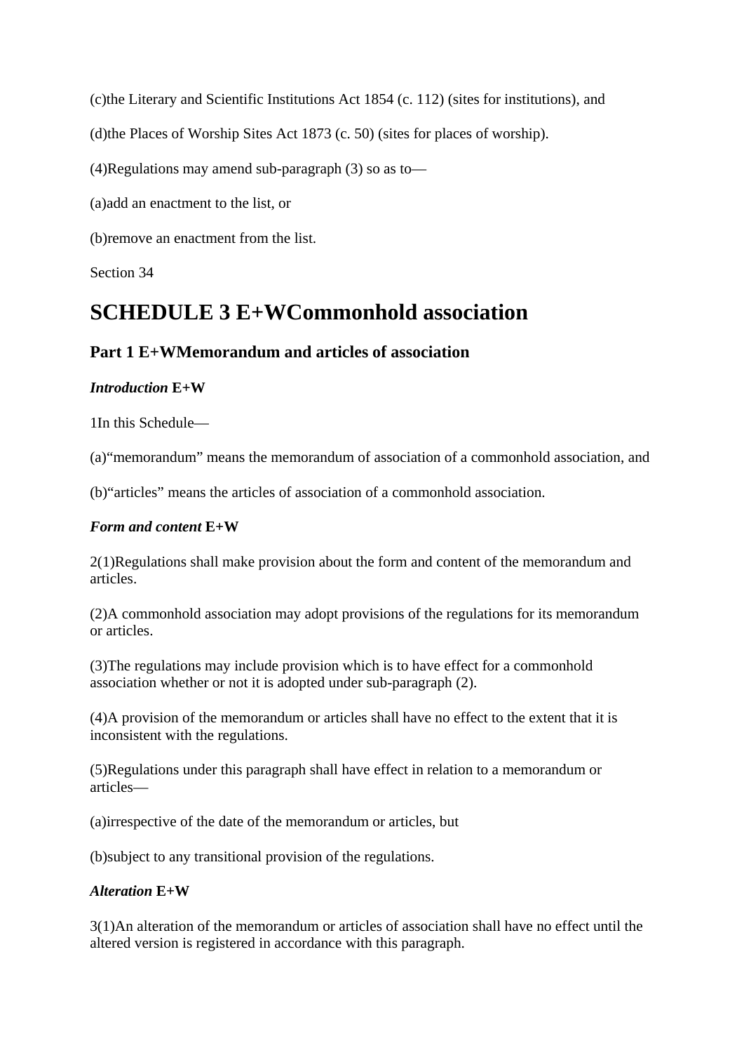(c)the Literary and Scientific Institutions Act 1854 (c. 112) (sites for institutions), and

(d)the Places of Worship Sites Act 1873 (c. 50) (sites for places of worship).

(4)Regulations may amend sub-paragraph (3) so as to—

(a)add an enactment to the list, or

(b)remove an enactment from the list.

Section 34

# SCHEDULE 3 E+WCommonhold association

## Part 1 E+WMemorandum and articles of association

### *Introduction* E+W

1In this Schedule—

(a)“memorandum” means the memorandum of association of a commonhold association, and

(b)“articles” means the articles of association of a commonhold association.

### *Form and content* E+W

2(1)Regulations shall make provision about the form and content of the memorandum and articles.

(2)A commonhold association may adopt provisions of the regulations for its memorandum or articles.

(3)The regulations may include provision which is to have effect for a commonhold association whether or not it is adopted under sub-paragraph (2).

(4)A provision of the memorandum or articles shall have no effect to the extent that it is inconsistent with the regulations.

(5)Regulations under this paragraph shall have effect in relation to a memorandum or articles—

(a)irrespective of the date of the memorandum or articles, but

(b)subject to any transitional provision of the regulations.

### *Alteration* E+W

3(1)An alteration of the memorandum or articles of association shall have no effect until the altered version is registered in accordance with this paragraph.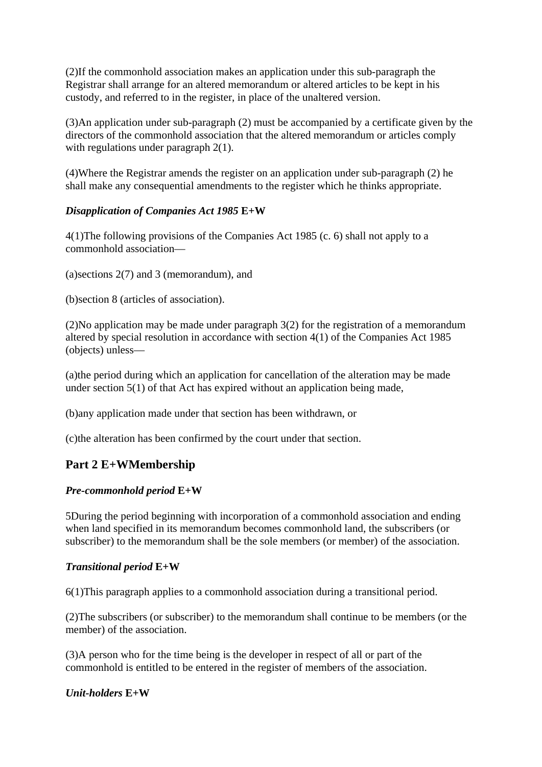(2)If the commonhold association makes an application under this sub-paragraph the Registrar shall arrange for an altered memorandum or altered articles to be kept in his custody, and referred to in the register, in place of the unaltered version.

(3)An application under sub-paragraph (2) must be accompanied by a certificate given by the directors of the commonhold association that the altered memorandum or articles comply with regulations under paragraph 2(1).

(4)Where the Registrar amends the register on an application under sub-paragraph (2) he shall make any consequential amendments to the register which he thinks appropriate.

***Disapplication of Companies Act 1985* E+W**

4(1)The following provisions of the Companies Act 1985 (c. 6) shall not apply to a commonhold association—

(a)sections 2(7) and 3 (memorandum), and

(b)section 8 (articles of association).

(2)No application may be made under paragraph 3(2) for the registration of a memorandum altered by special resolution in accordance with section 4(1) of the Companies Act 1985 (objects) unless—

(a)the period during which an application for cancellation of the alteration may be made under section 5(1) of that Act has expired without an application being made,

(b)any application made under that section has been withdrawn, or

(c)the alteration has been confirmed by the court under that section.

## Part 2 E+WMembership

***Pre-commonhold period* E+W**

5During the period beginning with incorporation of a commonhold association and ending when land specified in its memorandum becomes commonhold land, the subscribers (or subscriber) to the memorandum shall be the sole members (or member) of the association.

***Transitional period* E+W**

6(1)This paragraph applies to a commonhold association during a transitional period.

(2)The subscribers (or subscriber) to the memorandum shall continue to be members (or the member) of the association.

(3)A person who for the time being is the developer in respect of all or part of the commonhold is entitled to be entered in the register of members of the association.

***Unit-holders* E+W**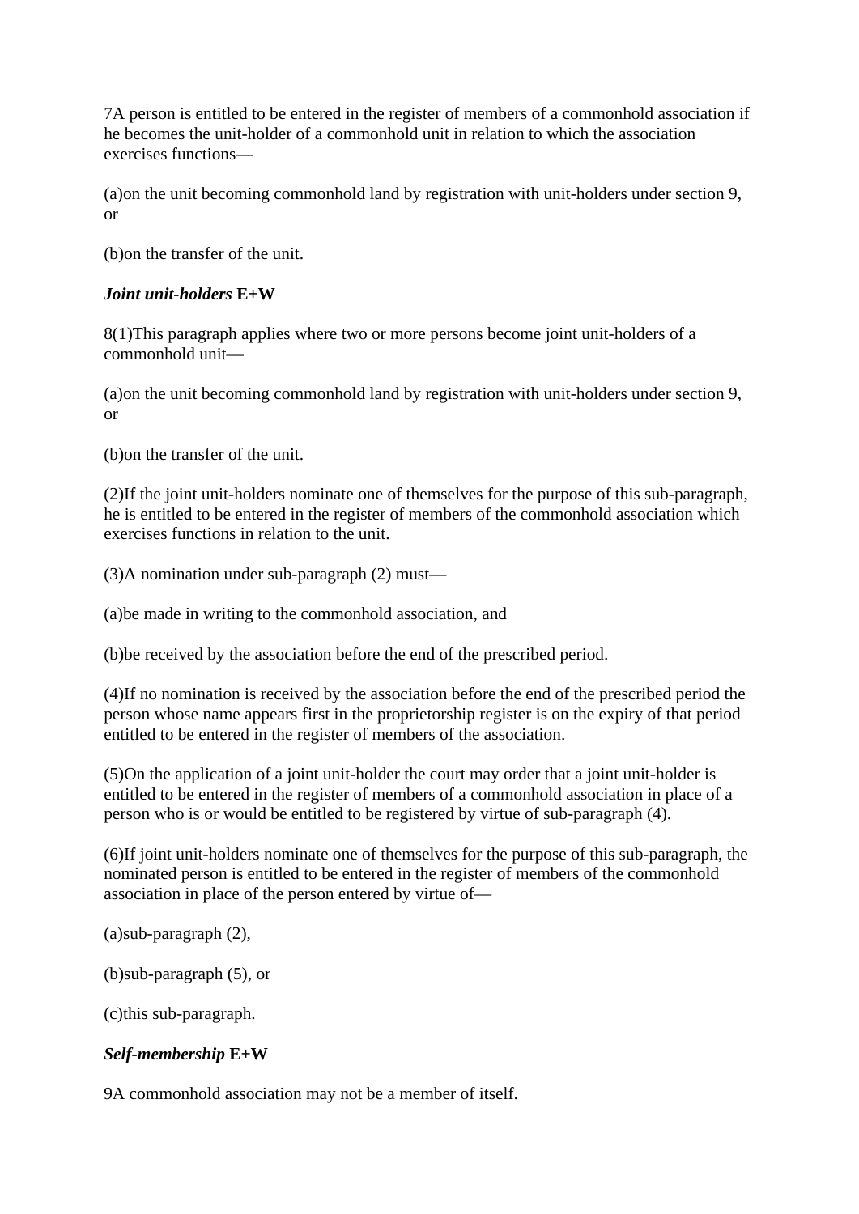7A person is entitled to be entered in the register of members of a commonhold association if he becomes the unit-holder of a commonhold unit in relation to which the association exercises functions—

(a)on the unit becoming commonhold land by registration with unit-holders under section 9, or

(b)on the transfer of the unit.

***Joint unit-holders* E+W**

8(1)This paragraph applies where two or more persons become joint unit-holders of a commonhold unit—

(a)on the unit becoming commonhold land by registration with unit-holders under section 9, or

(b)on the transfer of the unit.

(2)If the joint unit-holders nominate one of themselves for the purpose of this sub-paragraph, he is entitled to be entered in the register of members of the commonhold association which exercises functions in relation to the unit.

(3)A nomination under sub-paragraph (2) must—

(a)be made in writing to the commonhold association, and

(b)be received by the association before the end of the prescribed period.

(4)If no nomination is received by the association before the end of the prescribed period the person whose name appears first in the proprietorship register is on the expiry of that period entitled to be entered in the register of members of the association.

(5)On the application of a joint unit-holder the court may order that a joint unit-holder is entitled to be entered in the register of members of a commonhold association in place of a person who is or would be entitled to be registered by virtue of sub-paragraph (4).

(6)If joint unit-holders nominate one of themselves for the purpose of this sub-paragraph, the nominated person is entitled to be entered in the register of members of the commonhold association in place of the person entered by virtue of—

(a)sub-paragraph (2),

(b)sub-paragraph (5), or

(c)this sub-paragraph.

***Self-membership* E+W**

9A commonhold association may not be a member of itself.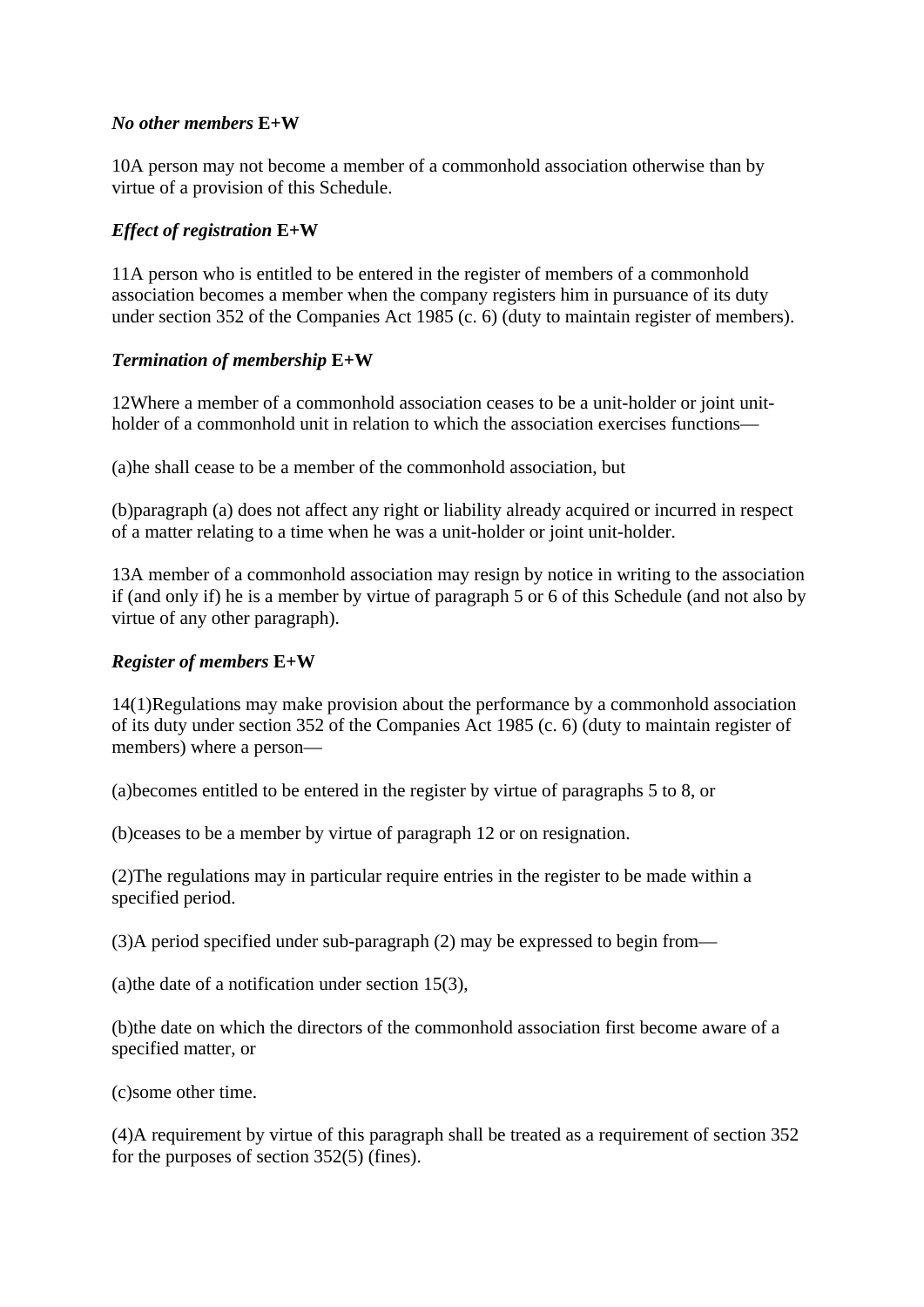### *No other members* **E+W**

10A person may not become a member of a commonhold association otherwise than by virtue of a provision of this Schedule.

### *Effect of registration* **E+W**

11A person who is entitled to be entered in the register of members of a commonhold association becomes a member when the company registers him in pursuance of its duty under section 352 of the Companies Act 1985 (c. 6) (duty to maintain register of members).

### *Termination of membership* **E+W**

12Where a member of a commonhold association ceases to be a unit-holder or joint unit-holder of a commonhold unit in relation to which the association exercises functions—

(a)he shall cease to be a member of the commonhold association, but

(b)paragraph (a) does not affect any right or liability already acquired or incurred in respect of a matter relating to a time when he was a unit-holder or joint unit-holder.

13A member of a commonhold association may resign by notice in writing to the association if (and only if) he is a member by virtue of paragraph 5 or 6 of this Schedule (and not also by virtue of any other paragraph).

### *Register of members* **E+W**

14(1)Regulations may make provision about the performance by a commonhold association of its duty under section 352 of the Companies Act 1985 (c. 6) (duty to maintain register of members) where a person—

(a)becomes entitled to be entered in the register by virtue of paragraphs 5 to 8, or

(b)ceases to be a member by virtue of paragraph 12 or on resignation.

(2)The regulations may in particular require entries in the register to be made within a specified period.

(3)A period specified under sub-paragraph (2) may be expressed to begin from—

(a)the date of a notification under section 15(3),

(b)the date on which the directors of the commonhold association first become aware of a specified matter, or

(c)some other time.

(4)A requirement by virtue of this paragraph shall be treated as a requirement of section 352 for the purposes of section 352(5) (fines).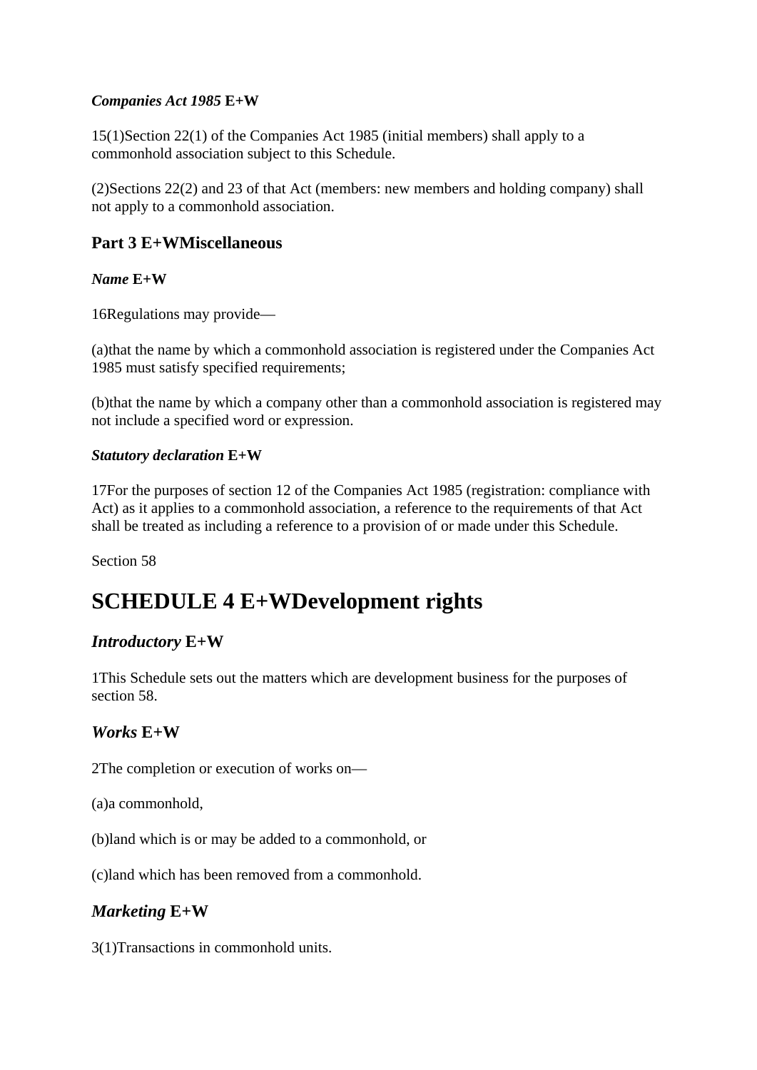***Companies Act 1985* E+W**

15(1)Section 22(1) of the Companies Act 1985 (initial members) shall apply to a commonhold association subject to this Schedule.

(2)Sections 22(2) and 23 of that Act (members: new members and holding company) shall not apply to a commonhold association.

### Part 3 E+WMiscellaneous

***Name* E+W**

16Regulations may provide—

(a)that the name by which a commonhold association is registered under the Companies Act 1985 must satisfy specified requirements;

(b)that the name by which a company other than a commonhold association is registered may not include a specified word or expression.

***Statutory declaration* E+W**

17For the purposes of section 12 of the Companies Act 1985 (registration: compliance with Act) as it applies to a commonhold association, a reference to the requirements of that Act shall be treated as including a reference to a provision of or made under this Schedule.

Section 58

# SCHEDULE 4 E+WDevelopment rights

## *Introductory* E+W

1This Schedule sets out the matters which are development business for the purposes of section 58.

## *Works* E+W

2The completion or execution of works on—

(a)a commonhold,

(b)land which is or may be added to a commonhold, or

(c)land which has been removed from a commonhold.

## *Marketing* E+W

3(1)Transactions in commonhold units.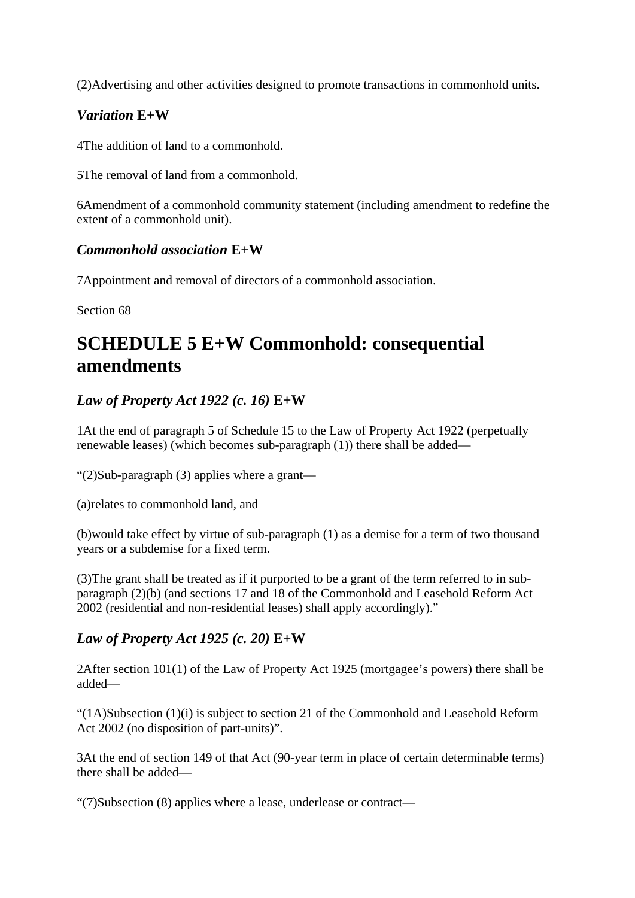(2)Advertising and other activities designed to promote transactions in commonhold units.

### *Variation* E+W

4The addition of land to a commonhold.

5The removal of land from a commonhold.

6Amendment of a commonhold community statement (including amendment to redefine the extent of a commonhold unit).

### *Commonhold association* E+W

7Appointment and removal of directors of a commonhold association.

Section 68

# SCHEDULE 5 E+W Commonhold: consequential amendments

### *Law of Property Act 1922 (c. 16)* E+W

1At the end of paragraph 5 of Schedule 15 to the Law of Property Act 1922 (perpetually renewable leases) (which becomes sub-paragraph (1)) there shall be added—

“(2)Sub-paragraph (3) applies where a grant—

(a)relates to commonhold land, and

(b)would take effect by virtue of sub-paragraph (1) as a demise for a term of two thousand years or a subdemise for a fixed term.

(3)The grant shall be treated as if it purported to be a grant of the term referred to in sub-paragraph (2)(b) (and sections 17 and 18 of the Commonhold and Leasehold Reform Act 2002 (residential and non-residential leases) shall apply accordingly).”

### *Law of Property Act 1925 (c. 20)* E+W

2After section 101(1) of the Law of Property Act 1925 (mortgagee’s powers) there shall be added—

“(1A)Subsection (1)(i) is subject to section 21 of the Commonhold and Leasehold Reform Act 2002 (no disposition of part-units)”.

3At the end of section 149 of that Act (90-year term in place of certain determinable terms) there shall be added—

“(7)Subsection (8) applies where a lease, underlease or contract—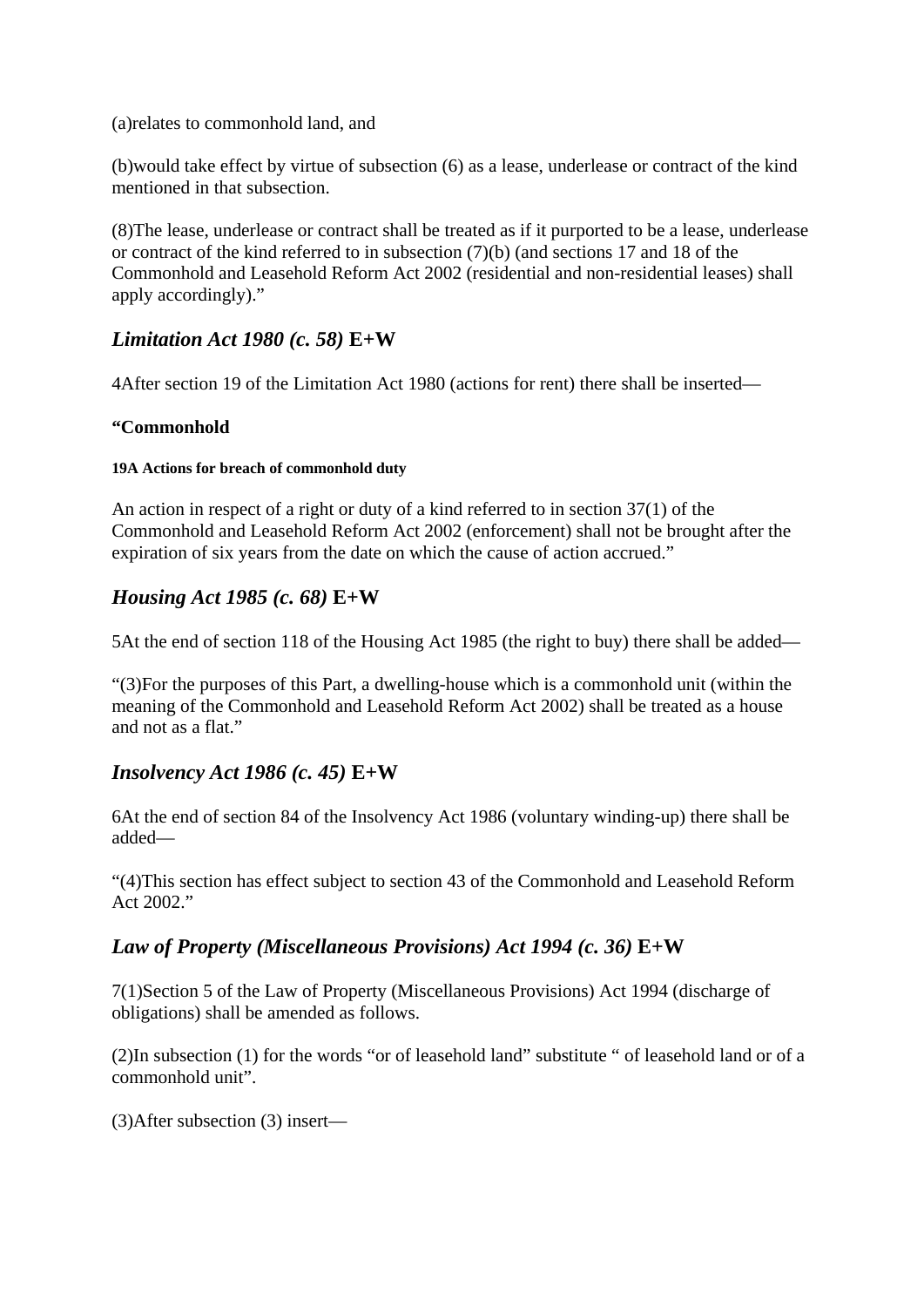(a)relates to commonhold land, and

(b)would take effect by virtue of subsection (6) as a lease, underlease or contract of the kind mentioned in that subsection.

(8)The lease, underlease or contract shall be treated as if it purported to be a lease, underlease or contract of the kind referred to in subsection (7)(b) (and sections 17 and 18 of the Commonhold and Leasehold Reform Act 2002 (residential and non-residential leases) shall apply accordingly)."

## *Limitation Act 1980 (c. 58)* E+W

4After section 19 of the Limitation Act 1980 (actions for rent) there shall be inserted—

**"Commonhold**

##### 19A Actions for breach of commonhold duty

An action in respect of a right or duty of a kind referred to in section 37(1) of the Commonhold and Leasehold Reform Act 2002 (enforcement) shall not be brought after the expiration of six years from the date on which the cause of action accrued."

## *Housing Act 1985 (c. 68)* E+W

5At the end of section 118 of the Housing Act 1985 (the right to buy) there shall be added—

"(3)For the purposes of this Part, a dwelling-house which is a commonhold unit (within the meaning of the Commonhold and Leasehold Reform Act 2002) shall be treated as a house and not as a flat."

## *Insolvency Act 1986 (c. 45)* E+W

6At the end of section 84 of the Insolvency Act 1986 (voluntary winding-up) there shall be added—

"(4)This section has effect subject to section 43 of the Commonhold and Leasehold Reform Act 2002."

## *Law of Property (Miscellaneous Provisions) Act 1994 (c. 36)* E+W

7(1)Section 5 of the Law of Property (Miscellaneous Provisions) Act 1994 (discharge of obligations) shall be amended as follows.

(2)In subsection (1) for the words "or of leasehold land" substitute " of leasehold land or of a commonhold unit".

(3)After subsection (3) insert—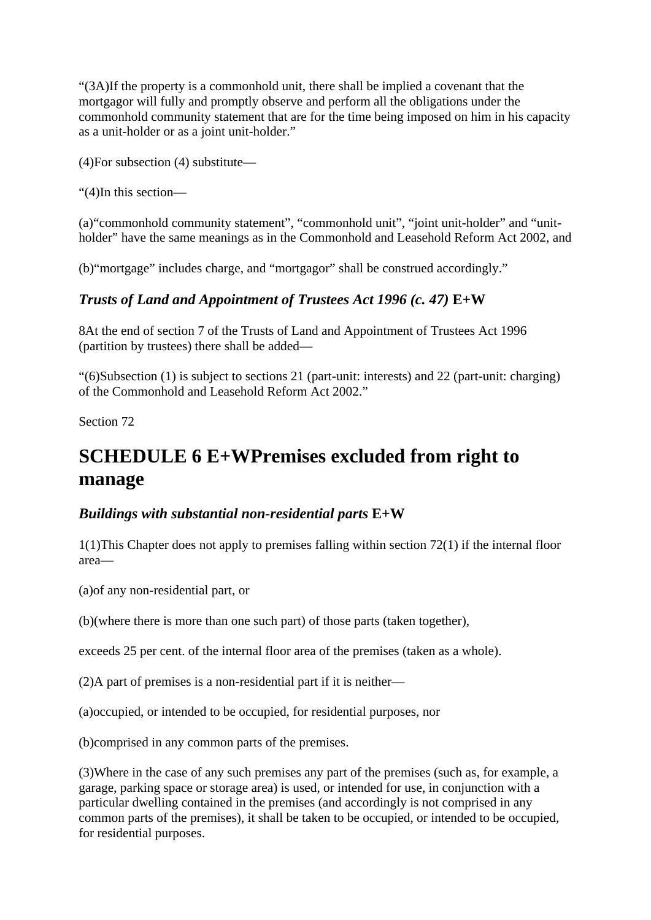“(3A)If the property is a commonhold unit, there shall be implied a covenant that the mortgagor will fully and promptly observe and perform all the obligations under the commonhold community statement that are for the time being imposed on him in his capacity as a unit-holder or as a joint unit-holder.”

(4)For subsection (4) substitute—

“(4)In this section—

(a)“commonhold community statement”, “commonhold unit”, “joint unit-holder” and “unit-holder” have the same meanings as in the Commonhold and Leasehold Reform Act 2002, and

(b)“mortgage” includes charge, and “mortgagor” shall be construed accordingly.”

### *Trusts of Land and Appointment of Trustees Act 1996 (c. 47)* **E+W**

8At the end of section 7 of the Trusts of Land and Appointment of Trustees Act 1996 (partition by trustees) there shall be added—

“(6)Subsection (1) is subject to sections 21 (part-unit: interests) and 22 (part-unit: charging) of the Commonhold and Leasehold Reform Act 2002.”

Section 72

## SCHEDULE 6 E+WPremises excluded from right to manage

### *Buildings with substantial non-residential parts* **E+W**

1(1)This Chapter does not apply to premises falling within section 72(1) if the internal floor area—

(a)of any non-residential part, or

(b)(where there is more than one such part) of those parts (taken together),

exceeds 25 per cent. of the internal floor area of the premises (taken as a whole).

(2)A part of premises is a non-residential part if it is neither—

(a)occupied, or intended to be occupied, for residential purposes, nor

(b)comprised in any common parts of the premises.

(3)Where in the case of any such premises any part of the premises (such as, for example, a garage, parking space or storage area) is used, or intended for use, in conjunction with a particular dwelling contained in the premises (and accordingly is not comprised in any common parts of the premises), it shall be taken to be occupied, or intended to be occupied, for residential purposes.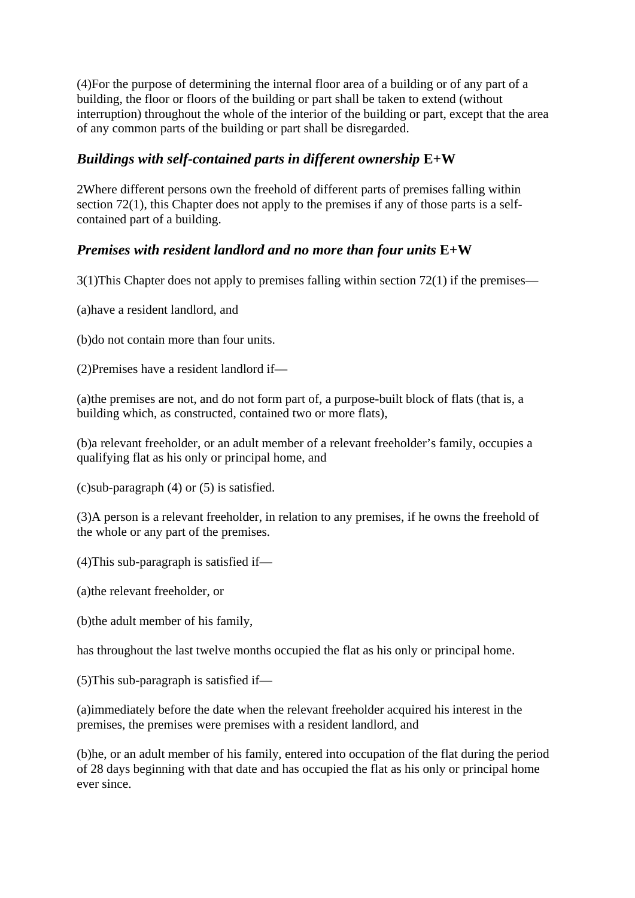(4)For the purpose of determining the internal floor area of a building or of any part of a building, the floor or floors of the building or part shall be taken to extend (without interruption) throughout the whole of the interior of the building or part, except that the area of any common parts of the building or part shall be disregarded.

### *Buildings with self-contained parts in different ownership* E+W

2Where different persons own the freehold of different parts of premises falling within section 72(1), this Chapter does not apply to the premises if any of those parts is a self-contained part of a building.

### *Premises with resident landlord and no more than four units* E+W

3(1)This Chapter does not apply to premises falling within section 72(1) if the premises—

(a)have a resident landlord, and

(b)do not contain more than four units.

(2)Premises have a resident landlord if—

(a)the premises are not, and do not form part of, a purpose-built block of flats (that is, a building which, as constructed, contained two or more flats),

(b)a relevant freeholder, or an adult member of a relevant freeholder's family, occupies a qualifying flat as his only or principal home, and

(c)sub-paragraph (4) or (5) is satisfied.

(3)A person is a relevant freeholder, in relation to any premises, if he owns the freehold of the whole or any part of the premises.

(4)This sub-paragraph is satisfied if—

(a)the relevant freeholder, or

(b)the adult member of his family,

has throughout the last twelve months occupied the flat as his only or principal home.

(5)This sub-paragraph is satisfied if—

(a)immediately before the date when the relevant freeholder acquired his interest in the premises, the premises were premises with a resident landlord, and

(b)he, or an adult member of his family, entered into occupation of the flat during the period of 28 days beginning with that date and has occupied the flat as his only or principal home ever since.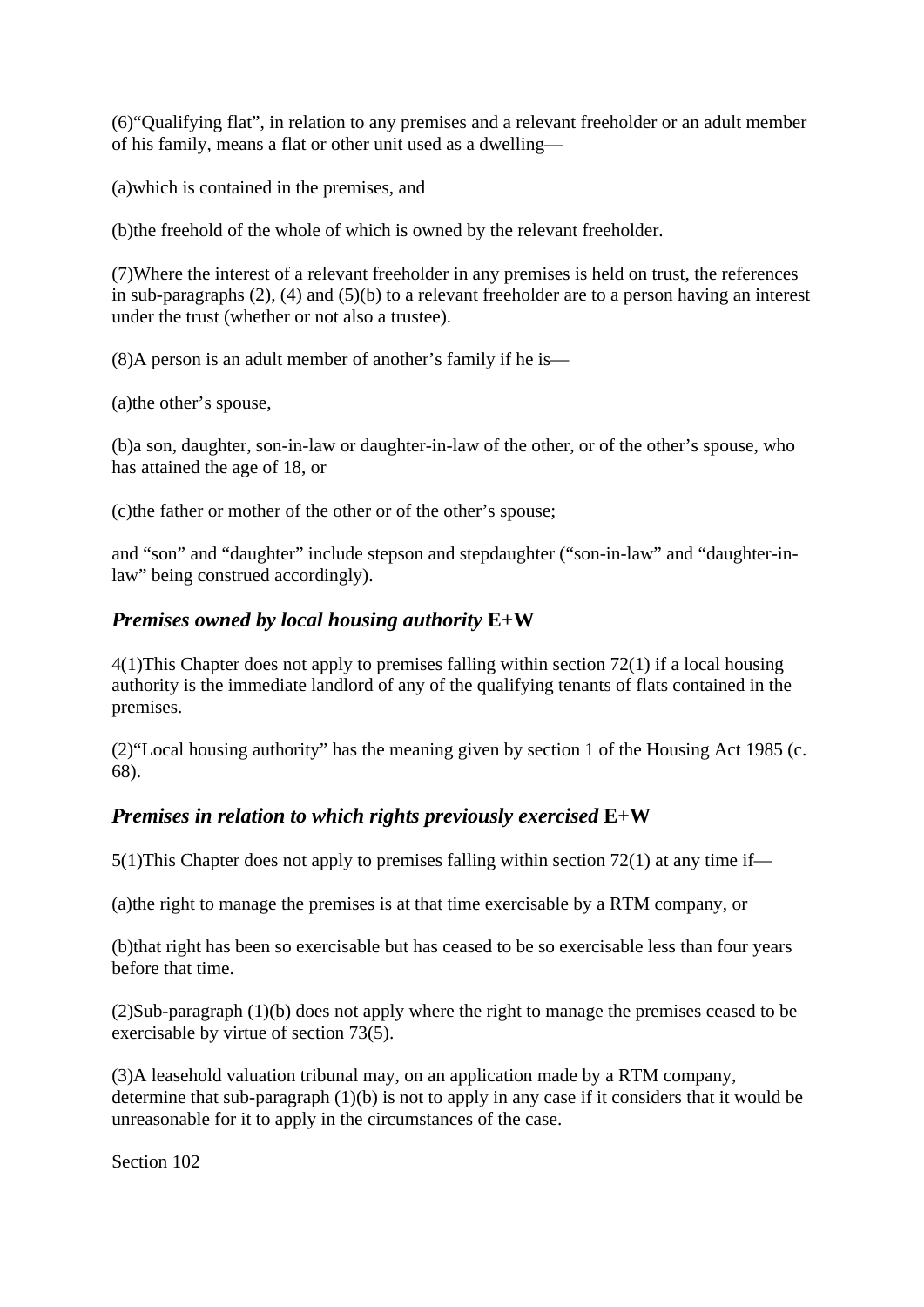(6)“Qualifying flat”, in relation to any premises and a relevant freeholder or an adult member of his family, means a flat or other unit used as a dwelling—

(a)which is contained in the premises, and

(b)the freehold of the whole of which is owned by the relevant freeholder.

(7)Where the interest of a relevant freeholder in any premises is held on trust, the references in sub-paragraphs (2), (4) and (5)(b) to a relevant freeholder are to a person having an interest under the trust (whether or not also a trustee).

(8)A person is an adult member of another’s family if he is—

(a)the other’s spouse,

(b)a son, daughter, son-in-law or daughter-in-law of the other, or of the other’s spouse, who has attained the age of 18, or

(c)the father or mother of the other or of the other’s spouse;

and “son” and “daughter” include stepson and stepdaughter (“son-in-law” and “daughter-in-law” being construed accordingly).

### *Premises owned by local housing authority* **E+W**

4(1)This Chapter does not apply to premises falling within section 72(1) if a local housing authority is the immediate landlord of any of the qualifying tenants of flats contained in the premises.

(2)“Local housing authority” has the meaning given by section 1 of the Housing Act 1985 (c. 68).

### *Premises in relation to which rights previously exercised* **E+W**

5(1)This Chapter does not apply to premises falling within section 72(1) at any time if—

(a)the right to manage the premises is at that time exercisable by a RTM company, or

(b)that right has been so exercisable but has ceased to be so exercisable less than four years before that time.

(2)Sub-paragraph (1)(b) does not apply where the right to manage the premises ceased to be exercisable by virtue of section 73(5).

(3)A leasehold valuation tribunal may, on an application made by a RTM company, determine that sub-paragraph (1)(b) is not to apply in any case if it considers that it would be unreasonable for it to apply in the circumstances of the case.

Section 102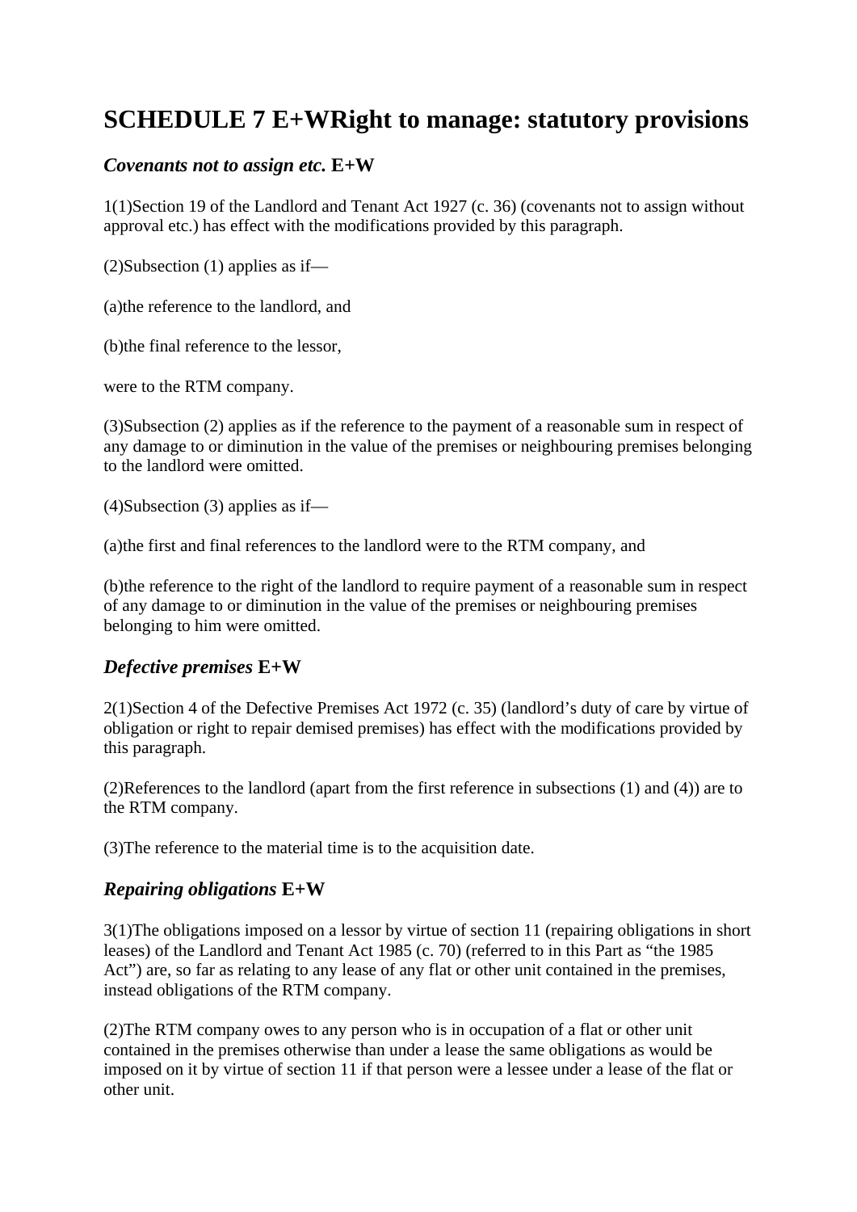# SCHEDULE 7 E+W Right to manage: statutory provisions

### *Covenants not to assign etc.* E+W

1(1)Section 19 of the Landlord and Tenant Act 1927 (c. 36) (covenants not to assign without approval etc.) has effect with the modifications provided by this paragraph.

(2)Subsection (1) applies as if—

(a)the reference to the landlord, and

(b)the final reference to the lessor,

were to the RTM company.

(3)Subsection (2) applies as if the reference to the payment of a reasonable sum in respect of any damage to or diminution in the value of the premises or neighbouring premises belonging to the landlord were omitted.

(4)Subsection (3) applies as if—

(a)the first and final references to the landlord were to the RTM company, and

(b)the reference to the right of the landlord to require payment of a reasonable sum in respect of any damage to or diminution in the value of the premises or neighbouring premises belonging to him were omitted.

### *Defective premises* E+W

2(1)Section 4 of the Defective Premises Act 1972 (c. 35) (landlord's duty of care by virtue of obligation or right to repair demised premises) has effect with the modifications provided by this paragraph.

(2)References to the landlord (apart from the first reference in subsections (1) and (4)) are to the RTM company.

(3)The reference to the material time is to the acquisition date.

### *Repairing obligations* E+W

3(1)The obligations imposed on a lessor by virtue of section 11 (repairing obligations in short leases) of the Landlord and Tenant Act 1985 (c. 70) (referred to in this Part as "the 1985 Act") are, so far as relating to any lease of any flat or other unit contained in the premises, instead obligations of the RTM company.

(2)The RTM company owes to any person who is in occupation of a flat or other unit contained in the premises otherwise than under a lease the same obligations as would be imposed on it by virtue of section 11 if that person were a lessee under a lease of the flat or other unit.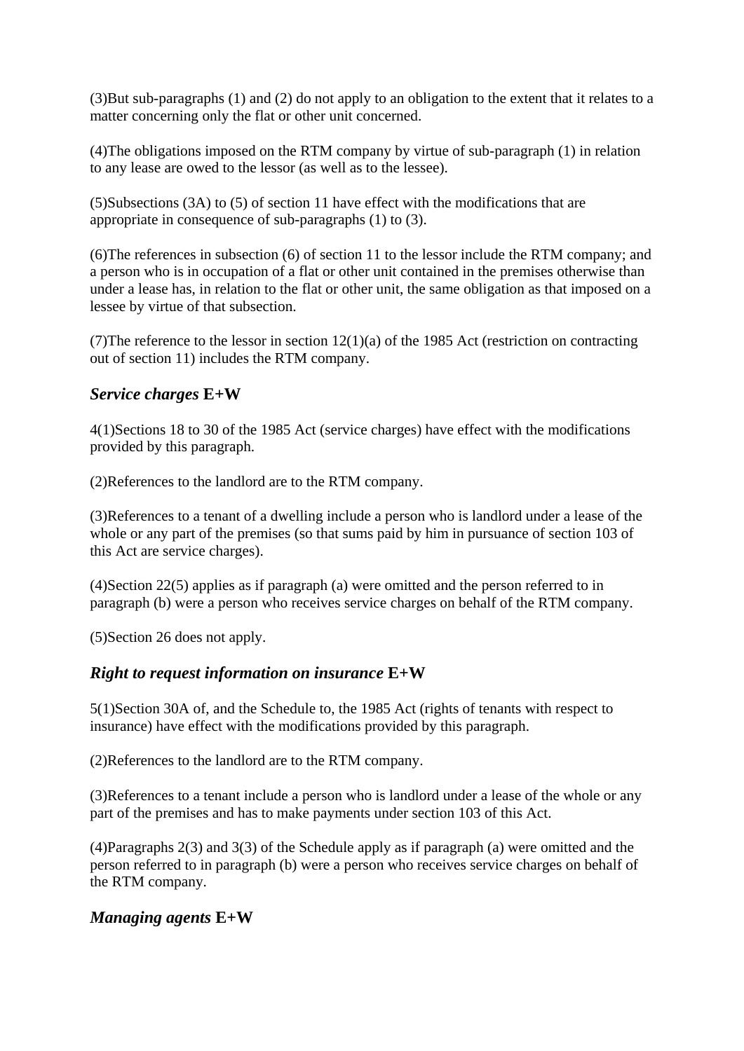(3)But sub-paragraphs (1) and (2) do not apply to an obligation to the extent that it relates to a matter concerning only the flat or other unit concerned.

(4)The obligations imposed on the RTM company by virtue of sub-paragraph (1) in relation to any lease are owed to the lessor (as well as to the lessee).

(5)Subsections (3A) to (5) of section 11 have effect with the modifications that are appropriate in consequence of sub-paragraphs (1) to (3).

(6)The references in subsection (6) of section 11 to the lessor include the RTM company; and a person who is in occupation of a flat or other unit contained in the premises otherwise than under a lease has, in relation to the flat or other unit, the same obligation as that imposed on a lessee by virtue of that subsection.

(7)The reference to the lessor in section 12(1)(a) of the 1985 Act (restriction on contracting out of section 11) includes the RTM company.

### *Service charges* **E+W**

4(1)Sections 18 to 30 of the 1985 Act (service charges) have effect with the modifications provided by this paragraph.

(2)References to the landlord are to the RTM company.

(3)References to a tenant of a dwelling include a person who is landlord under a lease of the whole or any part of the premises (so that sums paid by him in pursuance of section 103 of this Act are service charges).

(4)Section 22(5) applies as if paragraph (a) were omitted and the person referred to in paragraph (b) were a person who receives service charges on behalf of the RTM company.

(5)Section 26 does not apply.

### *Right to request information on insurance* **E+W**

5(1)Section 30A of, and the Schedule to, the 1985 Act (rights of tenants with respect to insurance) have effect with the modifications provided by this paragraph.

(2)References to the landlord are to the RTM company.

(3)References to a tenant include a person who is landlord under a lease of the whole or any part of the premises and has to make payments under section 103 of this Act.

(4)Paragraphs 2(3) and 3(3) of the Schedule apply as if paragraph (a) were omitted and the person referred to in paragraph (b) were a person who receives service charges on behalf of the RTM company.

### *Managing agents* **E+W**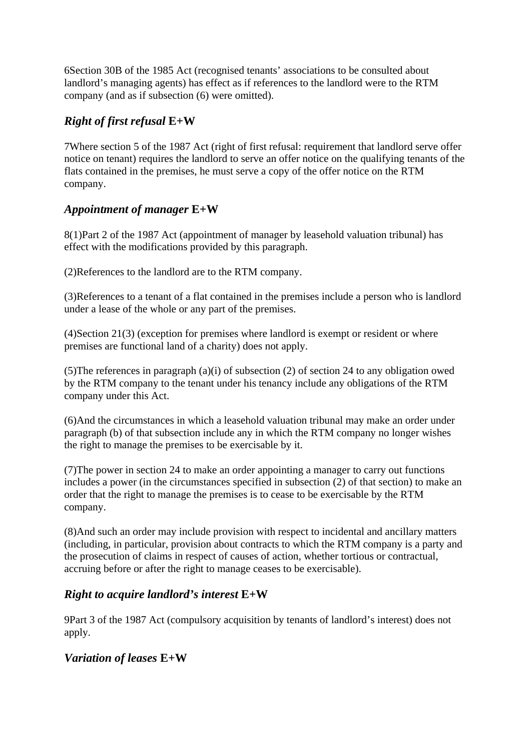6Section 30B of the 1985 Act (recognised tenants' associations to be consulted about landlord's managing agents) has effect as if references to the landlord were to the RTM company (and as if subsection (6) were omitted).

### *Right of first refusal* **E+W**

7Where section 5 of the 1987 Act (right of first refusal: requirement that landlord serve offer notice on tenant) requires the landlord to serve an offer notice on the qualifying tenants of the flats contained in the premises, he must serve a copy of the offer notice on the RTM company.

### *Appointment of manager* **E+W**

8(1)Part 2 of the 1987 Act (appointment of manager by leasehold valuation tribunal) has effect with the modifications provided by this paragraph.

(2)References to the landlord are to the RTM company.

(3)References to a tenant of a flat contained in the premises include a person who is landlord under a lease of the whole or any part of the premises.

(4)Section 21(3) (exception for premises where landlord is exempt or resident or where premises are functional land of a charity) does not apply.

(5)The references in paragraph (a)(i) of subsection (2) of section 24 to any obligation owed by the RTM company to the tenant under his tenancy include any obligations of the RTM company under this Act.

(6)And the circumstances in which a leasehold valuation tribunal may make an order under paragraph (b) of that subsection include any in which the RTM company no longer wishes the right to manage the premises to be exercisable by it.

(7)The power in section 24 to make an order appointing a manager to carry out functions includes a power (in the circumstances specified in subsection (2) of that section) to make an order that the right to manage the premises is to cease to be exercisable by the RTM company.

(8)And such an order may include provision with respect to incidental and ancillary matters (including, in particular, provision about contracts to which the RTM company is a party and the prosecution of claims in respect of causes of action, whether tortious or contractual, accruing before or after the right to manage ceases to be exercisable).

### *Right to acquire landlord's interest* **E+W**

9Part 3 of the 1987 Act (compulsory acquisition by tenants of landlord's interest) does not apply.

### *Variation of leases* **E+W**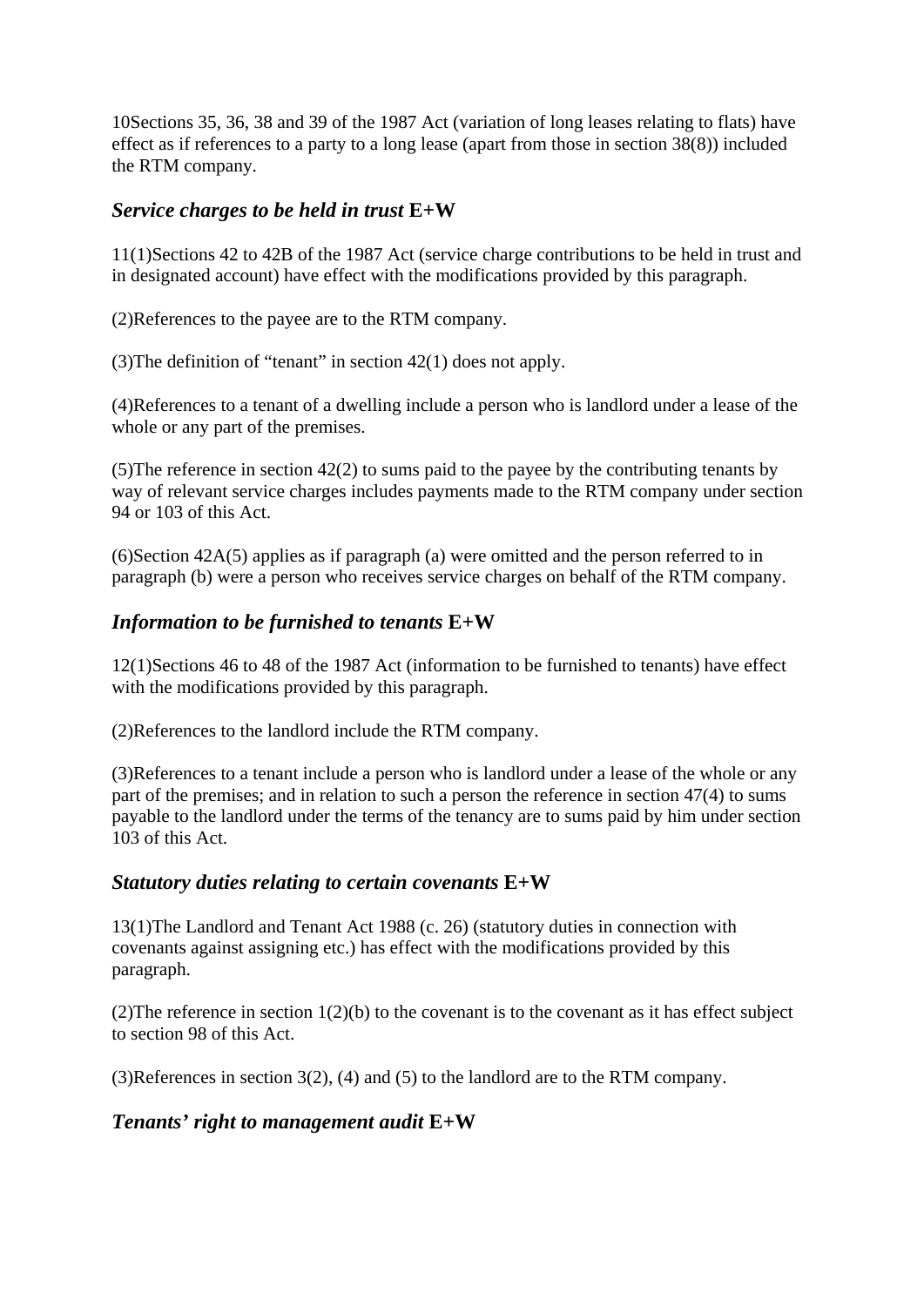10Sections 35, 36, 38 and 39 of the 1987 Act (variation of long leases relating to flats) have effect as if references to a party to a long lease (apart from those in section 38(8)) included the RTM company.

### *Service charges to be held in trust* **E+W**

11(1)Sections 42 to 42B of the 1987 Act (service charge contributions to be held in trust and in designated account) have effect with the modifications provided by this paragraph.

(2)References to the payee are to the RTM company.

(3)The definition of "tenant" in section 42(1) does not apply.

(4)References to a tenant of a dwelling include a person who is landlord under a lease of the whole or any part of the premises.

(5)The reference in section 42(2) to sums paid to the payee by the contributing tenants by way of relevant service charges includes payments made to the RTM company under section 94 or 103 of this Act.

(6)Section 42A(5) applies as if paragraph (a) were omitted and the person referred to in paragraph (b) were a person who receives service charges on behalf of the RTM company.

### *Information to be furnished to tenants* **E+W**

12(1)Sections 46 to 48 of the 1987 Act (information to be furnished to tenants) have effect with the modifications provided by this paragraph.

(2)References to the landlord include the RTM company.

(3)References to a tenant include a person who is landlord under a lease of the whole or any part of the premises; and in relation to such a person the reference in section 47(4) to sums payable to the landlord under the terms of the tenancy are to sums paid by him under section 103 of this Act.

### *Statutory duties relating to certain covenants* **E+W**

13(1)The Landlord and Tenant Act 1988 (c. 26) (statutory duties in connection with covenants against assigning etc.) has effect with the modifications provided by this paragraph.

(2)The reference in section 1(2)(b) to the covenant is to the covenant as it has effect subject to section 98 of this Act.

(3)References in section 3(2), (4) and (5) to the landlord are to the RTM company.

### *Tenants' right to management audit* **E+W**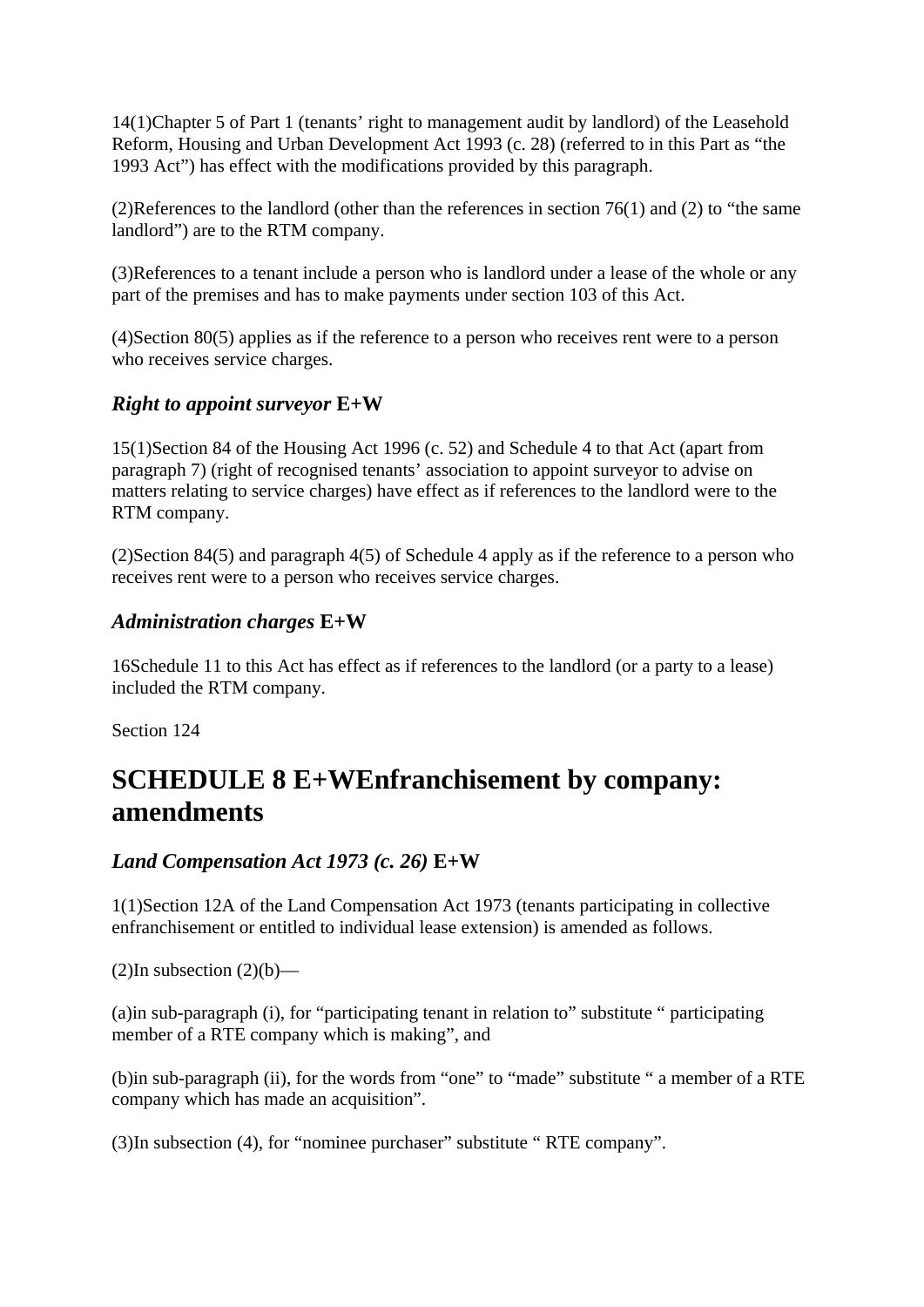14(1)Chapter 5 of Part 1 (tenants' right to management audit by landlord) of the Leasehold Reform, Housing and Urban Development Act 1993 (c. 28) (referred to in this Part as "the 1993 Act") has effect with the modifications provided by this paragraph.

(2)References to the landlord (other than the references in section 76(1) and (2) to "the same landlord") are to the RTM company.

(3)References to a tenant include a person who is landlord under a lease of the whole or any part of the premises and has to make payments under section 103 of this Act.

(4)Section 80(5) applies as if the reference to a person who receives rent were to a person who receives service charges.

### *Right to appoint surveyor* E+W

15(1)Section 84 of the Housing Act 1996 (c. 52) and Schedule 4 to that Act (apart from paragraph 7) (right of recognised tenants' association to appoint surveyor to advise on matters relating to service charges) have effect as if references to the landlord were to the RTM company.

(2)Section 84(5) and paragraph 4(5) of Schedule 4 apply as if the reference to a person who receives rent were to a person who receives service charges.

### *Administration charges* E+W

16Schedule 11 to this Act has effect as if references to the landlord (or a party to a lease) included the RTM company.

Section 124

## SCHEDULE 8 E+WEnfranchisement by company: amendments

### *Land Compensation Act 1973 (c. 26)* E+W

1(1)Section 12A of the Land Compensation Act 1973 (tenants participating in collective enfranchisement or entitled to individual lease extension) is amended as follows.

(2)In subsection (2)(b)—

(a)in sub-paragraph (i), for "participating tenant in relation to" substitute " participating member of a RTE company which is making", and

(b)in sub-paragraph (ii), for the words from "one" to "made" substitute " a member of a RTE company which has made an acquisition".

(3)In subsection (4), for "nominee purchaser" substitute " RTE company".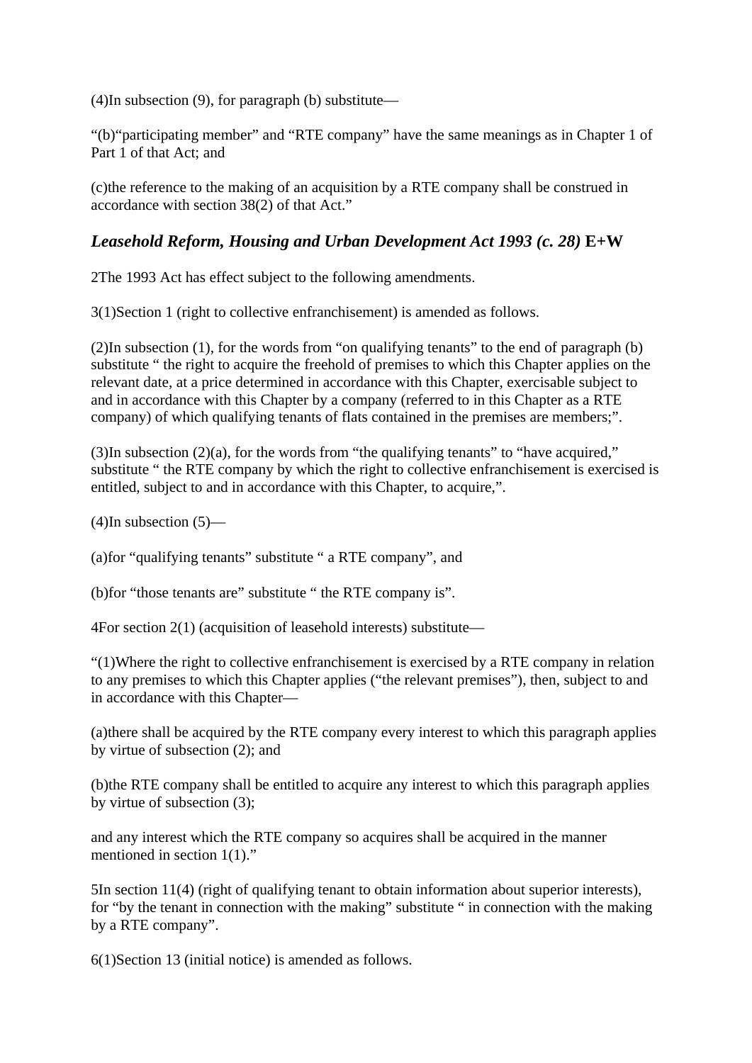(4)In subsection (9), for paragraph (b) substitute—

"(b)"participating member" and "RTE company" have the same meanings as in Chapter 1 of Part 1 of that Act; and

(c)the reference to the making of an acquisition by a RTE company shall be construed in accordance with section 38(2) of that Act."

### *Leasehold Reform, Housing and Urban Development Act 1993 (c. 28)* **E+W**

2The 1993 Act has effect subject to the following amendments.

3(1)Section 1 (right to collective enfranchisement) is amended as follows.

(2)In subsection (1), for the words from "on qualifying tenants" to the end of paragraph (b) substitute " the right to acquire the freehold of premises to which this Chapter applies on the relevant date, at a price determined in accordance with this Chapter, exercisable subject to and in accordance with this Chapter by a company (referred to in this Chapter as a RTE company) of which qualifying tenants of flats contained in the premises are members;".

(3)In subsection (2)(a), for the words from "the qualifying tenants" to "have acquired," substitute " the RTE company by which the right to collective enfranchisement is exercised is entitled, subject to and in accordance with this Chapter, to acquire,".

(4)In subsection (5)—

(a)for "qualifying tenants" substitute " a RTE company", and

(b)for "those tenants are" substitute " the RTE company is".

4For section 2(1) (acquisition of leasehold interests) substitute—

"(1)Where the right to collective enfranchisement is exercised by a RTE company in relation to any premises to which this Chapter applies ("the relevant premises"), then, subject to and in accordance with this Chapter—

(a)there shall be acquired by the RTE company every interest to which this paragraph applies by virtue of subsection (2); and

(b)the RTE company shall be entitled to acquire any interest to which this paragraph applies by virtue of subsection (3);

and any interest which the RTE company so acquires shall be acquired in the manner mentioned in section 1(1)."

5In section 11(4) (right of qualifying tenant to obtain information about superior interests), for "by the tenant in connection with the making" substitute " in connection with the making by a RTE company".

6(1)Section 13 (initial notice) is amended as follows.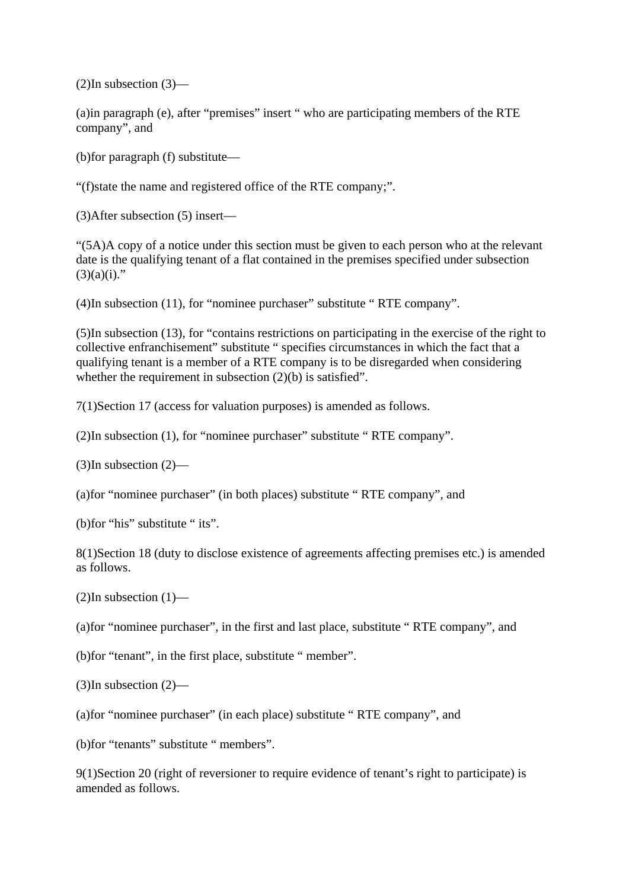(2)In subsection (3)—

(a)in paragraph (e), after “premises” insert “ who are participating members of the RTE company”, and

(b)for paragraph (f) substitute—

“(f)state the name and registered office of the RTE company;”.

(3)After subsection (5) insert—

“(5A)A copy of a notice under this section must be given to each person who at the relevant date is the qualifying tenant of a flat contained in the premises specified under subsection (3)(a)(i).”

(4)In subsection (11), for “nominee purchaser” substitute “ RTE company”.

(5)In subsection (13), for “contains restrictions on participating in the exercise of the right to collective enfranchisement” substitute “ specifies circumstances in which the fact that a qualifying tenant is a member of a RTE company is to be disregarded when considering whether the requirement in subsection (2)(b) is satisfied”.

7(1)Section 17 (access for valuation purposes) is amended as follows.

(2)In subsection (1), for “nominee purchaser” substitute “ RTE company”.

(3)In subsection (2)—

(a)for “nominee purchaser” (in both places) substitute “ RTE company”, and

(b)for “his” substitute “ its”.

8(1)Section 18 (duty to disclose existence of agreements affecting premises etc.) is amended as follows.

(2)In subsection (1)—

(a)for “nominee purchaser”, in the first and last place, substitute “ RTE company”, and

(b)for “tenant”, in the first place, substitute “ member”.

(3)In subsection (2)—

(a)for “nominee purchaser” (in each place) substitute “ RTE company”, and

(b)for “tenants” substitute “ members”.

9(1)Section 20 (right of reversioner to require evidence of tenant’s right to participate) is amended as follows.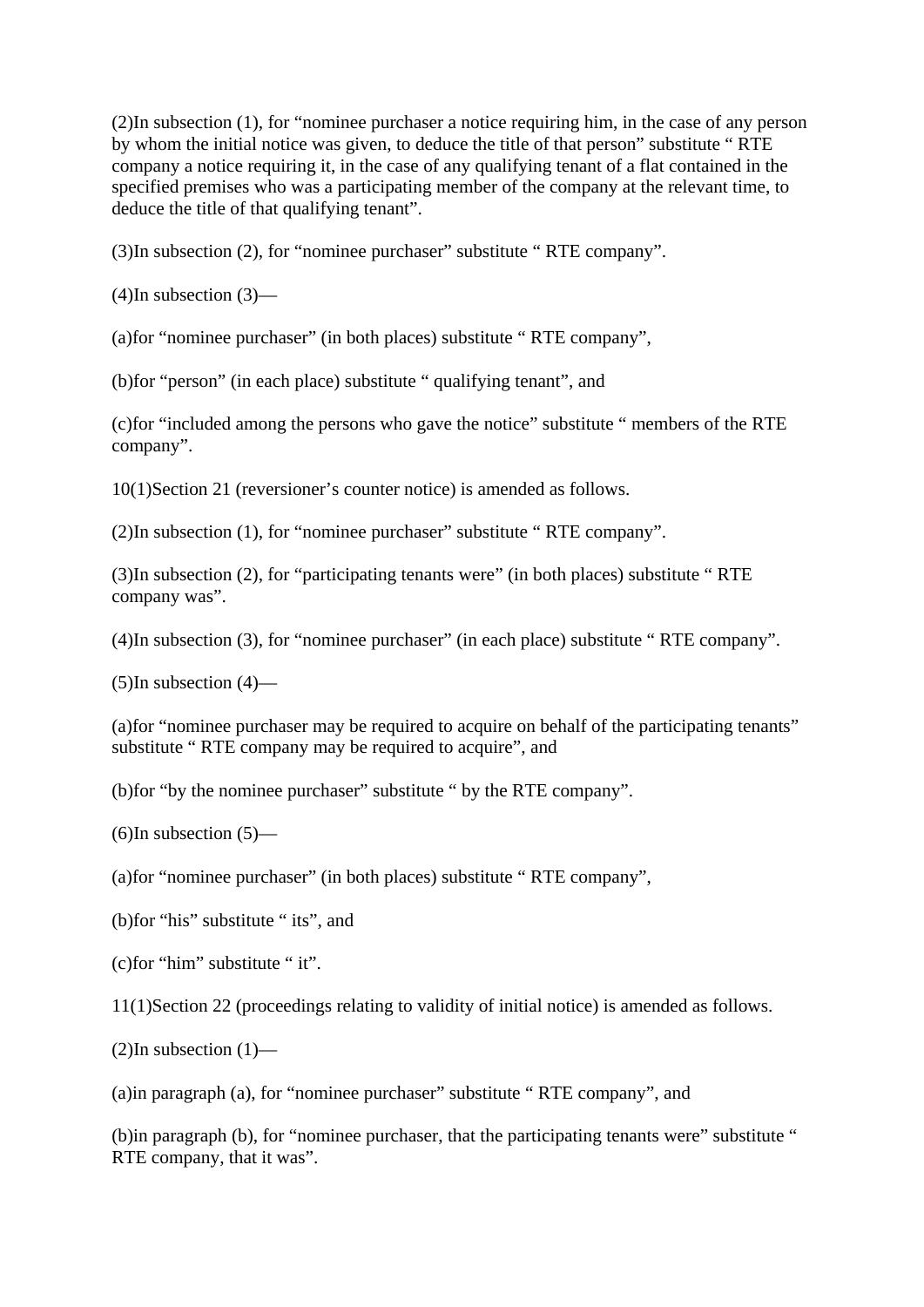(2)In subsection (1), for “nominee purchaser a notice requiring him, in the case of any person by whom the initial notice was given, to deduce the title of that person” substitute “ RTE company a notice requiring it, in the case of any qualifying tenant of a flat contained in the specified premises who was a participating member of the company at the relevant time, to deduce the title of that qualifying tenant”.

(3)In subsection (2), for “nominee purchaser” substitute “ RTE company”.

(4)In subsection (3)—

(a)for “nominee purchaser” (in both places) substitute “ RTE company”,

(b)for “person” (in each place) substitute “ qualifying tenant”, and

(c)for “included among the persons who gave the notice” substitute “ members of the RTE company”.

10(1)Section 21 (reversioner’s counter notice) is amended as follows.

(2)In subsection (1), for “nominee purchaser” substitute “ RTE company”.

(3)In subsection (2), for “participating tenants were” (in both places) substitute “ RTE company was”.

(4)In subsection (3), for “nominee purchaser” (in each place) substitute “ RTE company”.

(5)In subsection (4)—

(a)for “nominee purchaser may be required to acquire on behalf of the participating tenants” substitute “ RTE company may be required to acquire”, and

(b)for “by the nominee purchaser” substitute “ by the RTE company”.

(6)In subsection (5)—

(a)for “nominee purchaser” (in both places) substitute “ RTE company”,

(b)for “his” substitute “ its”, and

(c)for “him” substitute “ it”.

11(1)Section 22 (proceedings relating to validity of initial notice) is amended as follows.

(2)In subsection (1)—

(a)in paragraph (a), for “nominee purchaser” substitute “ RTE company”, and

(b)in paragraph (b), for “nominee purchaser, that the participating tenants were” substitute “ RTE company, that it was”.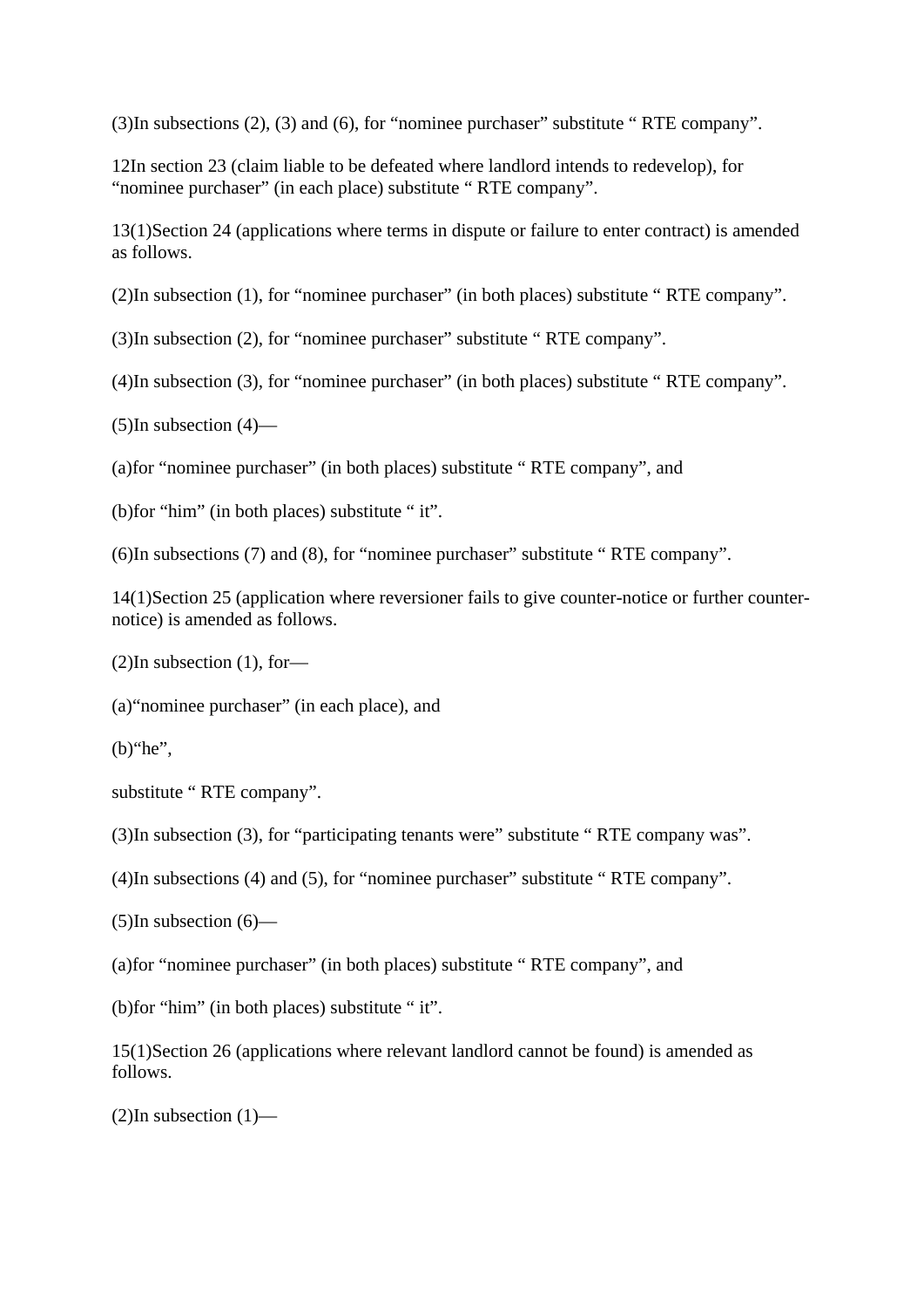(3)In subsections (2), (3) and (6), for “nominee purchaser” substitute “ RTE company”.

12In section 23 (claim liable to be defeated where landlord intends to redevelop), for “nominee purchaser” (in each place) substitute “ RTE company”.

13(1)Section 24 (applications where terms in dispute or failure to enter contract) is amended as follows.

(2)In subsection (1), for “nominee purchaser” (in both places) substitute “ RTE company”.

(3)In subsection (2), for “nominee purchaser” substitute “ RTE company”.

(4)In subsection (3), for “nominee purchaser” (in both places) substitute “ RTE company”.

(5)In subsection (4)—

(a)for “nominee purchaser” (in both places) substitute “ RTE company”, and

(b)for “him” (in both places) substitute “ it”.

(6)In subsections (7) and (8), for “nominee purchaser” substitute “ RTE company”.

14(1)Section 25 (application where reversioner fails to give counter-notice or further counter-notice) is amended as follows.

(2)In subsection (1), for—

(a)“nominee purchaser” (in each place), and

(b)“he”,

substitute “ RTE company”.

(3)In subsection (3), for “participating tenants were” substitute “ RTE company was”.

(4)In subsections (4) and (5), for “nominee purchaser” substitute “ RTE company”.

(5)In subsection (6)—

(a)for “nominee purchaser” (in both places) substitute “ RTE company”, and

(b)for “him” (in both places) substitute “ it”.

15(1)Section 26 (applications where relevant landlord cannot be found) is amended as follows.

(2)In subsection (1)—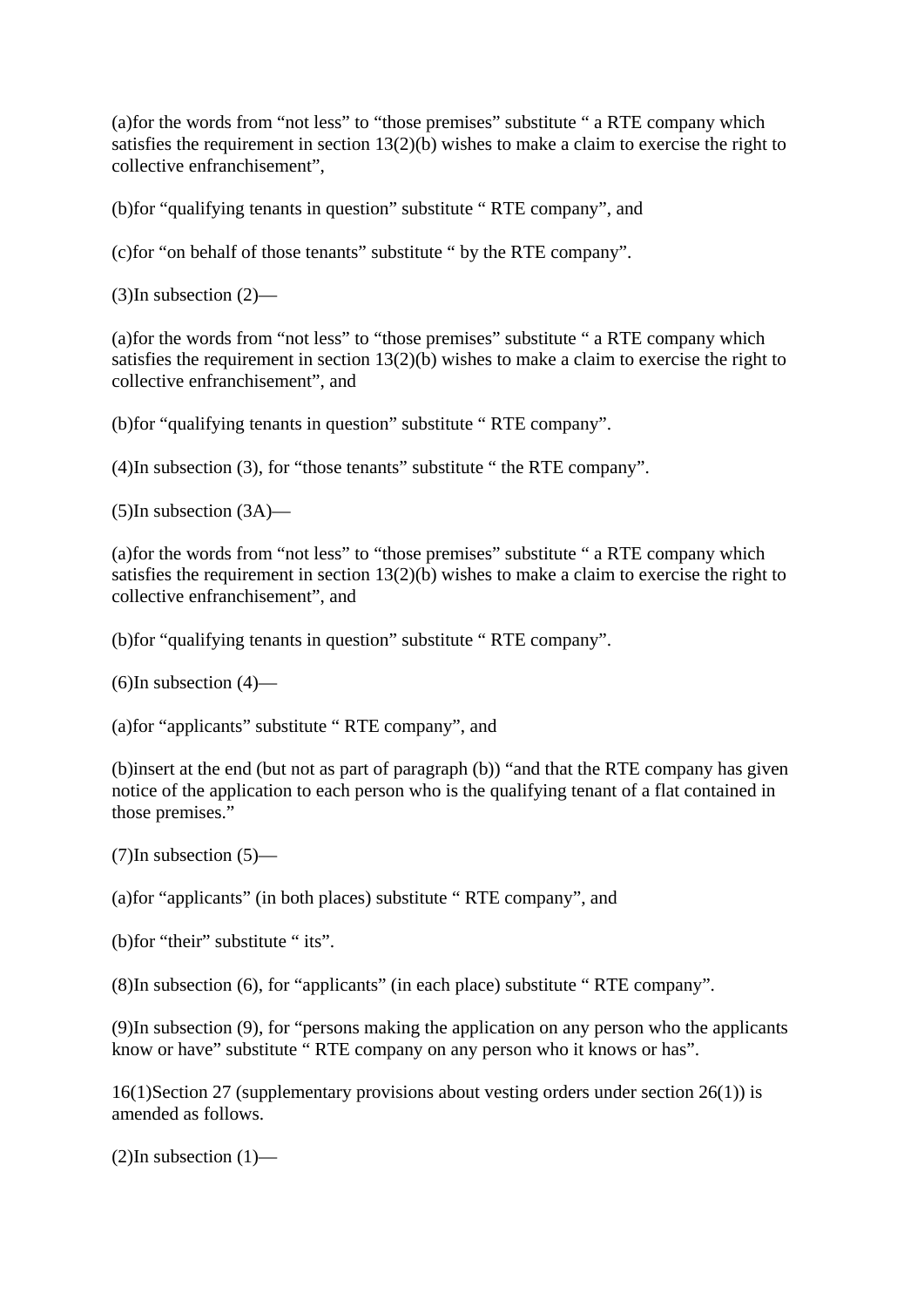(a)for the words from “not less” to “those premises” substitute “ a RTE company which satisfies the requirement in section 13(2)(b) wishes to make a claim to exercise the right to collective enfranchisement”,

(b)for “qualifying tenants in question” substitute “ RTE company”, and

(c)for “on behalf of those tenants” substitute “ by the RTE company”.

(3)In subsection (2)—

(a)for the words from “not less” to “those premises” substitute “ a RTE company which satisfies the requirement in section 13(2)(b) wishes to make a claim to exercise the right to collective enfranchisement”, and

(b)for “qualifying tenants in question” substitute “ RTE company”.

(4)In subsection (3), for “those tenants” substitute “ the RTE company”.

(5)In subsection (3A)—

(a)for the words from “not less” to “those premises” substitute “ a RTE company which satisfies the requirement in section 13(2)(b) wishes to make a claim to exercise the right to collective enfranchisement”, and

(b)for “qualifying tenants in question” substitute “ RTE company”.

(6)In subsection (4)—

(a)for “applicants” substitute “ RTE company”, and

(b)insert at the end (but not as part of paragraph (b)) “and that the RTE company has given notice of the application to each person who is the qualifying tenant of a flat contained in those premises.”

(7)In subsection (5)—

(a)for “applicants” (in both places) substitute “ RTE company”, and

(b)for “their” substitute “ its”.

(8)In subsection (6), for “applicants” (in each place) substitute “ RTE company”.

(9)In subsection (9), for “persons making the application on any person who the applicants know or have” substitute “ RTE company on any person who it knows or has”.

16(1)Section 27 (supplementary provisions about vesting orders under section 26(1)) is amended as follows.

(2)In subsection (1)—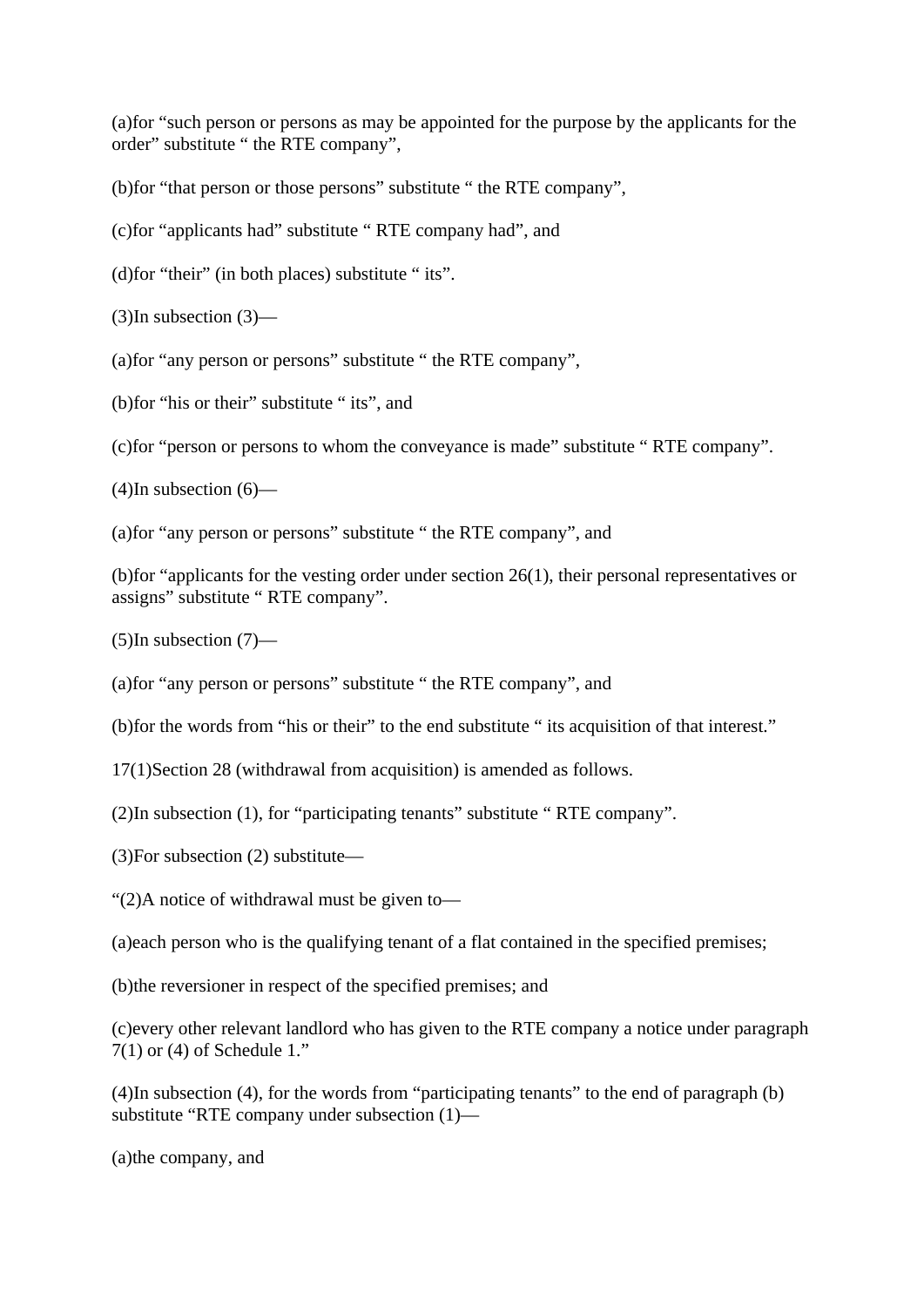(a)for “such person or persons as may be appointed for the purpose by the applicants for the order” substitute “ the RTE company”,

(b)for “that person or those persons” substitute “ the RTE company”,

(c)for “applicants had” substitute “ RTE company had”, and

(d)for “their” (in both places) substitute “ its”.

(3)In subsection (3)—

(a)for “any person or persons” substitute “ the RTE company”,

(b)for “his or their” substitute “ its”, and

(c)for “person or persons to whom the conveyance is made” substitute “ RTE company”.

(4)In subsection (6)—

(a)for “any person or persons” substitute “ the RTE company”, and

(b)for “applicants for the vesting order under section 26(1), their personal representatives or assigns” substitute “ RTE company”.

(5)In subsection (7)—

(a)for “any person or persons” substitute “ the RTE company”, and

(b)for the words from “his or their” to the end substitute “ its acquisition of that interest.”

17(1)Section 28 (withdrawal from acquisition) is amended as follows.

(2)In subsection (1), for “participating tenants” substitute “ RTE company”.

(3)For subsection (2) substitute—

“(2)A notice of withdrawal must be given to—

(a)each person who is the qualifying tenant of a flat contained in the specified premises;

(b)the reversioner in respect of the specified premises; and

(c)every other relevant landlord who has given to the RTE company a notice under paragraph 7(1) or (4) of Schedule 1.”

(4)In subsection (4), for the words from “participating tenants” to the end of paragraph (b) substitute “RTE company under subsection (1)—

(a)the company, and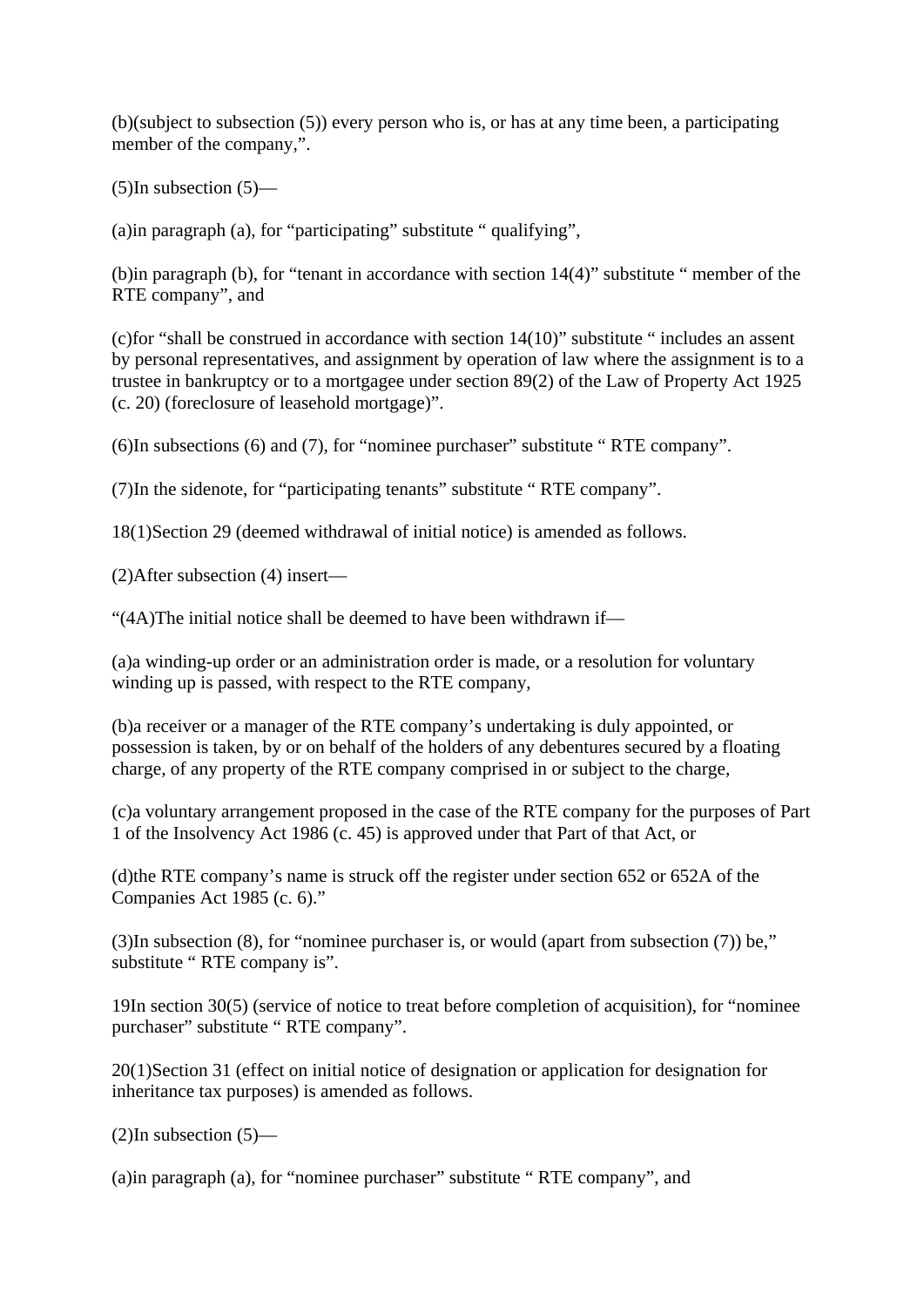(b)(subject to subsection (5)) every person who is, or has at any time been, a participating member of the company,”.

(5)In subsection (5)—

(a)in paragraph (a), for “participating” substitute “ qualifying”,

(b)in paragraph (b), for “tenant in accordance with section 14(4)” substitute “ member of the RTE company”, and

(c)for “shall be construed in accordance with section 14(10)” substitute “ includes an assent by personal representatives, and assignment by operation of law where the assignment is to a trustee in bankruptcy or to a mortgagee under section 89(2) of the Law of Property Act 1925 (c. 20) (foreclosure of leasehold mortgage)”.

(6)In subsections (6) and (7), for “nominee purchaser” substitute “ RTE company”.

(7)In the sidenote, for “participating tenants” substitute “ RTE company”.

18(1)Section 29 (deemed withdrawal of initial notice) is amended as follows.

(2)After subsection (4) insert—

“(4A)The initial notice shall be deemed to have been withdrawn if—

(a)a winding-up order or an administration order is made, or a resolution for voluntary winding up is passed, with respect to the RTE company,

(b)a receiver or a manager of the RTE company’s undertaking is duly appointed, or possession is taken, by or on behalf of the holders of any debentures secured by a floating charge, of any property of the RTE company comprised in or subject to the charge,

(c)a voluntary arrangement proposed in the case of the RTE company for the purposes of Part 1 of the Insolvency Act 1986 (c. 45) is approved under that Part of that Act, or

(d)the RTE company’s name is struck off the register under section 652 or 652A of the Companies Act 1985 (c. 6).”

(3)In subsection (8), for “nominee purchaser is, or would (apart from subsection (7)) be,” substitute “ RTE company is”.

19In section 30(5) (service of notice to treat before completion of acquisition), for “nominee purchaser” substitute “ RTE company”.

20(1)Section 31 (effect on initial notice of designation or application for designation for inheritance tax purposes) is amended as follows.

(2)In subsection (5)—

(a)in paragraph (a), for “nominee purchaser” substitute “ RTE company”, and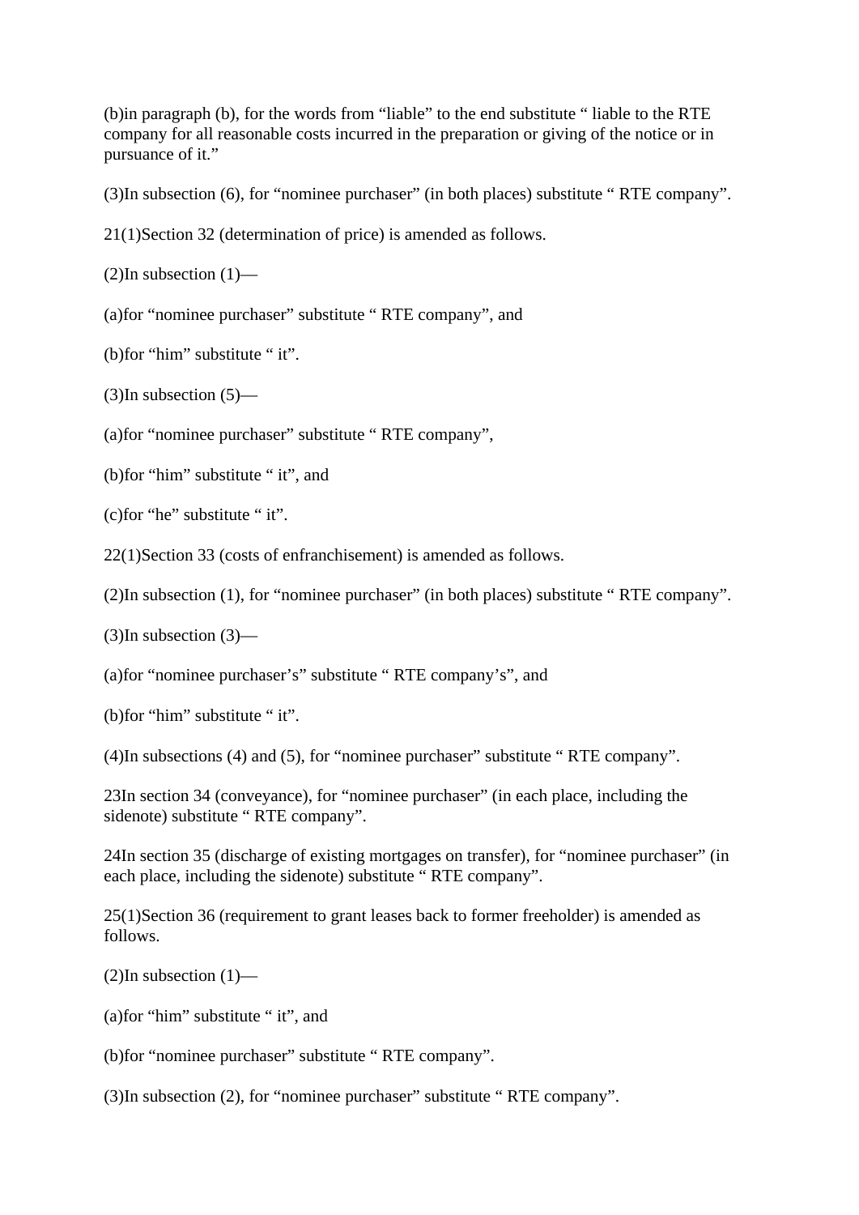(b)in paragraph (b), for the words from “liable” to the end substitute “ liable to the RTE company for all reasonable costs incurred in the preparation or giving of the notice or in pursuance of it.”

(3)In subsection (6), for “nominee purchaser” (in both places) substitute “ RTE company”.

21(1)Section 32 (determination of price) is amended as follows.

(2)In subsection (1)—

(a)for “nominee purchaser” substitute “ RTE company”, and

(b)for “him” substitute “ it”.

(3)In subsection (5)—

(a)for “nominee purchaser” substitute “ RTE company”,

(b)for “him” substitute “ it”, and

(c)for “he” substitute “ it”.

22(1)Section 33 (costs of enfranchisement) is amended as follows.

(2)In subsection (1), for “nominee purchaser” (in both places) substitute “ RTE company”.

(3)In subsection (3)—

(a)for “nominee purchaser’s” substitute “ RTE company’s”, and

(b)for “him” substitute “ it”.

(4)In subsections (4) and (5), for “nominee purchaser” substitute “ RTE company”.

23In section 34 (conveyance), for “nominee purchaser” (in each place, including the sidenote) substitute “ RTE company”.

24In section 35 (discharge of existing mortgages on transfer), for “nominee purchaser” (in each place, including the sidenote) substitute “ RTE company”.

25(1)Section 36 (requirement to grant leases back to former freeholder) is amended as follows.

(2)In subsection (1)—

(a)for “him” substitute “ it”, and

(b)for “nominee purchaser” substitute “ RTE company”.

(3)In subsection (2), for “nominee purchaser” substitute “ RTE company”.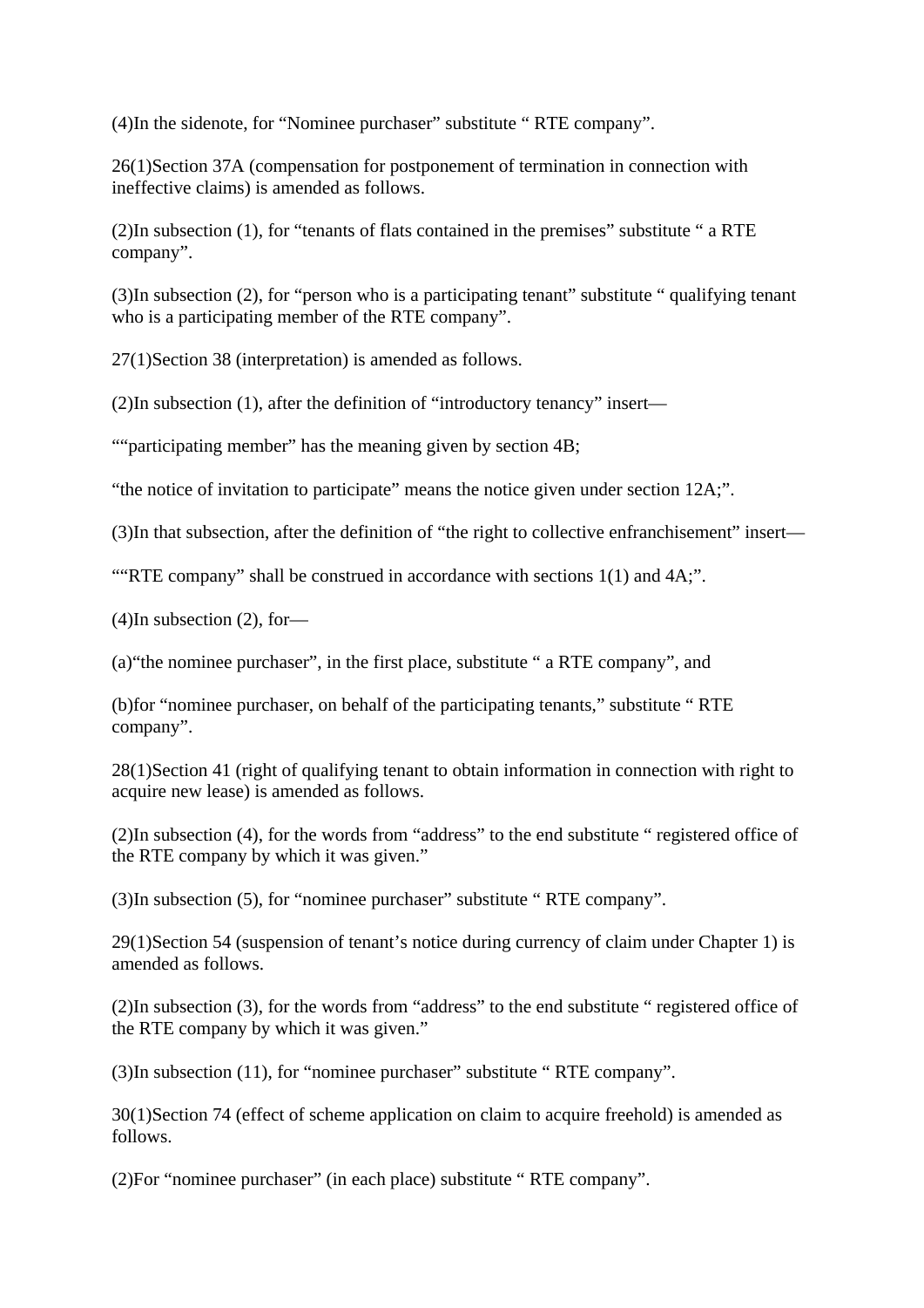(4)In the sidenote, for “Nominee purchaser” substitute “ RTE company”.

26(1)Section 37A (compensation for postponement of termination in connection with ineffective claims) is amended as follows.

(2)In subsection (1), for “tenants of flats contained in the premises” substitute “ a RTE company”.

(3)In subsection (2), for “person who is a participating tenant” substitute “ qualifying tenant who is a participating member of the RTE company”.

27(1)Section 38 (interpretation) is amended as follows.

(2)In subsection (1), after the definition of “introductory tenancy” insert—

““participating member” has the meaning given by section 4B;

“the notice of invitation to participate” means the notice given under section 12A;”.

(3)In that subsection, after the definition of “the right to collective enfranchisement” insert—

““RTE company” shall be construed in accordance with sections 1(1) and 4A;”.

(4)In subsection (2), for—

(a)“the nominee purchaser”, in the first place, substitute “ a RTE company”, and

(b)for “nominee purchaser, on behalf of the participating tenants,” substitute “ RTE company”.

28(1)Section 41 (right of qualifying tenant to obtain information in connection with right to acquire new lease) is amended as follows.

(2)In subsection (4), for the words from “address” to the end substitute “ registered office of the RTE company by which it was given.”

(3)In subsection (5), for “nominee purchaser” substitute “ RTE company”.

29(1)Section 54 (suspension of tenant’s notice during currency of claim under Chapter 1) is amended as follows.

(2)In subsection (3), for the words from “address” to the end substitute “ registered office of the RTE company by which it was given.”

(3)In subsection (11), for “nominee purchaser” substitute “ RTE company”.

30(1)Section 74 (effect of scheme application on claim to acquire freehold) is amended as follows.

(2)For “nominee purchaser” (in each place) substitute “ RTE company”.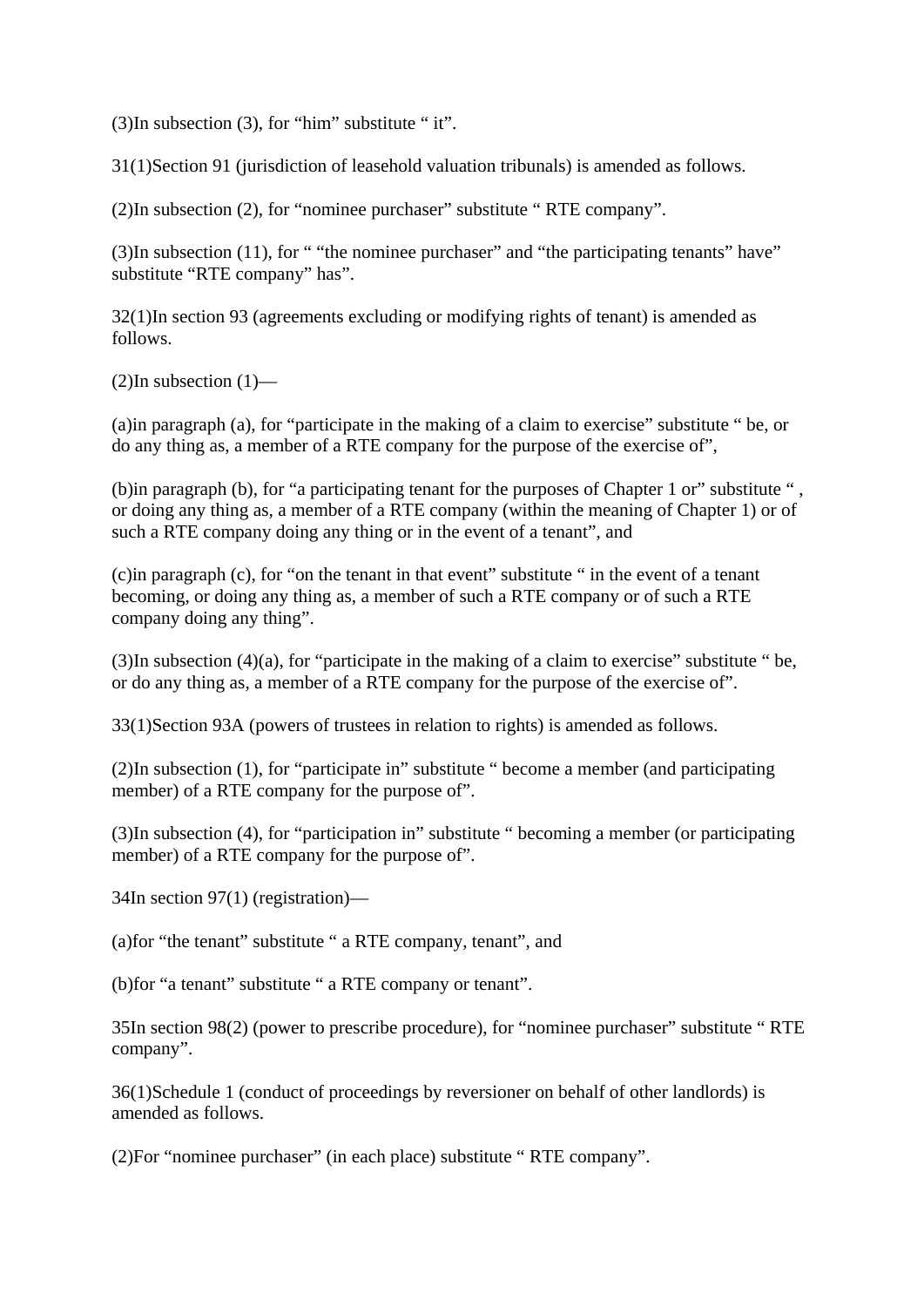(3)In subsection (3), for “him” substitute “ it”.

31(1)Section 91 (jurisdiction of leasehold valuation tribunals) is amended as follows.

(2)In subsection (2), for “nominee purchaser” substitute “ RTE company”.

(3)In subsection (11), for “ “the nominee purchaser” and “the participating tenants” have” substitute “RTE company” has”.

32(1)In section 93 (agreements excluding or modifying rights of tenant) is amended as follows.

(2)In subsection (1)—

(a)in paragraph (a), for “participate in the making of a claim to exercise” substitute “ be, or do any thing as, a member of a RTE company for the purpose of the exercise of”,

(b)in paragraph (b), for “a participating tenant for the purposes of Chapter 1 or” substitute “ , or doing any thing as, a member of a RTE company (within the meaning of Chapter 1) or of such a RTE company doing any thing or in the event of a tenant”, and

(c)in paragraph (c), for “on the tenant in that event” substitute “ in the event of a tenant becoming, or doing any thing as, a member of such a RTE company or of such a RTE company doing any thing”.

(3)In subsection (4)(a), for “participate in the making of a claim to exercise” substitute “ be, or do any thing as, a member of a RTE company for the purpose of the exercise of”.

33(1)Section 93A (powers of trustees in relation to rights) is amended as follows.

(2)In subsection (1), for “participate in” substitute “ become a member (and participating member) of a RTE company for the purpose of”.

(3)In subsection (4), for “participation in” substitute “ becoming a member (or participating member) of a RTE company for the purpose of”.

34In section 97(1) (registration)—

(a)for “the tenant” substitute “ a RTE company, tenant”, and

(b)for “a tenant” substitute “ a RTE company or tenant”.

35In section 98(2) (power to prescribe procedure), for “nominee purchaser” substitute “ RTE company”.

36(1)Schedule 1 (conduct of proceedings by reversioner on behalf of other landlords) is amended as follows.

(2)For “nominee purchaser” (in each place) substitute “ RTE company”.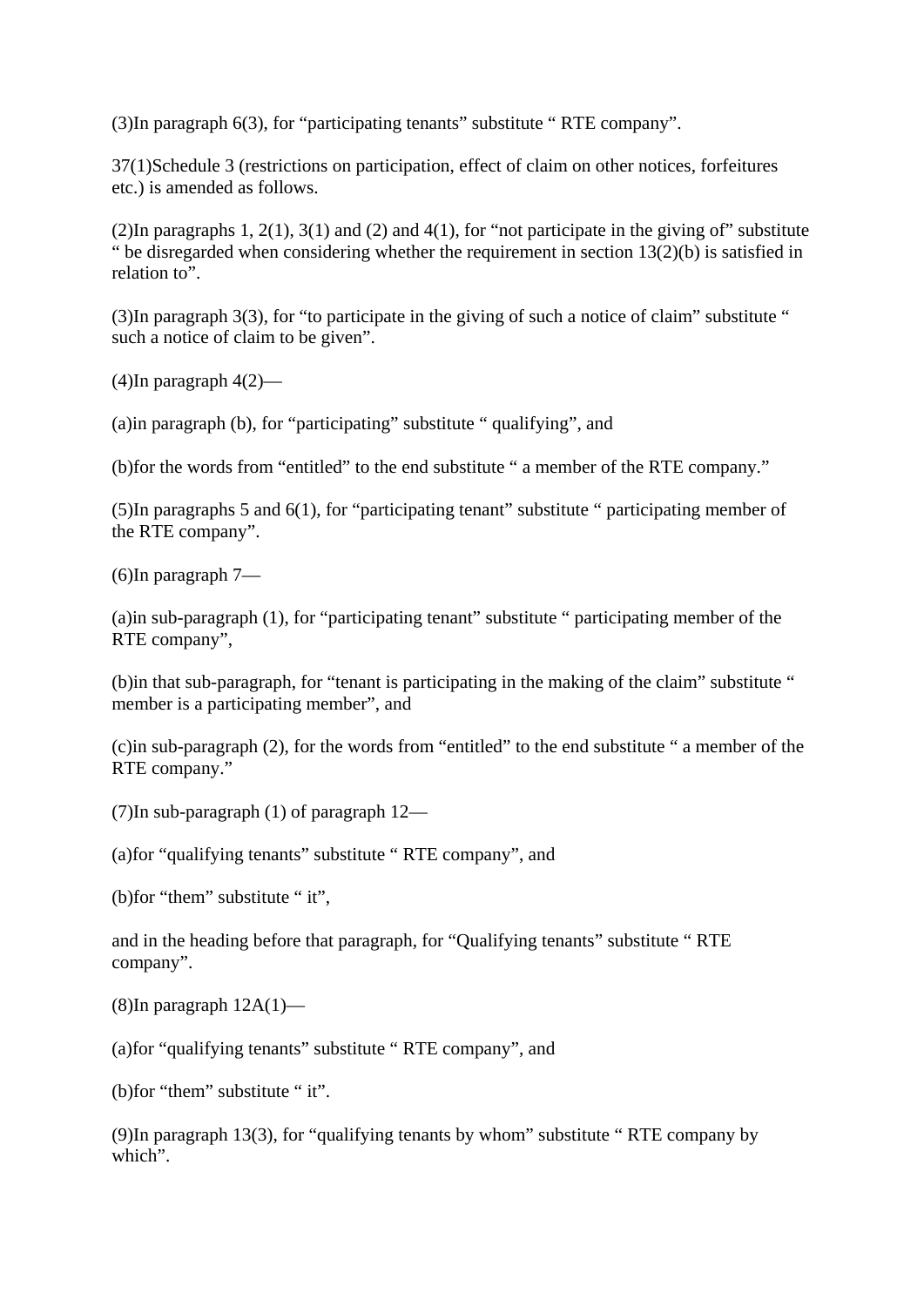(3)In paragraph 6(3), for “participating tenants” substitute “ RTE company”.

37(1)Schedule 3 (restrictions on participation, effect of claim on other notices, forfeitures etc.) is amended as follows.

(2)In paragraphs 1, 2(1), 3(1) and (2) and 4(1), for “not participate in the giving of” substitute “ be disregarded when considering whether the requirement in section 13(2)(b) is satisfied in relation to”.

(3)In paragraph 3(3), for “to participate in the giving of such a notice of claim” substitute “ such a notice of claim to be given”.

(4)In paragraph 4(2)—

(a)in paragraph (b), for “participating” substitute “ qualifying”, and

(b)for the words from “entitled” to the end substitute “ a member of the RTE company.”

(5)In paragraphs 5 and 6(1), for “participating tenant” substitute “ participating member of the RTE company”.

(6)In paragraph 7—

(a)in sub-paragraph (1), for “participating tenant” substitute “ participating member of the RTE company”,

(b)in that sub-paragraph, for “tenant is participating in the making of the claim” substitute “ member is a participating member”, and

(c)in sub-paragraph (2), for the words from “entitled” to the end substitute “ a member of the RTE company.”

(7)In sub-paragraph (1) of paragraph 12—

(a)for “qualifying tenants” substitute “ RTE company”, and

(b)for “them” substitute “ it”,

and in the heading before that paragraph, for “Qualifying tenants” substitute “ RTE company”.

(8)In paragraph 12A(1)—

(a)for “qualifying tenants” substitute “ RTE company”, and

(b)for “them” substitute “ it”.

(9)In paragraph 13(3), for “qualifying tenants by whom” substitute “ RTE company by which”.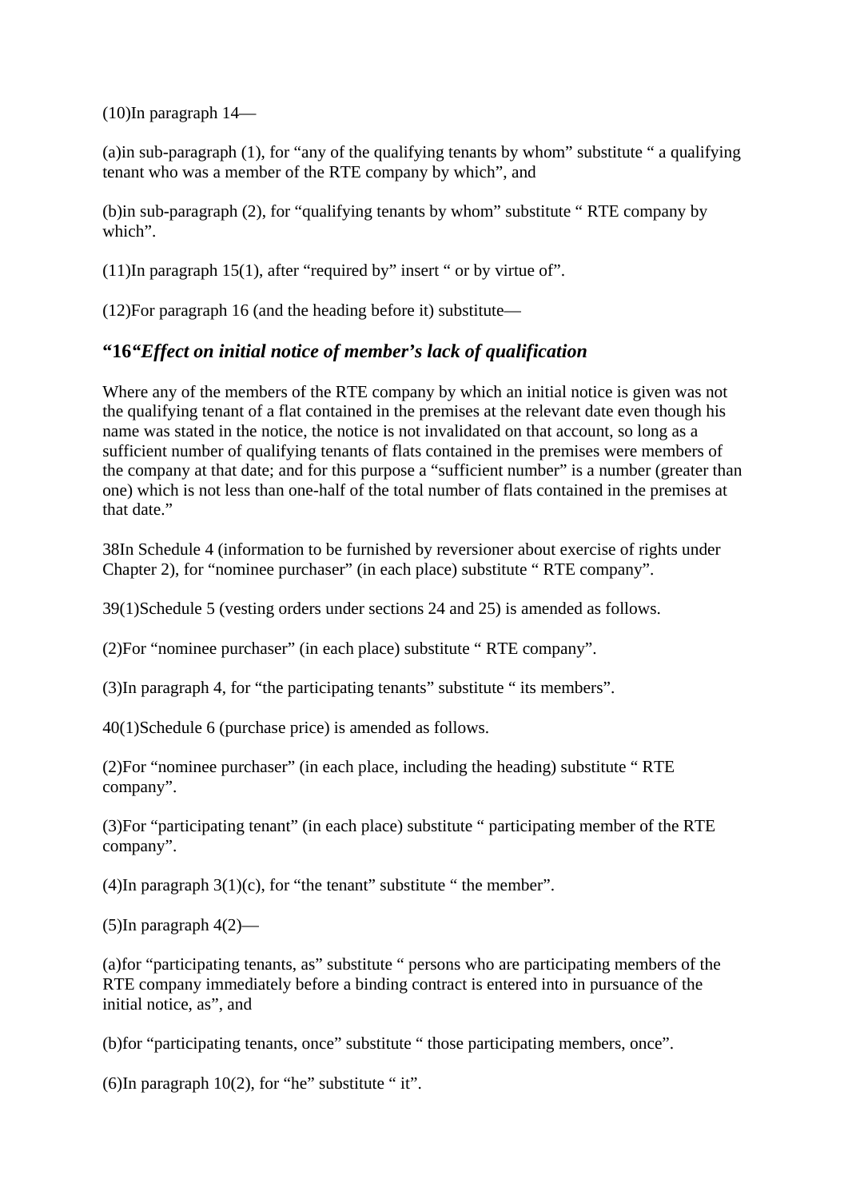(10)In paragraph 14—

(a)in sub-paragraph (1), for “any of the qualifying tenants by whom” substitute “ a qualifying tenant who was a member of the RTE company by which”, and

(b)in sub-paragraph (2), for “qualifying tenants by whom” substitute “ RTE company by which”.

(11)In paragraph 15(1), after “required by” insert “ or by virtue of”.

(12)For paragraph 16 (and the heading before it) substitute—

### “16“*Effect on initial notice of member’s lack of qualification*

Where any of the members of the RTE company by which an initial notice is given was not the qualifying tenant of a flat contained in the premises at the relevant date even though his name was stated in the notice, the notice is not invalidated on that account, so long as a sufficient number of qualifying tenants of flats contained in the premises were members of the company at that date; and for this purpose a “sufficient number” is a number (greater than one) which is not less than one-half of the total number of flats contained in the premises at that date.”

38In Schedule 4 (information to be furnished by reversioner about exercise of rights under Chapter 2), for “nominee purchaser” (in each place) substitute “ RTE company”.

39(1)Schedule 5 (vesting orders under sections 24 and 25) is amended as follows.

(2)For “nominee purchaser” (in each place) substitute “ RTE company”.

(3)In paragraph 4, for “the participating tenants” substitute “ its members”.

40(1)Schedule 6 (purchase price) is amended as follows.

(2)For “nominee purchaser” (in each place, including the heading) substitute “ RTE company”.

(3)For “participating tenant” (in each place) substitute “ participating member of the RTE company”.

(4)In paragraph 3(1)(c), for “the tenant” substitute “ the member”.

(5)In paragraph 4(2)—

(a)for “participating tenants, as” substitute “ persons who are participating members of the RTE company immediately before a binding contract is entered into in pursuance of the initial notice, as”, and

(b)for “participating tenants, once” substitute “ those participating members, once”.

(6)In paragraph 10(2), for “he” substitute “ it”.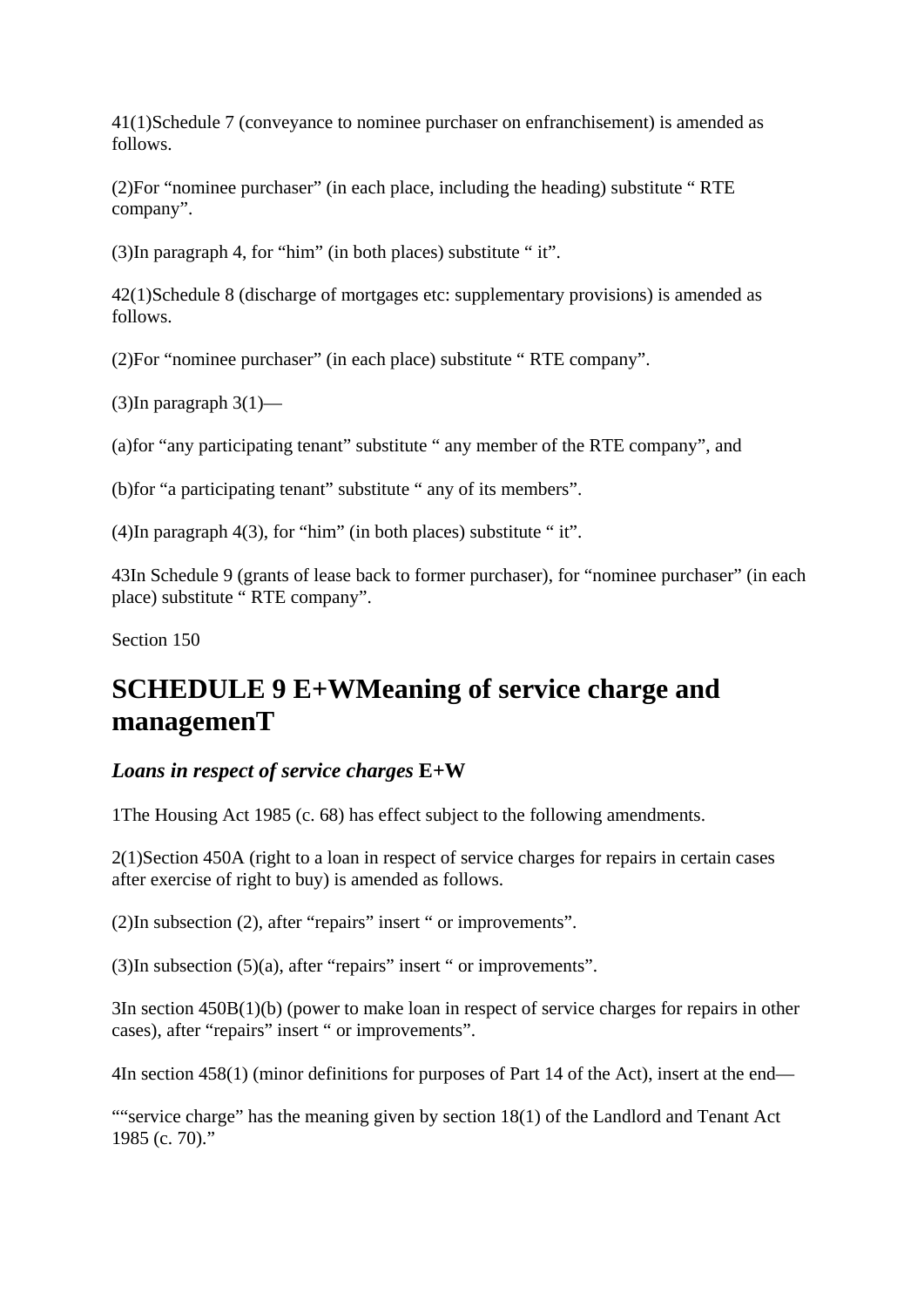41(1)Schedule 7 (conveyance to nominee purchaser on enfranchisement) is amended as follows.

(2)For "nominee purchaser" (in each place, including the heading) substitute " RTE company".

(3)In paragraph 4, for "him" (in both places) substitute " it".

42(1)Schedule 8 (discharge of mortgages etc: supplementary provisions) is amended as follows.

(2)For "nominee purchaser" (in each place) substitute " RTE company".

(3)In paragraph 3(1)—

(a)for "any participating tenant" substitute " any member of the RTE company", and

(b)for "a participating tenant" substitute " any of its members".

(4)In paragraph 4(3), for "him" (in both places) substitute " it".

43In Schedule 9 (grants of lease back to former purchaser), for "nominee purchaser" (in each place) substitute " RTE company".

Section 150

# SCHEDULE 9 E+WMeaning of service charge and managemenT

### *Loans in respect of service charges* E+W

1The Housing Act 1985 (c. 68) has effect subject to the following amendments.

2(1)Section 450A (right to a loan in respect of service charges for repairs in certain cases after exercise of right to buy) is amended as follows.

(2)In subsection (2), after "repairs" insert " or improvements".

(3)In subsection (5)(a), after "repairs" insert " or improvements".

3In section 450B(1)(b) (power to make loan in respect of service charges for repairs in other cases), after "repairs" insert " or improvements".

4In section 458(1) (minor definitions for purposes of Part 14 of the Act), insert at the end—

""service charge" has the meaning given by section 18(1) of the Landlord and Tenant Act 1985 (c. 70)."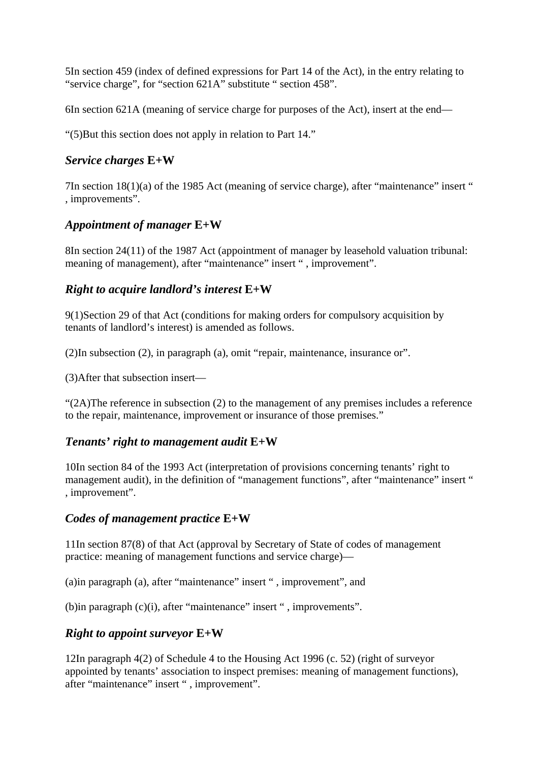5In section 459 (index of defined expressions for Part 14 of the Act), in the entry relating to “service charge”, for “section 621A” substitute “ section 458”.

6In section 621A (meaning of service charge for purposes of the Act), insert at the end—

“(5)But this section does not apply in relation to Part 14.”

### *Service charges* **E+W**

7In section 18(1)(a) of the 1985 Act (meaning of service charge), after “maintenance” insert “ , improvements”.

### *Appointment of manager* **E+W**

8In section 24(11) of the 1987 Act (appointment of manager by leasehold valuation tribunal: meaning of management), after “maintenance” insert “ , improvement”.

### *Right to acquire landlord’s interest* **E+W**

9(1)Section 29 of that Act (conditions for making orders for compulsory acquisition by tenants of landlord’s interest) is amended as follows.

(2)In subsection (2), in paragraph (a), omit “repair, maintenance, insurance or”.

(3)After that subsection insert—

“(2A)The reference in subsection (2) to the management of any premises includes a reference to the repair, maintenance, improvement or insurance of those premises.”

### *Tenants’ right to management audit* **E+W**

10In section 84 of the 1993 Act (interpretation of provisions concerning tenants’ right to management audit), in the definition of “management functions”, after “maintenance” insert “ , improvement”.

### *Codes of management practice* **E+W**

11In section 87(8) of that Act (approval by Secretary of State of codes of management practice: meaning of management functions and service charge)—

(a)in paragraph (a), after “maintenance” insert “ , improvement”, and

(b)in paragraph (c)(i), after “maintenance” insert “ , improvements”.

### *Right to appoint surveyor* **E+W**

12In paragraph 4(2) of Schedule 4 to the Housing Act 1996 (c. 52) (right of surveyor appointed by tenants’ association to inspect premises: meaning of management functions), after “maintenance” insert “ , improvement”.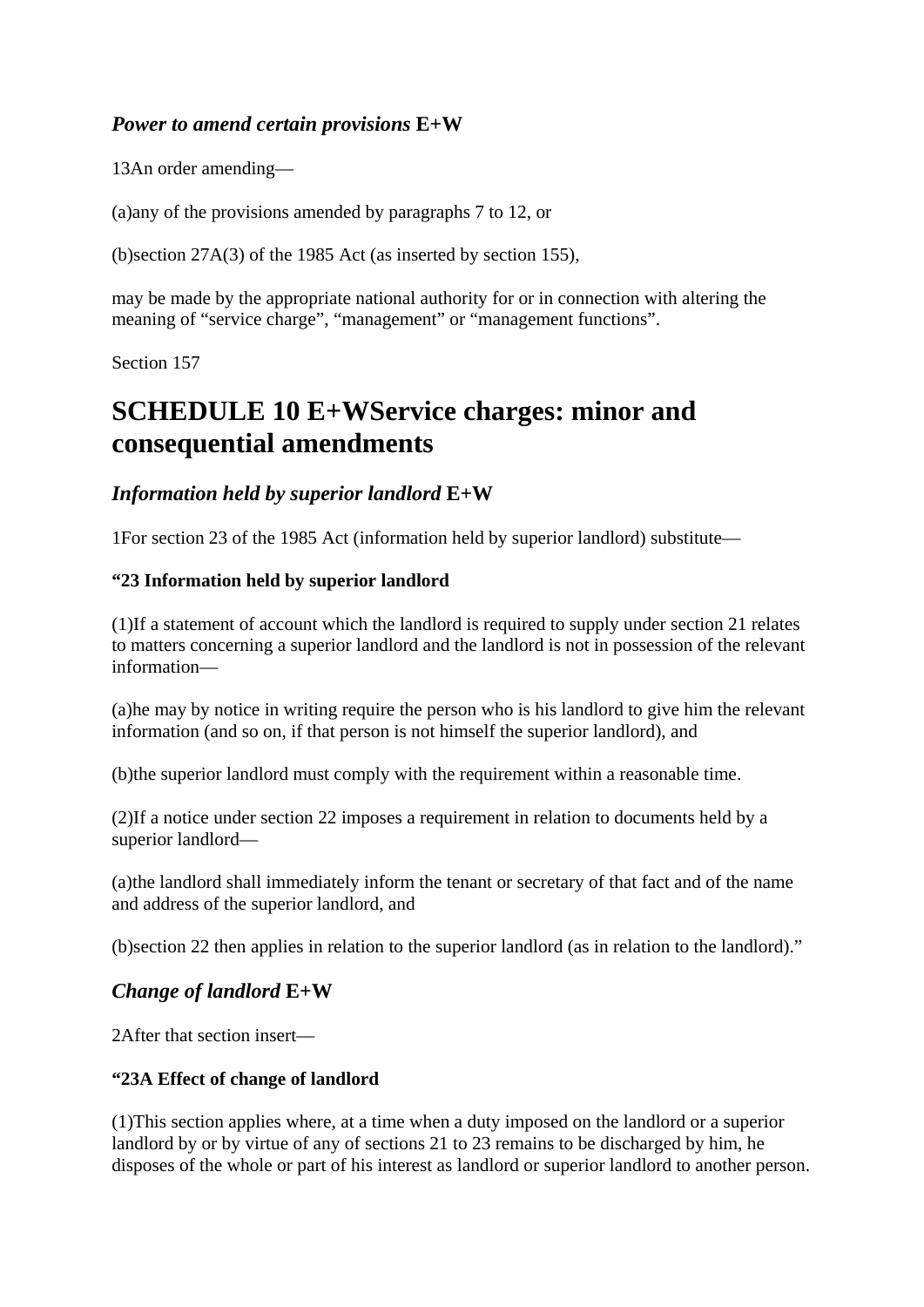### *Power to amend certain provisions* **E+W**

13An order amending—

(a)any of the provisions amended by paragraphs 7 to 12, or

(b)section 27A(3) of the 1985 Act (as inserted by section 155),

may be made by the appropriate national authority for or in connection with altering the meaning of “service charge”, “management” or “management functions”.

Section 157

# SCHEDULE 10 E+WService charges: minor and consequential amendments

### *Information held by superior landlord* **E+W**

1For section 23 of the 1985 Act (information held by superior landlord) substitute—

**“23 Information held by superior landlord**

(1)If a statement of account which the landlord is required to supply under section 21 relates to matters concerning a superior landlord and the landlord is not in possession of the relevant information—

(a)he may by notice in writing require the person who is his landlord to give him the relevant information (and so on, if that person is not himself the superior landlord), and

(b)the superior landlord must comply with the requirement within a reasonable time.

(2)If a notice under section 22 imposes a requirement in relation to documents held by a superior landlord—

(a)the landlord shall immediately inform the tenant or secretary of that fact and of the name and address of the superior landlord, and

(b)section 22 then applies in relation to the superior landlord (as in relation to the landlord).”

### *Change of landlord* **E+W**

2After that section insert—

**“23A Effect of change of landlord**

(1)This section applies where, at a time when a duty imposed on the landlord or a superior landlord by or by virtue of any of sections 21 to 23 remains to be discharged by him, he disposes of the whole or part of his interest as landlord or superior landlord to another person.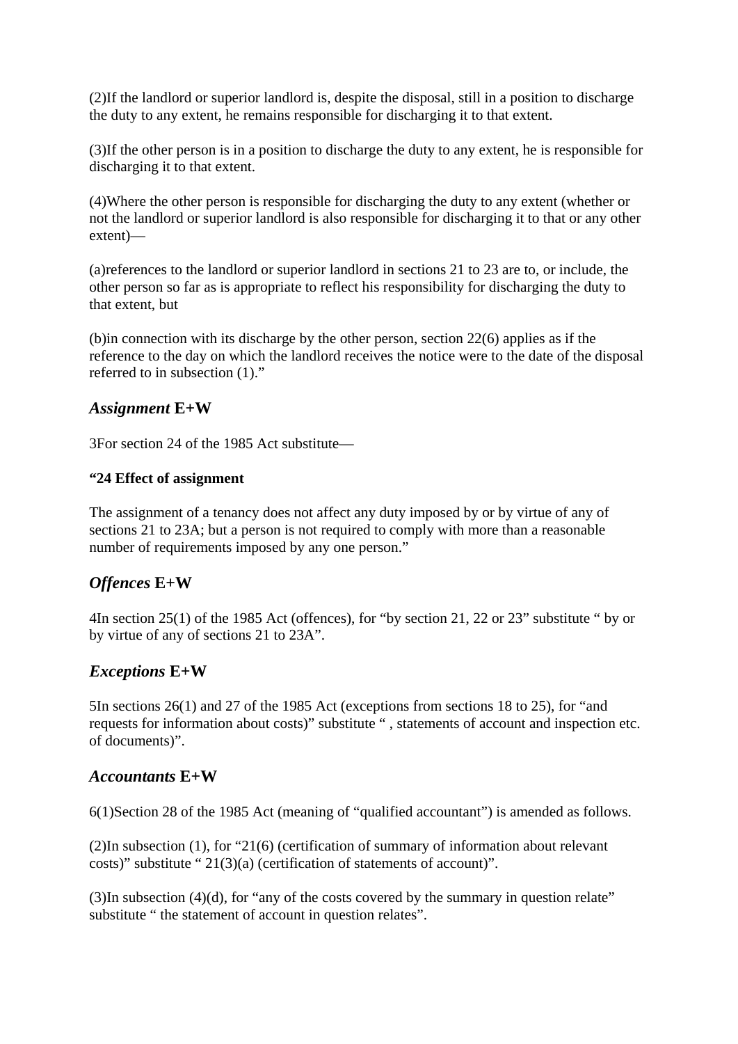(2)If the landlord or superior landlord is, despite the disposal, still in a position to discharge the duty to any extent, he remains responsible for discharging it to that extent.

(3)If the other person is in a position to discharge the duty to any extent, he is responsible for discharging it to that extent.

(4)Where the other person is responsible for discharging the duty to any extent (whether or not the landlord or superior landlord is also responsible for discharging it to that or any other extent)—

(a)references to the landlord or superior landlord in sections 21 to 23 are to, or include, the other person so far as is appropriate to reflect his responsibility for discharging the duty to that extent, but

(b)in connection with its discharge by the other person, section 22(6) applies as if the reference to the day on which the landlord receives the notice were to the date of the disposal referred to in subsection (1)."

### *Assignment* E+W

3For section 24 of the 1985 Act substitute—

#### "24 Effect of assignment

The assignment of a tenancy does not affect any duty imposed by or by virtue of any of sections 21 to 23A; but a person is not required to comply with more than a reasonable number of requirements imposed by any one person."

### *Offences* E+W

4In section 25(1) of the 1985 Act (offences), for "by section 21, 22 or 23" substitute " by or by virtue of any of sections 21 to 23A".

### *Exceptions* E+W

5In sections 26(1) and 27 of the 1985 Act (exceptions from sections 18 to 25), for "and requests for information about costs)" substitute " , statements of account and inspection etc. of documents)".

### *Accountants* E+W

6(1)Section 28 of the 1985 Act (meaning of "qualified accountant") is amended as follows.

(2)In subsection (1), for "21(6) (certification of summary of information about relevant costs)" substitute " 21(3)(a) (certification of statements of account)".

(3)In subsection (4)(d), for "any of the costs covered by the summary in question relate" substitute " the statement of account in question relates".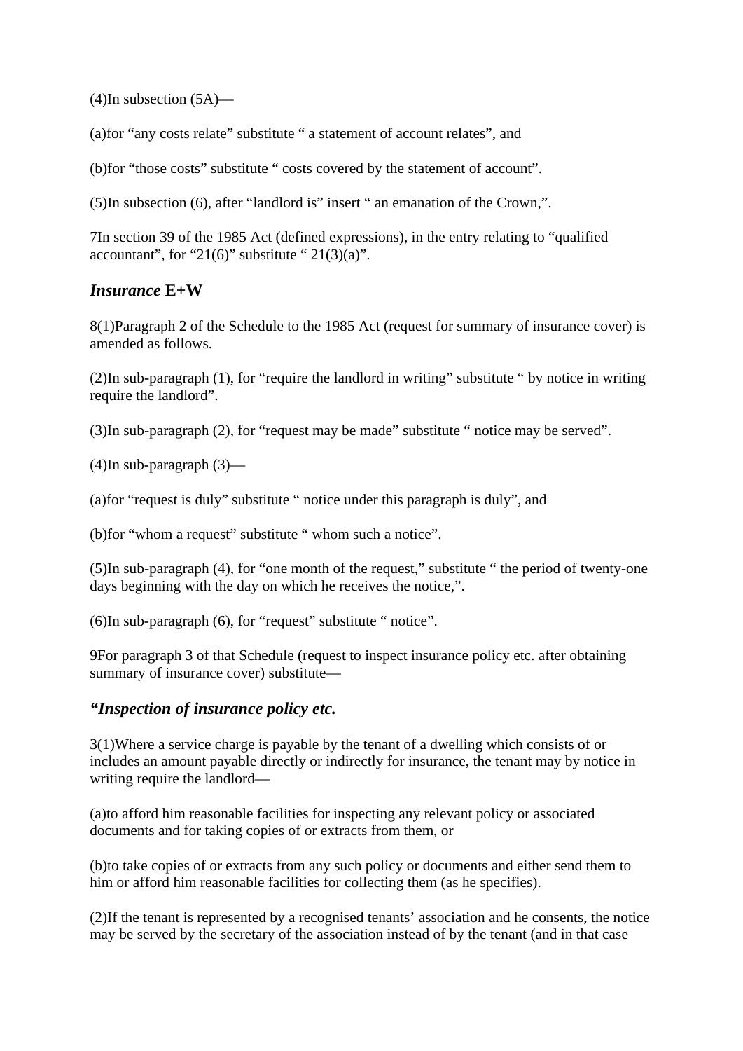(4)In subsection (5A)—

(a)for "any costs relate" substitute " a statement of account relates", and

(b)for "those costs" substitute " costs covered by the statement of account".

(5)In subsection (6), after "landlord is" insert " an emanation of the Crown,".

7In section 39 of the 1985 Act (defined expressions), in the entry relating to "qualified accountant", for "21(6)" substitute " 21(3)(a)".

### *Insurance* E+W

8(1)Paragraph 2 of the Schedule to the 1985 Act (request for summary of insurance cover) is amended as follows.

(2)In sub-paragraph (1), for "require the landlord in writing" substitute " by notice in writing require the landlord".

(3)In sub-paragraph (2), for "request may be made" substitute " notice may be served".

(4)In sub-paragraph (3)—

(a)for "request is duly" substitute " notice under this paragraph is duly", and

(b)for "whom a request" substitute " whom such a notice".

(5)In sub-paragraph (4), for "one month of the request," substitute " the period of twenty-one days beginning with the day on which he receives the notice,".

(6)In sub-paragraph (6), for "request" substitute " notice".

9For paragraph 3 of that Schedule (request to inspect insurance policy etc. after obtaining summary of insurance cover) substitute—

### *"Inspection of insurance policy etc.*

3(1)Where a service charge is payable by the tenant of a dwelling which consists of or includes an amount payable directly or indirectly for insurance, the tenant may by notice in writing require the landlord—

(a)to afford him reasonable facilities for inspecting any relevant policy or associated documents and for taking copies of or extracts from them, or

(b)to take copies of or extracts from any such policy or documents and either send them to him or afford him reasonable facilities for collecting them (as he specifies).

(2)If the tenant is represented by a recognised tenants' association and he consents, the notice may be served by the secretary of the association instead of by the tenant (and in that case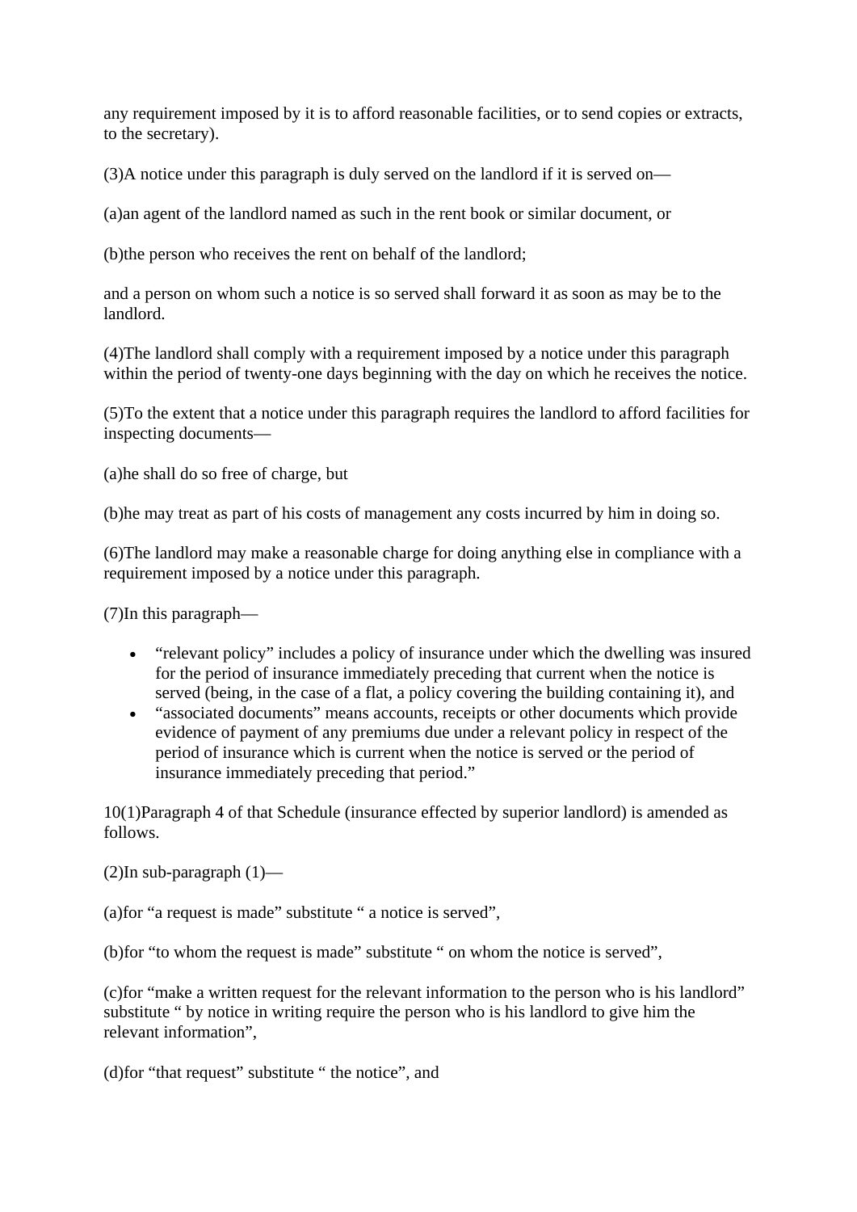any requirement imposed by it is to afford reasonable facilities, or to send copies or extracts, to the secretary).

(3)A notice under this paragraph is duly served on the landlord if it is served on—

(a)an agent of the landlord named as such in the rent book or similar document, or

(b)the person who receives the rent on behalf of the landlord;

and a person on whom such a notice is so served shall forward it as soon as may be to the landlord.

(4)The landlord shall comply with a requirement imposed by a notice under this paragraph within the period of twenty-one days beginning with the day on which he receives the notice.

(5)To the extent that a notice under this paragraph requires the landlord to afford facilities for inspecting documents—

(a)he shall do so free of charge, but

(b)he may treat as part of his costs of management any costs incurred by him in doing so.

(6)The landlord may make a reasonable charge for doing anything else in compliance with a requirement imposed by a notice under this paragraph.

(7)In this paragraph—

- “relevant policy” includes a policy of insurance under which the dwelling was insured for the period of insurance immediately preceding that current when the notice is served (being, in the case of a flat, a policy covering the building containing it), and
- “associated documents” means accounts, receipts or other documents which provide evidence of payment of any premiums due under a relevant policy in respect of the period of insurance which is current when the notice is served or the period of insurance immediately preceding that period.”

10(1)Paragraph 4 of that Schedule (insurance effected by superior landlord) is amended as follows.

(2)In sub-paragraph (1)—

(a)for “a request is made” substitute “ a notice is served”,

(b)for “to whom the request is made” substitute “ on whom the notice is served”,

(c)for “make a written request for the relevant information to the person who is his landlord” substitute “ by notice in writing require the person who is his landlord to give him the relevant information”,

(d)for “that request” substitute “ the notice”, and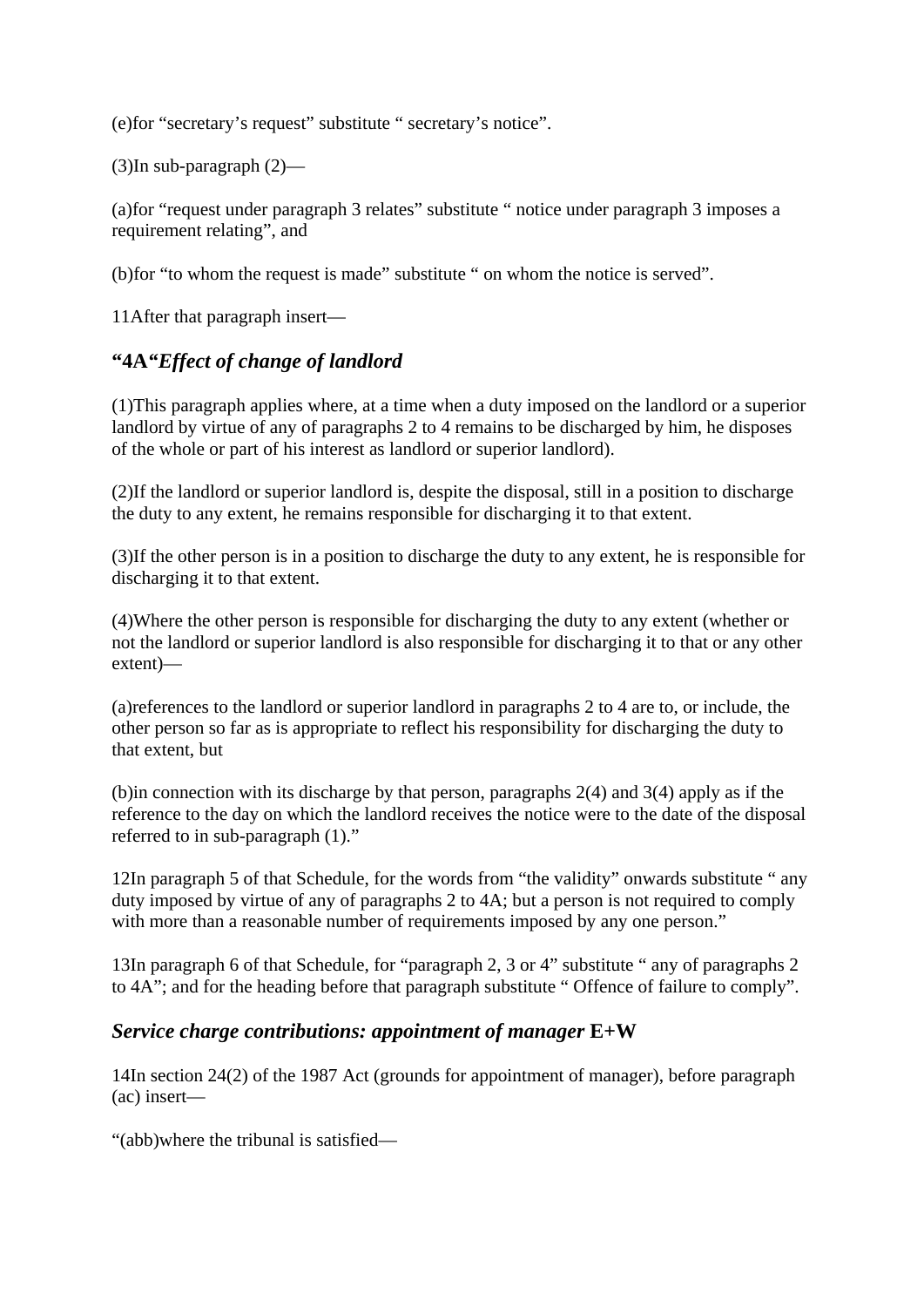(e)for “secretary’s request” substitute “ secretary’s notice”.

(3)In sub-paragraph (2)—

(a)for “request under paragraph 3 relates” substitute “ notice under paragraph 3 imposes a requirement relating”, and

(b)for “to whom the request is made” substitute “ on whom the notice is served”.

11After that paragraph insert—

### “4A“*Effect of change of landlord*

(1)This paragraph applies where, at a time when a duty imposed on the landlord or a superior landlord by virtue of any of paragraphs 2 to 4 remains to be discharged by him, he disposes of the whole or part of his interest as landlord or superior landlord).

(2)If the landlord or superior landlord is, despite the disposal, still in a position to discharge the duty to any extent, he remains responsible for discharging it to that extent.

(3)If the other person is in a position to discharge the duty to any extent, he is responsible for discharging it to that extent.

(4)Where the other person is responsible for discharging the duty to any extent (whether or not the landlord or superior landlord is also responsible for discharging it to that or any other extent)—

(a)references to the landlord or superior landlord in paragraphs 2 to 4 are to, or include, the other person so far as is appropriate to reflect his responsibility for discharging the duty to that extent, but

(b)in connection with its discharge by that person, paragraphs 2(4) and 3(4) apply as if the reference to the day on which the landlord receives the notice were to the date of the disposal referred to in sub-paragraph (1).”

12In paragraph 5 of that Schedule, for the words from “the validity” onwards substitute “ any duty imposed by virtue of any of paragraphs 2 to 4A; but a person is not required to comply with more than a reasonable number of requirements imposed by any one person.”

13In paragraph 6 of that Schedule, for “paragraph 2, 3 or 4” substitute “ any of paragraphs 2 to 4A”; and for the heading before that paragraph substitute “ Offence of failure to comply”.

### *Service charge contributions: appointment of manager* E+W

14In section 24(2) of the 1987 Act (grounds for appointment of manager), before paragraph (ac) insert—

“(abb)where the tribunal is satisfied—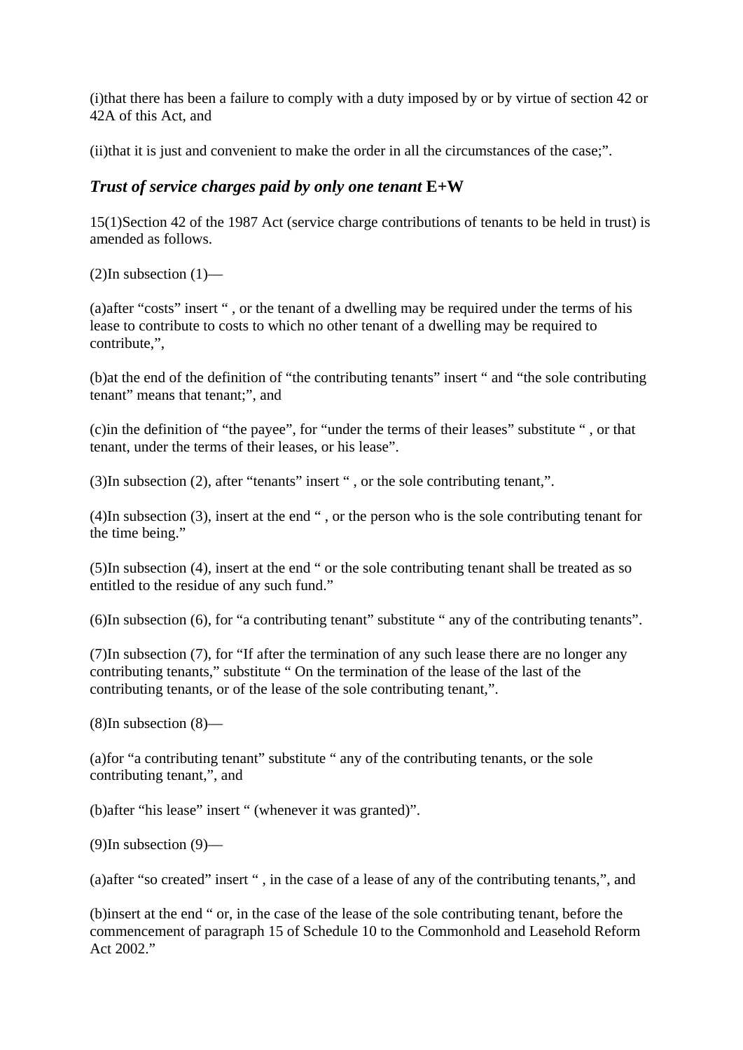(i)that there has been a failure to comply with a duty imposed by or by virtue of section 42 or 42A of this Act, and

(ii)that it is just and convenient to make the order in all the circumstances of the case;".

### *Trust of service charges paid by only one tenant* E+W

15(1)Section 42 of the 1987 Act (service charge contributions of tenants to be held in trust) is amended as follows.

(2)In subsection (1)—

(a)after "costs" insert " , or the tenant of a dwelling may be required under the terms of his lease to contribute to costs to which no other tenant of a dwelling may be required to contribute,",

(b)at the end of the definition of "the contributing tenants" insert " and "the sole contributing tenant" means that tenant;", and

(c)in the definition of "the payee", for "under the terms of their leases" substitute " , or that tenant, under the terms of their leases, or his lease".

(3)In subsection (2), after "tenants" insert " , or the sole contributing tenant,".

(4)In subsection (3), insert at the end " , or the person who is the sole contributing tenant for the time being."

(5)In subsection (4), insert at the end " or the sole contributing tenant shall be treated as so entitled to the residue of any such fund."

(6)In subsection (6), for "a contributing tenant" substitute " any of the contributing tenants".

(7)In subsection (7), for "If after the termination of any such lease there are no longer any contributing tenants," substitute " On the termination of the lease of the last of the contributing tenants, or of the lease of the sole contributing tenant,".

(8)In subsection (8)—

(a)for "a contributing tenant" substitute " any of the contributing tenants, or the sole contributing tenant,", and

(b)after "his lease" insert " (whenever it was granted)".

(9)In subsection (9)—

(a)after "so created" insert " , in the case of a lease of any of the contributing tenants,", and

(b)insert at the end " or, in the case of the lease of the sole contributing tenant, before the commencement of paragraph 15 of Schedule 10 to the Commonhold and Leasehold Reform Act 2002."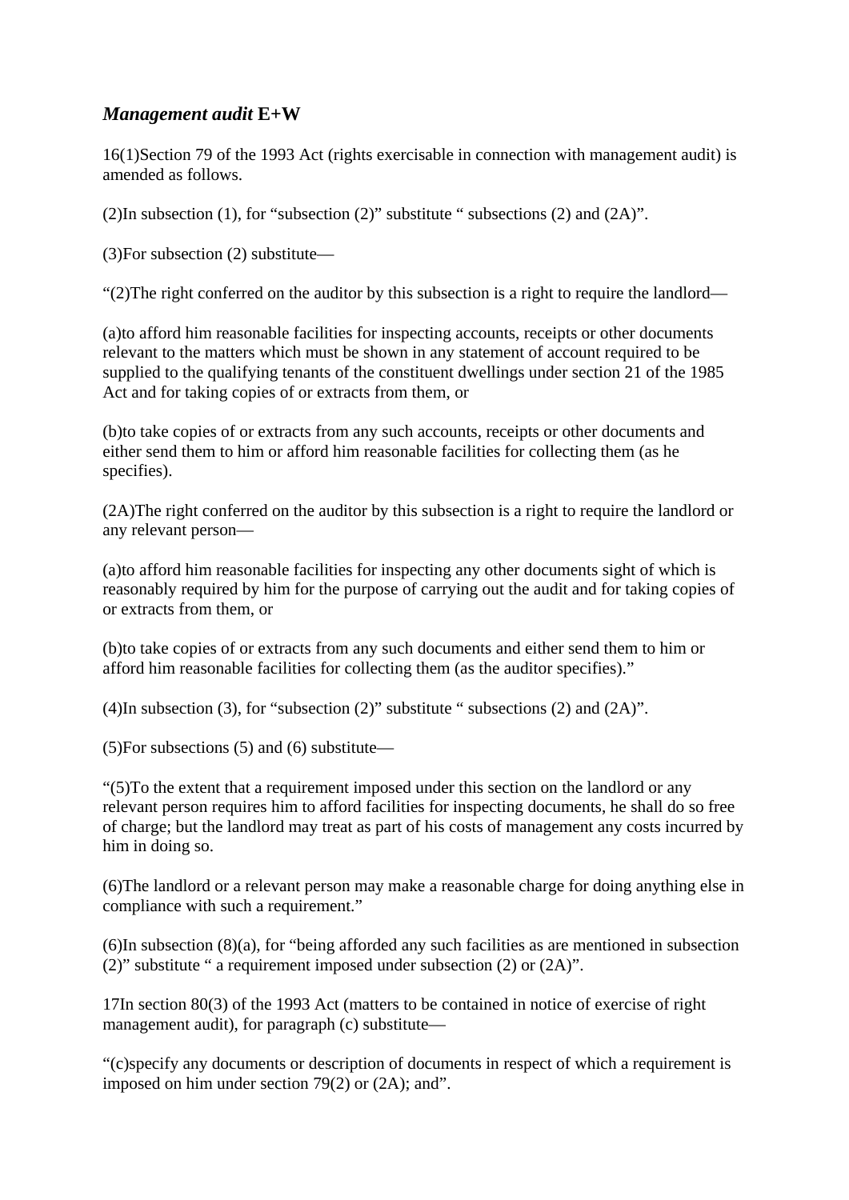### *Management audit* **E+W**

16(1)Section 79 of the 1993 Act (rights exercisable in connection with management audit) is amended as follows.

(2)In subsection (1), for “subsection (2)” substitute “ subsections (2) and (2A)”.

(3)For subsection (2) substitute—

“(2)The right conferred on the auditor by this subsection is a right to require the landlord—

(a)to afford him reasonable facilities for inspecting accounts, receipts or other documents relevant to the matters which must be shown in any statement of account required to be supplied to the qualifying tenants of the constituent dwellings under section 21 of the 1985 Act and for taking copies of or extracts from them, or

(b)to take copies of or extracts from any such accounts, receipts or other documents and either send them to him or afford him reasonable facilities for collecting them (as he specifies).

(2A)The right conferred on the auditor by this subsection is a right to require the landlord or any relevant person—

(a)to afford him reasonable facilities for inspecting any other documents sight of which is reasonably required by him for the purpose of carrying out the audit and for taking copies of or extracts from them, or

(b)to take copies of or extracts from any such documents and either send them to him or afford him reasonable facilities for collecting them (as the auditor specifies).”

(4)In subsection (3), for “subsection (2)” substitute “ subsections (2) and (2A)”.

(5)For subsections (5) and (6) substitute—

“(5)To the extent that a requirement imposed under this section on the landlord or any relevant person requires him to afford facilities for inspecting documents, he shall do so free of charge; but the landlord may treat as part of his costs of management any costs incurred by him in doing so.

(6)The landlord or a relevant person may make a reasonable charge for doing anything else in compliance with such a requirement.”

(6)In subsection (8)(a), for “being afforded any such facilities as are mentioned in subsection (2)” substitute “ a requirement imposed under subsection (2) or (2A)”.

17In section 80(3) of the 1993 Act (matters to be contained in notice of exercise of right management audit), for paragraph (c) substitute—

“(c)specify any documents or description of documents in respect of which a requirement is imposed on him under section 79(2) or (2A); and”.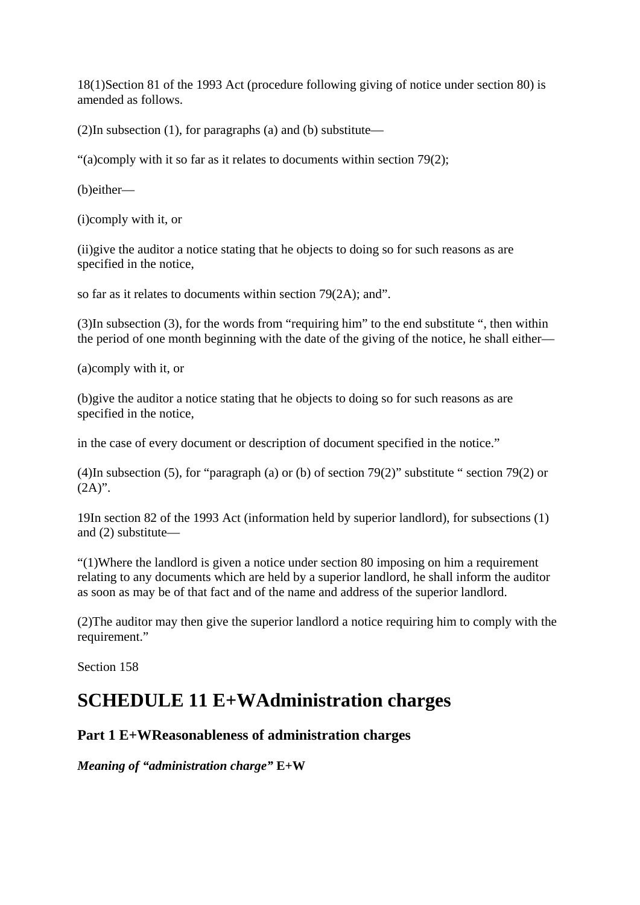18(1)Section 81 of the 1993 Act (procedure following giving of notice under section 80) is amended as follows.

(2)In subsection (1), for paragraphs (a) and (b) substitute—

“(a)comply with it so far as it relates to documents within section 79(2);

(b)either—

(i)comply with it, or

(ii)give the auditor a notice stating that he objects to doing so for such reasons as are specified in the notice,

so far as it relates to documents within section 79(2A); and”.

(3)In subsection (3), for the words from “requiring him” to the end substitute “, then within the period of one month beginning with the date of the giving of the notice, he shall either—

(a)comply with it, or

(b)give the auditor a notice stating that he objects to doing so for such reasons as are specified in the notice,

in the case of every document or description of document specified in the notice.”

(4)In subsection (5), for “paragraph (a) or (b) of section 79(2)” substitute “ section 79(2) or (2A)”.

19In section 82 of the 1993 Act (information held by superior landlord), for subsections (1) and (2) substitute—

“(1)Where the landlord is given a notice under section 80 imposing on him a requirement relating to any documents which are held by a superior landlord, he shall inform the auditor as soon as may be of that fact and of the name and address of the superior landlord.

(2)The auditor may then give the superior landlord a notice requiring him to comply with the requirement.”

Section 158

# SCHEDULE 11 E+WAdministration charges

## Part 1 E+WReasonableness of administration charges

***Meaning of “administration charge”* E+W**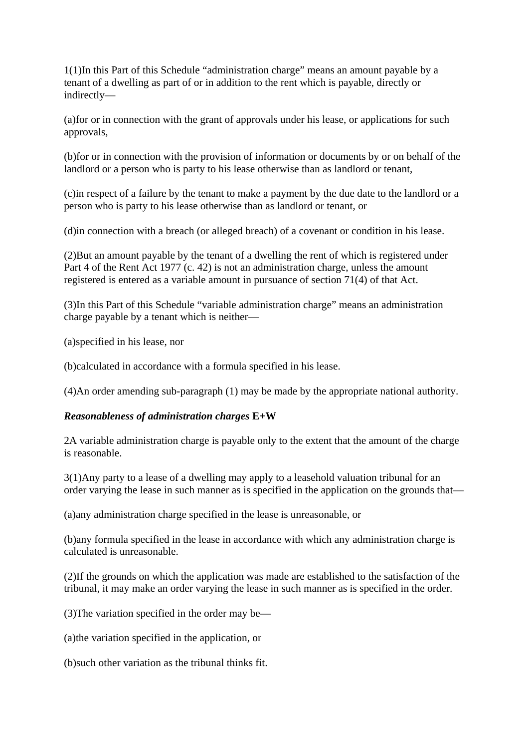1(1)In this Part of this Schedule “administration charge” means an amount payable by a tenant of a dwelling as part of or in addition to the rent which is payable, directly or indirectly—

(a)for or in connection with the grant of approvals under his lease, or applications for such approvals,

(b)for or in connection with the provision of information or documents by or on behalf of the landlord or a person who is party to his lease otherwise than as landlord or tenant,

(c)in respect of a failure by the tenant to make a payment by the due date to the landlord or a person who is party to his lease otherwise than as landlord or tenant, or

(d)in connection with a breach (or alleged breach) of a covenant or condition in his lease.

(2)But an amount payable by the tenant of a dwelling the rent of which is registered under Part 4 of the Rent Act 1977 (c. 42) is not an administration charge, unless the amount registered is entered as a variable amount in pursuance of section 71(4) of that Act.

(3)In this Part of this Schedule “variable administration charge” means an administration charge payable by a tenant which is neither—

(a)specified in his lease, nor

(b)calculated in accordance with a formula specified in his lease.

(4)An order amending sub-paragraph (1) may be made by the appropriate national authority.

***Reasonableness of administration charges*** **E+W**

2A variable administration charge is payable only to the extent that the amount of the charge is reasonable.

3(1)Any party to a lease of a dwelling may apply to a leasehold valuation tribunal for an order varying the lease in such manner as is specified in the application on the grounds that—

(a)any administration charge specified in the lease is unreasonable, or

(b)any formula specified in the lease in accordance with which any administration charge is calculated is unreasonable.

(2)If the grounds on which the application was made are established to the satisfaction of the tribunal, it may make an order varying the lease in such manner as is specified in the order.

(3)The variation specified in the order may be—

(a)the variation specified in the application, or

(b)such other variation as the tribunal thinks fit.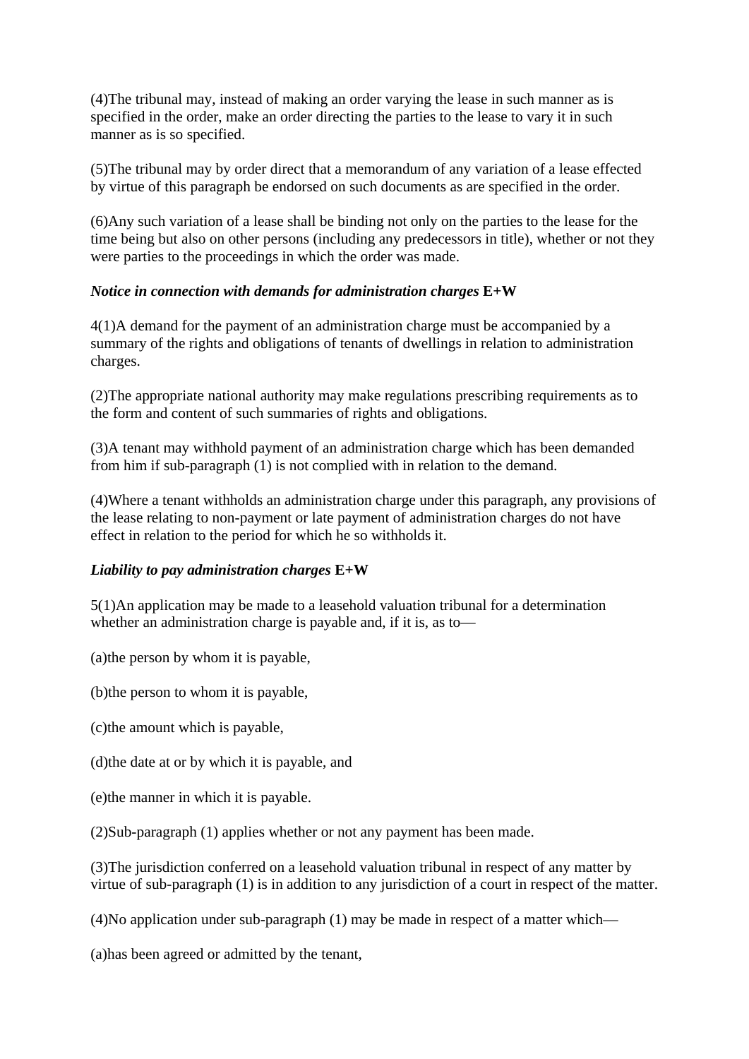(4)The tribunal may, instead of making an order varying the lease in such manner as is specified in the order, make an order directing the parties to the lease to vary it in such manner as is so specified.

(5)The tribunal may by order direct that a memorandum of any variation of a lease effected by virtue of this paragraph be endorsed on such documents as are specified in the order.

(6)Any such variation of a lease shall be binding not only on the parties to the lease for the time being but also on other persons (including any predecessors in title), whether or not they were parties to the proceedings in which the order was made.

***Notice in connection with demands for administration charges* E+W**

4(1)A demand for the payment of an administration charge must be accompanied by a summary of the rights and obligations of tenants of dwellings in relation to administration charges.

(2)The appropriate national authority may make regulations prescribing requirements as to the form and content of such summaries of rights and obligations.

(3)A tenant may withhold payment of an administration charge which has been demanded from him if sub-paragraph (1) is not complied with in relation to the demand.

(4)Where a tenant withholds an administration charge under this paragraph, any provisions of the lease relating to non-payment or late payment of administration charges do not have effect in relation to the period for which he so withholds it.

***Liability to pay administration charges* E+W**

5(1)An application may be made to a leasehold valuation tribunal for a determination whether an administration charge is payable and, if it is, as to—

(a)the person by whom it is payable,

(b)the person to whom it is payable,

(c)the amount which is payable,

(d)the date at or by which it is payable, and

(e)the manner in which it is payable.

(2)Sub-paragraph (1) applies whether or not any payment has been made.

(3)The jurisdiction conferred on a leasehold valuation tribunal in respect of any matter by virtue of sub-paragraph (1) is in addition to any jurisdiction of a court in respect of the matter.

(4)No application under sub-paragraph (1) may be made in respect of a matter which—

(a)has been agreed or admitted by the tenant,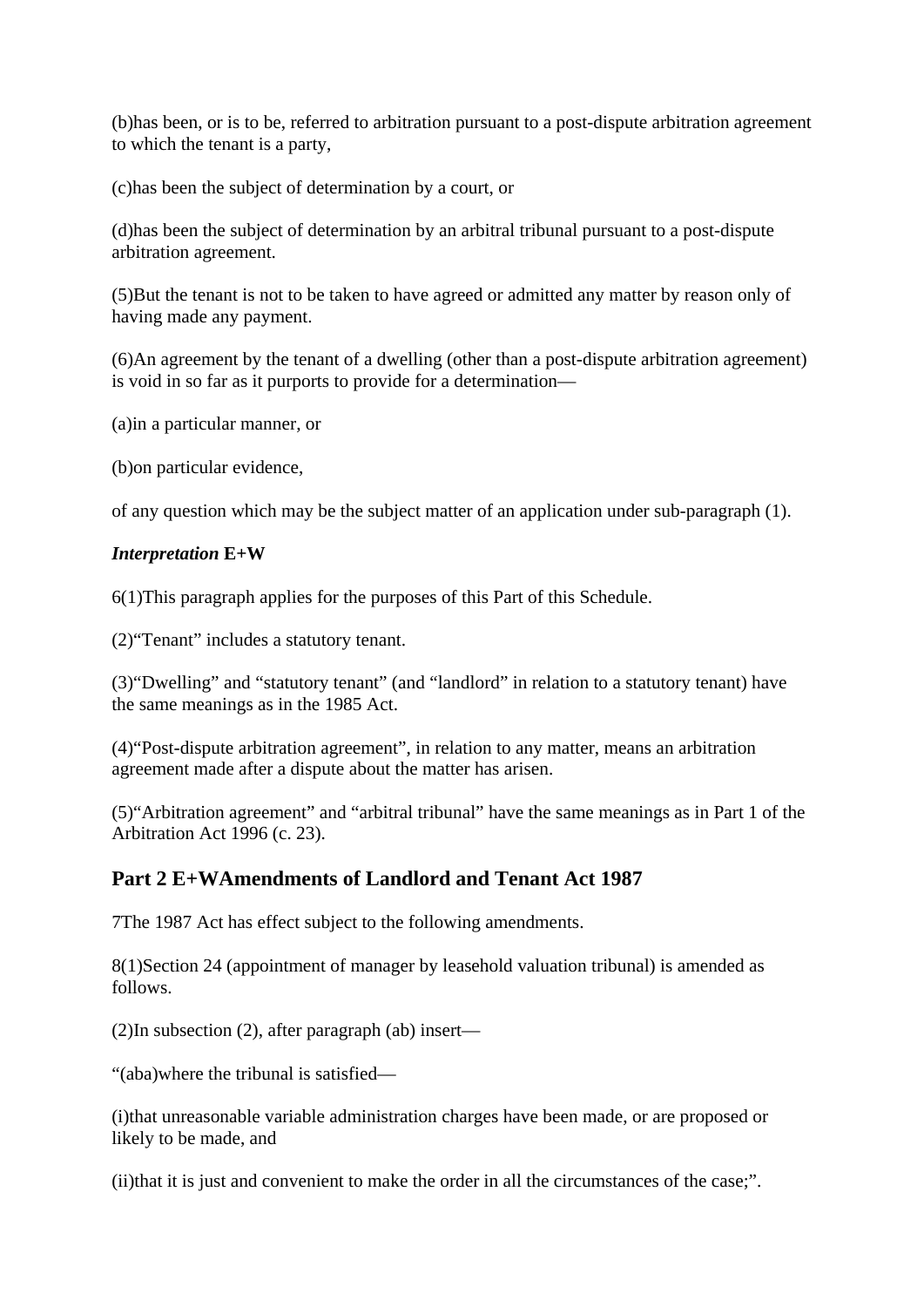(b)has been, or is to be, referred to arbitration pursuant to a post-dispute arbitration agreement to which the tenant is a party,

(c)has been the subject of determination by a court, or

(d)has been the subject of determination by an arbitral tribunal pursuant to a post-dispute arbitration agreement.

(5)But the tenant is not to be taken to have agreed or admitted any matter by reason only of having made any payment.

(6)An agreement by the tenant of a dwelling (other than a post-dispute arbitration agreement) is void in so far as it purports to provide for a determination—

(a)in a particular manner, or

(b)on particular evidence,

of any question which may be the subject matter of an application under sub-paragraph (1).

***Interpretation* E+W**

6(1)This paragraph applies for the purposes of this Part of this Schedule.

(2)"Tenant" includes a statutory tenant.

(3)"Dwelling" and "statutory tenant" (and "landlord" in relation to a statutory tenant) have the same meanings as in the 1985 Act.

(4)"Post-dispute arbitration agreement", in relation to any matter, means an arbitration agreement made after a dispute about the matter has arisen.

(5)"Arbitration agreement" and "arbitral tribunal" have the same meanings as in Part 1 of the Arbitration Act 1996 (c. 23).

## Part 2 E+WAmendments of Landlord and Tenant Act 1987

7The 1987 Act has effect subject to the following amendments.

8(1)Section 24 (appointment of manager by leasehold valuation tribunal) is amended as follows.

(2)In subsection (2), after paragraph (ab) insert—

"(aba)where the tribunal is satisfied—

(i)that unreasonable variable administration charges have been made, or are proposed or likely to be made, and

(ii)that it is just and convenient to make the order in all the circumstances of the case;".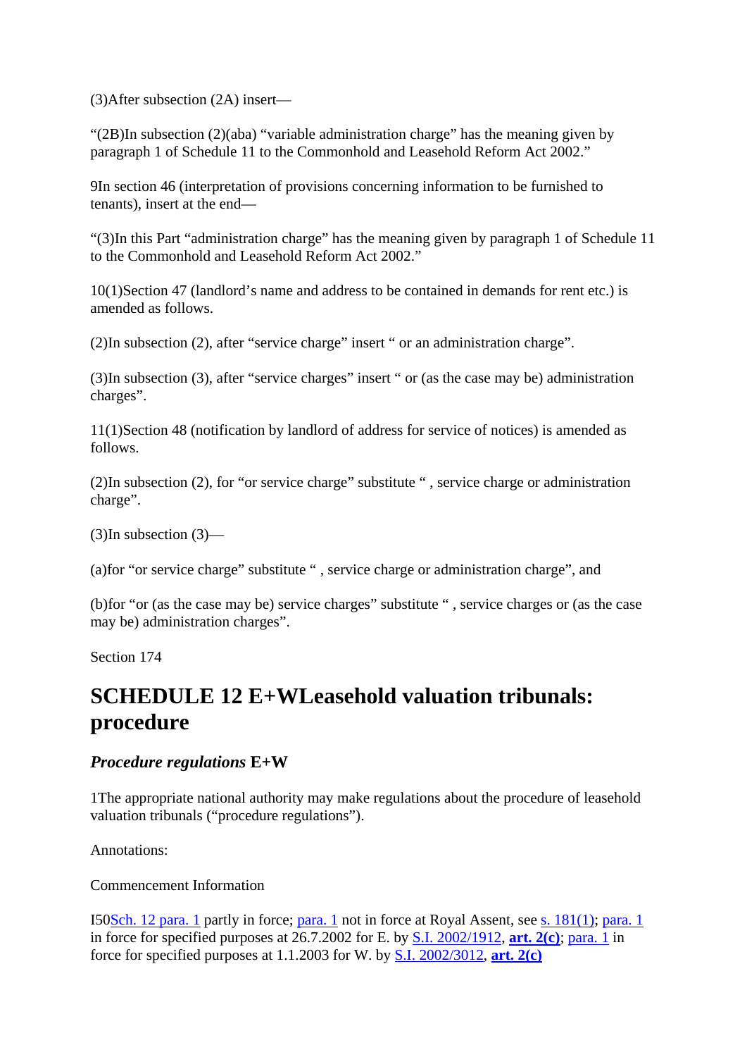(3)After subsection (2A) insert—

“(2B)In subsection (2)(aba) “variable administration charge” has the meaning given by paragraph 1 of Schedule 11 to the Commonhold and Leasehold Reform Act 2002.”

9In section 46 (interpretation of provisions concerning information to be furnished to tenants), insert at the end—

“(3)In this Part “administration charge” has the meaning given by paragraph 1 of Schedule 11 to the Commonhold and Leasehold Reform Act 2002.”

10(1)Section 47 (landlord’s name and address to be contained in demands for rent etc.) is amended as follows.

(2)In subsection (2), after “service charge” insert “ or an administration charge”.

(3)In subsection (3), after “service charges” insert “ or (as the case may be) administration charges”.

11(1)Section 48 (notification by landlord of address for service of notices) is amended as follows.

(2)In subsection (2), for “or service charge” substitute “ , service charge or administration charge”.

(3)In subsection (3)—

(a)for “or service charge” substitute “ , service charge or administration charge”, and

(b)for “or (as the case may be) service charges” substitute “ , service charges or (as the case may be) administration charges”.

Section 174

# SCHEDULE 12 E+WLeasehold valuation tribunals: procedure

### *Procedure regulations* E+W

1The appropriate national authority may make regulations about the procedure of leasehold valuation tribunals (“procedure regulations”).

Annotations:

Commencement Information

I50Sch. 12 para. 1 partly in force; para. 1 not in force at Royal Assent, see s. 181(1); para. 1 in force for specified purposes at 26.7.2002 for E. by S.I. 2002/1912, **art. 2(c)**; para. 1 in force for specified purposes at 1.1.2003 for W. by S.I. 2002/3012, **art. 2(c)**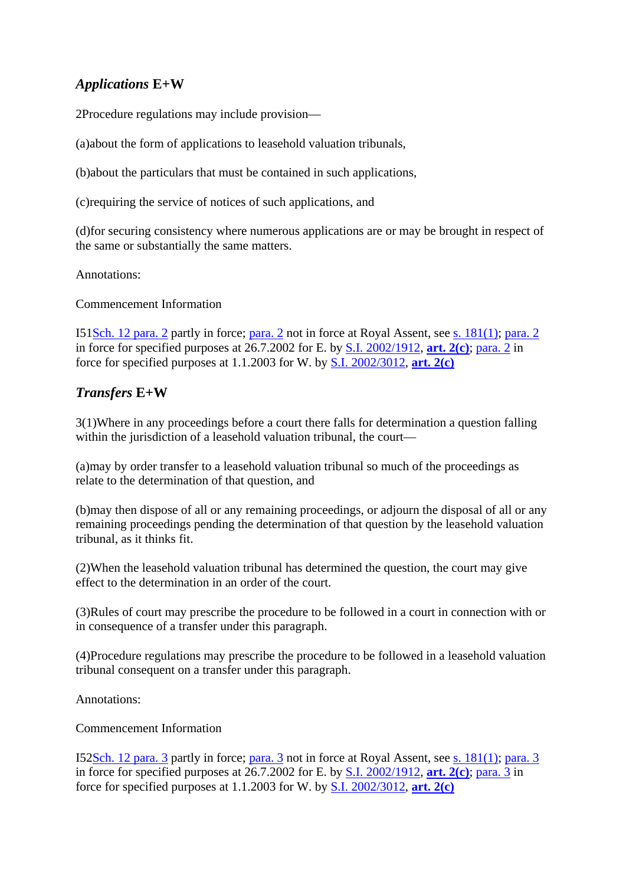### *Applications* E+W

2Procedure regulations may include provision—

(a)about the form of applications to leasehold valuation tribunals,

(b)about the particulars that must be contained in such applications,

(c)requiring the service of notices of such applications, and

(d)for securing consistency where numerous applications are or may be brought in respect of the same or substantially the same matters.

Annotations:

Commencement Information

I51Sch. 12 para. 2 partly in force; para. 2 not in force at Royal Assent, see s. 181(1); para. 2 in force for specified purposes at 26.7.2002 for E. by S.I. 2002/1912, **art. 2(c)**; para. 2 in force for specified purposes at 1.1.2003 for W. by S.I. 2002/3012, **art. 2(c)**

### *Transfers* E+W

3(1)Where in any proceedings before a court there falls for determination a question falling within the jurisdiction of a leasehold valuation tribunal, the court—

(a)may by order transfer to a leasehold valuation tribunal so much of the proceedings as relate to the determination of that question, and

(b)may then dispose of all or any remaining proceedings, or adjourn the disposal of all or any remaining proceedings pending the determination of that question by the leasehold valuation tribunal, as it thinks fit.

(2)When the leasehold valuation tribunal has determined the question, the court may give effect to the determination in an order of the court.

(3)Rules of court may prescribe the procedure to be followed in a court in connection with or in consequence of a transfer under this paragraph.

(4)Procedure regulations may prescribe the procedure to be followed in a leasehold valuation tribunal consequent on a transfer under this paragraph.

Annotations:

Commencement Information

I52Sch. 12 para. 3 partly in force; para. 3 not in force at Royal Assent, see s. 181(1); para. 3 in force for specified purposes at 26.7.2002 for E. by S.I. 2002/1912, **art. 2(c)**; para. 3 in force for specified purposes at 1.1.2003 for W. by S.I. 2002/3012, **art. 2(c)**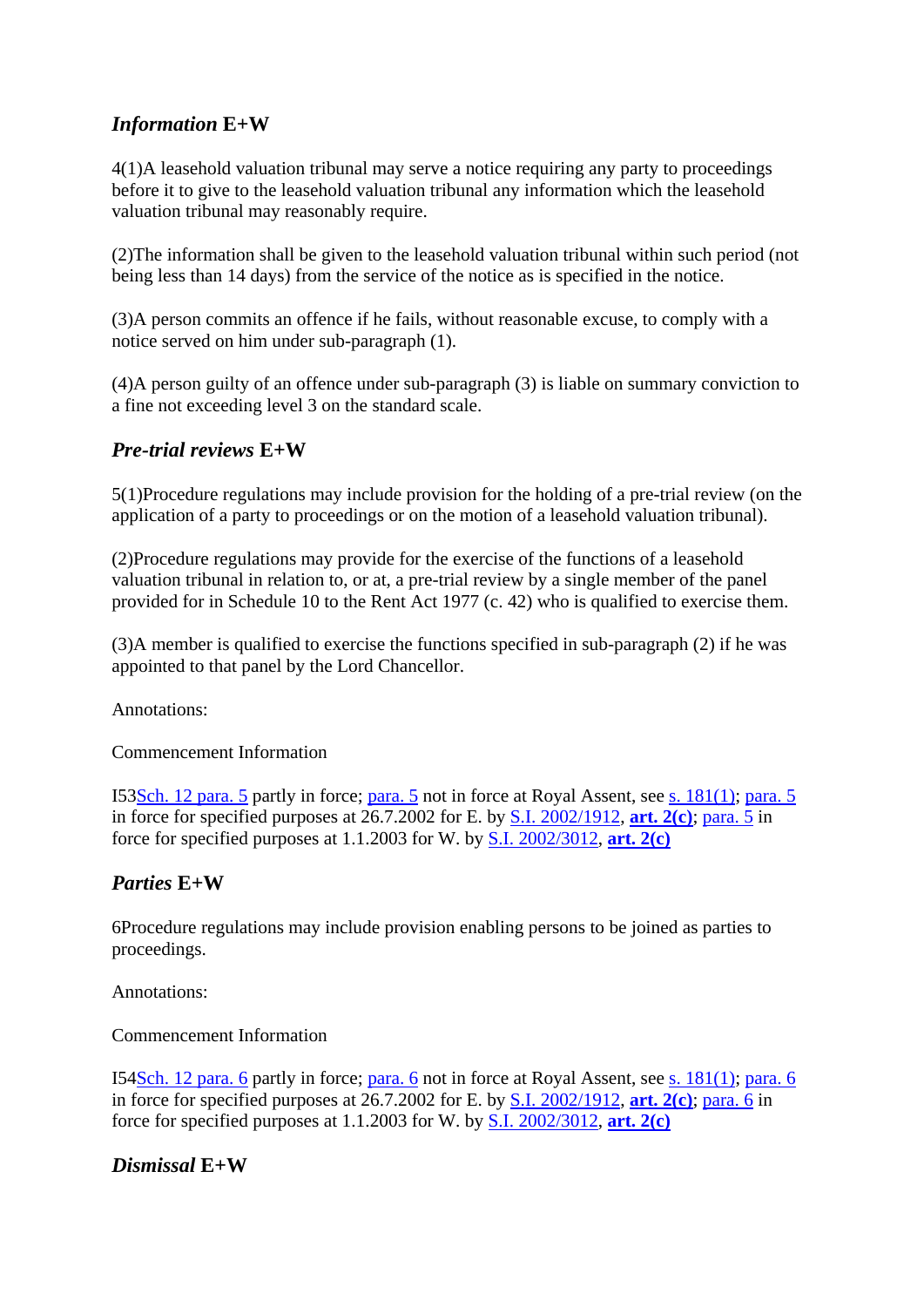### *Information* E+W

4(1)A leasehold valuation tribunal may serve a notice requiring any party to proceedings before it to give to the leasehold valuation tribunal any information which the leasehold valuation tribunal may reasonably require.

(2)The information shall be given to the leasehold valuation tribunal within such period (not being less than 14 days) from the service of the notice as is specified in the notice.

(3)A person commits an offence if he fails, without reasonable excuse, to comply with a notice served on him under sub-paragraph (1).

(4)A person guilty of an offence under sub-paragraph (3) is liable on summary conviction to a fine not exceeding level 3 on the standard scale.

### *Pre-trial reviews* E+W

5(1)Procedure regulations may include provision for the holding of a pre-trial review (on the application of a party to proceedings or on the motion of a leasehold valuation tribunal).

(2)Procedure regulations may provide for the exercise of the functions of a leasehold valuation tribunal in relation to, or at, a pre-trial review by a single member of the panel provided for in Schedule 10 to the Rent Act 1977 (c. 42) who is qualified to exercise them.

(3)A member is qualified to exercise the functions specified in sub-paragraph (2) if he was appointed to that panel by the Lord Chancellor.

Annotations:

Commencement Information

I53Sch. 12 para. 5 partly in force; para. 5 not in force at Royal Assent, see s. 181(1); para. 5 in force for specified purposes at 26.7.2002 for E. by S.I. 2002/1912, **art. 2(c)**; para. 5 in force for specified purposes at 1.1.2003 for W. by S.I. 2002/3012, **art. 2(c)**

### *Parties* E+W

6Procedure regulations may include provision enabling persons to be joined as parties to proceedings.

Annotations:

Commencement Information

I54Sch. 12 para. 6 partly in force; para. 6 not in force at Royal Assent, see s. 181(1); para. 6 in force for specified purposes at 26.7.2002 for E. by S.I. 2002/1912, **art. 2(c)**; para. 6 in force for specified purposes at 1.1.2003 for W. by S.I. 2002/3012, **art. 2(c)**

### *Dismissal* E+W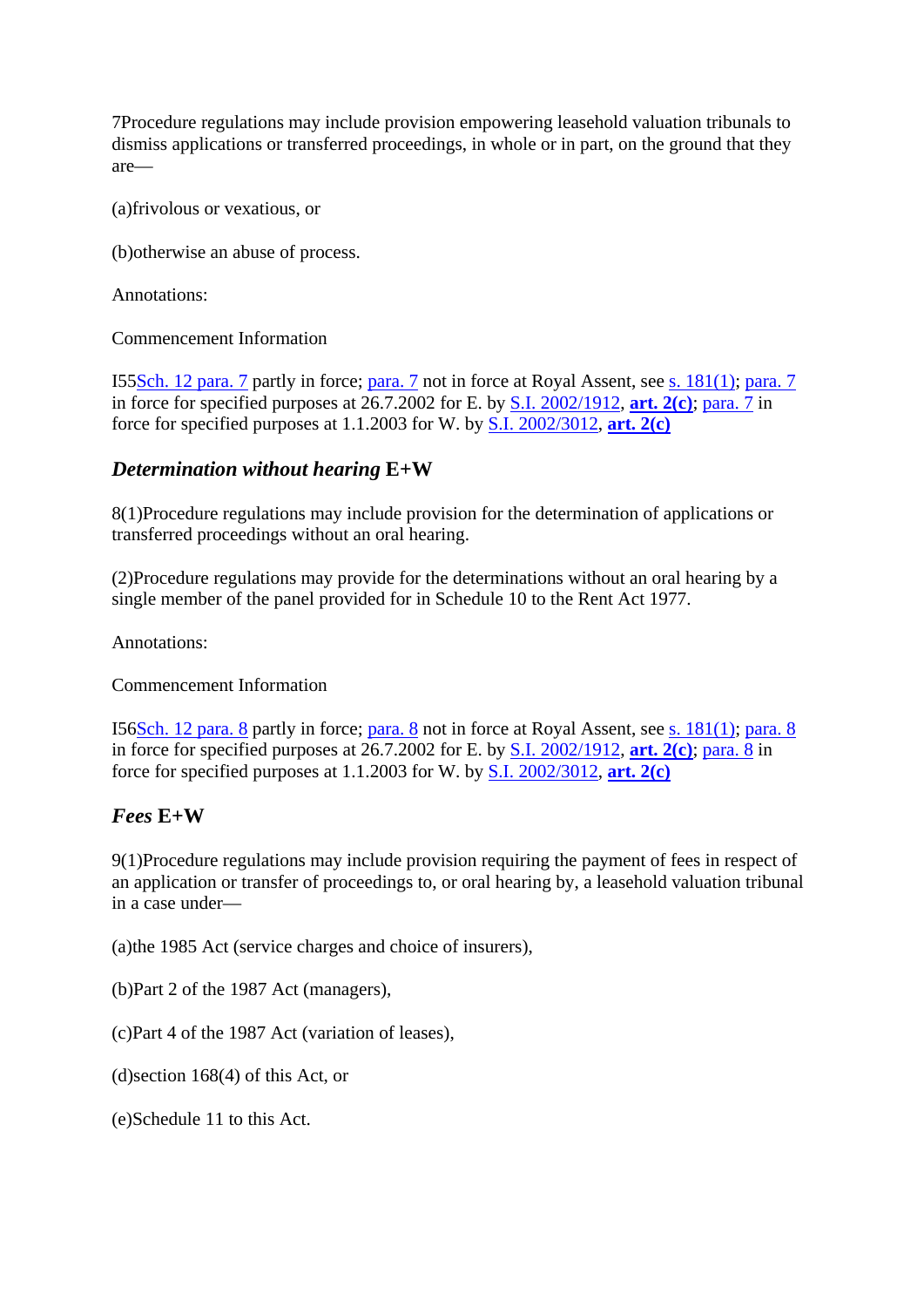7Procedure regulations may include provision empowering leasehold valuation tribunals to dismiss applications or transferred proceedings, in whole or in part, on the ground that they are—

(a)frivolous or vexatious, or

(b)otherwise an abuse of process.

Annotations:

Commencement Information

I55Sch. 12 para. 7 partly in force; para. 7 not in force at Royal Assent, see s. 181(1); para. 7 in force for specified purposes at 26.7.2002 for E. by S.I. 2002/1912, **art. 2(c)**; para. 7 in force for specified purposes at 1.1.2003 for W. by S.I. 2002/3012, **art. 2(c)**

### *Determination without hearing* E+W

8(1)Procedure regulations may include provision for the determination of applications or transferred proceedings without an oral hearing.

(2)Procedure regulations may provide for the determinations without an oral hearing by a single member of the panel provided for in Schedule 10 to the Rent Act 1977.

Annotations:

Commencement Information

I56Sch. 12 para. 8 partly in force; para. 8 not in force at Royal Assent, see s. 181(1); para. 8 in force for specified purposes at 26.7.2002 for E. by S.I. 2002/1912, **art. 2(c)**; para. 8 in force for specified purposes at 1.1.2003 for W. by S.I. 2002/3012, **art. 2(c)**

### *Fees* E+W

9(1)Procedure regulations may include provision requiring the payment of fees in respect of an application or transfer of proceedings to, or oral hearing by, a leasehold valuation tribunal in a case under—

(a)the 1985 Act (service charges and choice of insurers),

(b)Part 2 of the 1987 Act (managers),

(c)Part 4 of the 1987 Act (variation of leases),

(d)section 168(4) of this Act, or

(e)Schedule 11 to this Act.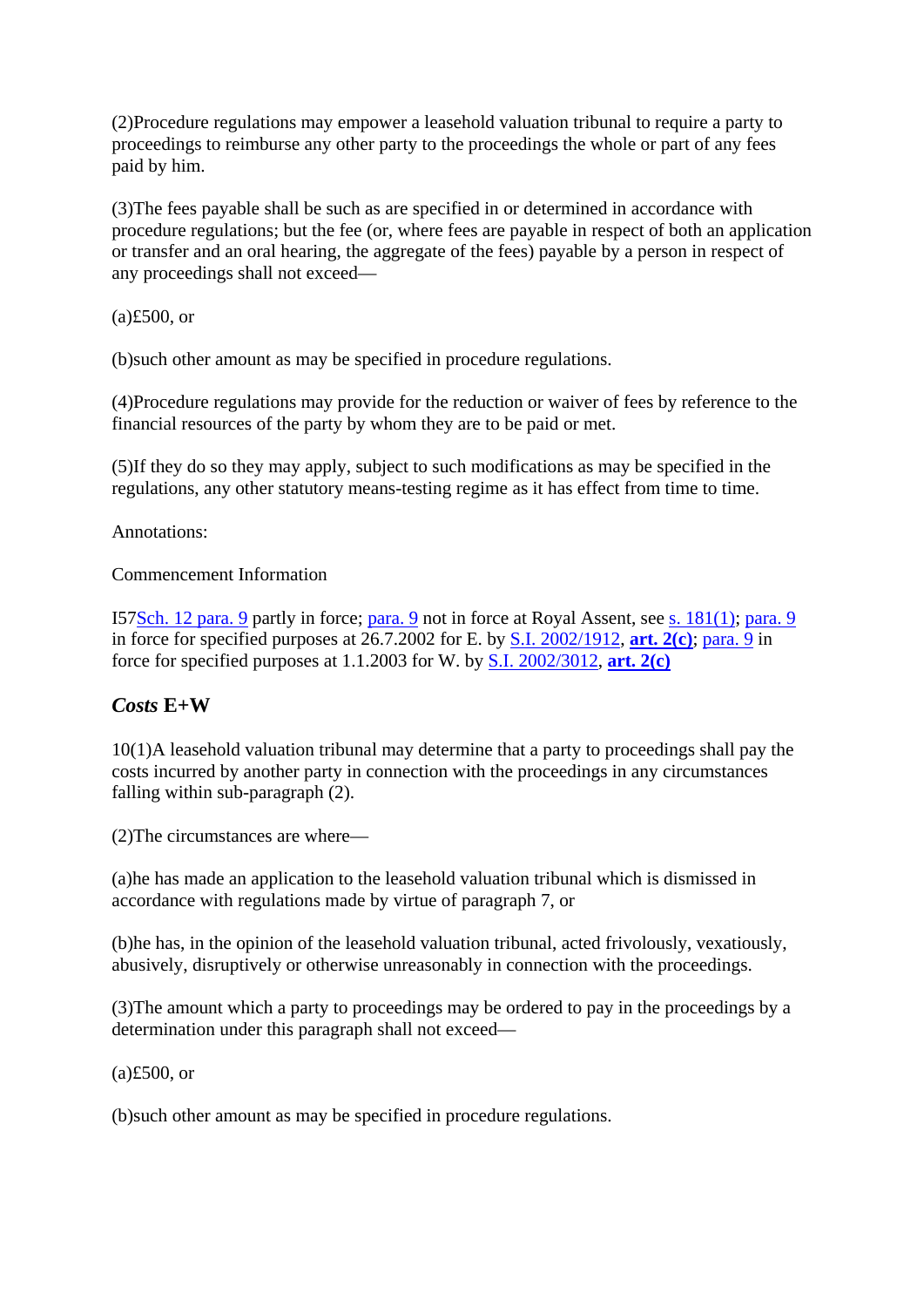(2)Procedure regulations may empower a leasehold valuation tribunal to require a party to proceedings to reimburse any other party to the proceedings the whole or part of any fees paid by him.

(3)The fees payable shall be such as are specified in or determined in accordance with procedure regulations; but the fee (or, where fees are payable in respect of both an application or transfer and an oral hearing, the aggregate of the fees) payable by a person in respect of any proceedings shall not exceed—

(a)£500, or

(b)such other amount as may be specified in procedure regulations.

(4)Procedure regulations may provide for the reduction or waiver of fees by reference to the financial resources of the party by whom they are to be paid or met.

(5)If they do so they may apply, subject to such modifications as may be specified in the regulations, any other statutory means-testing regime as it has effect from time to time.

Annotations:

Commencement Information

I57Sch. 12 para. 9 partly in force; para. 9 not in force at Royal Assent, see s. 181(1); para. 9 in force for specified purposes at 26.7.2002 for E. by S.I. 2002/1912, **art. 2(c)**; para. 9 in force for specified purposes at 1.1.2003 for W. by S.I. 2002/3012, **art. 2(c)**

### ***Costs*** **E+W**

10(1)A leasehold valuation tribunal may determine that a party to proceedings shall pay the costs incurred by another party in connection with the proceedings in any circumstances falling within sub-paragraph (2).

(2)The circumstances are where—

(a)he has made an application to the leasehold valuation tribunal which is dismissed in accordance with regulations made by virtue of paragraph 7, or

(b)he has, in the opinion of the leasehold valuation tribunal, acted frivolously, vexatiously, abusively, disruptively or otherwise unreasonably in connection with the proceedings.

(3)The amount which a party to proceedings may be ordered to pay in the proceedings by a determination under this paragraph shall not exceed—

(a)£500, or

(b)such other amount as may be specified in procedure regulations.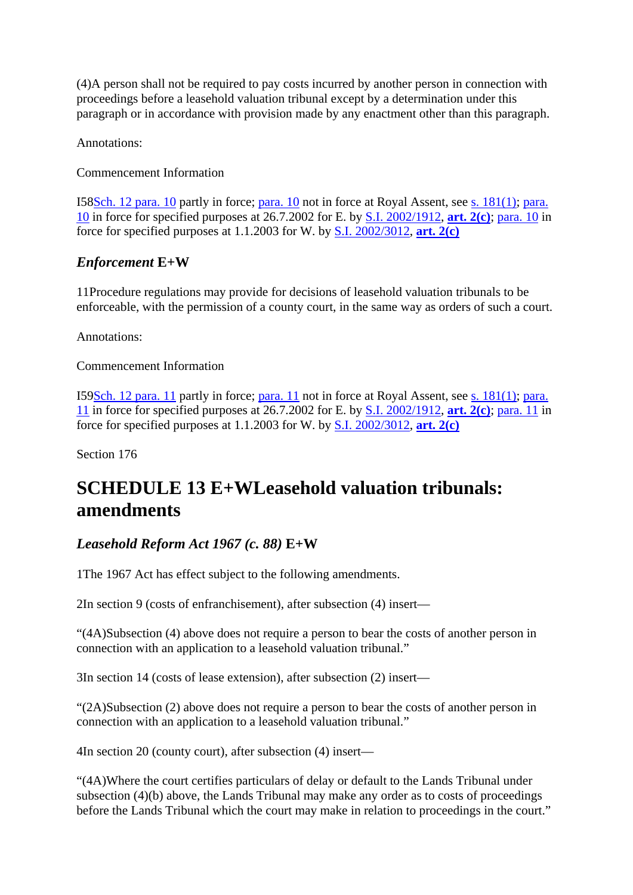(4)A person shall not be required to pay costs incurred by another person in connection with proceedings before a leasehold valuation tribunal except by a determination under this paragraph or in accordance with provision made by any enactment other than this paragraph.

Annotations:

Commencement Information

I58Sch. 12 para. 10 partly in force; para. 10 not in force at Royal Assent, see s. 181(1); para. 10 in force for specified purposes at 26.7.2002 for E. by S.I. 2002/1912, **art. 2(c)**; para. 10 in force for specified purposes at 1.1.2003 for W. by S.I. 2002/3012, **art. 2(c)**

### *Enforcement* E+W

11Procedure regulations may provide for decisions of leasehold valuation tribunals to be enforceable, with the permission of a county court, in the same way as orders of such a court.

Annotations:

Commencement Information

I59Sch. 12 para. 11 partly in force; para. 11 not in force at Royal Assent, see s. 181(1); para. 11 in force for specified purposes at 26.7.2002 for E. by S.I. 2002/1912, **art. 2(c)**; para. 11 in force for specified purposes at 1.1.2003 for W. by S.I. 2002/3012, **art. 2(c)**

Section 176

## SCHEDULE 13 E+WLeasehold valuation tribunals: amendments

### *Leasehold Reform Act 1967 (c. 88)* E+W

1The 1967 Act has effect subject to the following amendments.

2In section 9 (costs of enfranchisement), after subsection (4) insert—

“(4A)Subsection (4) above does not require a person to bear the costs of another person in connection with an application to a leasehold valuation tribunal.”

3In section 14 (costs of lease extension), after subsection (2) insert—

“(2A)Subsection (2) above does not require a person to bear the costs of another person in connection with an application to a leasehold valuation tribunal.”

4In section 20 (county court), after subsection (4) insert—

“(4A)Where the court certifies particulars of delay or default to the Lands Tribunal under subsection (4)(b) above, the Lands Tribunal may make any order as to costs of proceedings before the Lands Tribunal which the court may make in relation to proceedings in the court.”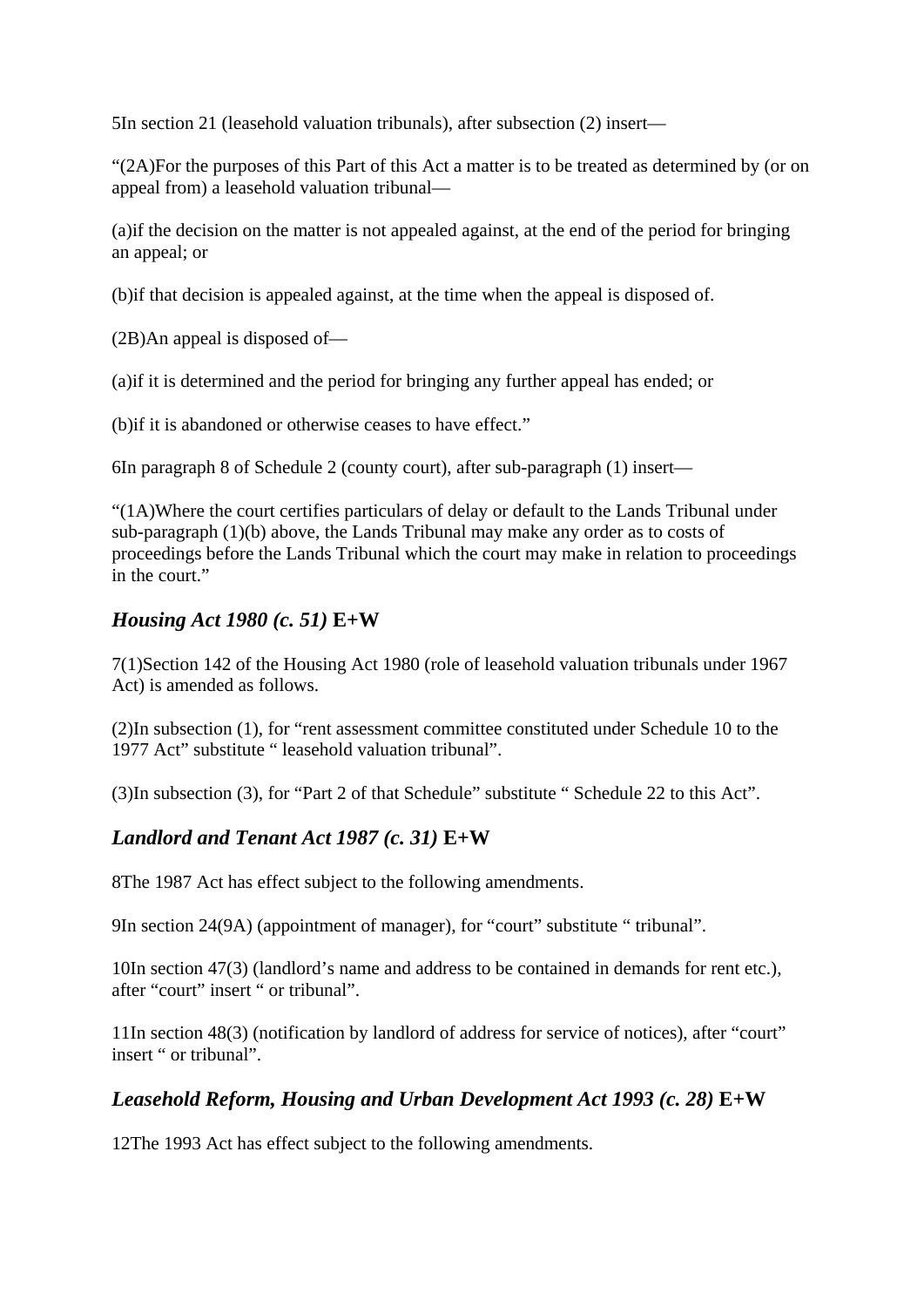5In section 21 (leasehold valuation tribunals), after subsection (2) insert—

“(2A)For the purposes of this Part of this Act a matter is to be treated as determined by (or on appeal from) a leasehold valuation tribunal—

(a)if the decision on the matter is not appealed against, at the end of the period for bringing an appeal; or

(b)if that decision is appealed against, at the time when the appeal is disposed of.

(2B)An appeal is disposed of—

(a)if it is determined and the period for bringing any further appeal has ended; or

(b)if it is abandoned or otherwise ceases to have effect.”

6In paragraph 8 of Schedule 2 (county court), after sub-paragraph (1) insert—

“(1A)Where the court certifies particulars of delay or default to the Lands Tribunal under sub-paragraph (1)(b) above, the Lands Tribunal may make any order as to costs of proceedings before the Lands Tribunal which the court may make in relation to proceedings in the court.”

### *Housing Act 1980 (c. 51)* **E+W**

7(1)Section 142 of the Housing Act 1980 (role of leasehold valuation tribunals under 1967 Act) is amended as follows.

(2)In subsection (1), for “rent assessment committee constituted under Schedule 10 to the 1977 Act” substitute “ leasehold valuation tribunal”.

(3)In subsection (3), for “Part 2 of that Schedule” substitute “ Schedule 22 to this Act”.

### *Landlord and Tenant Act 1987 (c. 31)* **E+W**

8The 1987 Act has effect subject to the following amendments.

9In section 24(9A) (appointment of manager), for “court” substitute “ tribunal”.

10In section 47(3) (landlord’s name and address to be contained in demands for rent etc.), after “court” insert “ or tribunal”.

11In section 48(3) (notification by landlord of address for service of notices), after “court” insert “ or tribunal”.

### *Leasehold Reform, Housing and Urban Development Act 1993 (c. 28)* **E+W**

12The 1993 Act has effect subject to the following amendments.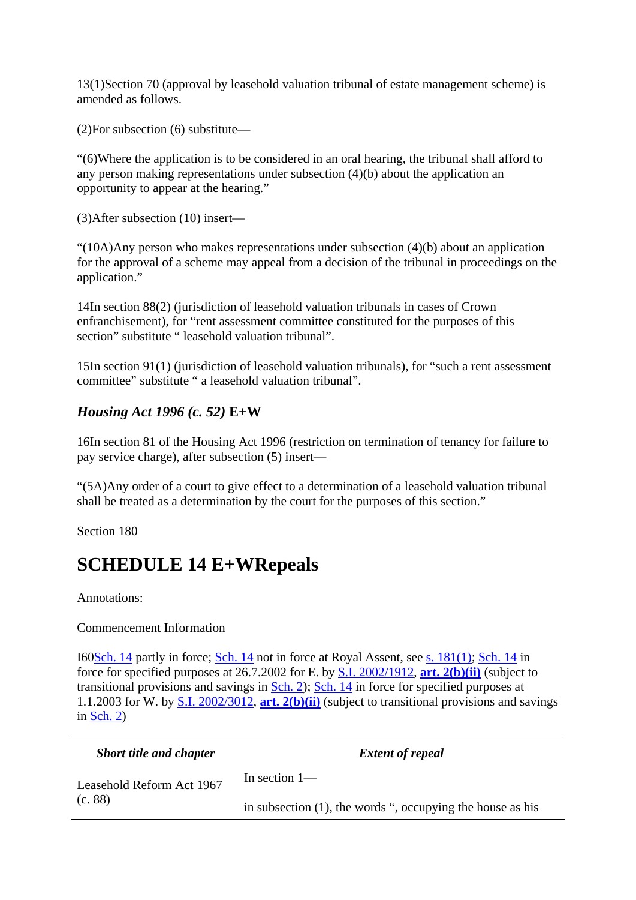13(1)Section 70 (approval by leasehold valuation tribunal of estate management scheme) is amended as follows.

(2)For subsection (6) substitute—

“(6)Where the application is to be considered in an oral hearing, the tribunal shall afford to any person making representations under subsection (4)(b) about the application an opportunity to appear at the hearing.”

(3)After subsection (10) insert—

“(10A)Any person who makes representations under subsection (4)(b) about an application for the approval of a scheme may appeal from a decision of the tribunal in proceedings on the application.”

14In section 88(2) (jurisdiction of leasehold valuation tribunals in cases of Crown enfranchisement), for “rent assessment committee constituted for the purposes of this section” substitute “ leasehold valuation tribunal”.

15In section 91(1) (jurisdiction of leasehold valuation tribunals), for “such a rent assessment committee” substitute “ a leasehold valuation tribunal”.

### *Housing Act 1996 (c. 52)* E+W

16In section 81 of the Housing Act 1996 (restriction on termination of tenancy for failure to pay service charge), after subsection (5) insert—

“(5A)Any order of a court to give effect to a determination of a leasehold valuation tribunal shall be treated as a determination by the court for the purposes of this section.”

Section 180

## SCHEDULE 14 E+WRepeals

Annotations:

Commencement Information

I60Sch. 14 partly in force; Sch. 14 not in force at Royal Assent, see s. 181(1); Sch. 14 in force for specified purposes at 26.7.2002 for E. by S.I. 2002/1912, **art. 2(b)(ii)** (subject to transitional provisions and savings in Sch. 2); Sch. 14 in force for specified purposes at 1.1.2003 for W. by S.I. 2002/3012, **art. 2(b)(ii)** (subject to transitional provisions and savings in Sch. 2)

| *Short title and chapter* | *Extent of repeal* |
|---|---|
| Leasehold Reform Act 1967 (c. 88) | In section 1—<br><br>in subsection (1), the words “, occupying the house as his |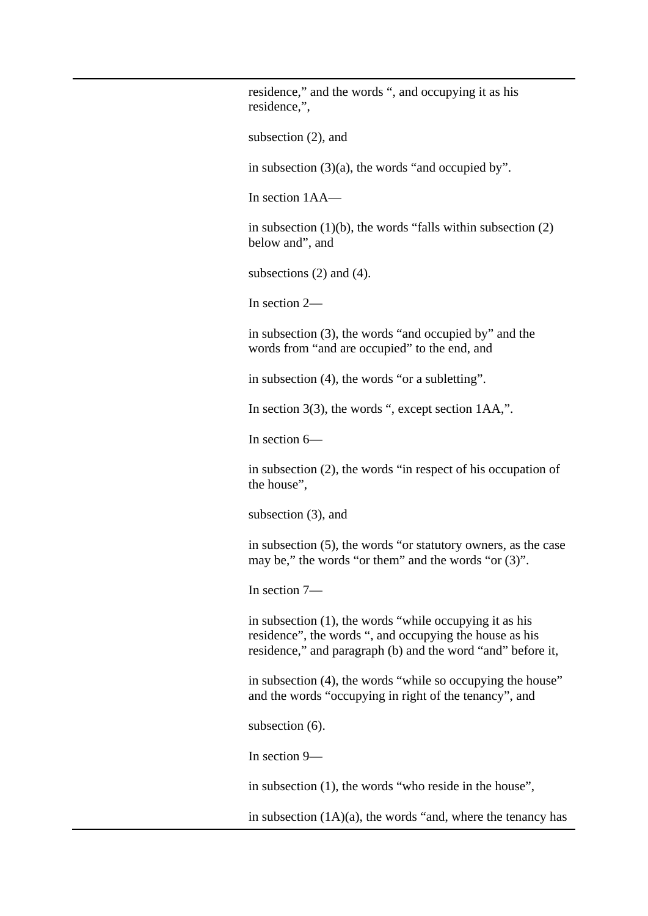residence," and the words ", and occupying it as his residence,",

subsection (2), and

in subsection (3)(a), the words "and occupied by".

In section 1AA—

in subsection (1)(b), the words "falls within subsection (2) below and", and

subsections (2) and (4).

In section 2—

in subsection (3), the words "and occupied by" and the words from "and are occupied" to the end, and

in subsection (4), the words "or a subletting".

In section 3(3), the words ", except section 1AA,".

In section 6—

in subsection (2), the words "in respect of his occupation of the house",

subsection (3), and

in subsection (5), the words "or statutory owners, as the case may be," the words "or them" and the words "or (3)".

In section 7—

in subsection (1), the words "while occupying it as his residence", the words ", and occupying the house as his residence," and paragraph (b) and the word "and" before it,

in subsection (4), the words "while so occupying the house" and the words "occupying in right of the tenancy", and

subsection (6).

In section 9—

in subsection (1), the words "who reside in the house",

in subsection (1A)(a), the words "and, where the tenancy has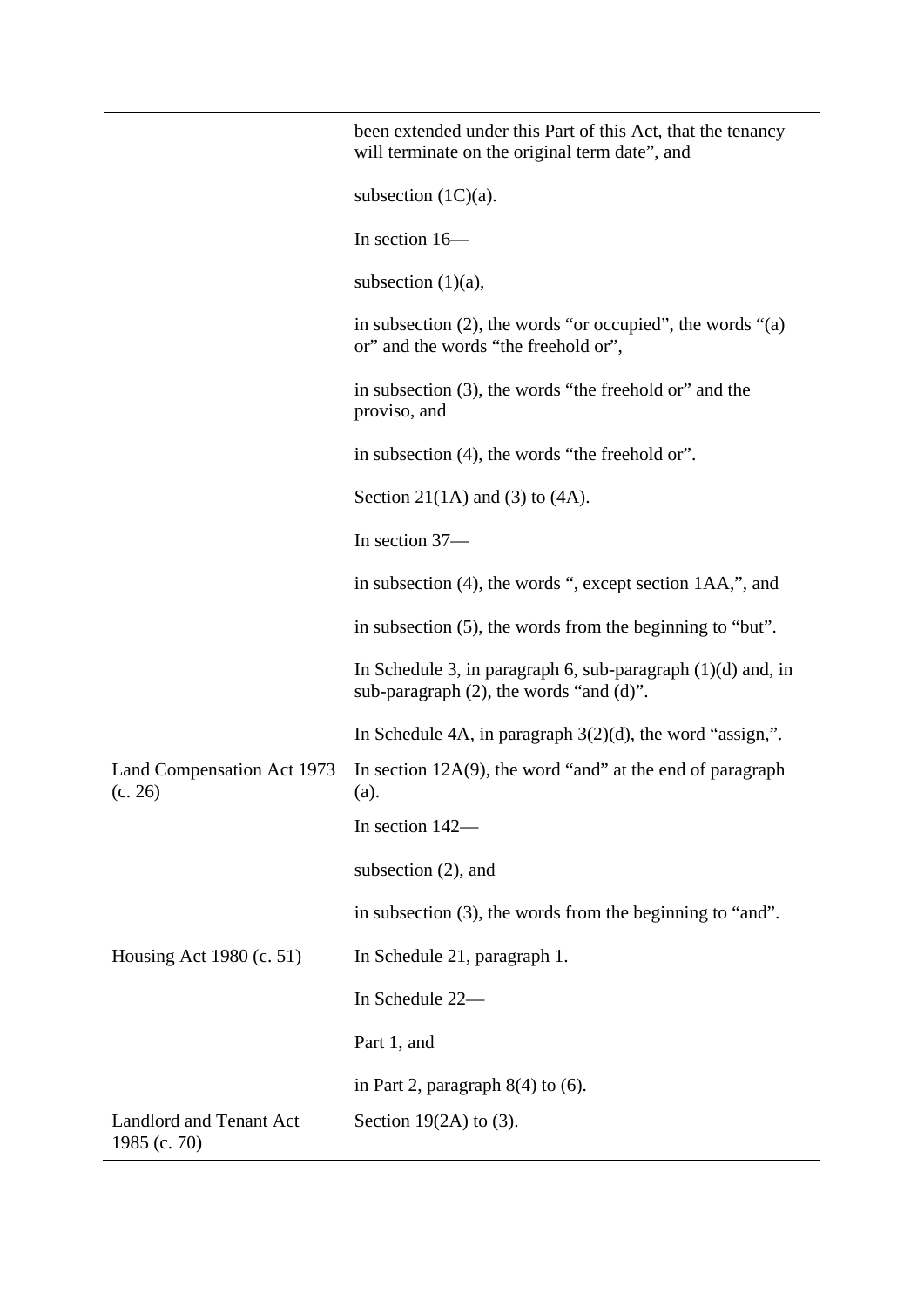| | |
|---|---|
| | been extended under this Part of this Act, that the tenancy will terminate on the original term date”, and |
| | subsection (1C)(a). |
| | In section 16— |
| | subsection (1)(a), |
| | in subsection (2), the words “or occupied”, the words “(a) or” and the words “the freehold or”, |
| | in subsection (3), the words “the freehold or” and the proviso, and |
| | in subsection (4), the words “the freehold or”. |
| | Section 21(1A) and (3) to (4A). |
| | In section 37— |
| | in subsection (4), the words “, except section 1AA,”, and |
| | in subsection (5), the words from the beginning to “but”. |
| | In Schedule 3, in paragraph 6, sub-paragraph (1)(d) and, in sub-paragraph (2), the words “and (d)”. |
| | In Schedule 4A, in paragraph 3(2)(d), the word “assign,”. |
| Land Compensation Act 1973 (c. 26) | In section 12A(9), the word “and” at the end of paragraph (a). |
| | In section 142— |
| | subsection (2), and |
| | in subsection (3), the words from the beginning to “and”. |
| Housing Act 1980 (c. 51) | In Schedule 21, paragraph 1. |
| | In Schedule 22— |
| | Part 1, and |
| | in Part 2, paragraph 8(4) to (6). |
| Landlord and Tenant Act 1985 (c. 70) | Section 19(2A) to (3). |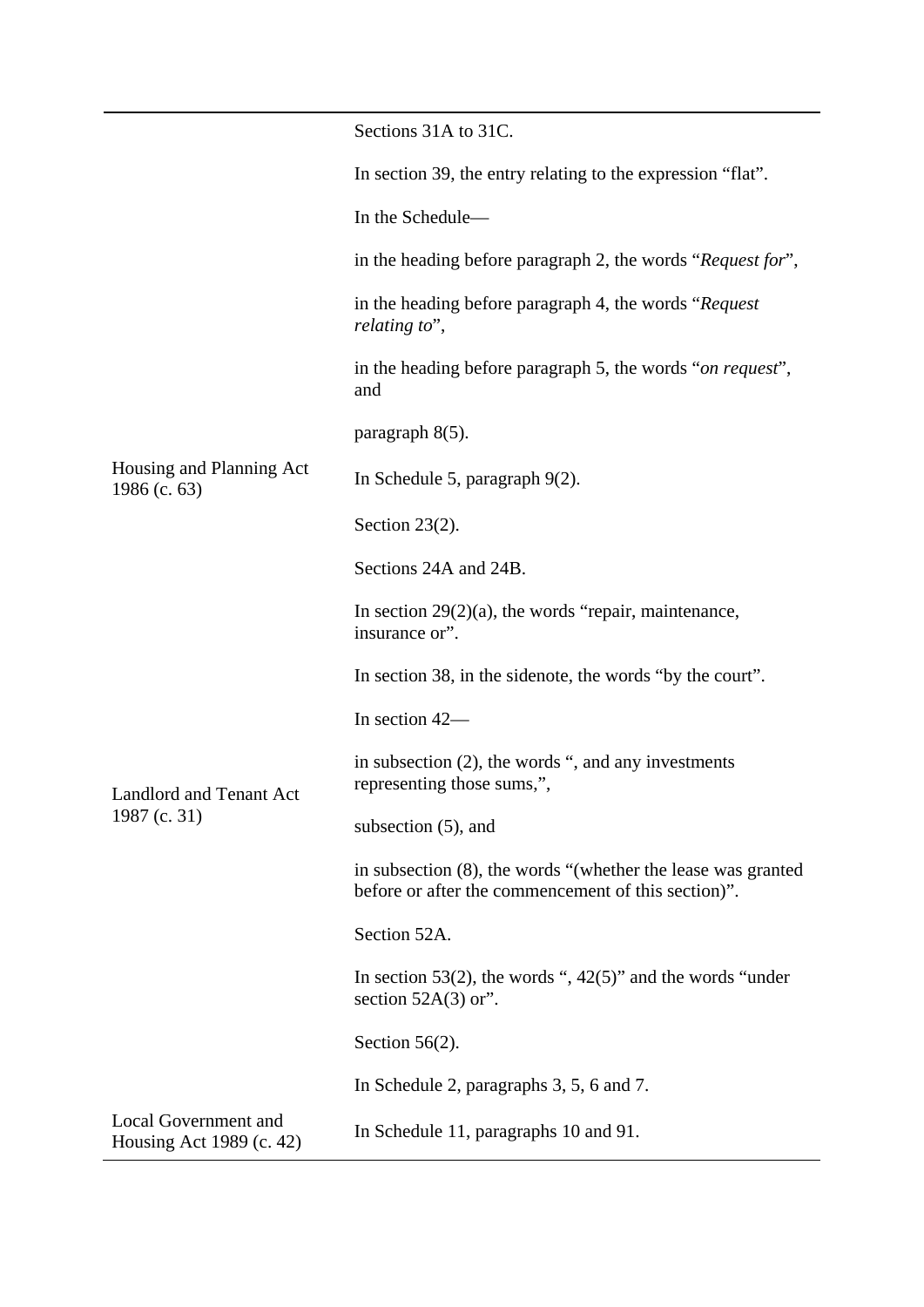| | |
|---|---|
| | Sections 31A to 31C. |
| | In section 39, the entry relating to the expression “flat”. |
| | In the Schedule— |
| | in the heading before paragraph 2, the words “*Request for*”, |
| | in the heading before paragraph 4, the words “*Request relating to*”, |
| | in the heading before paragraph 5, the words “*on request*”, and |
| | paragraph 8(5). |
| Housing and Planning Act 1986 (c. 63) | In Schedule 5, paragraph 9(2). |
| Landlord and Tenant Act 1987 (c. 31) | Section 23(2). |
| | Sections 24A and 24B. |
| | In section 29(2)(a), the words “repair, maintenance, insurance or”. |
| | In section 38, in the sidenote, the words “by the court”. |
| | In section 42— |
| | in subsection (2), the words “, and any investments representing those sums,”, |
| | subsection (5), and |
| | in subsection (8), the words “(whether the lease was granted before or after the commencement of this section)”. |
| | Section 52A. |
| | In section 53(2), the words “, 42(5)” and the words “under section 52A(3) or”. |
| | Section 56(2). |
| | In Schedule 2, paragraphs 3, 5, 6 and 7. |
| Local Government and Housing Act 1989 (c. 42) | In Schedule 11, paragraphs 10 and 91. |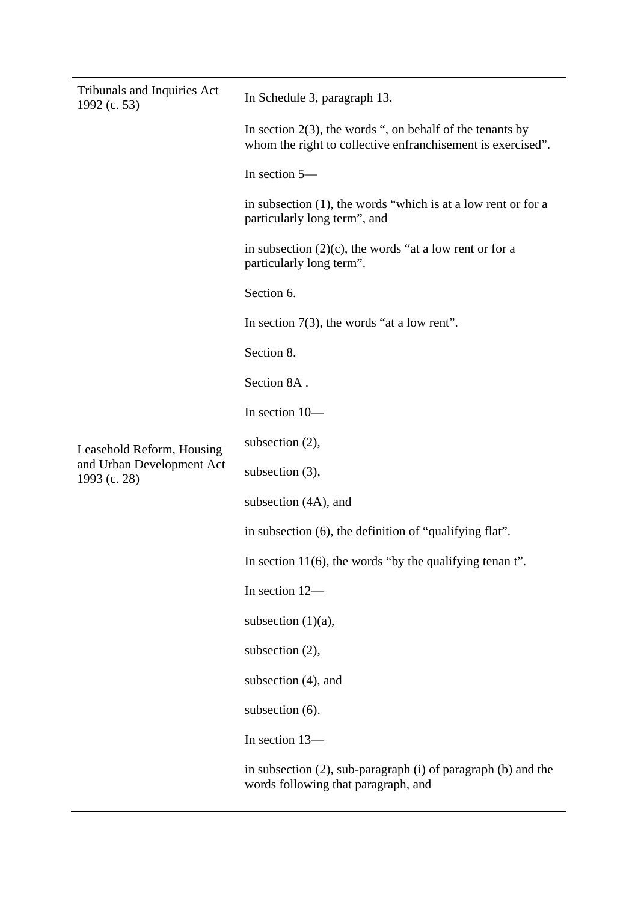| | |
|---|---|
| Tribunals and Inquiries Act 1992 (c. 53) | In Schedule 3, paragraph 13. |
| Leasehold Reform, Housing and Urban Development Act 1993 (c. 28) | In section 2(3), the words “, on behalf of the tenants by whom the right to collective enfranchisement is exercised”. |
| | In section 5— |
| | in subsection (1), the words “which is at a low rent or for a particularly long term”, and |
| | in subsection (2)(c), the words “at a low rent or for a particularly long term”. |
| | Section 6. |
| | In section 7(3), the words “at a low rent”. |
| | Section 8. |
| | Section 8A . |
| | In section 10— |
| | subsection (2), |
| | subsection (3), |
| | subsection (4A), and |
| | in subsection (6), the definition of “qualifying flat”. |
| | In section 11(6), the words “by the qualifying tenan t”. |
| | In section 12— |
| | subsection (1)(a), |
| | subsection (2), |
| | subsection (4), and |
| | subsection (6). |
| | In section 13— |
| | in subsection (2), sub-paragraph (i) of paragraph (b) and the words following that paragraph, and |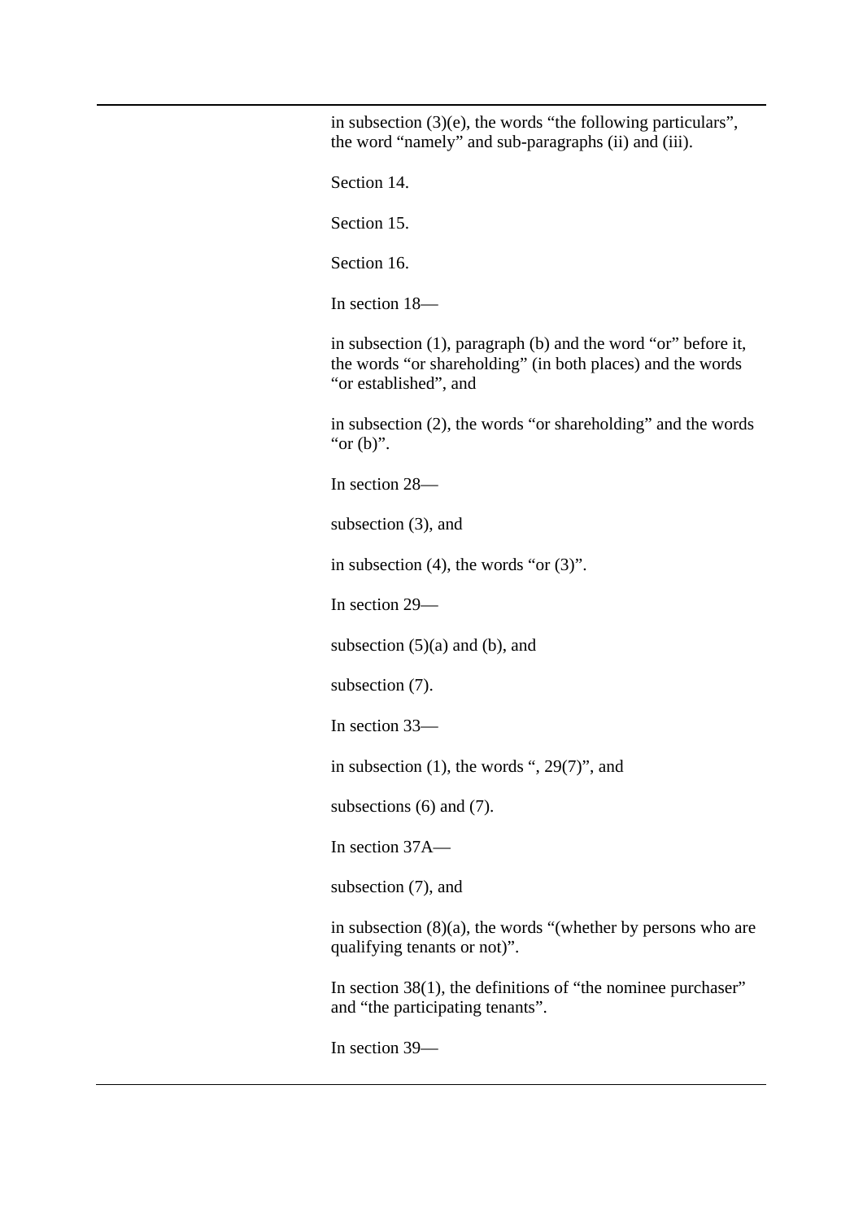in subsection (3)(e), the words "the following particulars", the word "namely" and sub-paragraphs (ii) and (iii).

Section 14.

Section 15.

Section 16.

In section 18—

in subsection (1), paragraph (b) and the word "or" before it, the words "or shareholding" (in both places) and the words "or established", and

in subsection (2), the words "or shareholding" and the words "or (b)".

In section 28—

subsection (3), and

in subsection (4), the words "or (3)".

In section 29—

subsection (5)(a) and (b), and

subsection (7).

In section 33—

in subsection (1), the words ", 29(7)", and

subsections (6) and (7).

In section 37A—

subsection (7), and

in subsection (8)(a), the words "(whether by persons who are qualifying tenants or not)".

In section 38(1), the definitions of "the nominee purchaser" and "the participating tenants".

In section 39—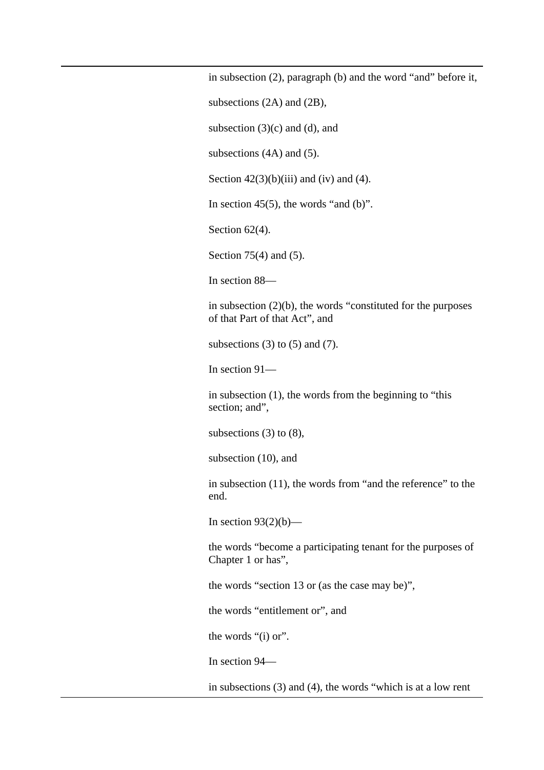in subsection (2), paragraph (b) and the word "and" before it,

subsections (2A) and (2B),

subsection (3)(c) and (d), and

subsections (4A) and (5).

Section 42(3)(b)(iii) and (iv) and (4).

In section 45(5), the words "and (b)".

Section 62(4).

Section 75(4) and (5).

In section 88—

in subsection (2)(b), the words "constituted for the purposes of that Part of that Act", and

subsections (3) to (5) and (7).

In section 91—

in subsection (1), the words from the beginning to "this section; and",

subsections (3) to (8),

subsection (10), and

in subsection (11), the words from "and the reference" to the end.

In section 93(2)(b)—

the words "become a participating tenant for the purposes of Chapter 1 or has",

the words "section 13 or (as the case may be)",

the words "entitlement or", and

the words "(i) or".

In section 94—

in subsections (3) and (4), the words "which is at a low rent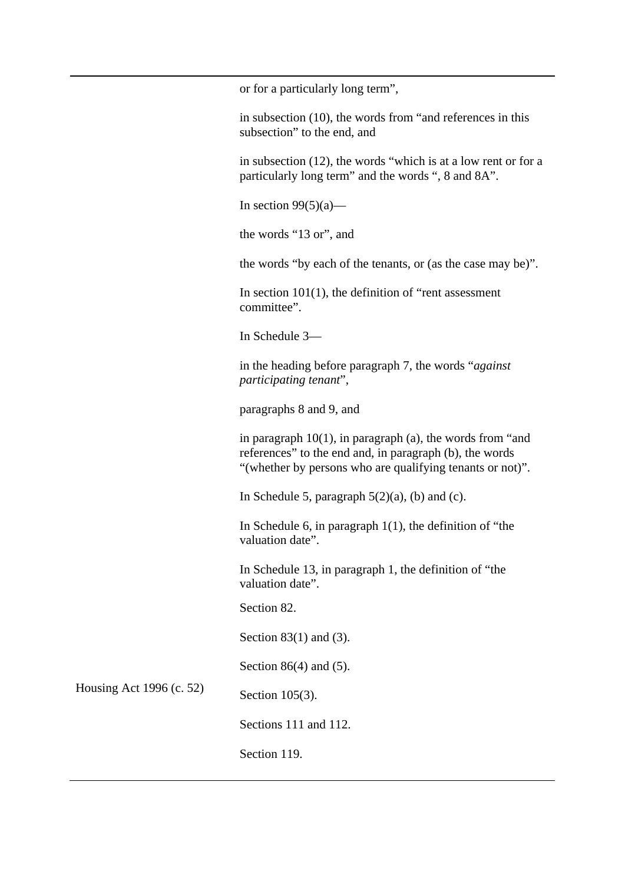| | |
|---|---|
| | or for a particularly long term”, |
| | in subsection (10), the words from “and references in this subsection” to the end, and |
| | in subsection (12), the words “which is at a low rent or for a particularly long term” and the words “, 8 and 8A”. |
| | In section 99(5)(a)— |
| | the words “13 or”, and |
| | the words “by each of the tenants, or (as the case may be)”. |
| | In section 101(1), the definition of “rent assessment committee”. |
| | In Schedule 3— |
| | in the heading before paragraph 7, the words “*against participating tenant*”, |
| | paragraphs 8 and 9, and |
| | in paragraph 10(1), in paragraph (a), the words from “and references” to the end and, in paragraph (b), the words “(whether by persons who are qualifying tenants or not)”. |
| | In Schedule 5, paragraph 5(2)(a), (b) and (c). |
| | In Schedule 6, in paragraph 1(1), the definition of “the valuation date”. |
| | In Schedule 13, in paragraph 1, the definition of “the valuation date”. |
| Housing Act 1996 (c. 52) | Section 82. |
| | Section 83(1) and (3). |
| | Section 86(4) and (5). |
| | Section 105(3). |
| | Sections 111 and 112. |
| | Section 119. |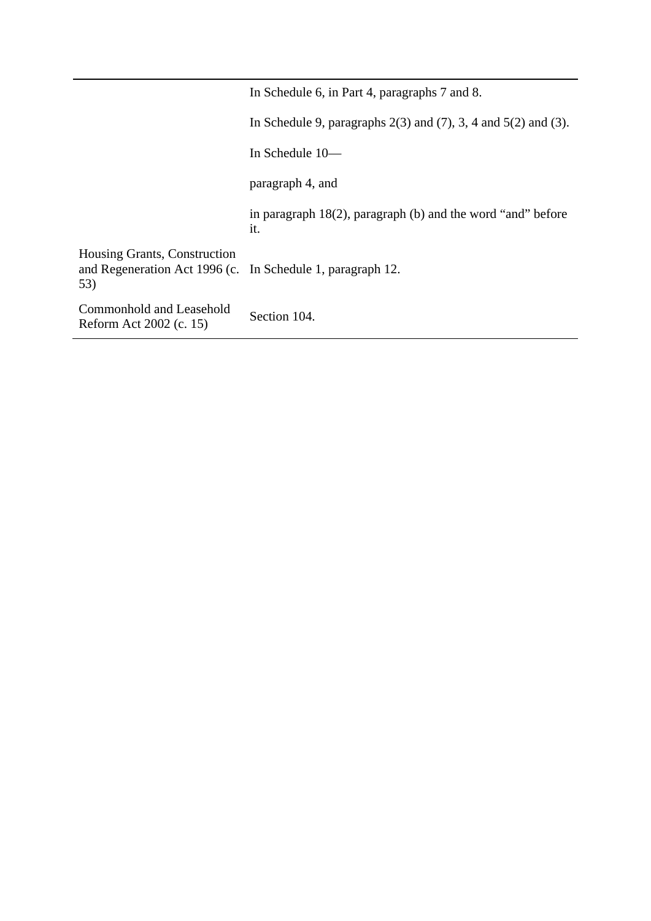| | |
|---|---|
| | In Schedule 6, in Part 4, paragraphs 7 and 8. |
| | In Schedule 9, paragraphs 2(3) and (7), 3, 4 and 5(2) and (3). |
| | In Schedule 10— |
| | paragraph 4, and |
| | in paragraph 18(2), paragraph (b) and the word "and" before it. |
| Housing Grants, Construction and Regeneration Act 1996 (c. 53) | In Schedule 1, paragraph 12. |
| Commonhold and Leasehold Reform Act 2002 (c. 15) | Section 104. |